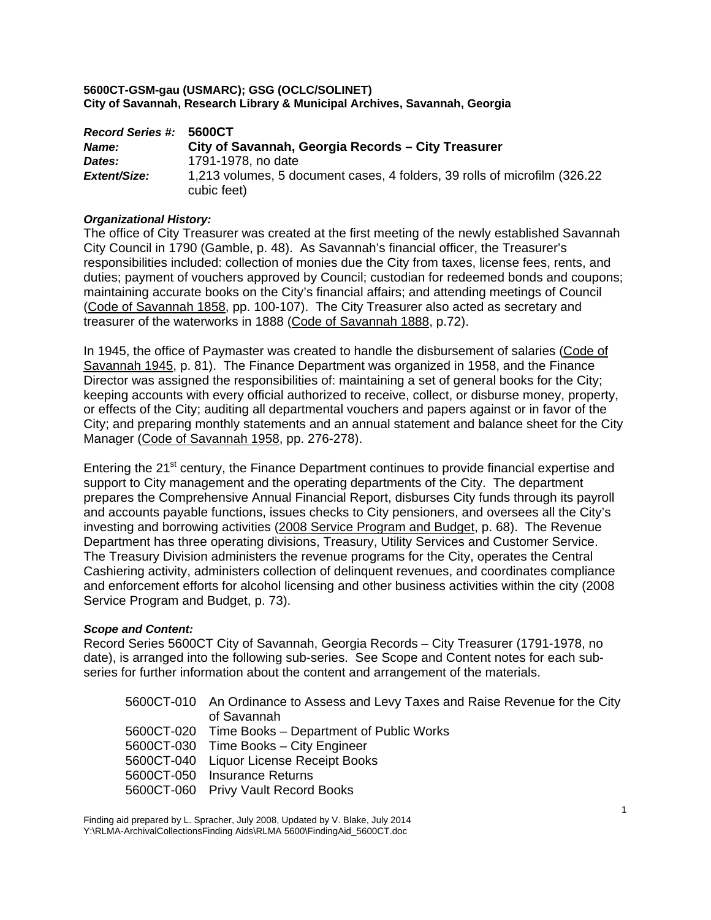**5600CT-GSM-gau (USMARC); GSG (OCLC/SOLINET)**
**City of Savannah, Research Library & Municipal Archives, Savannah, Georgia**

| | |
|---|---|
| ***Record Series #:*** | **5600CT** |
| ***Name:*** | **City of Savannah, Georgia Records – City Treasurer** |
| ***Dates:*** | 1791-1978, no date |
| ***Extent/Size:*** | 1,213 volumes, 5 document cases, 4 folders, 39 rolls of microfilm (326.22 cubic feet) |

***Organizational History:***

The office of City Treasurer was created at the first meeting of the newly established Savannah City Council in 1790 (Gamble, p. 48). As Savannah's financial officer, the Treasurer's responsibilities included: collection of monies due the City from taxes, license fees, rents, and duties; payment of vouchers approved by Council; custodian for redeemed bonds and coupons; maintaining accurate books on the City's financial affairs; and attending meetings of Council (Code of Savannah 1858, pp. 100-107). The City Treasurer also acted as secretary and treasurer of the waterworks in 1888 (Code of Savannah 1888, p.72).

In 1945, the office of Paymaster was created to handle the disbursement of salaries (Code of Savannah 1945, p. 81). The Finance Department was organized in 1958, and the Finance Director was assigned the responsibilities of: maintaining a set of general books for the City; keeping accounts with every official authorized to receive, collect, or disburse money, property, or effects of the City; auditing all departmental vouchers and papers against or in favor of the City; and preparing monthly statements and an annual statement and balance sheet for the City Manager (Code of Savannah 1958, pp. 276-278).

Entering the 21st century, the Finance Department continues to provide financial expertise and support to City management and the operating departments of the City. The department prepares the Comprehensive Annual Financial Report, disburses City funds through its payroll and accounts payable functions, issues checks to City pensioners, and oversees all the City's investing and borrowing activities (2008 Service Program and Budget, p. 68). The Revenue Department has three operating divisions, Treasury, Utility Services and Customer Service. The Treasury Division administers the revenue programs for the City, operates the Central Cashiering activity, administers collection of delinquent revenues, and coordinates compliance and enforcement efforts for alcohol licensing and other business activities within the city (2008 Service Program and Budget, p. 73).

***Scope and Content:***

Record Series 5600CT City of Savannah, Georgia Records – City Treasurer (1791-1978, no date), is arranged into the following sub-series. See Scope and Content notes for each sub-series for further information about the content and arrangement of the materials.

| | |
|---|---|
| 5600CT-010 | An Ordinance to Assess and Levy Taxes and Raise Revenue for the City of Savannah |
| 5600CT-020 | Time Books – Department of Public Works |
| 5600CT-030 | Time Books – City Engineer |
| 5600CT-040 | Liquor License Receipt Books |
| 5600CT-050 | Insurance Returns |
| 5600CT-060 | Privy Vault Record Books |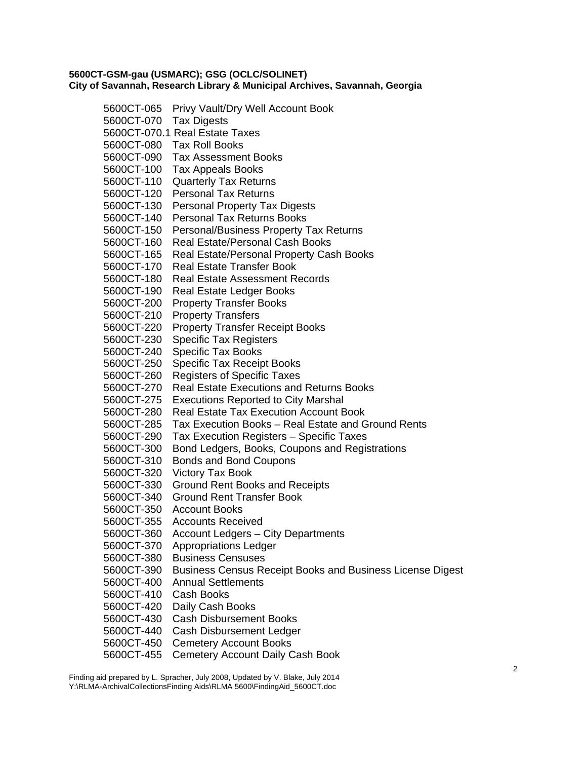**5600CT-GSM-gau (USMARC); GSG (OCLC/SOLINET)**
**City of Savannah, Research Library & Municipal Archives, Savannah, Georgia**

5600CT-065 Privy Vault/Dry Well Account Book
5600CT-070 Tax Digests
5600CT-070.1 Real Estate Taxes
5600CT-080 Tax Roll Books
5600CT-090 Tax Assessment Books
5600CT-100 Tax Appeals Books
5600CT-110 Quarterly Tax Returns
5600CT-120 Personal Tax Returns
5600CT-130 Personal Property Tax Digests
5600CT-140 Personal Tax Returns Books
5600CT-150 Personal/Business Property Tax Returns
5600CT-160 Real Estate/Personal Cash Books
5600CT-165 Real Estate/Personal Property Cash Books
5600CT-170 Real Estate Transfer Book
5600CT-180 Real Estate Assessment Records
5600CT-190 Real Estate Ledger Books
5600CT-200 Property Transfer Books
5600CT-210 Property Transfers
5600CT-220 Property Transfer Receipt Books
5600CT-230 Specific Tax Registers
5600CT-240 Specific Tax Books
5600CT-250 Specific Tax Receipt Books
5600CT-260 Registers of Specific Taxes
5600CT-270 Real Estate Executions and Returns Books
5600CT-275 Executions Reported to City Marshal
5600CT-280 Real Estate Tax Execution Account Book
5600CT-285 Tax Execution Books – Real Estate and Ground Rents
5600CT-290 Tax Execution Registers – Specific Taxes
5600CT-300 Bond Ledgers, Books, Coupons and Registrations
5600CT-310 Bonds and Bond Coupons
5600CT-320 Victory Tax Book
5600CT-330 Ground Rent Books and Receipts
5600CT-340 Ground Rent Transfer Book
5600CT-350 Account Books
5600CT-355 Accounts Received
5600CT-360 Account Ledgers – City Departments
5600CT-370 Appropriations Ledger
5600CT-380 Business Censuses
5600CT-390 Business Census Receipt Books and Business License Digest
5600CT-400 Annual Settlements
5600CT-410 Cash Books
5600CT-420 Daily Cash Books
5600CT-430 Cash Disbursement Books
5600CT-440 Cash Disbursement Ledger
5600CT-450 Cemetery Account Books
5600CT-455 Cemetery Account Daily Cash Book

Finding aid prepared by L. Spracher, July 2008, Updated by V. Blake, July 2014
Y:\RLMA-ArchivalCollectionsFinding Aids\RLMA 5600\FindingAid_5600CT.doc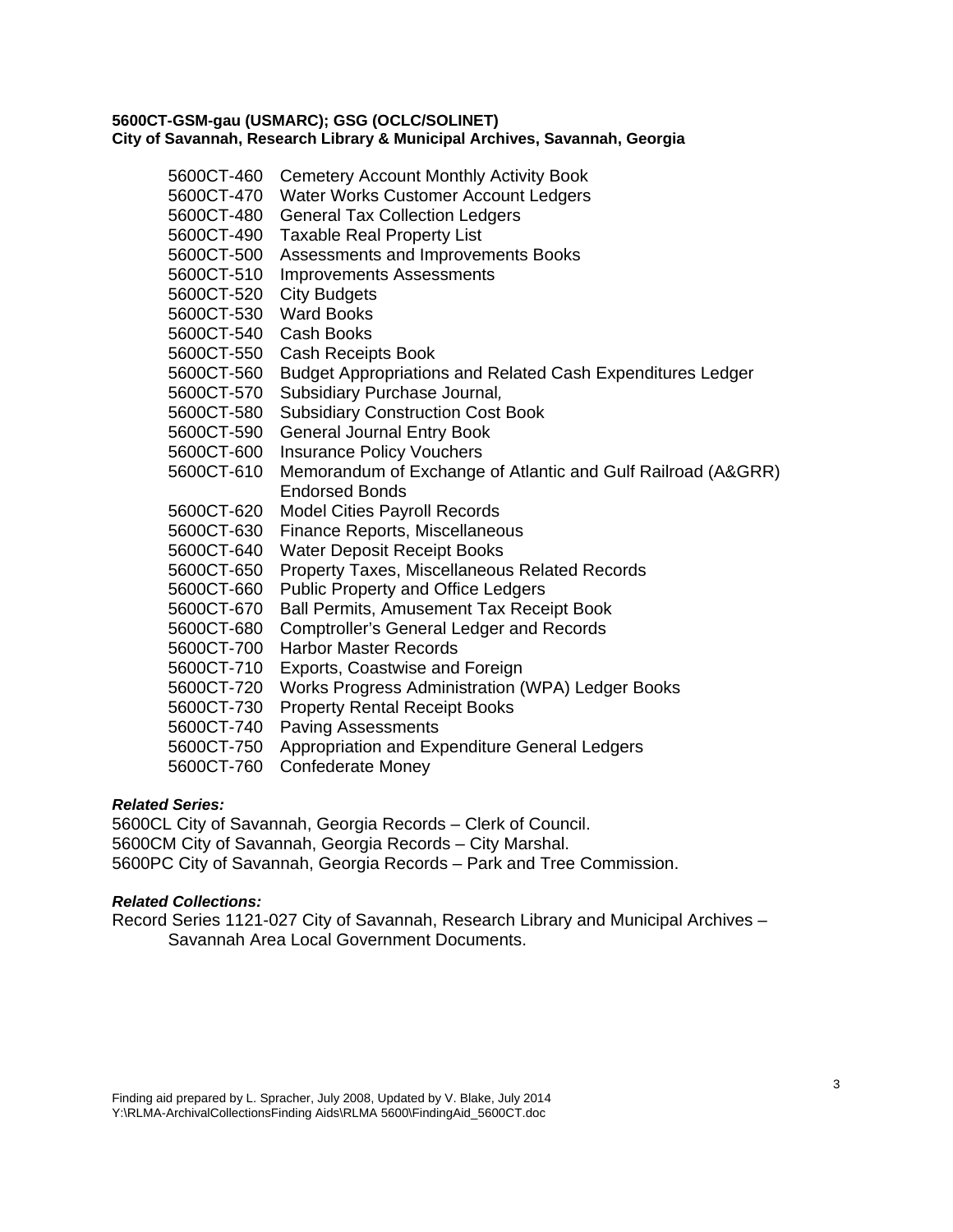**5600CT-GSM-gau (USMARC); GSG (OCLC/SOLINET)**
**City of Savannah, Research Library & Municipal Archives, Savannah, Georgia**

5600CT-460 Cemetery Account Monthly Activity Book
5600CT-470 Water Works Customer Account Ledgers
5600CT-480 General Tax Collection Ledgers
5600CT-490 Taxable Real Property List
5600CT-500 Assessments and Improvements Books
5600CT-510 Improvements Assessments
5600CT-520 City Budgets
5600CT-530 Ward Books
5600CT-540 Cash Books
5600CT-550 Cash Receipts Book
5600CT-560 Budget Appropriations and Related Cash Expenditures Ledger
5600CT-570 Subsidiary Purchase Journal,
5600CT-580 Subsidiary Construction Cost Book
5600CT-590 General Journal Entry Book
5600CT-600 Insurance Policy Vouchers
5600CT-610 Memorandum of Exchange of Atlantic and Gulf Railroad (A&GRR) Endorsed Bonds
5600CT-620 Model Cities Payroll Records
5600CT-630 Finance Reports, Miscellaneous
5600CT-640 Water Deposit Receipt Books
5600CT-650 Property Taxes, Miscellaneous Related Records
5600CT-660 Public Property and Office Ledgers
5600CT-670 Ball Permits, Amusement Tax Receipt Book
5600CT-680 Comptroller's General Ledger and Records
5600CT-700 Harbor Master Records
5600CT-710 Exports, Coastwise and Foreign
5600CT-720 Works Progress Administration (WPA) Ledger Books
5600CT-730 Property Rental Receipt Books
5600CT-740 Paving Assessments
5600CT-750 Appropriation and Expenditure General Ledgers
5600CT-760 Confederate Money

***Related Series:***
5600CL City of Savannah, Georgia Records – Clerk of Council.
5600CM City of Savannah, Georgia Records – City Marshal.
5600PC City of Savannah, Georgia Records – Park and Tree Commission.

***Related Collections:***
Record Series 1121-027 City of Savannah, Research Library and Municipal Archives – Savannah Area Local Government Documents.

Finding aid prepared by L. Spracher, July 2008, Updated by V. Blake, July 2014
Y:\RLMA-ArchivalCollectionsFinding Aids\RLMA 5600\FindingAid_5600CT.doc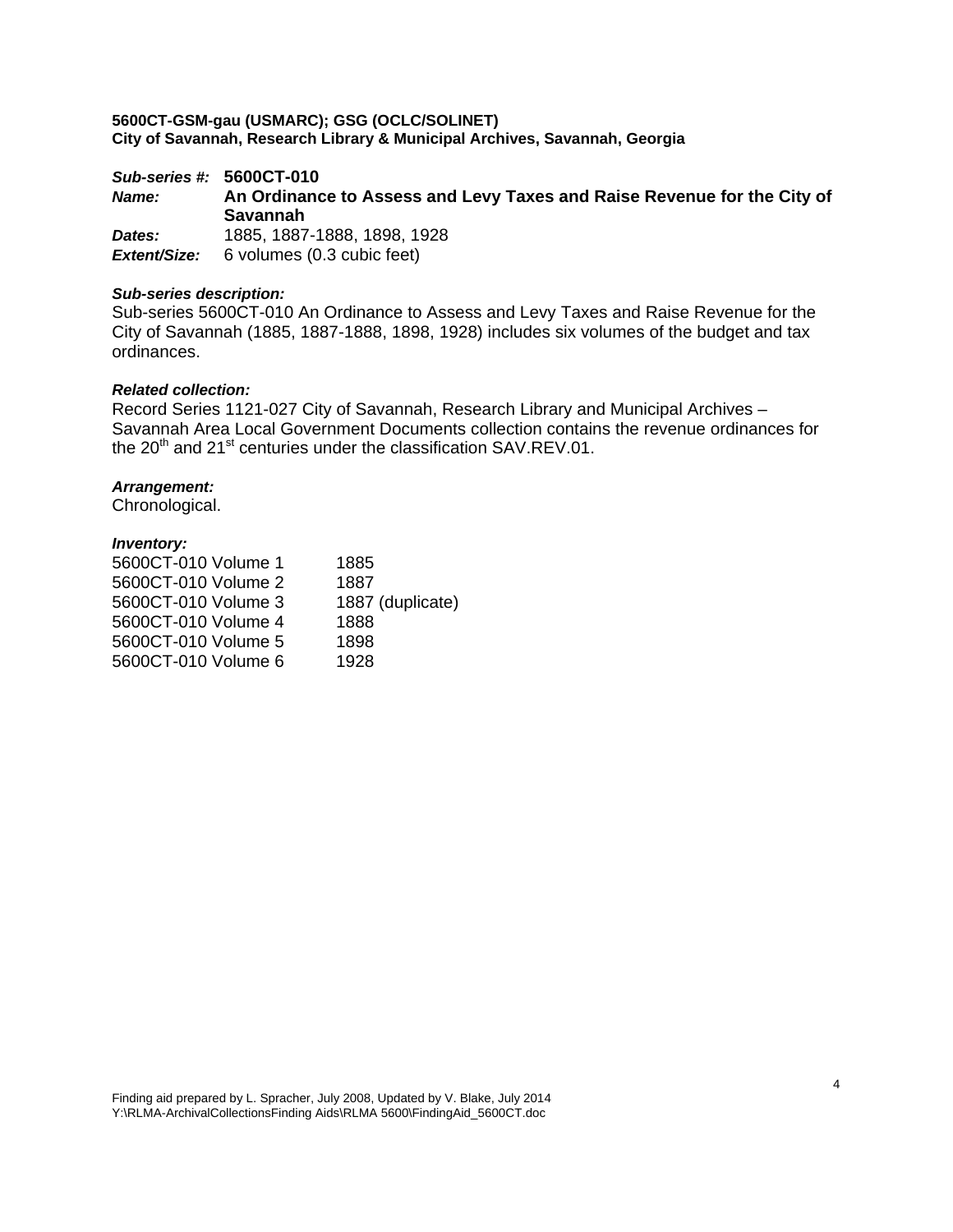**5600CT-GSM-gau (USMARC); GSG (OCLC/SOLINET)**
**City of Savannah, Research Library & Municipal Archives, Savannah, Georgia**

***Sub-series #:*** **5600CT-010**
***Name:*** **An Ordinance to Assess and Levy Taxes and Raise Revenue for the City of Savannah**
***Dates:*** 1885, 1887-1888, 1898, 1928
***Extent/Size:*** 6 volumes (0.3 cubic feet)

***Sub-series description:***
Sub-series 5600CT-010 An Ordinance to Assess and Levy Taxes and Raise Revenue for the City of Savannah (1885, 1887-1888, 1898, 1928) includes six volumes of the budget and tax ordinances.

***Related collection:***
Record Series 1121-027 City of Savannah, Research Library and Municipal Archives – Savannah Area Local Government Documents collection contains the revenue ordinances for the 20th and 21st centuries under the classification SAV.REV.01.

***Arrangement:***
Chronological.

***Inventory:***

| | |
|---|---|
| 5600CT-010 Volume 1 | 1885 |
| 5600CT-010 Volume 2 | 1887 |
| 5600CT-010 Volume 3 | 1887 (duplicate) |
| 5600CT-010 Volume 4 | 1888 |
| 5600CT-010 Volume 5 | 1898 |
| 5600CT-010 Volume 6 | 1928 |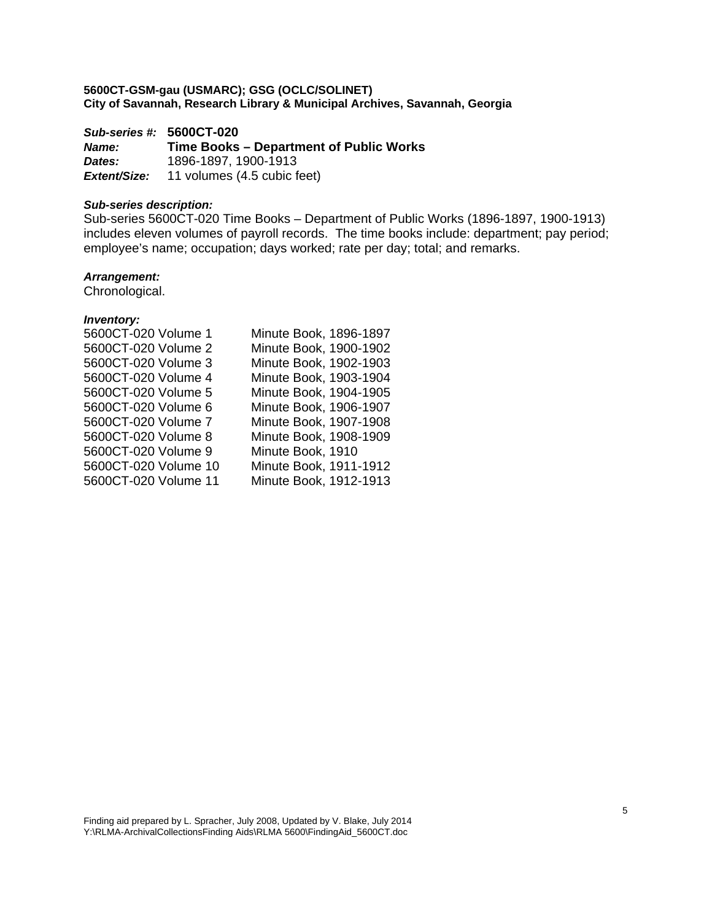**5600CT-GSM-gau (USMARC); GSG (OCLC/SOLINET)**
**City of Savannah, Research Library & Municipal Archives, Savannah, Georgia**

***Sub-series #:*** **5600CT-020**
***Name:*** **Time Books – Department of Public Works**
***Dates:*** 1896-1897, 1900-1913
***Extent/Size:*** 11 volumes (4.5 cubic feet)

***Sub-series description:***
Sub-series 5600CT-020 Time Books – Department of Public Works (1896-1897, 1900-1913) includes eleven volumes of payroll records. The time books include: department; pay period; employee's name; occupation; days worked; rate per day; total; and remarks.

***Arrangement:***
Chronological.

***Inventory:***

| | |
|---|---|
| 5600CT-020 Volume 1 | Minute Book, 1896-1897 |
| 5600CT-020 Volume 2 | Minute Book, 1900-1902 |
| 5600CT-020 Volume 3 | Minute Book, 1902-1903 |
| 5600CT-020 Volume 4 | Minute Book, 1903-1904 |
| 5600CT-020 Volume 5 | Minute Book, 1904-1905 |
| 5600CT-020 Volume 6 | Minute Book, 1906-1907 |
| 5600CT-020 Volume 7 | Minute Book, 1907-1908 |
| 5600CT-020 Volume 8 | Minute Book, 1908-1909 |
| 5600CT-020 Volume 9 | Minute Book, 1910 |
| 5600CT-020 Volume 10 | Minute Book, 1911-1912 |
| 5600CT-020 Volume 11 | Minute Book, 1912-1913 |

Finding aid prepared by L. Spracher, July 2008, Updated by V. Blake, July 2014
Y:\RLMA-ArchivalCollectionsFinding Aids\RLMA 5600\FindingAid_5600CT.doc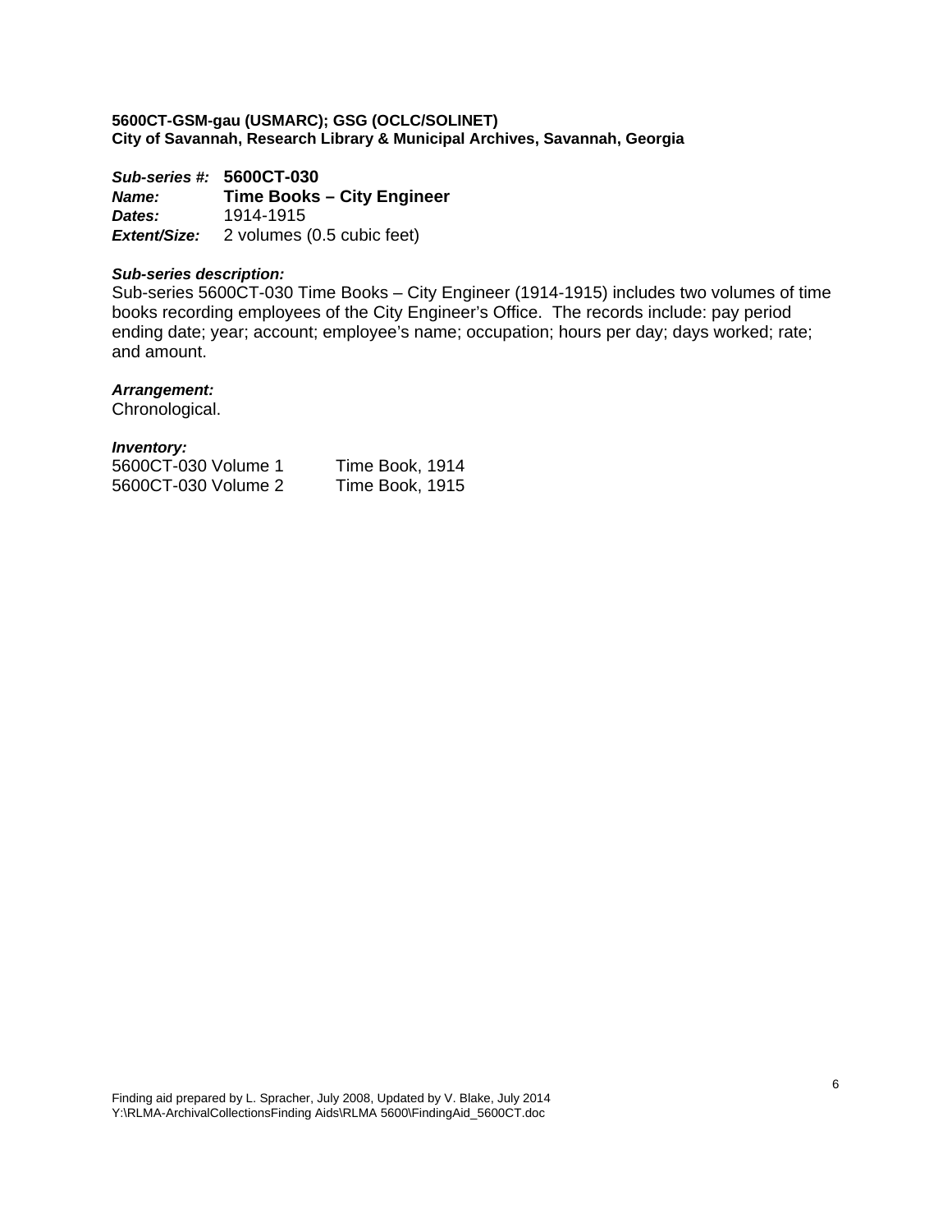**5600CT-GSM-gau (USMARC); GSG (OCLC/SOLINET)**
**City of Savannah, Research Library & Municipal Archives, Savannah, Georgia**

***Sub-series #:*** **5600CT-030**
***Name:*** **Time Books – City Engineer**
***Dates:*** 1914-1915
***Extent/Size:*** 2 volumes (0.5 cubic feet)

***Sub-series description:***
Sub-series 5600CT-030 Time Books – City Engineer (1914-1915) includes two volumes of time books recording employees of the City Engineer's Office. The records include: pay period ending date; year; account; employee's name; occupation; hours per day; days worked; rate; and amount.

***Arrangement:***
Chronological.

***Inventory:***

| | |
|---|---|
| 5600CT-030 Volume 1 | Time Book, 1914 |
| 5600CT-030 Volume 2 | Time Book, 1915 |

Finding aid prepared by L. Spracher, July 2008, Updated by V. Blake, July 2014
Y:\RLMA-ArchivalCollectionsFinding Aids\RLMA 5600\FindingAid_5600CT.doc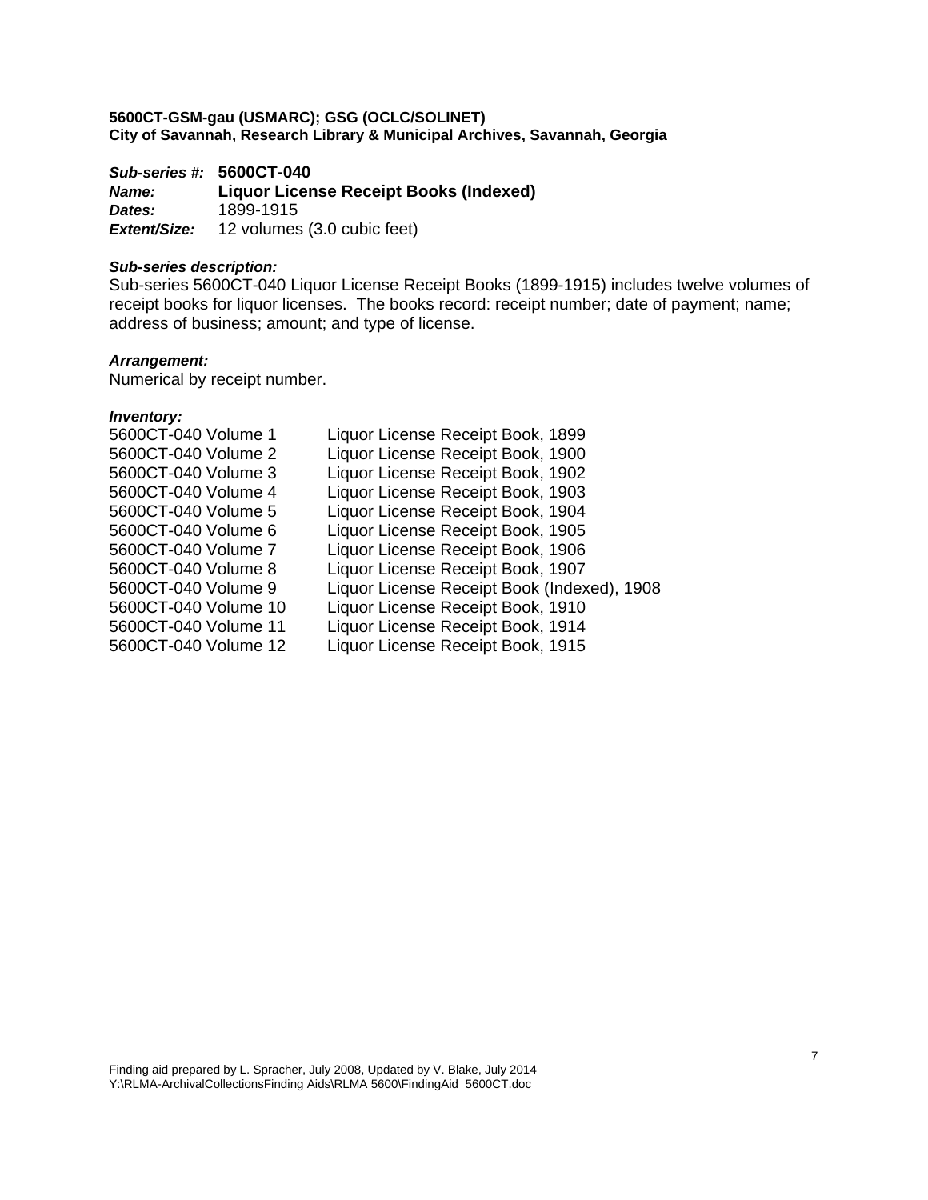**5600CT-GSM-gau (USMARC); GSG (OCLC/SOLINET)**
**City of Savannah, Research Library & Municipal Archives, Savannah, Georgia**

***Sub-series #:*** **5600CT-040**
***Name:*** **Liquor License Receipt Books (Indexed)**
***Dates:*** 1899-1915
***Extent/Size:*** 12 volumes (3.0 cubic feet)

***Sub-series description:***
Sub-series 5600CT-040 Liquor License Receipt Books (1899-1915) includes twelve volumes of receipt books for liquor licenses. The books record: receipt number; date of payment; name; address of business; amount; and type of license.

***Arrangement:***
Numerical by receipt number.

***Inventory:***

| | |
|---|---|
| 5600CT-040 Volume 1 | Liquor License Receipt Book, 1899 |
| 5600CT-040 Volume 2 | Liquor License Receipt Book, 1900 |
| 5600CT-040 Volume 3 | Liquor License Receipt Book, 1902 |
| 5600CT-040 Volume 4 | Liquor License Receipt Book, 1903 |
| 5600CT-040 Volume 5 | Liquor License Receipt Book, 1904 |
| 5600CT-040 Volume 6 | Liquor License Receipt Book, 1905 |
| 5600CT-040 Volume 7 | Liquor License Receipt Book, 1906 |
| 5600CT-040 Volume 8 | Liquor License Receipt Book, 1907 |
| 5600CT-040 Volume 9 | Liquor License Receipt Book (Indexed), 1908 |
| 5600CT-040 Volume 10 | Liquor License Receipt Book, 1910 |
| 5600CT-040 Volume 11 | Liquor License Receipt Book, 1914 |
| 5600CT-040 Volume 12 | Liquor License Receipt Book, 1915 |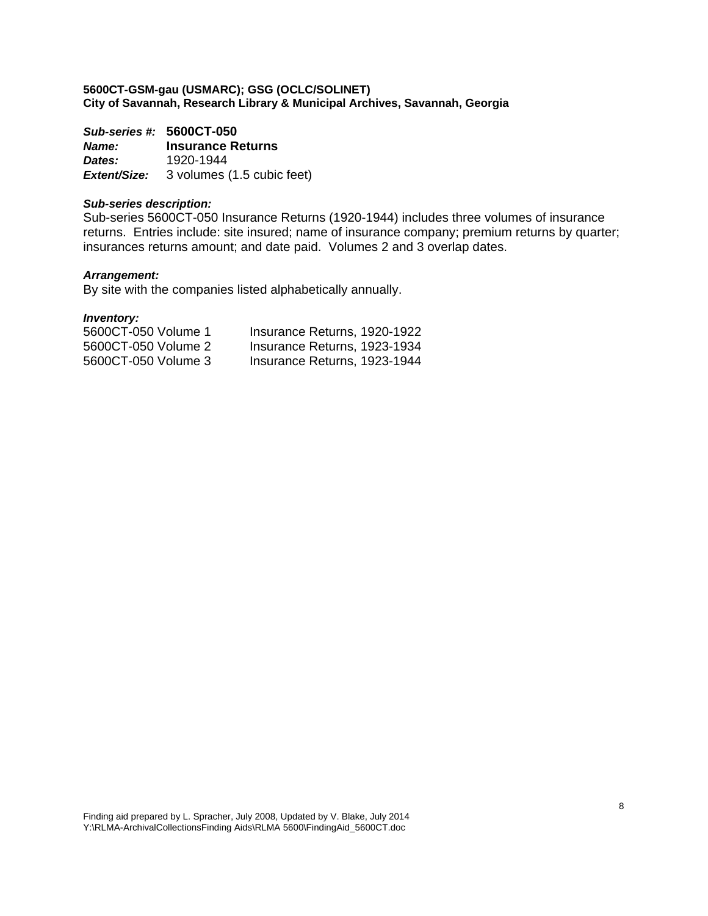**5600CT-GSM-gau (USMARC); GSG (OCLC/SOLINET)**
**City of Savannah, Research Library & Municipal Archives, Savannah, Georgia**

***Sub-series #:*** **5600CT-050**
***Name:*** **Insurance Returns**
***Dates:*** 1920-1944
***Extent/Size:*** 3 volumes (1.5 cubic feet)

***Sub-series description:***
Sub-series 5600CT-050 Insurance Returns (1920-1944) includes three volumes of insurance returns. Entries include: site insured; name of insurance company; premium returns by quarter; insurances returns amount; and date paid. Volumes 2 and 3 overlap dates.

***Arrangement:***
By site with the companies listed alphabetically annually.

***Inventory:***

| | |
|---|---|
| 5600CT-050 Volume 1 | Insurance Returns, 1920-1922 |
| 5600CT-050 Volume 2 | Insurance Returns, 1923-1934 |
| 5600CT-050 Volume 3 | Insurance Returns, 1923-1944 |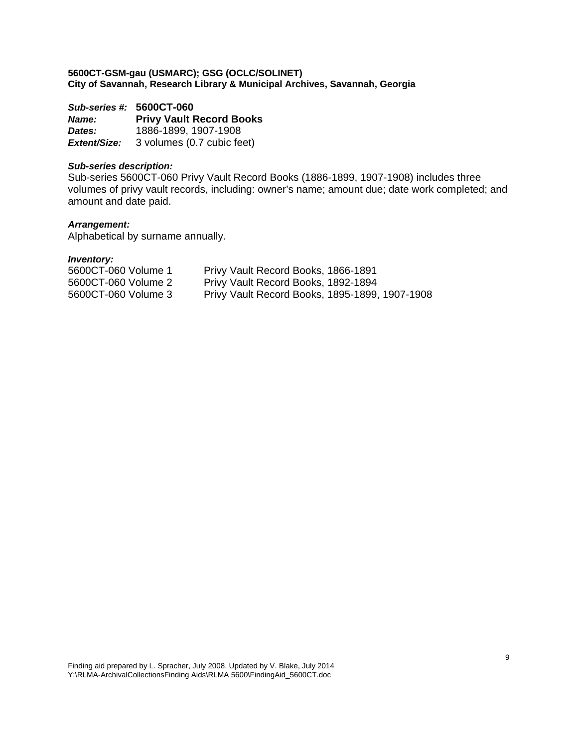**5600CT-GSM-gau (USMARC); GSG (OCLC/SOLINET)**
**City of Savannah, Research Library & Municipal Archives, Savannah, Georgia**

***Sub-series #:*** **5600CT-060**
***Name:*** **Privy Vault Record Books**
***Dates:*** 1886-1899, 1907-1908
***Extent/Size:*** 3 volumes (0.7 cubic feet)

***Sub-series description:***
Sub-series 5600CT-060 Privy Vault Record Books (1886-1899, 1907-1908) includes three volumes of privy vault records, including: owner's name; amount due; date work completed; and amount and date paid.

***Arrangement:***
Alphabetical by surname annually.

***Inventory:***

| | |
|---|---|
| 5600CT-060 Volume 1 | Privy Vault Record Books, 1866-1891 |
| 5600CT-060 Volume 2 | Privy Vault Record Books, 1892-1894 |
| 5600CT-060 Volume 3 | Privy Vault Record Books, 1895-1899, 1907-1908 |

Finding aid prepared by L. Spracher, July 2008, Updated by V. Blake, July 2014
Y:\RLMA-ArchivalCollectionsFinding Aids\RLMA 5600\FindingAid_5600CT.doc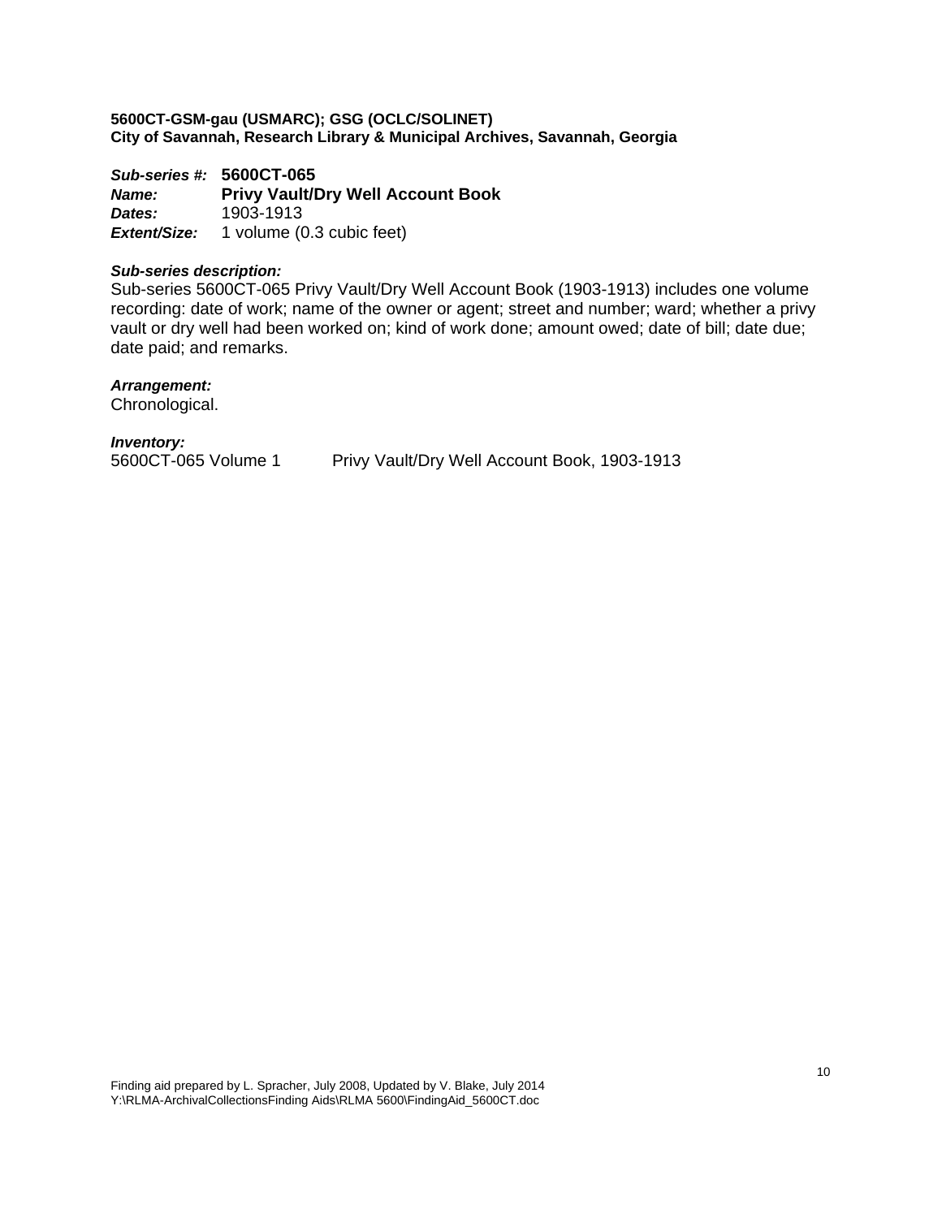**5600CT-GSM-gau (USMARC); GSG (OCLC/SOLINET)**
**City of Savannah, Research Library & Municipal Archives, Savannah, Georgia**

***Sub-series #:*** **5600CT-065**
***Name:*** **Privy Vault/Dry Well Account Book**
***Dates:*** 1903-1913
***Extent/Size:*** 1 volume (0.3 cubic feet)

***Sub-series description:***
Sub-series 5600CT-065 Privy Vault/Dry Well Account Book (1903-1913) includes one volume recording: date of work; name of the owner or agent; street and number; ward; whether a privy vault or dry well had been worked on; kind of work done; amount owed; date of bill; date due; date paid; and remarks.

***Arrangement:***
Chronological.

***Inventory:***
5600CT-065 Volume 1 Privy Vault/Dry Well Account Book, 1903-1913

Finding aid prepared by L. Spracher, July 2008, Updated by V. Blake, July 2014
Y:\RLMA-ArchivalCollectionsFinding Aids\RLMA 5600\FindingAid_5600CT.doc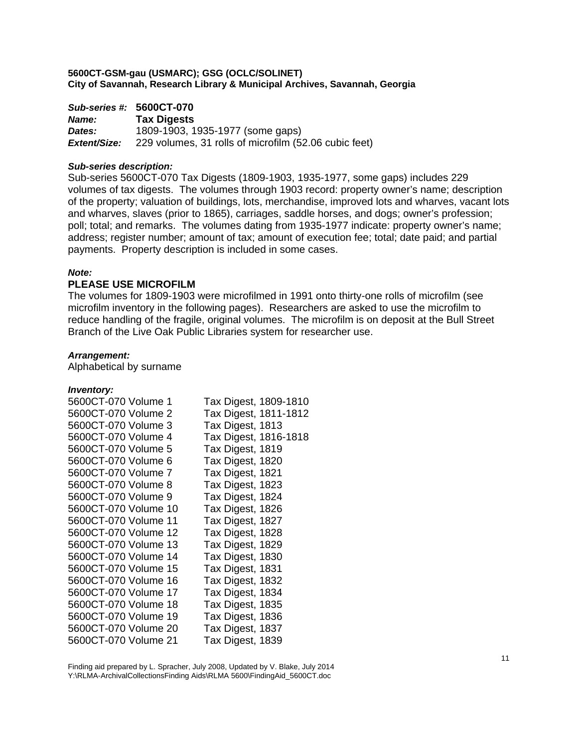**5600CT-GSM-gau (USMARC); GSG (OCLC/SOLINET)**
**City of Savannah, Research Library & Municipal Archives, Savannah, Georgia**

***Sub-series #:*** **5600CT-070**
***Name:*** **Tax Digests**
***Dates:*** 1809-1903, 1935-1977 (some gaps)
***Extent/Size:*** 229 volumes, 31 rolls of microfilm (52.06 cubic feet)

***Sub-series description:***
Sub-series 5600CT-070 Tax Digests (1809-1903, 1935-1977, some gaps) includes 229 volumes of tax digests. The volumes through 1903 record: property owner's name; description of the property; valuation of buildings, lots, merchandise, improved lots and wharves, vacant lots and wharves, slaves (prior to 1865), carriages, saddle horses, and dogs; owner's profession; poll; total; and remarks. The volumes dating from 1935-1977 indicate: property owner's name; address; register number; amount of tax; amount of execution fee; total; date paid; and partial payments. Property description is included in some cases.

***Note:***
**PLEASE USE MICROFILM**
The volumes for 1809-1903 were microfilmed in 1991 onto thirty-one rolls of microfilm (see microfilm inventory in the following pages). Researchers are asked to use the microfilm to reduce handling of the fragile, original volumes. The microfilm is on deposit at the Bull Street Branch of the Live Oak Public Libraries system for researcher use.

***Arrangement:***
Alphabetical by surname

***Inventory:***

| | |
|---|---|
| 5600CT-070 Volume 1 | Tax Digest, 1809-1810 |
| 5600CT-070 Volume 2 | Tax Digest, 1811-1812 |
| 5600CT-070 Volume 3 | Tax Digest, 1813 |
| 5600CT-070 Volume 4 | Tax Digest, 1816-1818 |
| 5600CT-070 Volume 5 | Tax Digest, 1819 |
| 5600CT-070 Volume 6 | Tax Digest, 1820 |
| 5600CT-070 Volume 7 | Tax Digest, 1821 |
| 5600CT-070 Volume 8 | Tax Digest, 1823 |
| 5600CT-070 Volume 9 | Tax Digest, 1824 |
| 5600CT-070 Volume 10 | Tax Digest, 1826 |
| 5600CT-070 Volume 11 | Tax Digest, 1827 |
| 5600CT-070 Volume 12 | Tax Digest, 1828 |
| 5600CT-070 Volume 13 | Tax Digest, 1829 |
| 5600CT-070 Volume 14 | Tax Digest, 1830 |
| 5600CT-070 Volume 15 | Tax Digest, 1831 |
| 5600CT-070 Volume 16 | Tax Digest, 1832 |
| 5600CT-070 Volume 17 | Tax Digest, 1834 |
| 5600CT-070 Volume 18 | Tax Digest, 1835 |
| 5600CT-070 Volume 19 | Tax Digest, 1836 |
| 5600CT-070 Volume 20 | Tax Digest, 1837 |
| 5600CT-070 Volume 21 | Tax Digest, 1839 |

Finding aid prepared by L. Spracher, July 2008, Updated by V. Blake, July 2014
Y:\RLMA-ArchivalCollectionsFinding Aids\RLMA 5600\FindingAid_5600CT.doc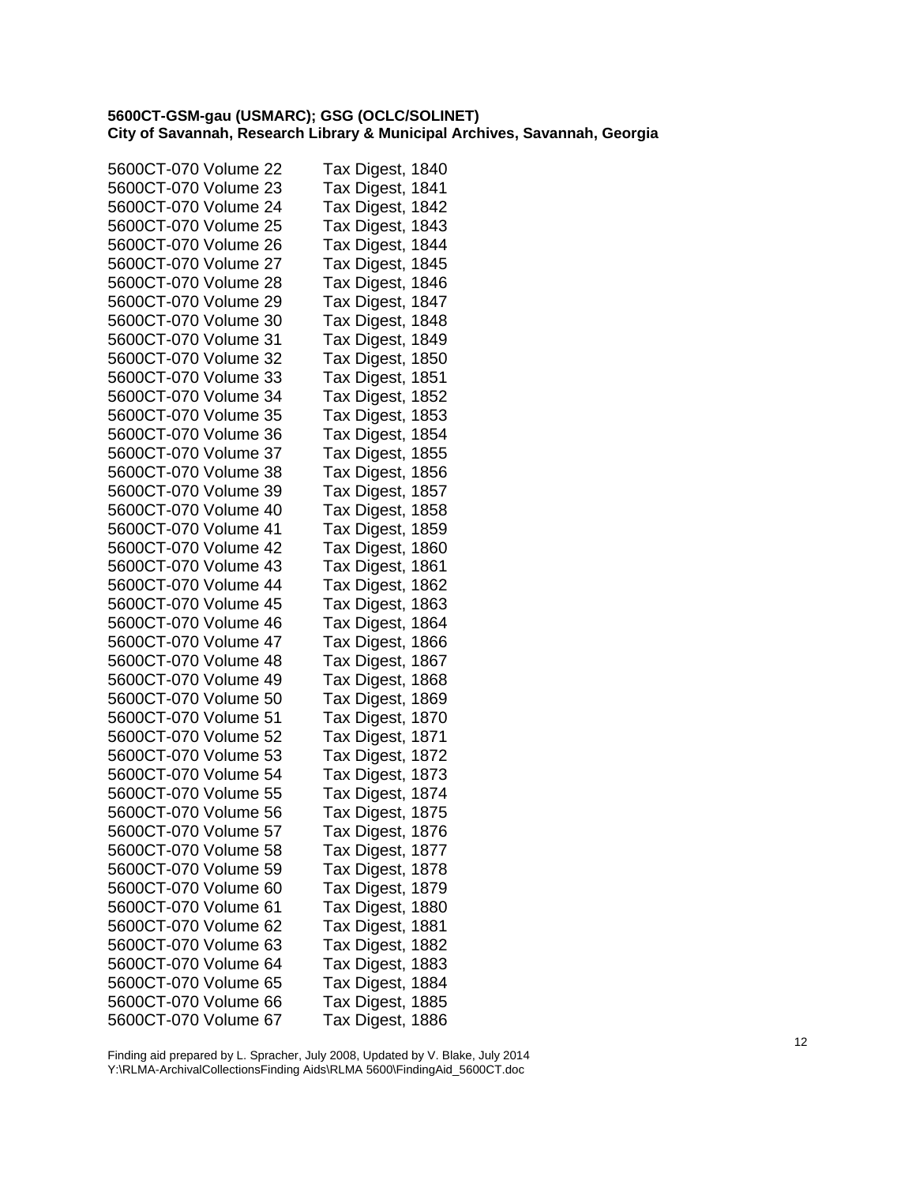**5600CT-GSM-gau (USMARC); GSG (OCLC/SOLINET)**
**City of Savannah, Research Library & Municipal Archives, Savannah, Georgia**

| | |
|---|---|
| 5600CT-070 Volume 22 | Tax Digest, 1840 |
| 5600CT-070 Volume 23 | Tax Digest, 1841 |
| 5600CT-070 Volume 24 | Tax Digest, 1842 |
| 5600CT-070 Volume 25 | Tax Digest, 1843 |
| 5600CT-070 Volume 26 | Tax Digest, 1844 |
| 5600CT-070 Volume 27 | Tax Digest, 1845 |
| 5600CT-070 Volume 28 | Tax Digest, 1846 |
| 5600CT-070 Volume 29 | Tax Digest, 1847 |
| 5600CT-070 Volume 30 | Tax Digest, 1848 |
| 5600CT-070 Volume 31 | Tax Digest, 1849 |
| 5600CT-070 Volume 32 | Tax Digest, 1850 |
| 5600CT-070 Volume 33 | Tax Digest, 1851 |
| 5600CT-070 Volume 34 | Tax Digest, 1852 |
| 5600CT-070 Volume 35 | Tax Digest, 1853 |
| 5600CT-070 Volume 36 | Tax Digest, 1854 |
| 5600CT-070 Volume 37 | Tax Digest, 1855 |
| 5600CT-070 Volume 38 | Tax Digest, 1856 |
| 5600CT-070 Volume 39 | Tax Digest, 1857 |
| 5600CT-070 Volume 40 | Tax Digest, 1858 |
| 5600CT-070 Volume 41 | Tax Digest, 1859 |
| 5600CT-070 Volume 42 | Tax Digest, 1860 |
| 5600CT-070 Volume 43 | Tax Digest, 1861 |
| 5600CT-070 Volume 44 | Tax Digest, 1862 |
| 5600CT-070 Volume 45 | Tax Digest, 1863 |
| 5600CT-070 Volume 46 | Tax Digest, 1864 |
| 5600CT-070 Volume 47 | Tax Digest, 1866 |
| 5600CT-070 Volume 48 | Tax Digest, 1867 |
| 5600CT-070 Volume 49 | Tax Digest, 1868 |
| 5600CT-070 Volume 50 | Tax Digest, 1869 |
| 5600CT-070 Volume 51 | Tax Digest, 1870 |
| 5600CT-070 Volume 52 | Tax Digest, 1871 |
| 5600CT-070 Volume 53 | Tax Digest, 1872 |
| 5600CT-070 Volume 54 | Tax Digest, 1873 |
| 5600CT-070 Volume 55 | Tax Digest, 1874 |
| 5600CT-070 Volume 56 | Tax Digest, 1875 |
| 5600CT-070 Volume 57 | Tax Digest, 1876 |
| 5600CT-070 Volume 58 | Tax Digest, 1877 |
| 5600CT-070 Volume 59 | Tax Digest, 1878 |
| 5600CT-070 Volume 60 | Tax Digest, 1879 |
| 5600CT-070 Volume 61 | Tax Digest, 1880 |
| 5600CT-070 Volume 62 | Tax Digest, 1881 |
| 5600CT-070 Volume 63 | Tax Digest, 1882 |
| 5600CT-070 Volume 64 | Tax Digest, 1883 |
| 5600CT-070 Volume 65 | Tax Digest, 1884 |
| 5600CT-070 Volume 66 | Tax Digest, 1885 |
| 5600CT-070 Volume 67 | Tax Digest, 1886 |

Finding aid prepared by L. Spracher, July 2008, Updated by V. Blake, July 2014
Y:\RLMA-ArchivalCollectionsFinding Aids\RLMA 5600\FindingAid_5600CT.doc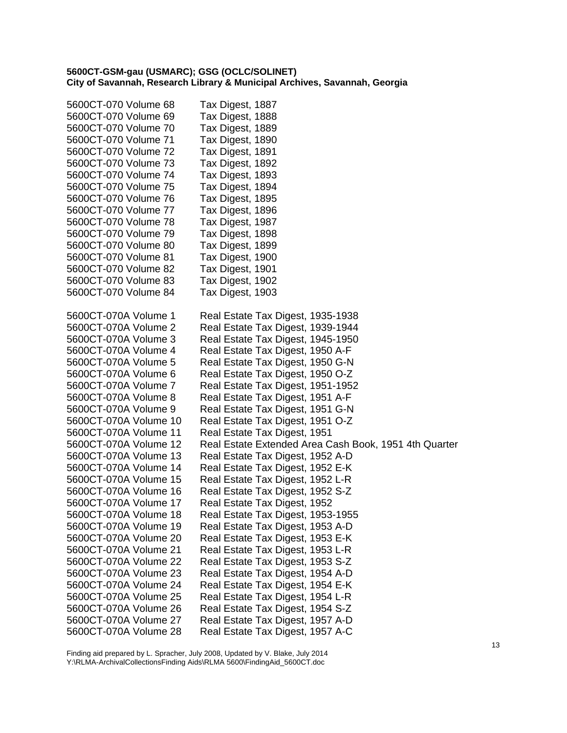**5600CT-GSM-gau (USMARC); GSG (OCLC/SOLINET)**
**City of Savannah, Research Library & Municipal Archives, Savannah, Georgia**

| | |
|---|---|
| 5600CT-070 Volume 68 | Tax Digest, 1887 |
| 5600CT-070 Volume 69 | Tax Digest, 1888 |
| 5600CT-070 Volume 70 | Tax Digest, 1889 |
| 5600CT-070 Volume 71 | Tax Digest, 1890 |
| 5600CT-070 Volume 72 | Tax Digest, 1891 |
| 5600CT-070 Volume 73 | Tax Digest, 1892 |
| 5600CT-070 Volume 74 | Tax Digest, 1893 |
| 5600CT-070 Volume 75 | Tax Digest, 1894 |
| 5600CT-070 Volume 76 | Tax Digest, 1895 |
| 5600CT-070 Volume 77 | Tax Digest, 1896 |
| 5600CT-070 Volume 78 | Tax Digest, 1987 |
| 5600CT-070 Volume 79 | Tax Digest, 1898 |
| 5600CT-070 Volume 80 | Tax Digest, 1899 |
| 5600CT-070 Volume 81 | Tax Digest, 1900 |
| 5600CT-070 Volume 82 | Tax Digest, 1901 |
| 5600CT-070 Volume 83 | Tax Digest, 1902 |
| 5600CT-070 Volume 84 | Tax Digest, 1903 |

| | |
|---|---|
| 5600CT-070A Volume 1 | Real Estate Tax Digest, 1935-1938 |
| 5600CT-070A Volume 2 | Real Estate Tax Digest, 1939-1944 |
| 5600CT-070A Volume 3 | Real Estate Tax Digest, 1945-1950 |
| 5600CT-070A Volume 4 | Real Estate Tax Digest, 1950 A-F |
| 5600CT-070A Volume 5 | Real Estate Tax Digest, 1950 G-N |
| 5600CT-070A Volume 6 | Real Estate Tax Digest, 1950 O-Z |
| 5600CT-070A Volume 7 | Real Estate Tax Digest, 1951-1952 |
| 5600CT-070A Volume 8 | Real Estate Tax Digest, 1951 A-F |
| 5600CT-070A Volume 9 | Real Estate Tax Digest, 1951 G-N |
| 5600CT-070A Volume 10 | Real Estate Tax Digest, 1951 O-Z |
| 5600CT-070A Volume 11 | Real Estate Tax Digest, 1951 |
| 5600CT-070A Volume 12 | Real Estate Extended Area Cash Book, 1951 4th Quarter |
| 5600CT-070A Volume 13 | Real Estate Tax Digest, 1952 A-D |
| 5600CT-070A Volume 14 | Real Estate Tax Digest, 1952 E-K |
| 5600CT-070A Volume 15 | Real Estate Tax Digest, 1952 L-R |
| 5600CT-070A Volume 16 | Real Estate Tax Digest, 1952 S-Z |
| 5600CT-070A Volume 17 | Real Estate Tax Digest, 1952 |
| 5600CT-070A Volume 18 | Real Estate Tax Digest, 1953-1955 |
| 5600CT-070A Volume 19 | Real Estate Tax Digest, 1953 A-D |
| 5600CT-070A Volume 20 | Real Estate Tax Digest, 1953 E-K |
| 5600CT-070A Volume 21 | Real Estate Tax Digest, 1953 L-R |
| 5600CT-070A Volume 22 | Real Estate Tax Digest, 1953 S-Z |
| 5600CT-070A Volume 23 | Real Estate Tax Digest, 1954 A-D |
| 5600CT-070A Volume 24 | Real Estate Tax Digest, 1954 E-K |
| 5600CT-070A Volume 25 | Real Estate Tax Digest, 1954 L-R |
| 5600CT-070A Volume 26 | Real Estate Tax Digest, 1954 S-Z |
| 5600CT-070A Volume 27 | Real Estate Tax Digest, 1957 A-D |
| 5600CT-070A Volume 28 | Real Estate Tax Digest, 1957 A-C |

Finding aid prepared by L. Spracher, July 2008, Updated by V. Blake, July 2014
Y:\RLMA-ArchivalCollectionsFinding Aids\RLMA 5600\FindingAid_5600CT.doc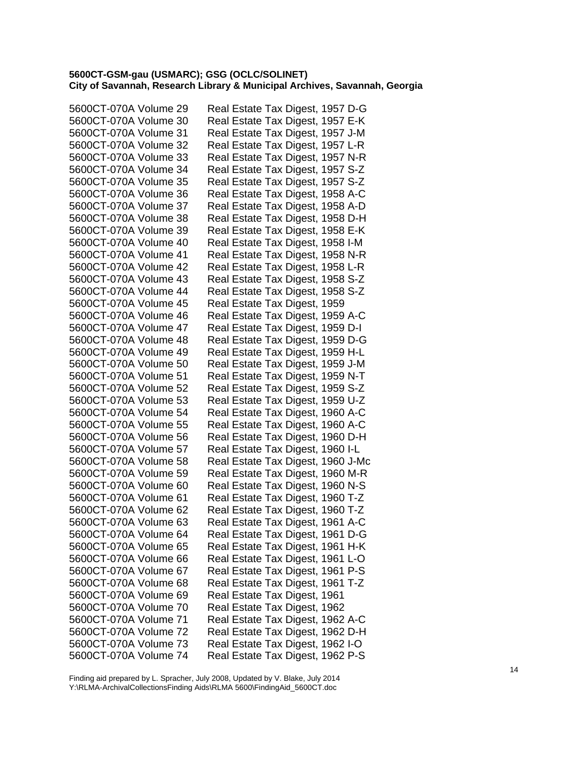**5600CT-GSM-gau (USMARC); GSG (OCLC/SOLINET)**
**City of Savannah, Research Library & Municipal Archives, Savannah, Georgia**

| | |
|---|---|
| 5600CT-070A Volume 29 | Real Estate Tax Digest, 1957 D-G |
| 5600CT-070A Volume 30 | Real Estate Tax Digest, 1957 E-K |
| 5600CT-070A Volume 31 | Real Estate Tax Digest, 1957 J-M |
| 5600CT-070A Volume 32 | Real Estate Tax Digest, 1957 L-R |
| 5600CT-070A Volume 33 | Real Estate Tax Digest, 1957 N-R |
| 5600CT-070A Volume 34 | Real Estate Tax Digest, 1957 S-Z |
| 5600CT-070A Volume 35 | Real Estate Tax Digest, 1957 S-Z |
| 5600CT-070A Volume 36 | Real Estate Tax Digest, 1958 A-C |
| 5600CT-070A Volume 37 | Real Estate Tax Digest, 1958 A-D |
| 5600CT-070A Volume 38 | Real Estate Tax Digest, 1958 D-H |
| 5600CT-070A Volume 39 | Real Estate Tax Digest, 1958 E-K |
| 5600CT-070A Volume 40 | Real Estate Tax Digest, 1958 I-M |
| 5600CT-070A Volume 41 | Real Estate Tax Digest, 1958 N-R |
| 5600CT-070A Volume 42 | Real Estate Tax Digest, 1958 L-R |
| 5600CT-070A Volume 43 | Real Estate Tax Digest, 1958 S-Z |
| 5600CT-070A Volume 44 | Real Estate Tax Digest, 1958 S-Z |
| 5600CT-070A Volume 45 | Real Estate Tax Digest, 1959 |
| 5600CT-070A Volume 46 | Real Estate Tax Digest, 1959 A-C |
| 5600CT-070A Volume 47 | Real Estate Tax Digest, 1959 D-I |
| 5600CT-070A Volume 48 | Real Estate Tax Digest, 1959 D-G |
| 5600CT-070A Volume 49 | Real Estate Tax Digest, 1959 H-L |
| 5600CT-070A Volume 50 | Real Estate Tax Digest, 1959 J-M |
| 5600CT-070A Volume 51 | Real Estate Tax Digest, 1959 N-T |
| 5600CT-070A Volume 52 | Real Estate Tax Digest, 1959 S-Z |
| 5600CT-070A Volume 53 | Real Estate Tax Digest, 1959 U-Z |
| 5600CT-070A Volume 54 | Real Estate Tax Digest, 1960 A-C |
| 5600CT-070A Volume 55 | Real Estate Tax Digest, 1960 A-C |
| 5600CT-070A Volume 56 | Real Estate Tax Digest, 1960 D-H |
| 5600CT-070A Volume 57 | Real Estate Tax Digest, 1960 I-L |
| 5600CT-070A Volume 58 | Real Estate Tax Digest, 1960 J-Mc |
| 5600CT-070A Volume 59 | Real Estate Tax Digest, 1960 M-R |
| 5600CT-070A Volume 60 | Real Estate Tax Digest, 1960 N-S |
| 5600CT-070A Volume 61 | Real Estate Tax Digest, 1960 T-Z |
| 5600CT-070A Volume 62 | Real Estate Tax Digest, 1960 T-Z |
| 5600CT-070A Volume 63 | Real Estate Tax Digest, 1961 A-C |
| 5600CT-070A Volume 64 | Real Estate Tax Digest, 1961 D-G |
| 5600CT-070A Volume 65 | Real Estate Tax Digest, 1961 H-K |
| 5600CT-070A Volume 66 | Real Estate Tax Digest, 1961 L-O |
| 5600CT-070A Volume 67 | Real Estate Tax Digest, 1961 P-S |
| 5600CT-070A Volume 68 | Real Estate Tax Digest, 1961 T-Z |
| 5600CT-070A Volume 69 | Real Estate Tax Digest, 1961 |
| 5600CT-070A Volume 70 | Real Estate Tax Digest, 1962 |
| 5600CT-070A Volume 71 | Real Estate Tax Digest, 1962 A-C |
| 5600CT-070A Volume 72 | Real Estate Tax Digest, 1962 D-H |
| 5600CT-070A Volume 73 | Real Estate Tax Digest, 1962 I-O |
| 5600CT-070A Volume 74 | Real Estate Tax Digest, 1962 P-S |

Finding aid prepared by L. Spracher, July 2008, Updated by V. Blake, July 2014
Y:\RLMA-ArchivalCollectionsFinding Aids\RLMA 5600\FindingAid_5600CT.doc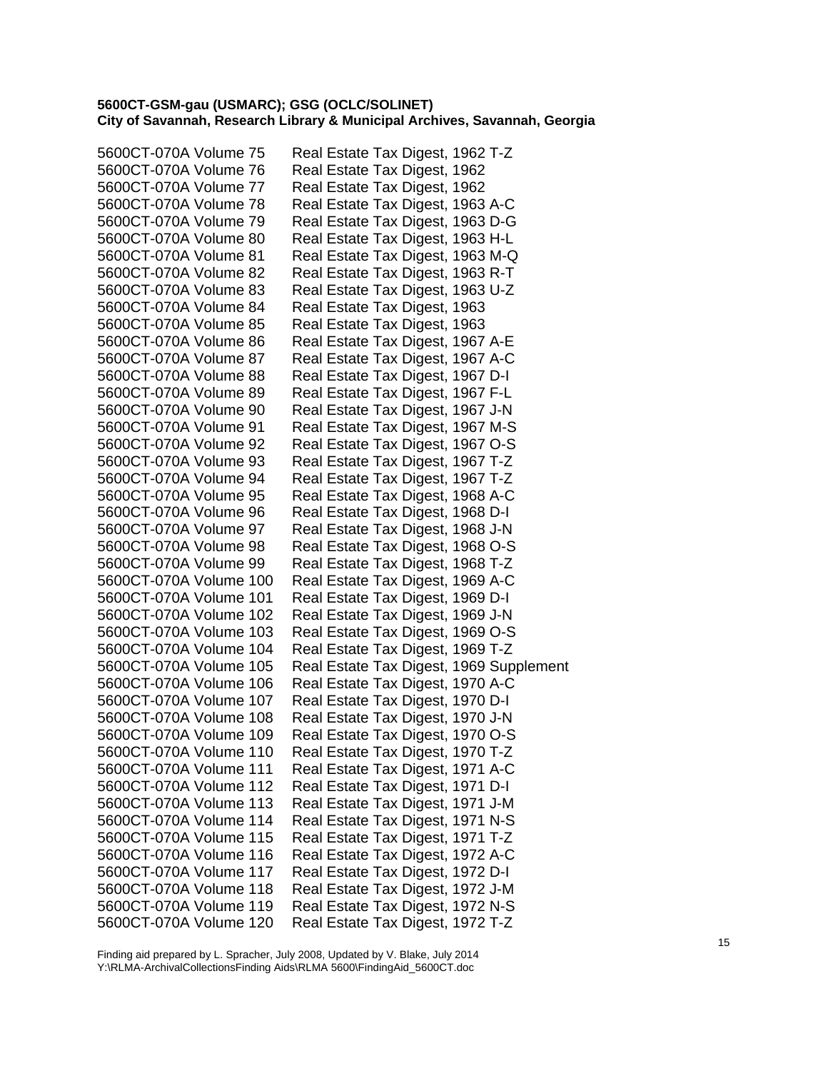**5600CT-GSM-gau (USMARC); GSG (OCLC/SOLINET)**
**City of Savannah, Research Library & Municipal Archives, Savannah, Georgia**

| | |
|---|---|
| 5600CT-070A Volume 75 | Real Estate Tax Digest, 1962 T-Z |
| 5600CT-070A Volume 76 | Real Estate Tax Digest, 1962 |
| 5600CT-070A Volume 77 | Real Estate Tax Digest, 1962 |
| 5600CT-070A Volume 78 | Real Estate Tax Digest, 1963 A-C |
| 5600CT-070A Volume 79 | Real Estate Tax Digest, 1963 D-G |
| 5600CT-070A Volume 80 | Real Estate Tax Digest, 1963 H-L |
| 5600CT-070A Volume 81 | Real Estate Tax Digest, 1963 M-Q |
| 5600CT-070A Volume 82 | Real Estate Tax Digest, 1963 R-T |
| 5600CT-070A Volume 83 | Real Estate Tax Digest, 1963 U-Z |
| 5600CT-070A Volume 84 | Real Estate Tax Digest, 1963 |
| 5600CT-070A Volume 85 | Real Estate Tax Digest, 1963 |
| 5600CT-070A Volume 86 | Real Estate Tax Digest, 1967 A-E |
| 5600CT-070A Volume 87 | Real Estate Tax Digest, 1967 A-C |
| 5600CT-070A Volume 88 | Real Estate Tax Digest, 1967 D-I |
| 5600CT-070A Volume 89 | Real Estate Tax Digest, 1967 F-L |
| 5600CT-070A Volume 90 | Real Estate Tax Digest, 1967 J-N |
| 5600CT-070A Volume 91 | Real Estate Tax Digest, 1967 M-S |
| 5600CT-070A Volume 92 | Real Estate Tax Digest, 1967 O-S |
| 5600CT-070A Volume 93 | Real Estate Tax Digest, 1967 T-Z |
| 5600CT-070A Volume 94 | Real Estate Tax Digest, 1967 T-Z |
| 5600CT-070A Volume 95 | Real Estate Tax Digest, 1968 A-C |
| 5600CT-070A Volume 96 | Real Estate Tax Digest, 1968 D-I |
| 5600CT-070A Volume 97 | Real Estate Tax Digest, 1968 J-N |
| 5600CT-070A Volume 98 | Real Estate Tax Digest, 1968 O-S |
| 5600CT-070A Volume 99 | Real Estate Tax Digest, 1968 T-Z |
| 5600CT-070A Volume 100 | Real Estate Tax Digest, 1969 A-C |
| 5600CT-070A Volume 101 | Real Estate Tax Digest, 1969 D-I |
| 5600CT-070A Volume 102 | Real Estate Tax Digest, 1969 J-N |
| 5600CT-070A Volume 103 | Real Estate Tax Digest, 1969 O-S |
| 5600CT-070A Volume 104 | Real Estate Tax Digest, 1969 T-Z |
| 5600CT-070A Volume 105 | Real Estate Tax Digest, 1969 Supplement |
| 5600CT-070A Volume 106 | Real Estate Tax Digest, 1970 A-C |
| 5600CT-070A Volume 107 | Real Estate Tax Digest, 1970 D-I |
| 5600CT-070A Volume 108 | Real Estate Tax Digest, 1970 J-N |
| 5600CT-070A Volume 109 | Real Estate Tax Digest, 1970 O-S |
| 5600CT-070A Volume 110 | Real Estate Tax Digest, 1970 T-Z |
| 5600CT-070A Volume 111 | Real Estate Tax Digest, 1971 A-C |
| 5600CT-070A Volume 112 | Real Estate Tax Digest, 1971 D-I |
| 5600CT-070A Volume 113 | Real Estate Tax Digest, 1971 J-M |
| 5600CT-070A Volume 114 | Real Estate Tax Digest, 1971 N-S |
| 5600CT-070A Volume 115 | Real Estate Tax Digest, 1971 T-Z |
| 5600CT-070A Volume 116 | Real Estate Tax Digest, 1972 A-C |
| 5600CT-070A Volume 117 | Real Estate Tax Digest, 1972 D-I |
| 5600CT-070A Volume 118 | Real Estate Tax Digest, 1972 J-M |
| 5600CT-070A Volume 119 | Real Estate Tax Digest, 1972 N-S |
| 5600CT-070A Volume 120 | Real Estate Tax Digest, 1972 T-Z |

Finding aid prepared by L. Spracher, July 2008, Updated by V. Blake, July 2014
Y:\RLMA-ArchivalCollectionsFinding Aids\RLMA 5600\FindingAid_5600CT.doc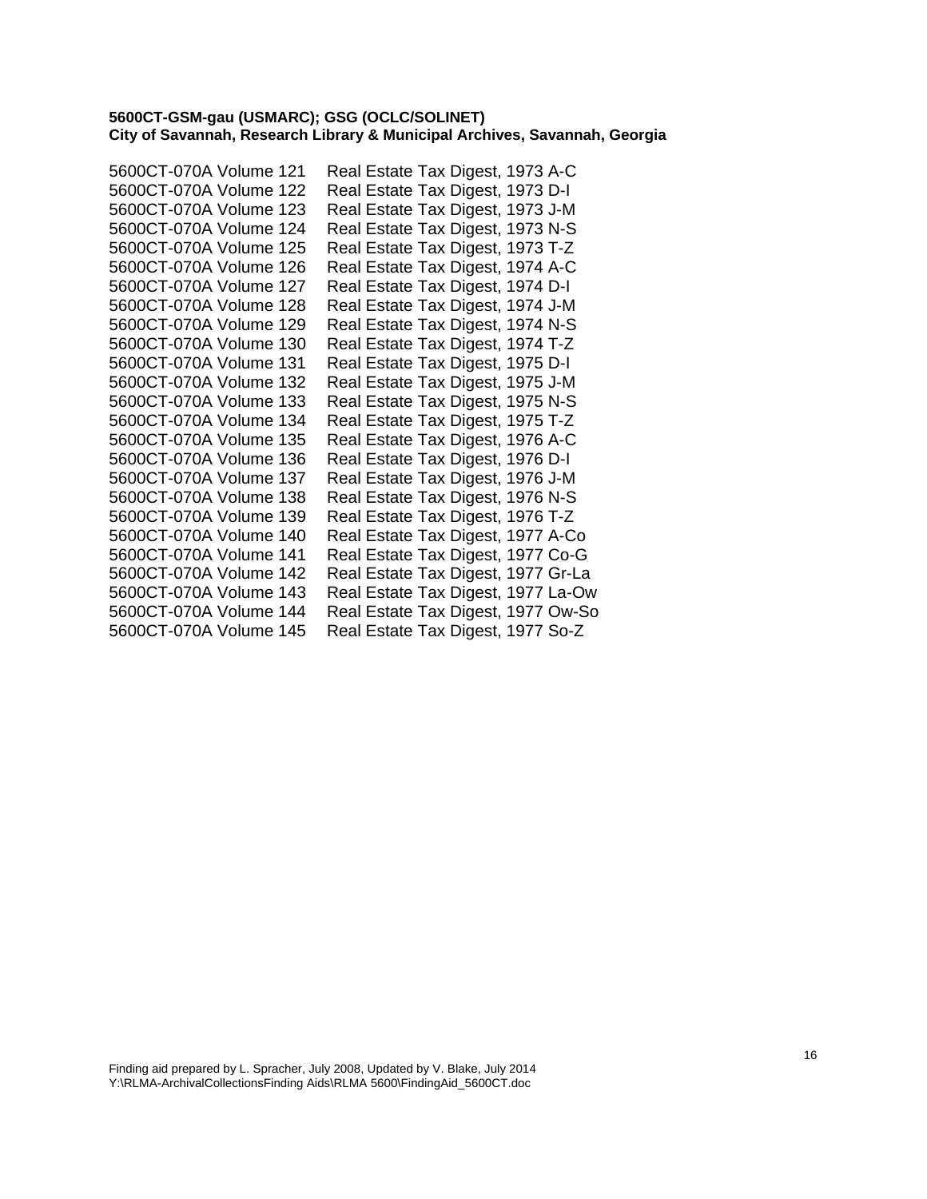**5600CT-GSM-gau (USMARC); GSG (OCLC/SOLINET)**
**City of Savannah, Research Library & Municipal Archives, Savannah, Georgia**

| | |
|---|---|
| 5600CT-070A Volume 121 | Real Estate Tax Digest, 1973 A-C |
| 5600CT-070A Volume 122 | Real Estate Tax Digest, 1973 D-I |
| 5600CT-070A Volume 123 | Real Estate Tax Digest, 1973 J-M |
| 5600CT-070A Volume 124 | Real Estate Tax Digest, 1973 N-S |
| 5600CT-070A Volume 125 | Real Estate Tax Digest, 1973 T-Z |
| 5600CT-070A Volume 126 | Real Estate Tax Digest, 1974 A-C |
| 5600CT-070A Volume 127 | Real Estate Tax Digest, 1974 D-I |
| 5600CT-070A Volume 128 | Real Estate Tax Digest, 1974 J-M |
| 5600CT-070A Volume 129 | Real Estate Tax Digest, 1974 N-S |
| 5600CT-070A Volume 130 | Real Estate Tax Digest, 1974 T-Z |
| 5600CT-070A Volume 131 | Real Estate Tax Digest, 1975 D-I |
| 5600CT-070A Volume 132 | Real Estate Tax Digest, 1975 J-M |
| 5600CT-070A Volume 133 | Real Estate Tax Digest, 1975 N-S |
| 5600CT-070A Volume 134 | Real Estate Tax Digest, 1975 T-Z |
| 5600CT-070A Volume 135 | Real Estate Tax Digest, 1976 A-C |
| 5600CT-070A Volume 136 | Real Estate Tax Digest, 1976 D-I |
| 5600CT-070A Volume 137 | Real Estate Tax Digest, 1976 J-M |
| 5600CT-070A Volume 138 | Real Estate Tax Digest, 1976 N-S |
| 5600CT-070A Volume 139 | Real Estate Tax Digest, 1976 T-Z |
| 5600CT-070A Volume 140 | Real Estate Tax Digest, 1977 A-Co |
| 5600CT-070A Volume 141 | Real Estate Tax Digest, 1977 Co-G |
| 5600CT-070A Volume 142 | Real Estate Tax Digest, 1977 Gr-La |
| 5600CT-070A Volume 143 | Real Estate Tax Digest, 1977 La-Ow |
| 5600CT-070A Volume 144 | Real Estate Tax Digest, 1977 Ow-So |
| 5600CT-070A Volume 145 | Real Estate Tax Digest, 1977 So-Z |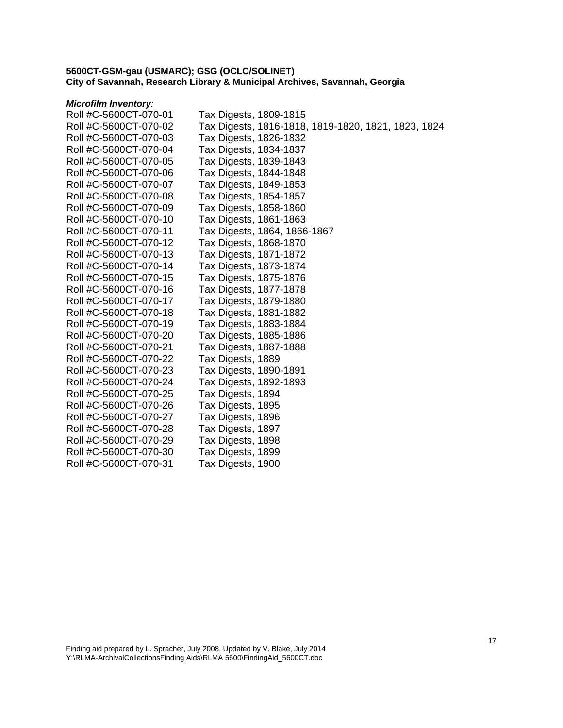**5600CT-GSM-gau (USMARC); GSG (OCLC/SOLINET)**
**City of Savannah, Research Library & Municipal Archives, Savannah, Georgia**

***Microfilm Inventory**:*

| | |
|---|---|
| Roll #C-5600CT-070-01 | Tax Digests, 1809-1815 |
| Roll #C-5600CT-070-02 | Tax Digests, 1816-1818, 1819-1820, 1821, 1823, 1824 |
| Roll #C-5600CT-070-03 | Tax Digests, 1826-1832 |
| Roll #C-5600CT-070-04 | Tax Digests, 1834-1837 |
| Roll #C-5600CT-070-05 | Tax Digests, 1839-1843 |
| Roll #C-5600CT-070-06 | Tax Digests, 1844-1848 |
| Roll #C-5600CT-070-07 | Tax Digests, 1849-1853 |
| Roll #C-5600CT-070-08 | Tax Digests, 1854-1857 |
| Roll #C-5600CT-070-09 | Tax Digests, 1858-1860 |
| Roll #C-5600CT-070-10 | Tax Digests, 1861-1863 |
| Roll #C-5600CT-070-11 | Tax Digests, 1864, 1866-1867 |
| Roll #C-5600CT-070-12 | Tax Digests, 1868-1870 |
| Roll #C-5600CT-070-13 | Tax Digests, 1871-1872 |
| Roll #C-5600CT-070-14 | Tax Digests, 1873-1874 |
| Roll #C-5600CT-070-15 | Tax Digests, 1875-1876 |
| Roll #C-5600CT-070-16 | Tax Digests, 1877-1878 |
| Roll #C-5600CT-070-17 | Tax Digests, 1879-1880 |
| Roll #C-5600CT-070-18 | Tax Digests, 1881-1882 |
| Roll #C-5600CT-070-19 | Tax Digests, 1883-1884 |
| Roll #C-5600CT-070-20 | Tax Digests, 1885-1886 |
| Roll #C-5600CT-070-21 | Tax Digests, 1887-1888 |
| Roll #C-5600CT-070-22 | Tax Digests, 1889 |
| Roll #C-5600CT-070-23 | Tax Digests, 1890-1891 |
| Roll #C-5600CT-070-24 | Tax Digests, 1892-1893 |
| Roll #C-5600CT-070-25 | Tax Digests, 1894 |
| Roll #C-5600CT-070-26 | Tax Digests, 1895 |
| Roll #C-5600CT-070-27 | Tax Digests, 1896 |
| Roll #C-5600CT-070-28 | Tax Digests, 1897 |
| Roll #C-5600CT-070-29 | Tax Digests, 1898 |
| Roll #C-5600CT-070-30 | Tax Digests, 1899 |
| Roll #C-5600CT-070-31 | Tax Digests, 1900 |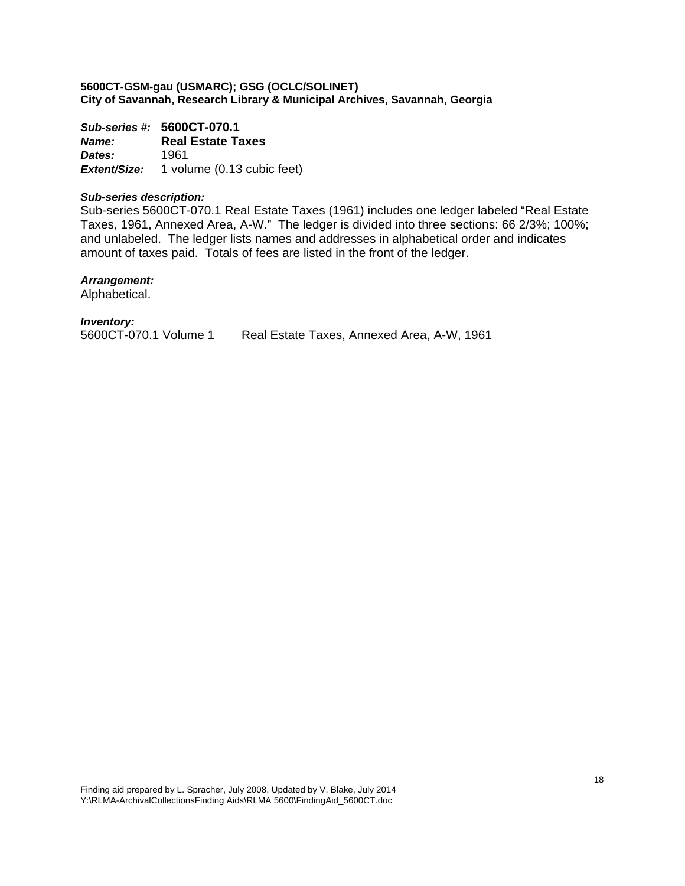**5600CT-GSM-gau (USMARC); GSG (OCLC/SOLINET)**
**City of Savannah, Research Library & Municipal Archives, Savannah, Georgia**

***Sub-series #:*** **5600CT-070.1**
***Name:*** **Real Estate Taxes**
***Dates:*** 1961
***Extent/Size:*** 1 volume (0.13 cubic feet)

***Sub-series description:***
Sub-series 5600CT-070.1 Real Estate Taxes (1961) includes one ledger labeled "Real Estate Taxes, 1961, Annexed Area, A-W." The ledger is divided into three sections: 66 2/3%; 100%; and unlabeled. The ledger lists names and addresses in alphabetical order and indicates amount of taxes paid. Totals of fees are listed in the front of the ledger.

***Arrangement:***
Alphabetical.

***Inventory:***
5600CT-070.1 Volume 1 Real Estate Taxes, Annexed Area, A-W, 1961

Finding aid prepared by L. Spracher, July 2008, Updated by V. Blake, July 2014
Y:\RLMA-ArchivalCollectionsFinding Aids\RLMA 5600\FindingAid_5600CT.doc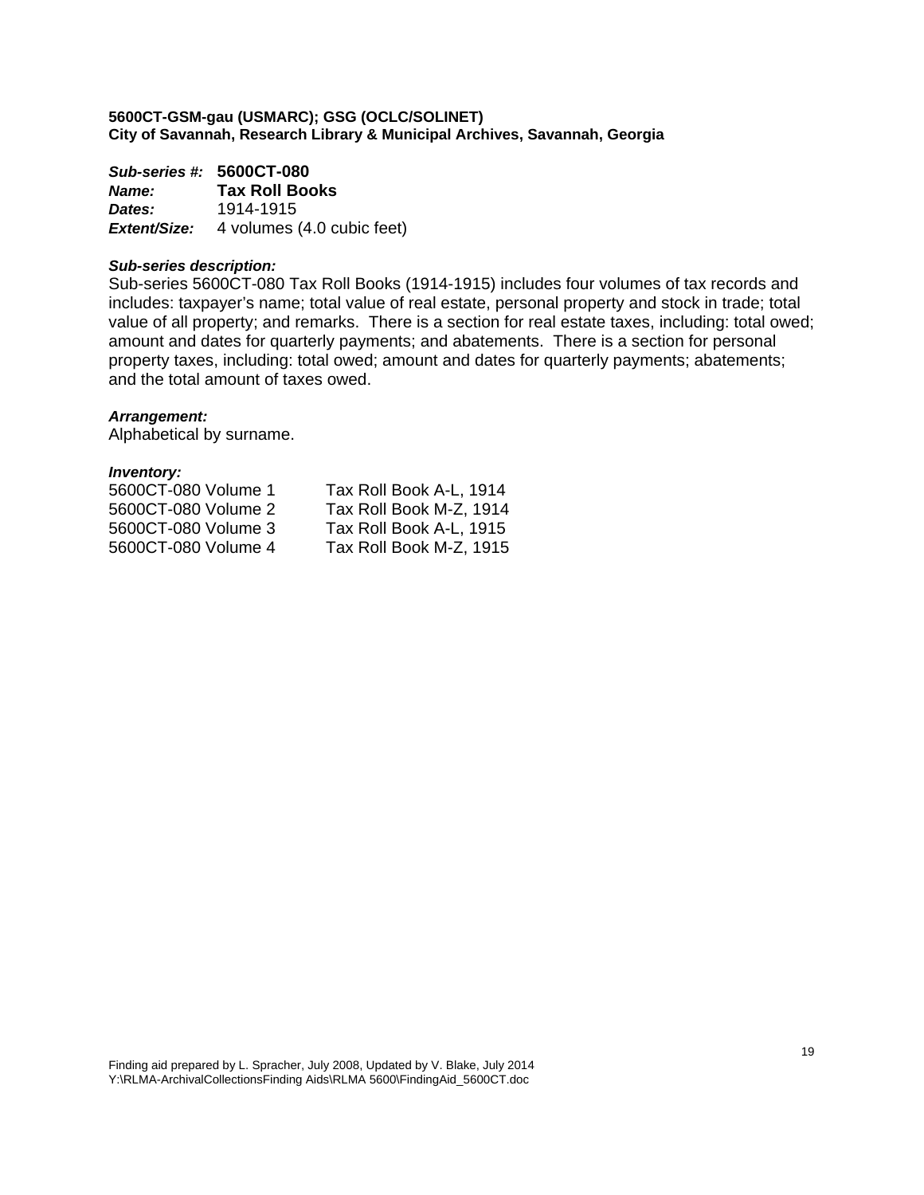**5600CT-GSM-gau (USMARC); GSG (OCLC/SOLINET)**
**City of Savannah, Research Library & Municipal Archives, Savannah, Georgia**

***Sub-series #:*** **5600CT-080**
***Name:*** **Tax Roll Books**
***Dates:*** 1914-1915
***Extent/Size:*** 4 volumes (4.0 cubic feet)

***Sub-series description:***
Sub-series 5600CT-080 Tax Roll Books (1914-1915) includes four volumes of tax records and includes: taxpayer's name; total value of real estate, personal property and stock in trade; total value of all property; and remarks. There is a section for real estate taxes, including: total owed; amount and dates for quarterly payments; and abatements. There is a section for personal property taxes, including: total owed; amount and dates for quarterly payments; abatements; and the total amount of taxes owed.

***Arrangement:***
Alphabetical by surname.

***Inventory:***

| | |
|---|---|
| 5600CT-080 Volume 1 | Tax Roll Book A-L, 1914 |
| 5600CT-080 Volume 2 | Tax Roll Book M-Z, 1914 |
| 5600CT-080 Volume 3 | Tax Roll Book A-L, 1915 |
| 5600CT-080 Volume 4 | Tax Roll Book M-Z, 1915 |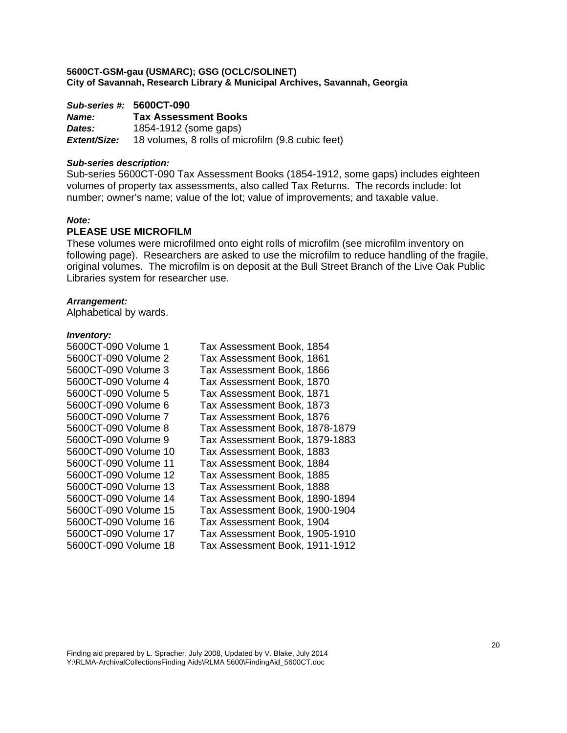**5600CT-GSM-gau (USMARC); GSG (OCLC/SOLINET)**
**City of Savannah, Research Library & Municipal Archives, Savannah, Georgia**

***Sub-series #:*** **5600CT-090**
***Name:*** **Tax Assessment Books**
***Dates:*** 1854-1912 (some gaps)
***Extent/Size:*** 18 volumes, 8 rolls of microfilm (9.8 cubic feet)

***Sub-series description:***
Sub-series 5600CT-090 Tax Assessment Books (1854-1912, some gaps) includes eighteen volumes of property tax assessments, also called Tax Returns. The records include: lot number; owner's name; value of the lot; value of improvements; and taxable value.

***Note:***
**PLEASE USE MICROFILM**
These volumes were microfilmed onto eight rolls of microfilm (see microfilm inventory on following page). Researchers are asked to use the microfilm to reduce handling of the fragile, original volumes. The microfilm is on deposit at the Bull Street Branch of the Live Oak Public Libraries system for researcher use.

***Arrangement:***
Alphabetical by wards.

***Inventory:***

| | |
|---|---|
| 5600CT-090 Volume 1 | Tax Assessment Book, 1854 |
| 5600CT-090 Volume 2 | Tax Assessment Book, 1861 |
| 5600CT-090 Volume 3 | Tax Assessment Book, 1866 |
| 5600CT-090 Volume 4 | Tax Assessment Book, 1870 |
| 5600CT-090 Volume 5 | Tax Assessment Book, 1871 |
| 5600CT-090 Volume 6 | Tax Assessment Book, 1873 |
| 5600CT-090 Volume 7 | Tax Assessment Book, 1876 |
| 5600CT-090 Volume 8 | Tax Assessment Book, 1878-1879 |
| 5600CT-090 Volume 9 | Tax Assessment Book, 1879-1883 |
| 5600CT-090 Volume 10 | Tax Assessment Book, 1883 |
| 5600CT-090 Volume 11 | Tax Assessment Book, 1884 |
| 5600CT-090 Volume 12 | Tax Assessment Book, 1885 |
| 5600CT-090 Volume 13 | Tax Assessment Book, 1888 |
| 5600CT-090 Volume 14 | Tax Assessment Book, 1890-1894 |
| 5600CT-090 Volume 15 | Tax Assessment Book, 1900-1904 |
| 5600CT-090 Volume 16 | Tax Assessment Book, 1904 |
| 5600CT-090 Volume 17 | Tax Assessment Book, 1905-1910 |
| 5600CT-090 Volume 18 | Tax Assessment Book, 1911-1912 |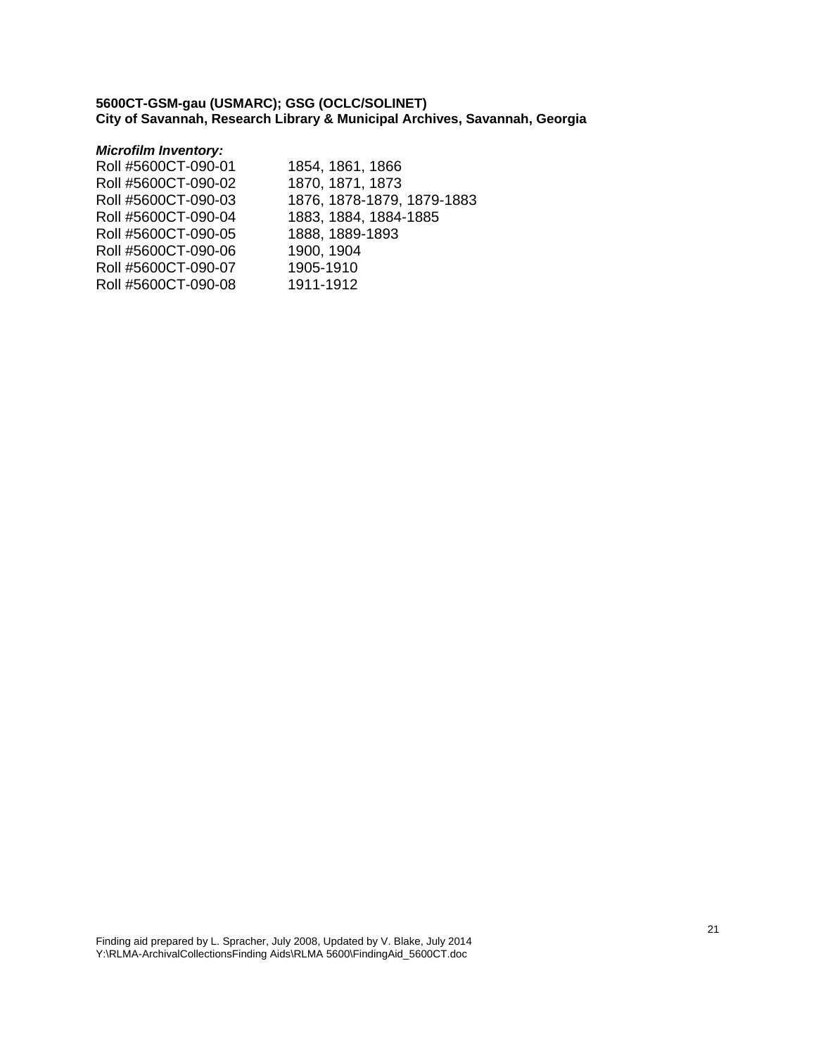**5600CT-GSM-gau (USMARC); GSG (OCLC/SOLINET)**
**City of Savannah, Research Library & Municipal Archives, Savannah, Georgia**

***Microfilm Inventory:***

| | |
|---|---|
| Roll #5600CT-090-01 | 1854, 1861, 1866 |
| Roll #5600CT-090-02 | 1870, 1871, 1873 |
| Roll #5600CT-090-03 | 1876, 1878-1879, 1879-1883 |
| Roll #5600CT-090-04 | 1883, 1884, 1884-1885 |
| Roll #5600CT-090-05 | 1888, 1889-1893 |
| Roll #5600CT-090-06 | 1900, 1904 |
| Roll #5600CT-090-07 | 1905-1910 |
| Roll #5600CT-090-08 | 1911-1912 |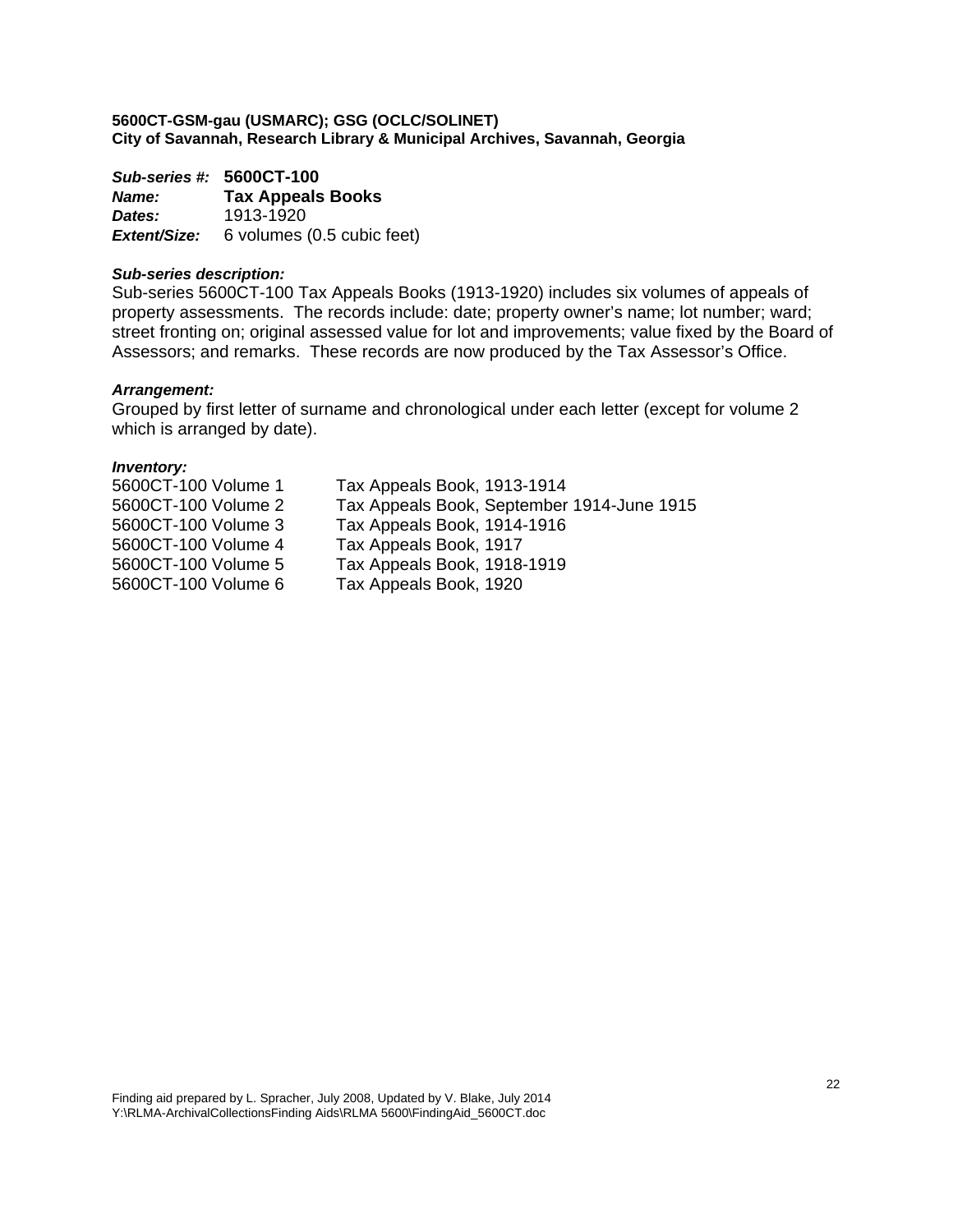**5600CT-GSM-gau (USMARC); GSG (OCLC/SOLINET)**
**City of Savannah, Research Library & Municipal Archives, Savannah, Georgia**

***Sub-series #:*** **5600CT-100**
***Name:*** **Tax Appeals Books**
***Dates:*** 1913-1920
***Extent/Size:*** 6 volumes (0.5 cubic feet)

***Sub-series description:***
Sub-series 5600CT-100 Tax Appeals Books (1913-1920) includes six volumes of appeals of property assessments. The records include: date; property owner's name; lot number; ward; street fronting on; original assessed value for lot and improvements; value fixed by the Board of Assessors; and remarks. These records are now produced by the Tax Assessor's Office.

***Arrangement:***
Grouped by first letter of surname and chronological under each letter (except for volume 2 which is arranged by date).

***Inventory:***

| | |
|---|---|
| 5600CT-100 Volume 1 | Tax Appeals Book, 1913-1914 |
| 5600CT-100 Volume 2 | Tax Appeals Book, September 1914-June 1915 |
| 5600CT-100 Volume 3 | Tax Appeals Book, 1914-1916 |
| 5600CT-100 Volume 4 | Tax Appeals Book, 1917 |
| 5600CT-100 Volume 5 | Tax Appeals Book, 1918-1919 |
| 5600CT-100 Volume 6 | Tax Appeals Book, 1920 |

Finding aid prepared by L. Spracher, July 2008, Updated by V. Blake, July 2014
Y:\RLMA-ArchivalCollectionsFinding Aids\RLMA 5600\FindingAid_5600CT.doc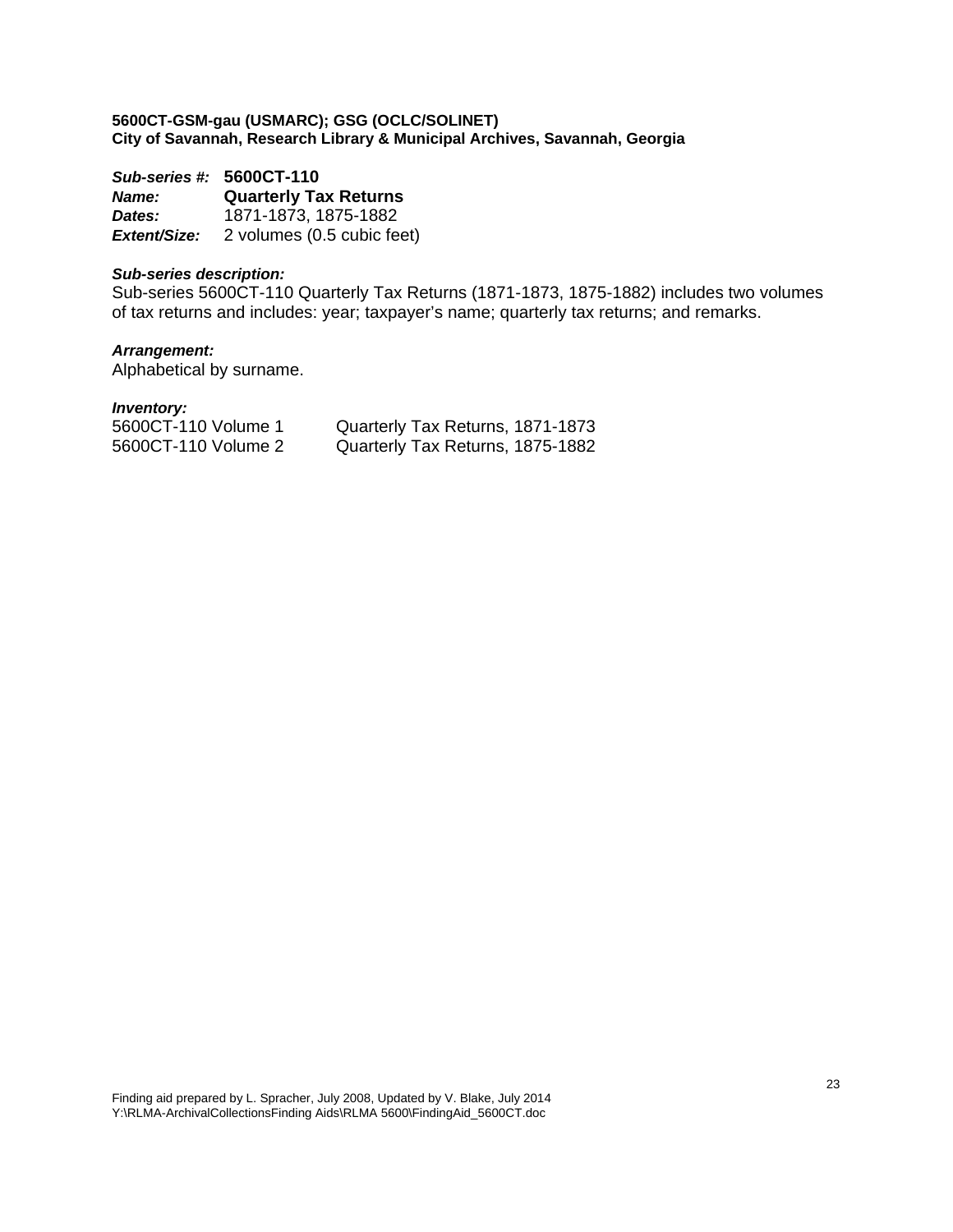**5600CT-GSM-gau (USMARC); GSG (OCLC/SOLINET)**
**City of Savannah, Research Library & Municipal Archives, Savannah, Georgia**

***Sub-series #:*** **5600CT-110**
***Name:*** **Quarterly Tax Returns**
***Dates:*** 1871-1873, 1875-1882
***Extent/Size:*** 2 volumes (0.5 cubic feet)

***Sub-series description:***
Sub-series 5600CT-110 Quarterly Tax Returns (1871-1873, 1875-1882) includes two volumes of tax returns and includes: year; taxpayer's name; quarterly tax returns; and remarks.

***Arrangement:***
Alphabetical by surname.

***Inventory:***

| | |
|---|---|
| 5600CT-110 Volume 1 | Quarterly Tax Returns, 1871-1873 |
| 5600CT-110 Volume 2 | Quarterly Tax Returns, 1875-1882 |

Finding aid prepared by L. Spracher, July 2008, Updated by V. Blake, July 2014
Y:\RLMA-ArchivalCollectionsFinding Aids\RLMA 5600\FindingAid_5600CT.doc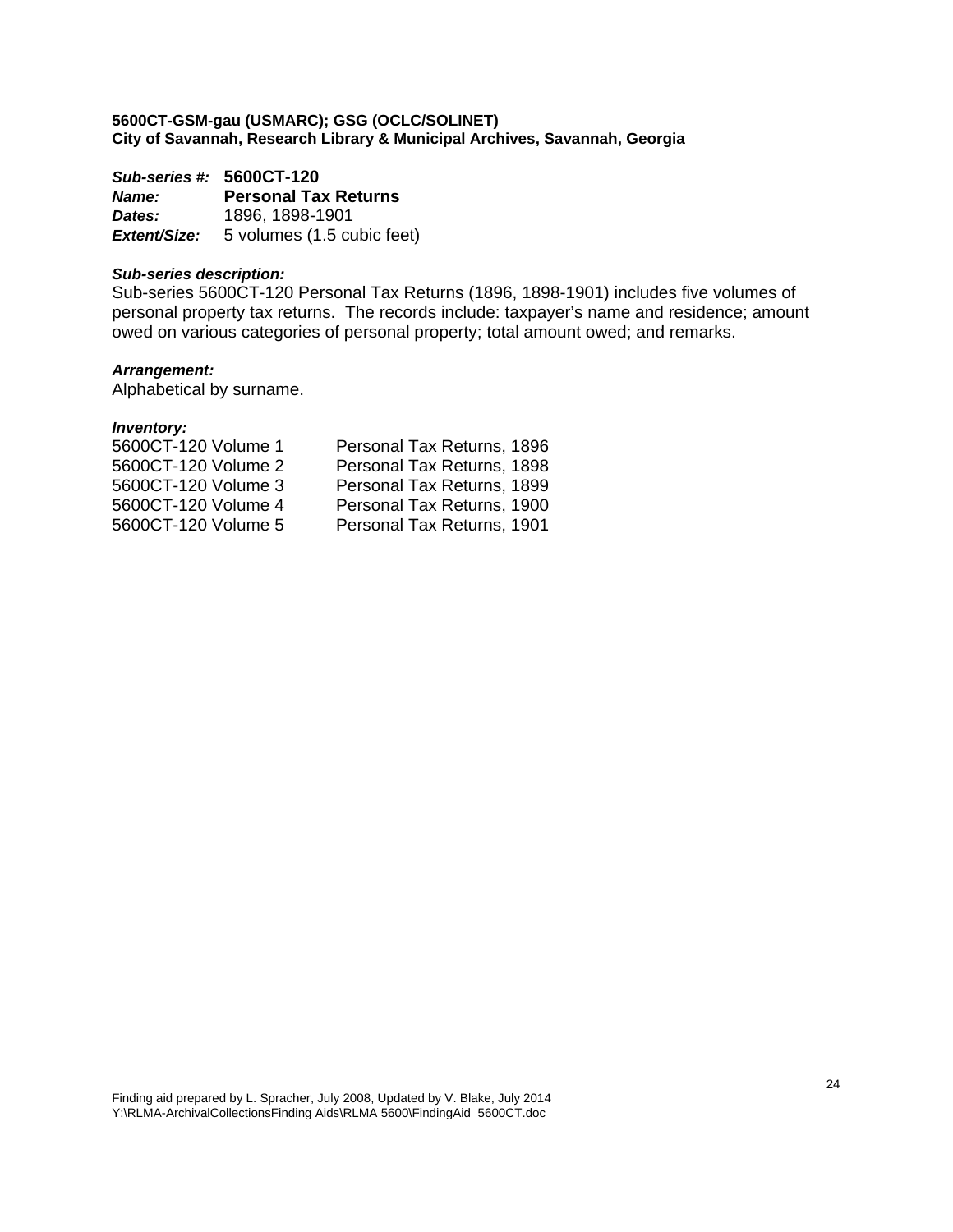**5600CT-GSM-gau (USMARC); GSG (OCLC/SOLINET)**
**City of Savannah, Research Library & Municipal Archives, Savannah, Georgia**

***Sub-series #:*** **5600CT-120**
***Name:*** **Personal Tax Returns**
***Dates:*** 1896, 1898-1901
***Extent/Size:*** 5 volumes (1.5 cubic feet)

***Sub-series description:***
Sub-series 5600CT-120 Personal Tax Returns (1896, 1898-1901) includes five volumes of personal property tax returns. The records include: taxpayer's name and residence; amount owed on various categories of personal property; total amount owed; and remarks.

***Arrangement:***
Alphabetical by surname.

***Inventory:***

| | |
|---|---|
| 5600CT-120 Volume 1 | Personal Tax Returns, 1896 |
| 5600CT-120 Volume 2 | Personal Tax Returns, 1898 |
| 5600CT-120 Volume 3 | Personal Tax Returns, 1899 |
| 5600CT-120 Volume 4 | Personal Tax Returns, 1900 |
| 5600CT-120 Volume 5 | Personal Tax Returns, 1901 |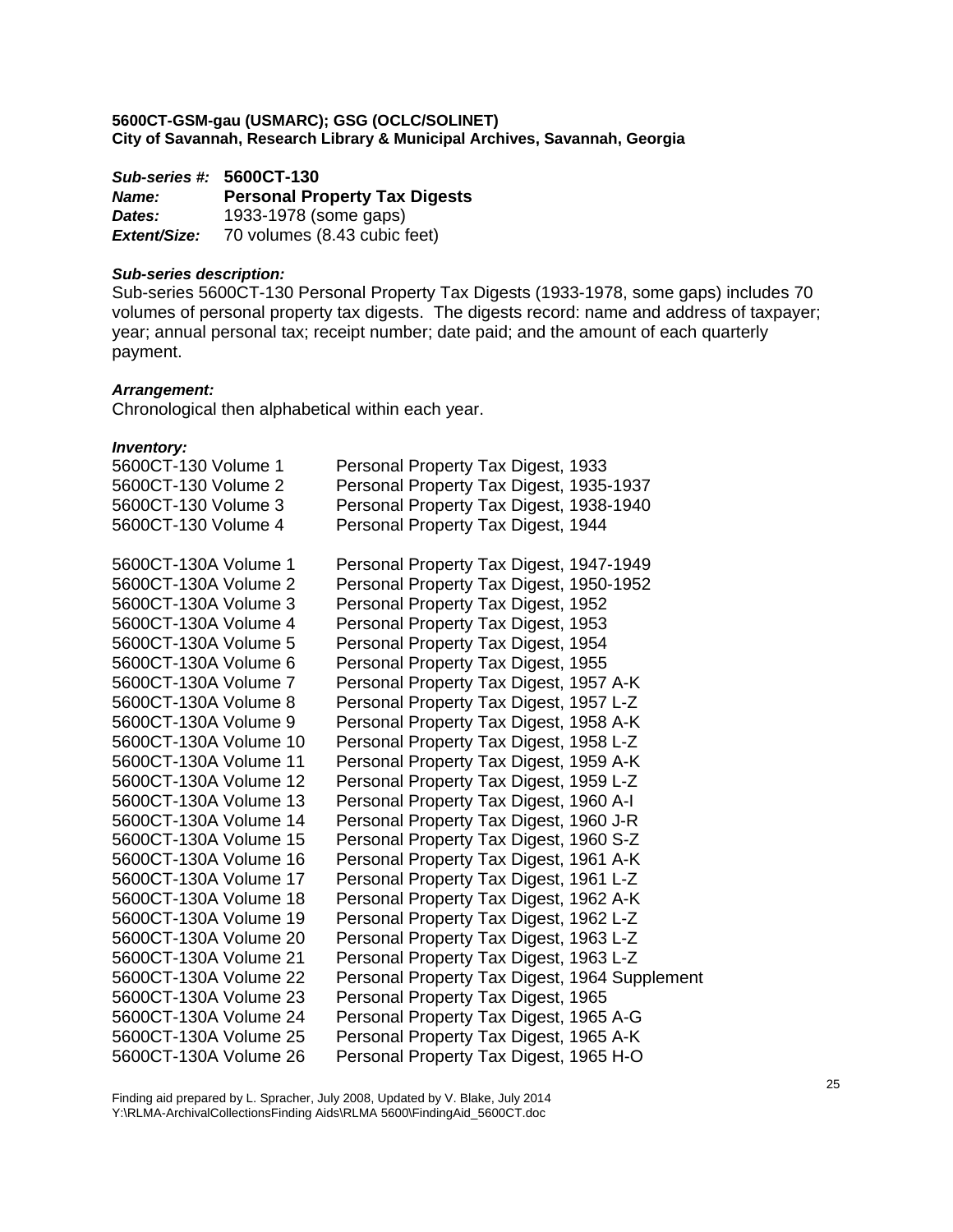**5600CT-GSM-gau (USMARC); GSG (OCLC/SOLINET)**
**City of Savannah, Research Library & Municipal Archives, Savannah, Georgia**

***Sub-series #:*** **5600CT-130**
***Name:*** **Personal Property Tax Digests**
***Dates:*** 1933-1978 (some gaps)
***Extent/Size:*** 70 volumes (8.43 cubic feet)

***Sub-series description:***
Sub-series 5600CT-130 Personal Property Tax Digests (1933-1978, some gaps) includes 70 volumes of personal property tax digests. The digests record: name and address of taxpayer; year; annual personal tax; receipt number; date paid; and the amount of each quarterly payment.

***Arrangement:***
Chronological then alphabetical within each year.

***Inventory:***

| | |
|---|---|
| 5600CT-130 Volume 1 | Personal Property Tax Digest, 1933 |
| 5600CT-130 Volume 2 | Personal Property Tax Digest, 1935-1937 |
| 5600CT-130 Volume 3 | Personal Property Tax Digest, 1938-1940 |
| 5600CT-130 Volume 4 | Personal Property Tax Digest, 1944 |
| | |
| 5600CT-130A Volume 1 | Personal Property Tax Digest, 1947-1949 |
| 5600CT-130A Volume 2 | Personal Property Tax Digest, 1950-1952 |
| 5600CT-130A Volume 3 | Personal Property Tax Digest, 1952 |
| 5600CT-130A Volume 4 | Personal Property Tax Digest, 1953 |
| 5600CT-130A Volume 5 | Personal Property Tax Digest, 1954 |
| 5600CT-130A Volume 6 | Personal Property Tax Digest, 1955 |
| 5600CT-130A Volume 7 | Personal Property Tax Digest, 1957 A-K |
| 5600CT-130A Volume 8 | Personal Property Tax Digest, 1957 L-Z |
| 5600CT-130A Volume 9 | Personal Property Tax Digest, 1958 A-K |
| 5600CT-130A Volume 10 | Personal Property Tax Digest, 1958 L-Z |
| 5600CT-130A Volume 11 | Personal Property Tax Digest, 1959 A-K |
| 5600CT-130A Volume 12 | Personal Property Tax Digest, 1959 L-Z |
| 5600CT-130A Volume 13 | Personal Property Tax Digest, 1960 A-I |
| 5600CT-130A Volume 14 | Personal Property Tax Digest, 1960 J-R |
| 5600CT-130A Volume 15 | Personal Property Tax Digest, 1960 S-Z |
| 5600CT-130A Volume 16 | Personal Property Tax Digest, 1961 A-K |
| 5600CT-130A Volume 17 | Personal Property Tax Digest, 1961 L-Z |
| 5600CT-130A Volume 18 | Personal Property Tax Digest, 1962 A-K |
| 5600CT-130A Volume 19 | Personal Property Tax Digest, 1962 L-Z |
| 5600CT-130A Volume 20 | Personal Property Tax Digest, 1963 L-Z |
| 5600CT-130A Volume 21 | Personal Property Tax Digest, 1963 L-Z |
| 5600CT-130A Volume 22 | Personal Property Tax Digest, 1964 Supplement |
| 5600CT-130A Volume 23 | Personal Property Tax Digest, 1965 |
| 5600CT-130A Volume 24 | Personal Property Tax Digest, 1965 A-G |
| 5600CT-130A Volume 25 | Personal Property Tax Digest, 1965 A-K |
| 5600CT-130A Volume 26 | Personal Property Tax Digest, 1965 H-O |

Finding aid prepared by L. Spracher, July 2008, Updated by V. Blake, July 2014
Y:\RLMA-ArchivalCollectionsFinding Aids\RLMA 5600\FindingAid_5600CT.doc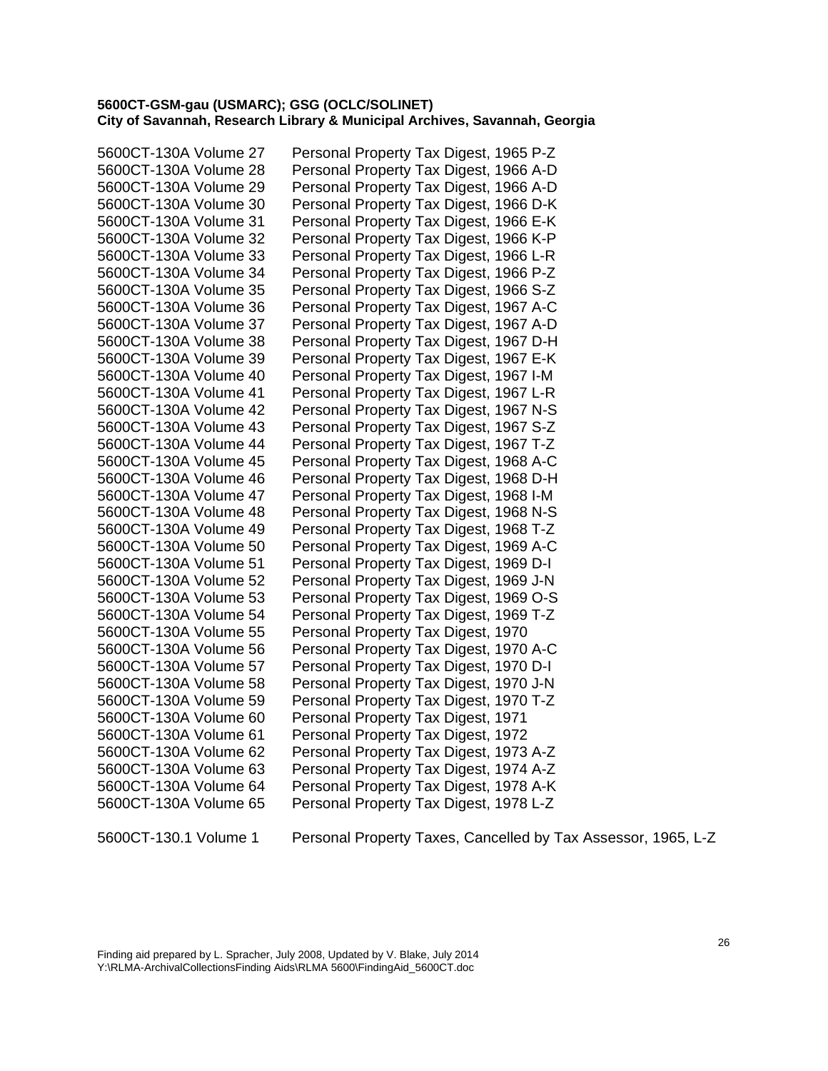**5600CT-GSM-gau (USMARC); GSG (OCLC/SOLINET)**
**City of Savannah, Research Library & Municipal Archives, Savannah, Georgia**

| | |
|---|---|
| 5600CT-130A Volume 27 | Personal Property Tax Digest, 1965 P-Z |
| 5600CT-130A Volume 28 | Personal Property Tax Digest, 1966 A-D |
| 5600CT-130A Volume 29 | Personal Property Tax Digest, 1966 A-D |
| 5600CT-130A Volume 30 | Personal Property Tax Digest, 1966 D-K |
| 5600CT-130A Volume 31 | Personal Property Tax Digest, 1966 E-K |
| 5600CT-130A Volume 32 | Personal Property Tax Digest, 1966 K-P |
| 5600CT-130A Volume 33 | Personal Property Tax Digest, 1966 L-R |
| 5600CT-130A Volume 34 | Personal Property Tax Digest, 1966 P-Z |
| 5600CT-130A Volume 35 | Personal Property Tax Digest, 1966 S-Z |
| 5600CT-130A Volume 36 | Personal Property Tax Digest, 1967 A-C |
| 5600CT-130A Volume 37 | Personal Property Tax Digest, 1967 A-D |
| 5600CT-130A Volume 38 | Personal Property Tax Digest, 1967 D-H |
| 5600CT-130A Volume 39 | Personal Property Tax Digest, 1967 E-K |
| 5600CT-130A Volume 40 | Personal Property Tax Digest, 1967 I-M |
| 5600CT-130A Volume 41 | Personal Property Tax Digest, 1967 L-R |
| 5600CT-130A Volume 42 | Personal Property Tax Digest, 1967 N-S |
| 5600CT-130A Volume 43 | Personal Property Tax Digest, 1967 S-Z |
| 5600CT-130A Volume 44 | Personal Property Tax Digest, 1967 T-Z |
| 5600CT-130A Volume 45 | Personal Property Tax Digest, 1968 A-C |
| 5600CT-130A Volume 46 | Personal Property Tax Digest, 1968 D-H |
| 5600CT-130A Volume 47 | Personal Property Tax Digest, 1968 I-M |
| 5600CT-130A Volume 48 | Personal Property Tax Digest, 1968 N-S |
| 5600CT-130A Volume 49 | Personal Property Tax Digest, 1968 T-Z |
| 5600CT-130A Volume 50 | Personal Property Tax Digest, 1969 A-C |
| 5600CT-130A Volume 51 | Personal Property Tax Digest, 1969 D-I |
| 5600CT-130A Volume 52 | Personal Property Tax Digest, 1969 J-N |
| 5600CT-130A Volume 53 | Personal Property Tax Digest, 1969 O-S |
| 5600CT-130A Volume 54 | Personal Property Tax Digest, 1969 T-Z |
| 5600CT-130A Volume 55 | Personal Property Tax Digest, 1970 |
| 5600CT-130A Volume 56 | Personal Property Tax Digest, 1970 A-C |
| 5600CT-130A Volume 57 | Personal Property Tax Digest, 1970 D-I |
| 5600CT-130A Volume 58 | Personal Property Tax Digest, 1970 J-N |
| 5600CT-130A Volume 59 | Personal Property Tax Digest, 1970 T-Z |
| 5600CT-130A Volume 60 | Personal Property Tax Digest, 1971 |
| 5600CT-130A Volume 61 | Personal Property Tax Digest, 1972 |
| 5600CT-130A Volume 62 | Personal Property Tax Digest, 1973 A-Z |
| 5600CT-130A Volume 63 | Personal Property Tax Digest, 1974 A-Z |
| 5600CT-130A Volume 64 | Personal Property Tax Digest, 1978 A-K |
| 5600CT-130A Volume 65 | Personal Property Tax Digest, 1978 L-Z |

| | |
|---|---|
| 5600CT-130.1 Volume 1 | Personal Property Taxes, Cancelled by Tax Assessor, 1965, L-Z |

Finding aid prepared by L. Spracher, July 2008, Updated by V. Blake, July 2014
Y:\RLMA-ArchivalCollectionsFinding Aids\RLMA 5600\FindingAid_5600CT.doc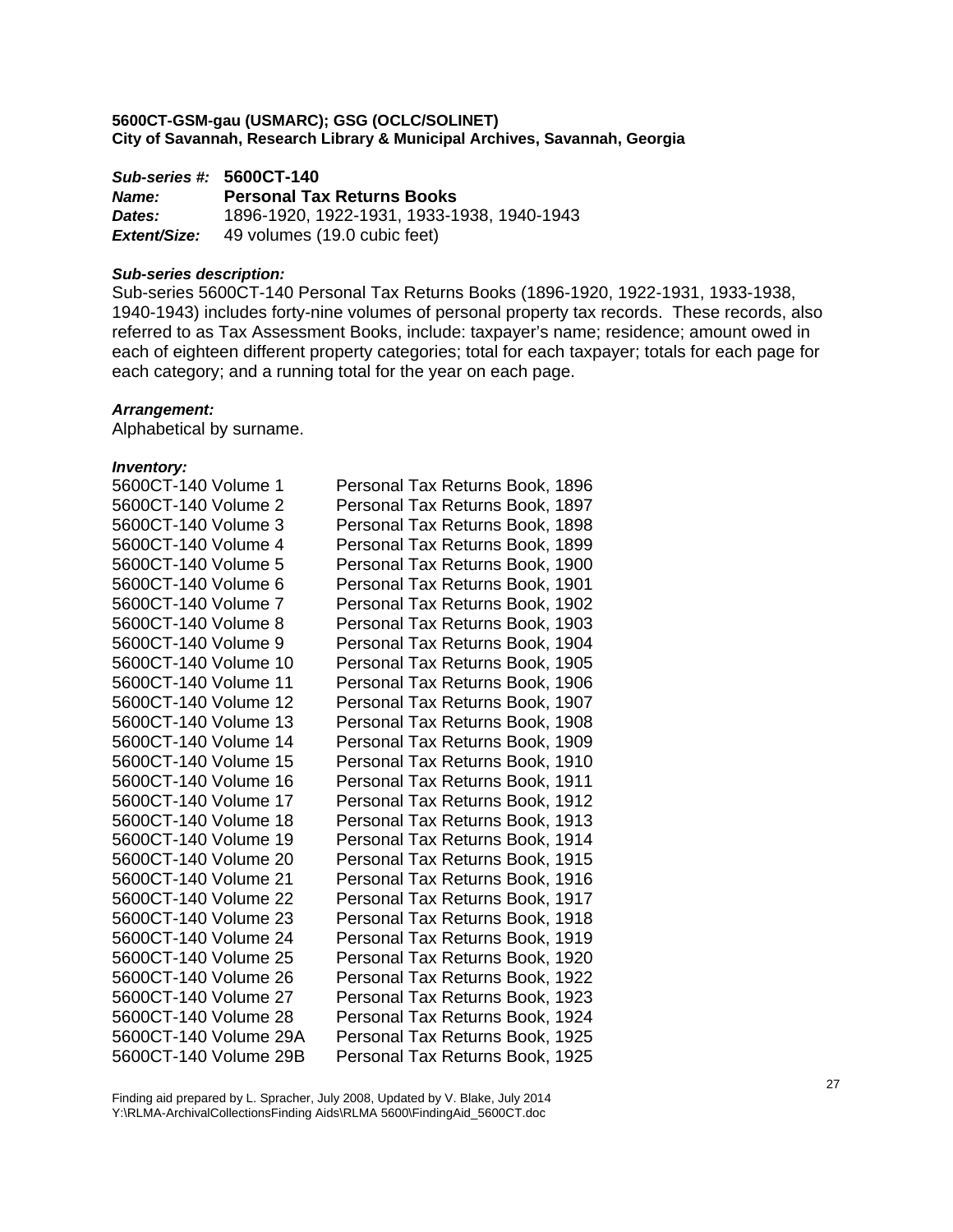**5600CT-GSM-gau (USMARC); GSG (OCLC/SOLINET)**
**City of Savannah, Research Library & Municipal Archives, Savannah, Georgia**

***Sub-series #:*** **5600CT-140**
***Name:*** **Personal Tax Returns Books**
***Dates:*** 1896-1920, 1922-1931, 1933-1938, 1940-1943
***Extent/Size:*** 49 volumes (19.0 cubic feet)

***Sub-series description:***
Sub-series 5600CT-140 Personal Tax Returns Books (1896-1920, 1922-1931, 1933-1938, 1940-1943) includes forty-nine volumes of personal property tax records. These records, also referred to as Tax Assessment Books, include: taxpayer's name; residence; amount owed in each of eighteen different property categories; total for each taxpayer; totals for each page for each category; and a running total for the year on each page.

***Arrangement:***
Alphabetical by surname.

***Inventory:***

| | |
|---|---|
| 5600CT-140 Volume 1 | Personal Tax Returns Book, 1896 |
| 5600CT-140 Volume 2 | Personal Tax Returns Book, 1897 |
| 5600CT-140 Volume 3 | Personal Tax Returns Book, 1898 |
| 5600CT-140 Volume 4 | Personal Tax Returns Book, 1899 |
| 5600CT-140 Volume 5 | Personal Tax Returns Book, 1900 |
| 5600CT-140 Volume 6 | Personal Tax Returns Book, 1901 |
| 5600CT-140 Volume 7 | Personal Tax Returns Book, 1902 |
| 5600CT-140 Volume 8 | Personal Tax Returns Book, 1903 |
| 5600CT-140 Volume 9 | Personal Tax Returns Book, 1904 |
| 5600CT-140 Volume 10 | Personal Tax Returns Book, 1905 |
| 5600CT-140 Volume 11 | Personal Tax Returns Book, 1906 |
| 5600CT-140 Volume 12 | Personal Tax Returns Book, 1907 |
| 5600CT-140 Volume 13 | Personal Tax Returns Book, 1908 |
| 5600CT-140 Volume 14 | Personal Tax Returns Book, 1909 |
| 5600CT-140 Volume 15 | Personal Tax Returns Book, 1910 |
| 5600CT-140 Volume 16 | Personal Tax Returns Book, 1911 |
| 5600CT-140 Volume 17 | Personal Tax Returns Book, 1912 |
| 5600CT-140 Volume 18 | Personal Tax Returns Book, 1913 |
| 5600CT-140 Volume 19 | Personal Tax Returns Book, 1914 |
| 5600CT-140 Volume 20 | Personal Tax Returns Book, 1915 |
| 5600CT-140 Volume 21 | Personal Tax Returns Book, 1916 |
| 5600CT-140 Volume 22 | Personal Tax Returns Book, 1917 |
| 5600CT-140 Volume 23 | Personal Tax Returns Book, 1918 |
| 5600CT-140 Volume 24 | Personal Tax Returns Book, 1919 |
| 5600CT-140 Volume 25 | Personal Tax Returns Book, 1920 |
| 5600CT-140 Volume 26 | Personal Tax Returns Book, 1922 |
| 5600CT-140 Volume 27 | Personal Tax Returns Book, 1923 |
| 5600CT-140 Volume 28 | Personal Tax Returns Book, 1924 |
| 5600CT-140 Volume 29A | Personal Tax Returns Book, 1925 |
| 5600CT-140 Volume 29B | Personal Tax Returns Book, 1925 |

Finding aid prepared by L. Spracher, July 2008, Updated by V. Blake, July 2014
Y:\RLMA-ArchivalCollectionsFinding Aids\RLMA 5600\FindingAid_5600CT.doc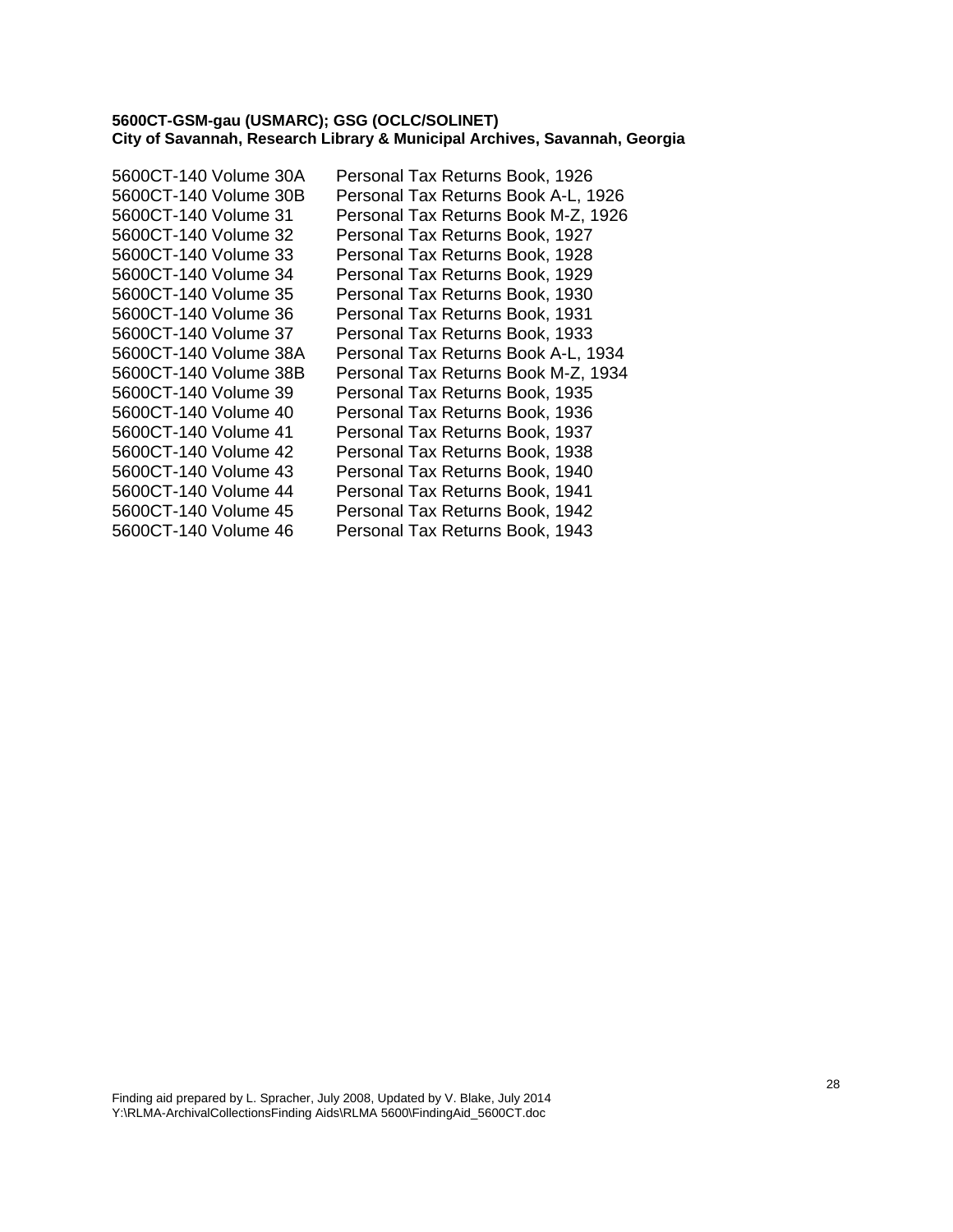**5600CT-GSM-gau (USMARC); GSG (OCLC/SOLINET)**
**City of Savannah, Research Library & Municipal Archives, Savannah, Georgia**

| | |
|---|---|
| 5600CT-140 Volume 30A | Personal Tax Returns Book, 1926 |
| 5600CT-140 Volume 30B | Personal Tax Returns Book A-L, 1926 |
| 5600CT-140 Volume 31 | Personal Tax Returns Book M-Z, 1926 |
| 5600CT-140 Volume 32 | Personal Tax Returns Book, 1927 |
| 5600CT-140 Volume 33 | Personal Tax Returns Book, 1928 |
| 5600CT-140 Volume 34 | Personal Tax Returns Book, 1929 |
| 5600CT-140 Volume 35 | Personal Tax Returns Book, 1930 |
| 5600CT-140 Volume 36 | Personal Tax Returns Book, 1931 |
| 5600CT-140 Volume 37 | Personal Tax Returns Book, 1933 |
| 5600CT-140 Volume 38A | Personal Tax Returns Book A-L, 1934 |
| 5600CT-140 Volume 38B | Personal Tax Returns Book M-Z, 1934 |
| 5600CT-140 Volume 39 | Personal Tax Returns Book, 1935 |
| 5600CT-140 Volume 40 | Personal Tax Returns Book, 1936 |
| 5600CT-140 Volume 41 | Personal Tax Returns Book, 1937 |
| 5600CT-140 Volume 42 | Personal Tax Returns Book, 1938 |
| 5600CT-140 Volume 43 | Personal Tax Returns Book, 1940 |
| 5600CT-140 Volume 44 | Personal Tax Returns Book, 1941 |
| 5600CT-140 Volume 45 | Personal Tax Returns Book, 1942 |
| 5600CT-140 Volume 46 | Personal Tax Returns Book, 1943 |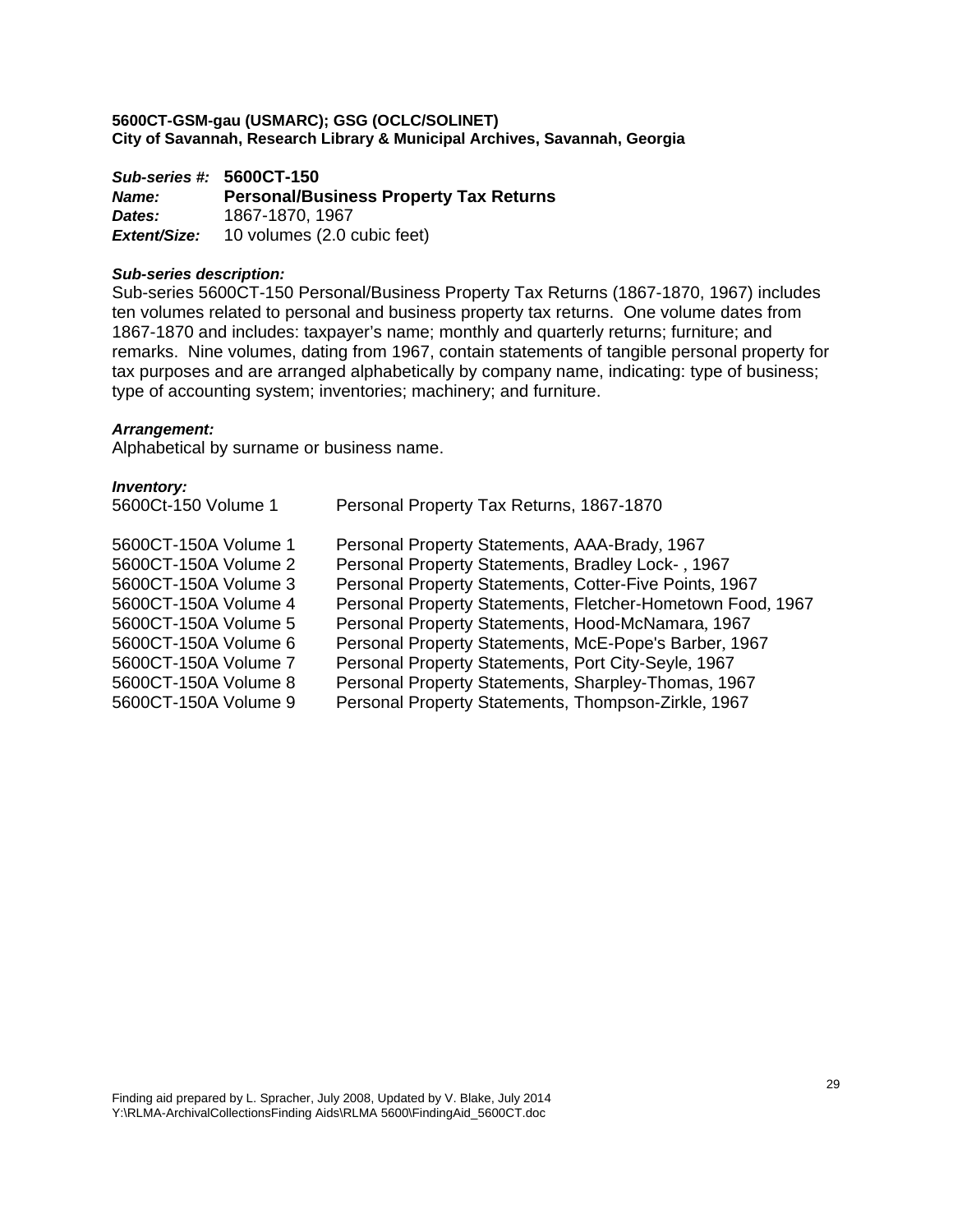**5600CT-GSM-gau (USMARC); GSG (OCLC/SOLINET)**
**City of Savannah, Research Library & Municipal Archives, Savannah, Georgia**

***Sub-series #:*** **5600CT-150**
***Name:*** **Personal/Business Property Tax Returns**
***Dates:*** 1867-1870, 1967
***Extent/Size:*** 10 volumes (2.0 cubic feet)

***Sub-series description:***
Sub-series 5600CT-150 Personal/Business Property Tax Returns (1867-1870, 1967) includes ten volumes related to personal and business property tax returns. One volume dates from 1867-1870 and includes: taxpayer's name; monthly and quarterly returns; furniture; and remarks. Nine volumes, dating from 1967, contain statements of tangible personal property for tax purposes and are arranged alphabetically by company name, indicating: type of business; type of accounting system; inventories; machinery; and furniture.

***Arrangement:***
Alphabetical by surname or business name.

***Inventory:***

| | |
|---|---|
| 5600Ct-150 Volume 1 | Personal Property Tax Returns, 1867-1870 |
| | |
| 5600CT-150A Volume 1 | Personal Property Statements, AAA-Brady, 1967 |
| 5600CT-150A Volume 2 | Personal Property Statements, Bradley Lock- , 1967 |
| 5600CT-150A Volume 3 | Personal Property Statements, Cotter-Five Points, 1967 |
| 5600CT-150A Volume 4 | Personal Property Statements, Fletcher-Hometown Food, 1967 |
| 5600CT-150A Volume 5 | Personal Property Statements, Hood-McNamara, 1967 |
| 5600CT-150A Volume 6 | Personal Property Statements, McE-Pope's Barber, 1967 |
| 5600CT-150A Volume 7 | Personal Property Statements, Port City-Seyle, 1967 |
| 5600CT-150A Volume 8 | Personal Property Statements, Sharpley-Thomas, 1967 |
| 5600CT-150A Volume 9 | Personal Property Statements, Thompson-Zirkle, 1967 |

Finding aid prepared by L. Spracher, July 2008, Updated by V. Blake, July 2014
Y:\RLMA-ArchivalCollectionsFinding Aids\RLMA 5600\FindingAid_5600CT.doc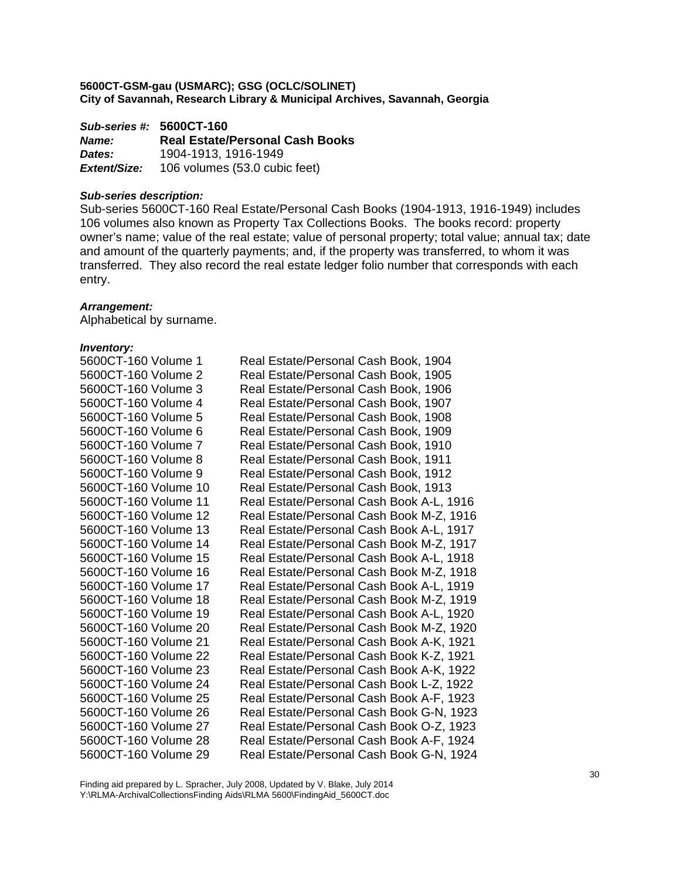**5600CT-GSM-gau (USMARC); GSG (OCLC/SOLINET)**
**City of Savannah, Research Library & Municipal Archives, Savannah, Georgia**

***Sub-series #:*** **5600CT-160**
***Name:*** **Real Estate/Personal Cash Books**
***Dates:*** 1904-1913, 1916-1949
***Extent/Size:*** 106 volumes (53.0 cubic feet)

***Sub-series description:***
Sub-series 5600CT-160 Real Estate/Personal Cash Books (1904-1913, 1916-1949) includes 106 volumes also known as Property Tax Collections Books. The books record: property owner's name; value of the real estate; value of personal property; total value; annual tax; date and amount of the quarterly payments; and, if the property was transferred, to whom it was transferred. They also record the real estate ledger folio number that corresponds with each entry.

***Arrangement:***
Alphabetical by surname.

***Inventory:***

| | |
|---|---|
| 5600CT-160 Volume 1 | Real Estate/Personal Cash Book, 1904 |
| 5600CT-160 Volume 2 | Real Estate/Personal Cash Book, 1905 |
| 5600CT-160 Volume 3 | Real Estate/Personal Cash Book, 1906 |
| 5600CT-160 Volume 4 | Real Estate/Personal Cash Book, 1907 |
| 5600CT-160 Volume 5 | Real Estate/Personal Cash Book, 1908 |
| 5600CT-160 Volume 6 | Real Estate/Personal Cash Book, 1909 |
| 5600CT-160 Volume 7 | Real Estate/Personal Cash Book, 1910 |
| 5600CT-160 Volume 8 | Real Estate/Personal Cash Book, 1911 |
| 5600CT-160 Volume 9 | Real Estate/Personal Cash Book, 1912 |
| 5600CT-160 Volume 10 | Real Estate/Personal Cash Book, 1913 |
| 5600CT-160 Volume 11 | Real Estate/Personal Cash Book A-L, 1916 |
| 5600CT-160 Volume 12 | Real Estate/Personal Cash Book M-Z, 1916 |
| 5600CT-160 Volume 13 | Real Estate/Personal Cash Book A-L, 1917 |
| 5600CT-160 Volume 14 | Real Estate/Personal Cash Book M-Z, 1917 |
| 5600CT-160 Volume 15 | Real Estate/Personal Cash Book A-L, 1918 |
| 5600CT-160 Volume 16 | Real Estate/Personal Cash Book M-Z, 1918 |
| 5600CT-160 Volume 17 | Real Estate/Personal Cash Book A-L, 1919 |
| 5600CT-160 Volume 18 | Real Estate/Personal Cash Book M-Z, 1919 |
| 5600CT-160 Volume 19 | Real Estate/Personal Cash Book A-L, 1920 |
| 5600CT-160 Volume 20 | Real Estate/Personal Cash Book M-Z, 1920 |
| 5600CT-160 Volume 21 | Real Estate/Personal Cash Book A-K, 1921 |
| 5600CT-160 Volume 22 | Real Estate/Personal Cash Book K-Z, 1921 |
| 5600CT-160 Volume 23 | Real Estate/Personal Cash Book A-K, 1922 |
| 5600CT-160 Volume 24 | Real Estate/Personal Cash Book L-Z, 1922 |
| 5600CT-160 Volume 25 | Real Estate/Personal Cash Book A-F, 1923 |
| 5600CT-160 Volume 26 | Real Estate/Personal Cash Book G-N, 1923 |
| 5600CT-160 Volume 27 | Real Estate/Personal Cash Book O-Z, 1923 |
| 5600CT-160 Volume 28 | Real Estate/Personal Cash Book A-F, 1924 |
| 5600CT-160 Volume 29 | Real Estate/Personal Cash Book G-N, 1924 |

Finding aid prepared by L. Spracher, July 2008, Updated by V. Blake, July 2014
Y:\RLMA-ArchivalCollectionsFinding Aids\RLMA 5600\FindingAid_5600CT.doc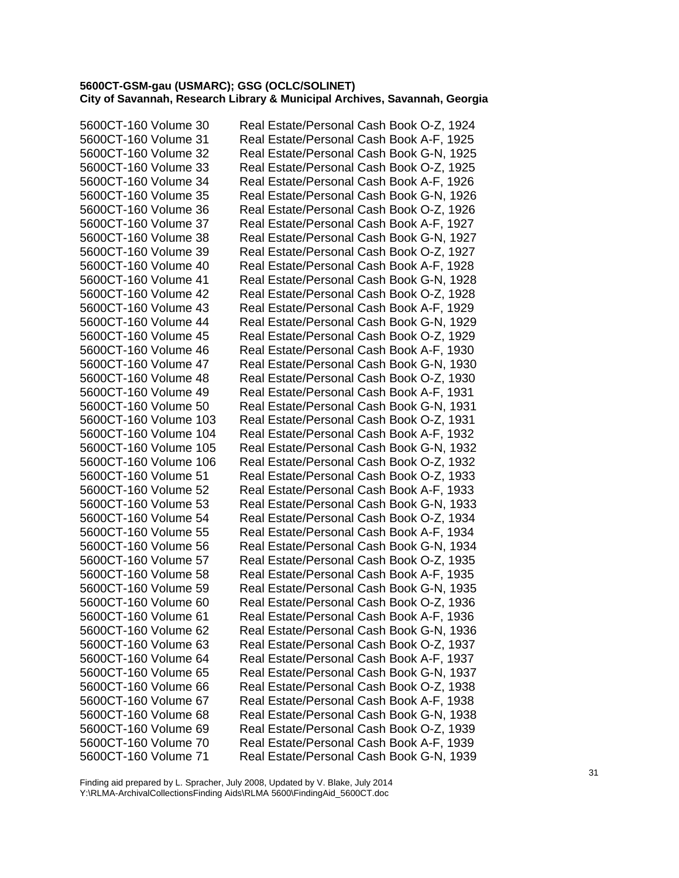**5600CT-GSM-gau (USMARC); GSG (OCLC/SOLINET)**
**City of Savannah, Research Library & Municipal Archives, Savannah, Georgia**

| | |
|---|---|
| 5600CT-160 Volume 30 | Real Estate/Personal Cash Book O-Z, 1924 |
| 5600CT-160 Volume 31 | Real Estate/Personal Cash Book A-F, 1925 |
| 5600CT-160 Volume 32 | Real Estate/Personal Cash Book G-N, 1925 |
| 5600CT-160 Volume 33 | Real Estate/Personal Cash Book O-Z, 1925 |
| 5600CT-160 Volume 34 | Real Estate/Personal Cash Book A-F, 1926 |
| 5600CT-160 Volume 35 | Real Estate/Personal Cash Book G-N, 1926 |
| 5600CT-160 Volume 36 | Real Estate/Personal Cash Book O-Z, 1926 |
| 5600CT-160 Volume 37 | Real Estate/Personal Cash Book A-F, 1927 |
| 5600CT-160 Volume 38 | Real Estate/Personal Cash Book G-N, 1927 |
| 5600CT-160 Volume 39 | Real Estate/Personal Cash Book O-Z, 1927 |
| 5600CT-160 Volume 40 | Real Estate/Personal Cash Book A-F, 1928 |
| 5600CT-160 Volume 41 | Real Estate/Personal Cash Book G-N, 1928 |
| 5600CT-160 Volume 42 | Real Estate/Personal Cash Book O-Z, 1928 |
| 5600CT-160 Volume 43 | Real Estate/Personal Cash Book A-F, 1929 |
| 5600CT-160 Volume 44 | Real Estate/Personal Cash Book G-N, 1929 |
| 5600CT-160 Volume 45 | Real Estate/Personal Cash Book O-Z, 1929 |
| 5600CT-160 Volume 46 | Real Estate/Personal Cash Book A-F, 1930 |
| 5600CT-160 Volume 47 | Real Estate/Personal Cash Book G-N, 1930 |
| 5600CT-160 Volume 48 | Real Estate/Personal Cash Book O-Z, 1930 |
| 5600CT-160 Volume 49 | Real Estate/Personal Cash Book A-F, 1931 |
| 5600CT-160 Volume 50 | Real Estate/Personal Cash Book G-N, 1931 |
| 5600CT-160 Volume 103 | Real Estate/Personal Cash Book O-Z, 1931 |
| 5600CT-160 Volume 104 | Real Estate/Personal Cash Book A-F, 1932 |
| 5600CT-160 Volume 105 | Real Estate/Personal Cash Book G-N, 1932 |
| 5600CT-160 Volume 106 | Real Estate/Personal Cash Book O-Z, 1932 |
| 5600CT-160 Volume 51 | Real Estate/Personal Cash Book O-Z, 1933 |
| 5600CT-160 Volume 52 | Real Estate/Personal Cash Book A-F, 1933 |
| 5600CT-160 Volume 53 | Real Estate/Personal Cash Book G-N, 1933 |
| 5600CT-160 Volume 54 | Real Estate/Personal Cash Book O-Z, 1934 |
| 5600CT-160 Volume 55 | Real Estate/Personal Cash Book A-F, 1934 |
| 5600CT-160 Volume 56 | Real Estate/Personal Cash Book G-N, 1934 |
| 5600CT-160 Volume 57 | Real Estate/Personal Cash Book O-Z, 1935 |
| 5600CT-160 Volume 58 | Real Estate/Personal Cash Book A-F, 1935 |
| 5600CT-160 Volume 59 | Real Estate/Personal Cash Book G-N, 1935 |
| 5600CT-160 Volume 60 | Real Estate/Personal Cash Book O-Z, 1936 |
| 5600CT-160 Volume 61 | Real Estate/Personal Cash Book A-F, 1936 |
| 5600CT-160 Volume 62 | Real Estate/Personal Cash Book G-N, 1936 |
| 5600CT-160 Volume 63 | Real Estate/Personal Cash Book O-Z, 1937 |
| 5600CT-160 Volume 64 | Real Estate/Personal Cash Book A-F, 1937 |
| 5600CT-160 Volume 65 | Real Estate/Personal Cash Book G-N, 1937 |
| 5600CT-160 Volume 66 | Real Estate/Personal Cash Book O-Z, 1938 |
| 5600CT-160 Volume 67 | Real Estate/Personal Cash Book A-F, 1938 |
| 5600CT-160 Volume 68 | Real Estate/Personal Cash Book G-N, 1938 |
| 5600CT-160 Volume 69 | Real Estate/Personal Cash Book O-Z, 1939 |
| 5600CT-160 Volume 70 | Real Estate/Personal Cash Book A-F, 1939 |
| 5600CT-160 Volume 71 | Real Estate/Personal Cash Book G-N, 1939 |

Finding aid prepared by L. Spracher, July 2008, Updated by V. Blake, July 2014
Y:\RLMA-ArchivalCollectionsFinding Aids\RLMA 5600\FindingAid_5600CT.doc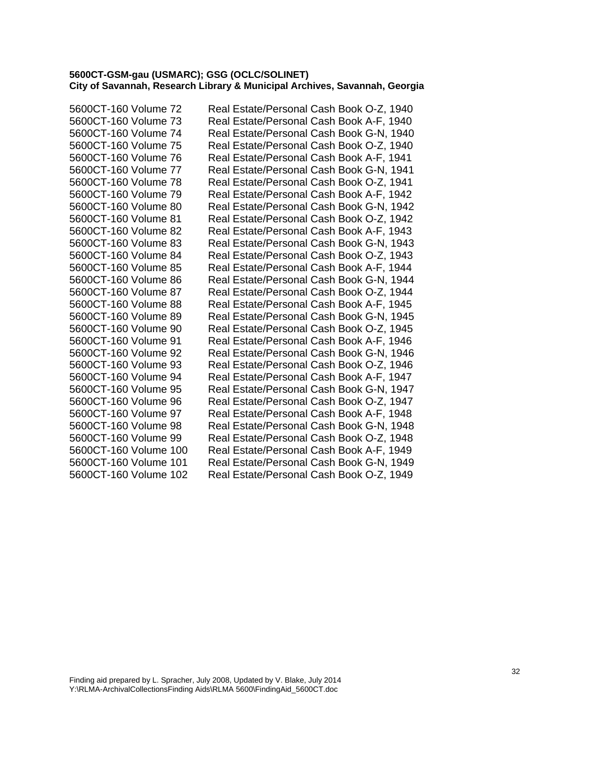**5600CT-GSM-gau (USMARC); GSG (OCLC/SOLINET)**
**City of Savannah, Research Library & Municipal Archives, Savannah, Georgia**

| | |
|---|---|
| 5600CT-160 Volume 72 | Real Estate/Personal Cash Book O-Z, 1940 |
| 5600CT-160 Volume 73 | Real Estate/Personal Cash Book A-F, 1940 |
| 5600CT-160 Volume 74 | Real Estate/Personal Cash Book G-N, 1940 |
| 5600CT-160 Volume 75 | Real Estate/Personal Cash Book O-Z, 1940 |
| 5600CT-160 Volume 76 | Real Estate/Personal Cash Book A-F, 1941 |
| 5600CT-160 Volume 77 | Real Estate/Personal Cash Book G-N, 1941 |
| 5600CT-160 Volume 78 | Real Estate/Personal Cash Book O-Z, 1941 |
| 5600CT-160 Volume 79 | Real Estate/Personal Cash Book A-F, 1942 |
| 5600CT-160 Volume 80 | Real Estate/Personal Cash Book G-N, 1942 |
| 5600CT-160 Volume 81 | Real Estate/Personal Cash Book O-Z, 1942 |
| 5600CT-160 Volume 82 | Real Estate/Personal Cash Book A-F, 1943 |
| 5600CT-160 Volume 83 | Real Estate/Personal Cash Book G-N, 1943 |
| 5600CT-160 Volume 84 | Real Estate/Personal Cash Book O-Z, 1943 |
| 5600CT-160 Volume 85 | Real Estate/Personal Cash Book A-F, 1944 |
| 5600CT-160 Volume 86 | Real Estate/Personal Cash Book G-N, 1944 |
| 5600CT-160 Volume 87 | Real Estate/Personal Cash Book O-Z, 1944 |
| 5600CT-160 Volume 88 | Real Estate/Personal Cash Book A-F, 1945 |
| 5600CT-160 Volume 89 | Real Estate/Personal Cash Book G-N, 1945 |
| 5600CT-160 Volume 90 | Real Estate/Personal Cash Book O-Z, 1945 |
| 5600CT-160 Volume 91 | Real Estate/Personal Cash Book A-F, 1946 |
| 5600CT-160 Volume 92 | Real Estate/Personal Cash Book G-N, 1946 |
| 5600CT-160 Volume 93 | Real Estate/Personal Cash Book O-Z, 1946 |
| 5600CT-160 Volume 94 | Real Estate/Personal Cash Book A-F, 1947 |
| 5600CT-160 Volume 95 | Real Estate/Personal Cash Book G-N, 1947 |
| 5600CT-160 Volume 96 | Real Estate/Personal Cash Book O-Z, 1947 |
| 5600CT-160 Volume 97 | Real Estate/Personal Cash Book A-F, 1948 |
| 5600CT-160 Volume 98 | Real Estate/Personal Cash Book G-N, 1948 |
| 5600CT-160 Volume 99 | Real Estate/Personal Cash Book O-Z, 1948 |
| 5600CT-160 Volume 100 | Real Estate/Personal Cash Book A-F, 1949 |
| 5600CT-160 Volume 101 | Real Estate/Personal Cash Book G-N, 1949 |
| 5600CT-160 Volume 102 | Real Estate/Personal Cash Book O-Z, 1949 |

Finding aid prepared by L. Spracher, July 2008, Updated by V. Blake, July 2014
Y:\RLMA-ArchivalCollectionsFinding Aids\RLMA 5600\FindingAid_5600CT.doc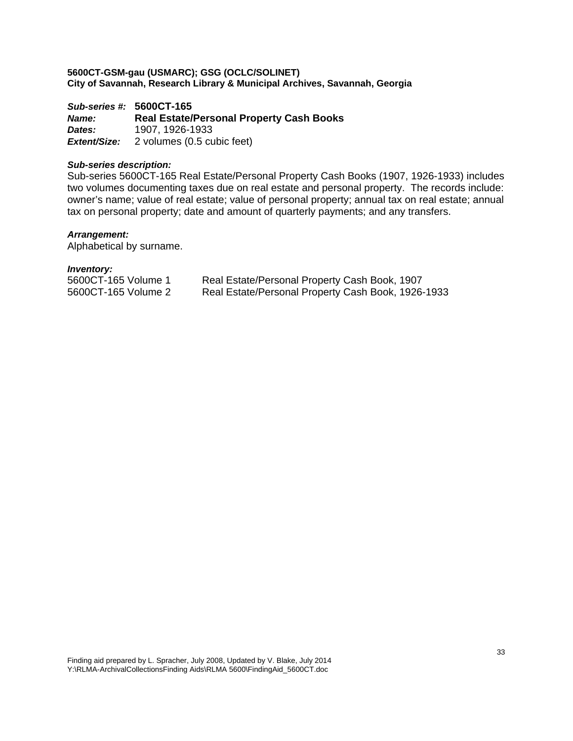**5600CT-GSM-gau (USMARC); GSG (OCLC/SOLINET)**
**City of Savannah, Research Library & Municipal Archives, Savannah, Georgia**

***Sub-series #:*** **5600CT-165**
***Name:*** **Real Estate/Personal Property Cash Books**
***Dates:*** 1907, 1926-1933
***Extent/Size:*** 2 volumes (0.5 cubic feet)

***Sub-series description:***
Sub-series 5600CT-165 Real Estate/Personal Property Cash Books (1907, 1926-1933) includes two volumes documenting taxes due on real estate and personal property. The records include: owner's name; value of real estate; value of personal property; annual tax on real estate; annual tax on personal property; date and amount of quarterly payments; and any transfers.

***Arrangement:***
Alphabetical by surname.

***Inventory:***

| | |
|---|---|
| 5600CT-165 Volume 1 | Real Estate/Personal Property Cash Book, 1907 |
| 5600CT-165 Volume 2 | Real Estate/Personal Property Cash Book, 1926-1933 |

Finding aid prepared by L. Spracher, July 2008, Updated by V. Blake, July 2014
Y:\RLMA-ArchivalCollectionsFinding Aids\RLMA 5600\FindingAid_5600CT.doc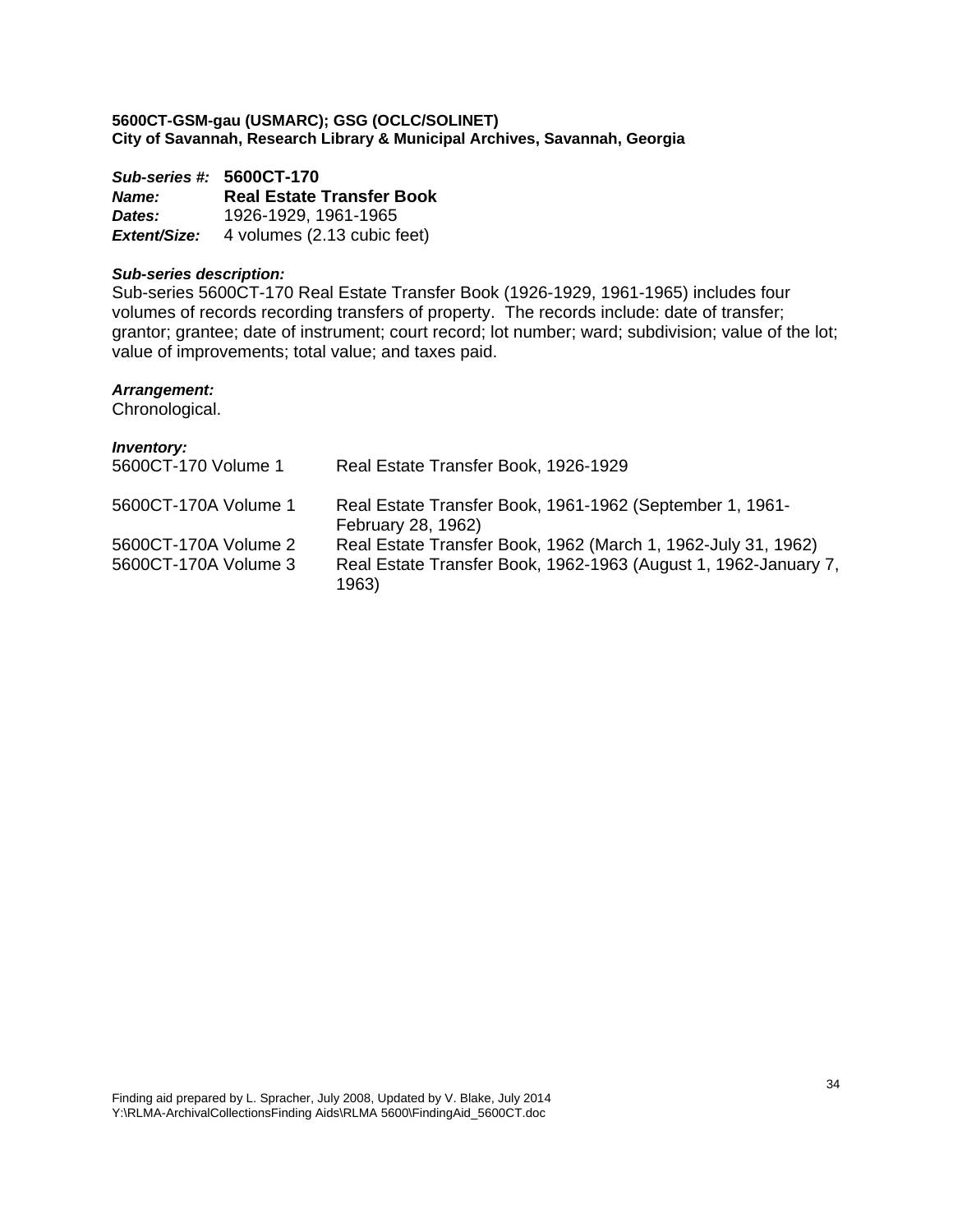**5600CT-GSM-gau (USMARC); GSG (OCLC/SOLINET)**
**City of Savannah, Research Library & Municipal Archives, Savannah, Georgia**

***Sub-series #:*** **5600CT-170**
***Name:*** **Real Estate Transfer Book**
***Dates:*** 1926-1929, 1961-1965
***Extent/Size:*** 4 volumes (2.13 cubic feet)

***Sub-series description:***
Sub-series 5600CT-170 Real Estate Transfer Book (1926-1929, 1961-1965) includes four volumes of records recording transfers of property. The records include: date of transfer; grantor; grantee; date of instrument; court record; lot number; ward; subdivision; value of the lot; value of improvements; total value; and taxes paid.

***Arrangement:***
Chronological.

***Inventory:***

| | |
|---|---|
| 5600CT-170 Volume 1 | Real Estate Transfer Book, 1926-1929 |
| 5600CT-170A Volume 1 | Real Estate Transfer Book, 1961-1962 (September 1, 1961-February 28, 1962) |
| 5600CT-170A Volume 2 | Real Estate Transfer Book, 1962 (March 1, 1962-July 31, 1962) |
| 5600CT-170A Volume 3 | Real Estate Transfer Book, 1962-1963 (August 1, 1962-January 7, 1963) |

Finding aid prepared by L. Spracher, July 2008, Updated by V. Blake, July 2014
Y:\RLMA-ArchivalCollectionsFinding Aids\RLMA 5600\FindingAid_5600CT.doc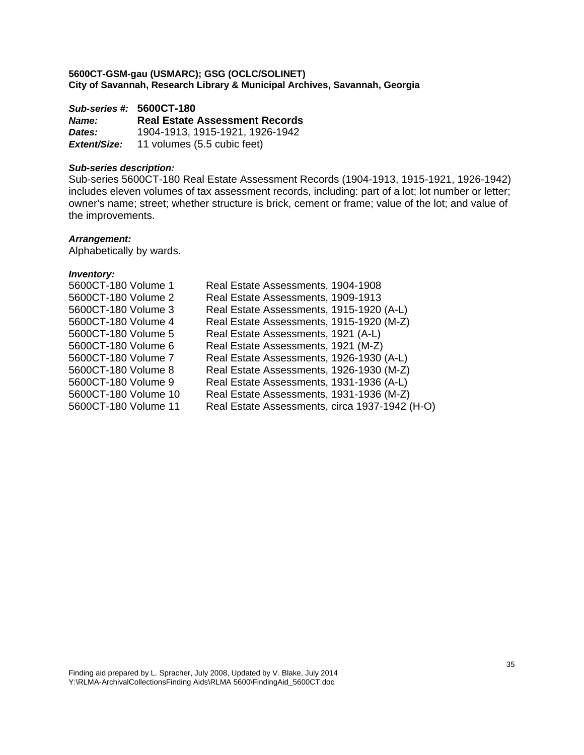**5600CT-GSM-gau (USMARC); GSG (OCLC/SOLINET)**
**City of Savannah, Research Library & Municipal Archives, Savannah, Georgia**

***Sub-series #:*** **5600CT-180**
***Name:*** **Real Estate Assessment Records**
***Dates:*** 1904-1913, 1915-1921, 1926-1942
***Extent/Size:*** 11 volumes (5.5 cubic feet)

***Sub-series description:***
Sub-series 5600CT-180 Real Estate Assessment Records (1904-1913, 1915-1921, 1926-1942) includes eleven volumes of tax assessment records, including: part of a lot; lot number or letter; owner's name; street; whether structure is brick, cement or frame; value of the lot; and value of the improvements.

***Arrangement:***
Alphabetically by wards.

***Inventory:***

| | |
|---|---|
| 5600CT-180 Volume 1 | Real Estate Assessments, 1904-1908 |
| 5600CT-180 Volume 2 | Real Estate Assessments, 1909-1913 |
| 5600CT-180 Volume 3 | Real Estate Assessments, 1915-1920 (A-L) |
| 5600CT-180 Volume 4 | Real Estate Assessments, 1915-1920 (M-Z) |
| 5600CT-180 Volume 5 | Real Estate Assessments, 1921 (A-L) |
| 5600CT-180 Volume 6 | Real Estate Assessments, 1921 (M-Z) |
| 5600CT-180 Volume 7 | Real Estate Assessments, 1926-1930 (A-L) |
| 5600CT-180 Volume 8 | Real Estate Assessments, 1926-1930 (M-Z) |
| 5600CT-180 Volume 9 | Real Estate Assessments, 1931-1936 (A-L) |
| 5600CT-180 Volume 10 | Real Estate Assessments, 1931-1936 (M-Z) |
| 5600CT-180 Volume 11 | Real Estate Assessments, circa 1937-1942 (H-O) |

Finding aid prepared by L. Spracher, July 2008, Updated by V. Blake, July 2014
Y:\RLMA-ArchivalCollectionsFinding Aids\RLMA 5600\FindingAid_5600CT.doc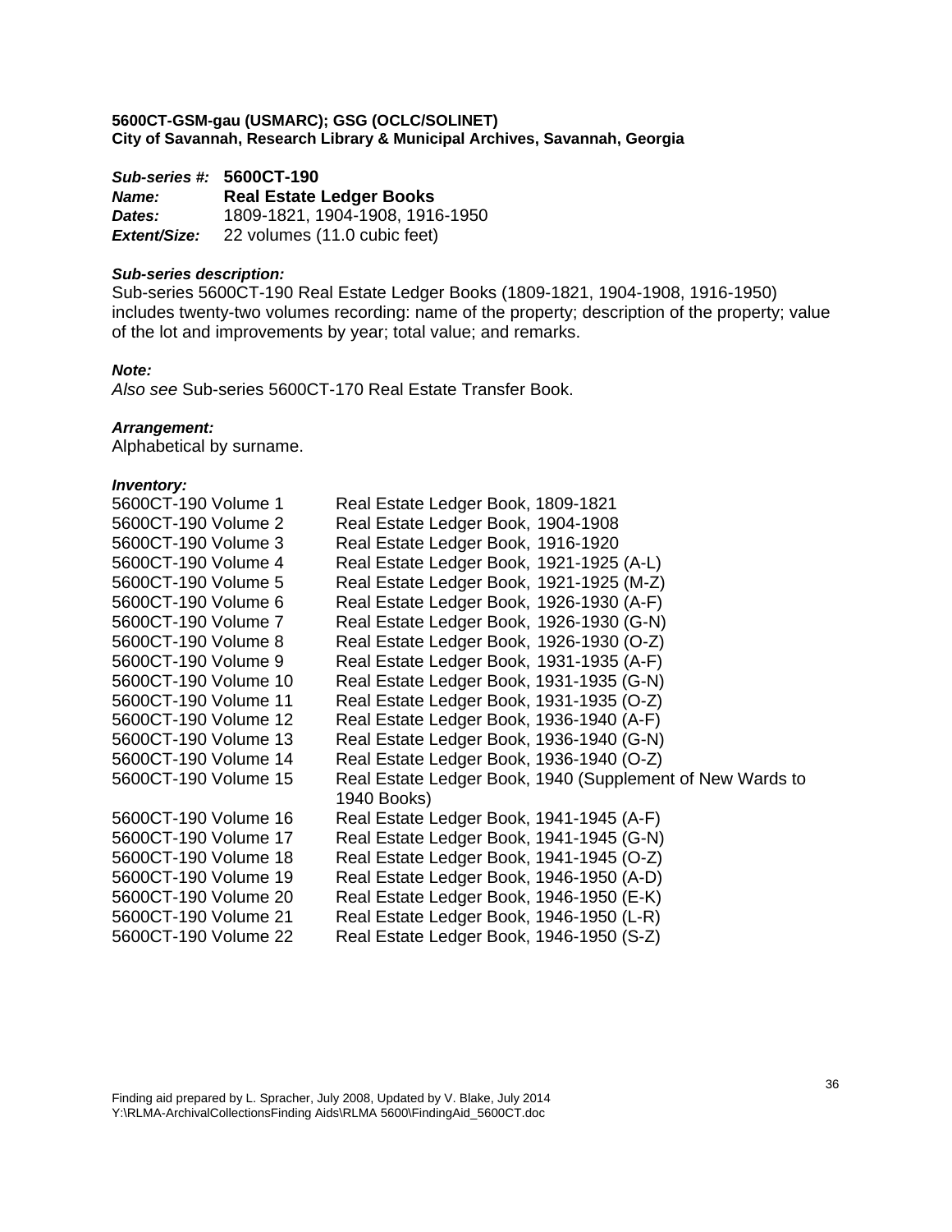**5600CT-GSM-gau (USMARC); GSG (OCLC/SOLINET)**
**City of Savannah, Research Library & Municipal Archives, Savannah, Georgia**

***Sub-series #:*** **5600CT-190**
***Name:*** **Real Estate Ledger Books**
***Dates:*** 1809-1821, 1904-1908, 1916-1950
***Extent/Size:*** 22 volumes (11.0 cubic feet)

***Sub-series description:***
Sub-series 5600CT-190 Real Estate Ledger Books (1809-1821, 1904-1908, 1916-1950) includes twenty-two volumes recording: name of the property; description of the property; value of the lot and improvements by year; total value; and remarks.

***Note:***
*Also see* Sub-series 5600CT-170 Real Estate Transfer Book.

***Arrangement:***
Alphabetical by surname.

***Inventory:***

| | |
|---|---|
| 5600CT-190 Volume 1 | Real Estate Ledger Book, 1809-1821 |
| 5600CT-190 Volume 2 | Real Estate Ledger Book, 1904-1908 |
| 5600CT-190 Volume 3 | Real Estate Ledger Book, 1916-1920 |
| 5600CT-190 Volume 4 | Real Estate Ledger Book, 1921-1925 (A-L) |
| 5600CT-190 Volume 5 | Real Estate Ledger Book, 1921-1925 (M-Z) |
| 5600CT-190 Volume 6 | Real Estate Ledger Book, 1926-1930 (A-F) |
| 5600CT-190 Volume 7 | Real Estate Ledger Book, 1926-1930 (G-N) |
| 5600CT-190 Volume 8 | Real Estate Ledger Book, 1926-1930 (O-Z) |
| 5600CT-190 Volume 9 | Real Estate Ledger Book, 1931-1935 (A-F) |
| 5600CT-190 Volume 10 | Real Estate Ledger Book, 1931-1935 (G-N) |
| 5600CT-190 Volume 11 | Real Estate Ledger Book, 1931-1935 (O-Z) |
| 5600CT-190 Volume 12 | Real Estate Ledger Book, 1936-1940 (A-F) |
| 5600CT-190 Volume 13 | Real Estate Ledger Book, 1936-1940 (G-N) |
| 5600CT-190 Volume 14 | Real Estate Ledger Book, 1936-1940 (O-Z) |
| 5600CT-190 Volume 15 | Real Estate Ledger Book, 1940 (Supplement of New Wards to 1940 Books) |
| 5600CT-190 Volume 16 | Real Estate Ledger Book, 1941-1945 (A-F) |
| 5600CT-190 Volume 17 | Real Estate Ledger Book, 1941-1945 (G-N) |
| 5600CT-190 Volume 18 | Real Estate Ledger Book, 1941-1945 (O-Z) |
| 5600CT-190 Volume 19 | Real Estate Ledger Book, 1946-1950 (A-D) |
| 5600CT-190 Volume 20 | Real Estate Ledger Book, 1946-1950 (E-K) |
| 5600CT-190 Volume 21 | Real Estate Ledger Book, 1946-1950 (L-R) |
| 5600CT-190 Volume 22 | Real Estate Ledger Book, 1946-1950 (S-Z) |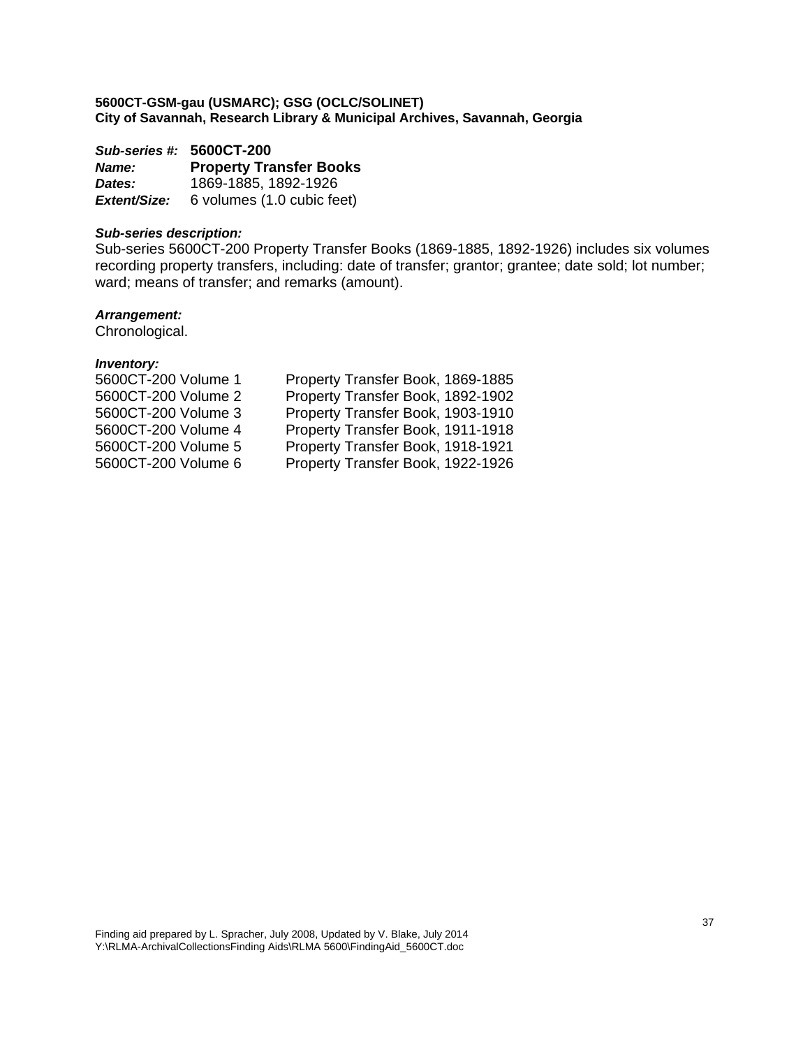**5600CT-GSM-gau (USMARC); GSG (OCLC/SOLINET)**
**City of Savannah, Research Library & Municipal Archives, Savannah, Georgia**

***Sub-series #:*** **5600CT-200**
***Name:*** **Property Transfer Books**
***Dates:*** 1869-1885, 1892-1926
***Extent/Size:*** 6 volumes (1.0 cubic feet)

***Sub-series description:***
Sub-series 5600CT-200 Property Transfer Books (1869-1885, 1892-1926) includes six volumes recording property transfers, including: date of transfer; grantor; grantee; date sold; lot number; ward; means of transfer; and remarks (amount).

***Arrangement:***
Chronological.

***Inventory:***

| | |
|---|---|
| 5600CT-200 Volume 1 | Property Transfer Book, 1869-1885 |
| 5600CT-200 Volume 2 | Property Transfer Book, 1892-1902 |
| 5600CT-200 Volume 3 | Property Transfer Book, 1903-1910 |
| 5600CT-200 Volume 4 | Property Transfer Book, 1911-1918 |
| 5600CT-200 Volume 5 | Property Transfer Book, 1918-1921 |
| 5600CT-200 Volume 6 | Property Transfer Book, 1922-1926 |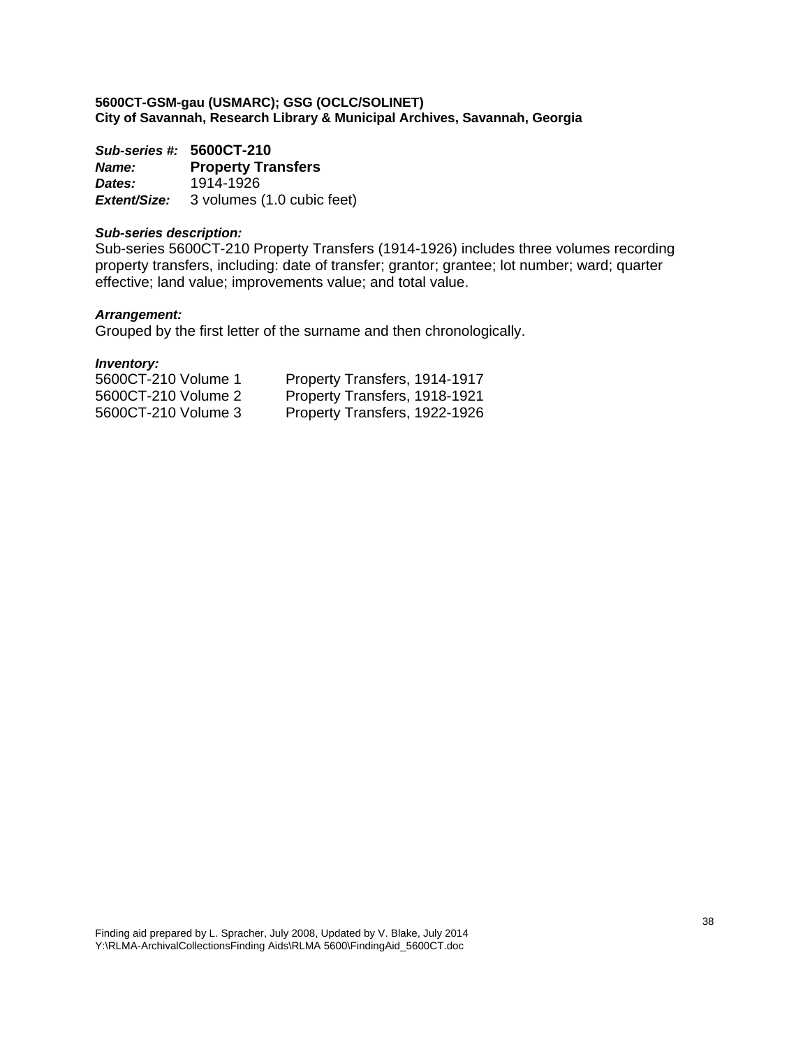**5600CT-GSM-gau (USMARC); GSG (OCLC/SOLINET)**
**City of Savannah, Research Library & Municipal Archives, Savannah, Georgia**

***Sub-series #:*** **5600CT-210**
***Name:*** **Property Transfers**
***Dates:*** 1914-1926
***Extent/Size:*** 3 volumes (1.0 cubic feet)

***Sub-series description:***
Sub-series 5600CT-210 Property Transfers (1914-1926) includes three volumes recording property transfers, including: date of transfer; grantor; grantee; lot number; ward; quarter effective; land value; improvements value; and total value.

***Arrangement:***
Grouped by the first letter of the surname and then chronologically.

***Inventory:***

| | |
|---|---|
| 5600CT-210 Volume 1 | Property Transfers, 1914-1917 |
| 5600CT-210 Volume 2 | Property Transfers, 1918-1921 |
| 5600CT-210 Volume 3 | Property Transfers, 1922-1926 |

Finding aid prepared by L. Spracher, July 2008, Updated by V. Blake, July 2014
Y:\RLMA-ArchivalCollectionsFinding Aids\RLMA 5600\FindingAid_5600CT.doc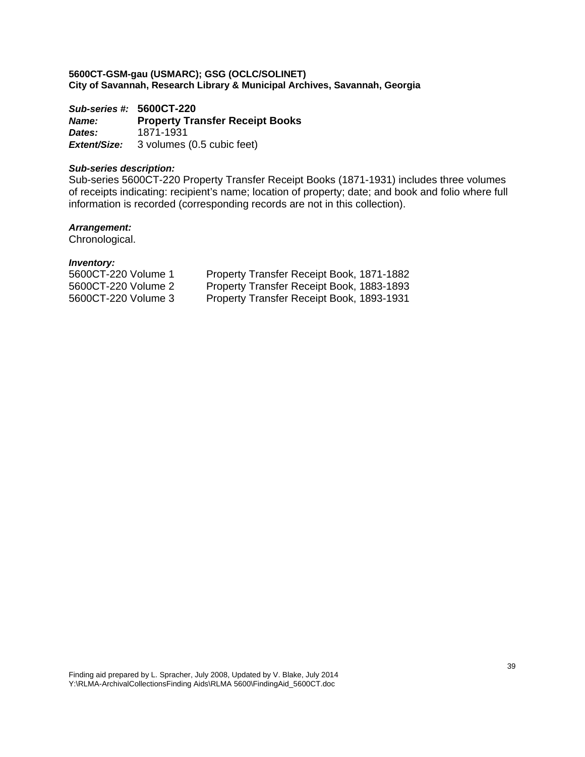**5600CT-GSM-gau (USMARC); GSG (OCLC/SOLINET)**
**City of Savannah, Research Library & Municipal Archives, Savannah, Georgia**

***Sub-series #:*** **5600CT-220**
***Name:*** **Property Transfer Receipt Books**
***Dates:*** 1871-1931
***Extent/Size:*** 3 volumes (0.5 cubic feet)

***Sub-series description:***
Sub-series 5600CT-220 Property Transfer Receipt Books (1871-1931) includes three volumes of receipts indicating: recipient's name; location of property; date; and book and folio where full information is recorded (corresponding records are not in this collection).

***Arrangement:***
Chronological.

***Inventory:***

| | |
|---|---|
| 5600CT-220 Volume 1 | Property Transfer Receipt Book, 1871-1882 |
| 5600CT-220 Volume 2 | Property Transfer Receipt Book, 1883-1893 |
| 5600CT-220 Volume 3 | Property Transfer Receipt Book, 1893-1931 |

Finding aid prepared by L. Spracher, July 2008, Updated by V. Blake, July 2014
Y:\RLMA-ArchivalCollectionsFinding Aids\RLMA 5600\FindingAid_5600CT.doc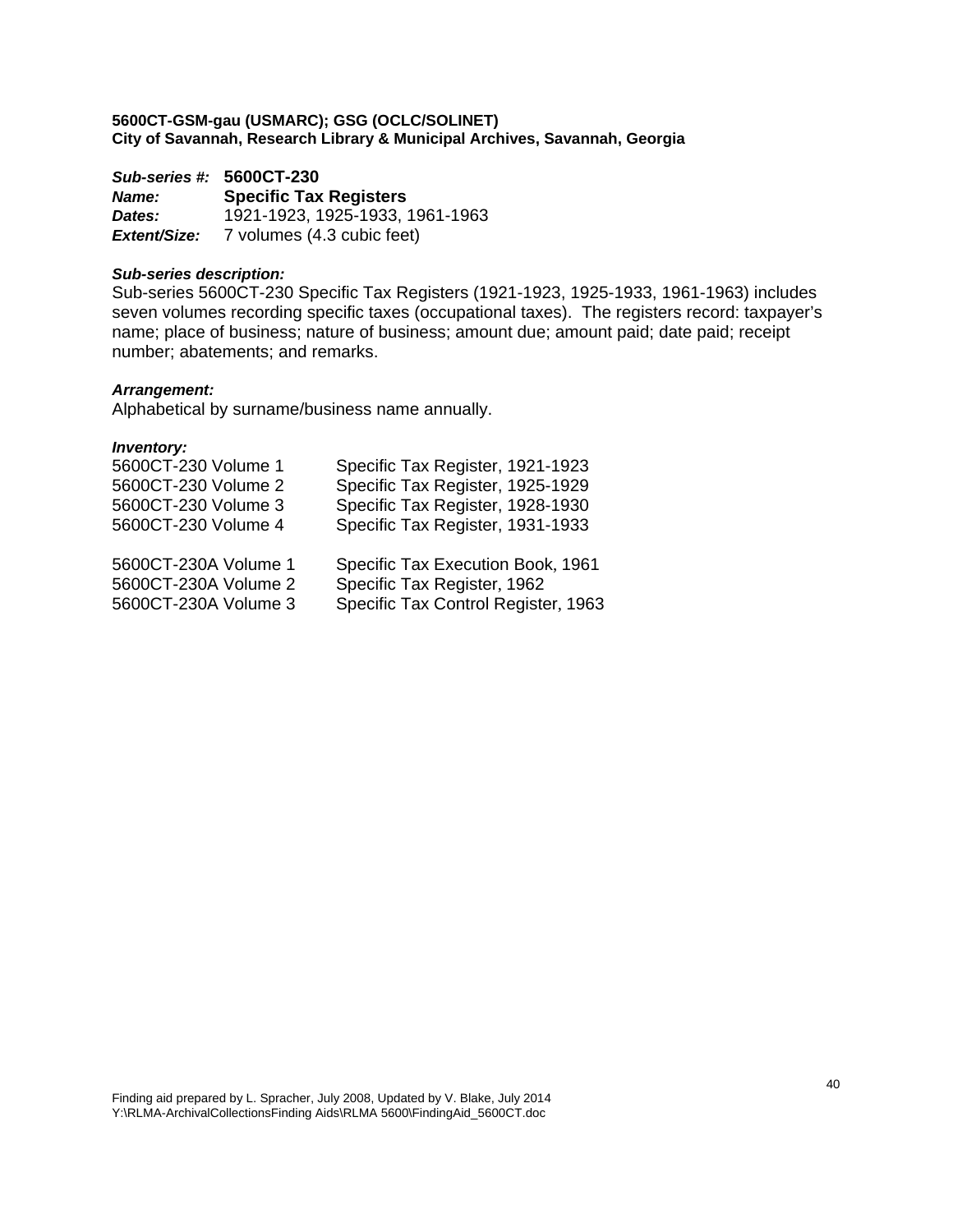**5600CT-GSM-gau (USMARC); GSG (OCLC/SOLINET)**
**City of Savannah, Research Library & Municipal Archives, Savannah, Georgia**

***Sub-series #:*** **5600CT-230**
***Name:*** **Specific Tax Registers**
***Dates:*** 1921-1923, 1925-1933, 1961-1963
***Extent/Size:*** 7 volumes (4.3 cubic feet)

***Sub-series description:***
Sub-series 5600CT-230 Specific Tax Registers (1921-1923, 1925-1933, 1961-1963) includes seven volumes recording specific taxes (occupational taxes). The registers record: taxpayer's name; place of business; nature of business; amount due; amount paid; date paid; receipt number; abatements; and remarks.

***Arrangement:***
Alphabetical by surname/business name annually.

***Inventory:***

| | |
|---|---|
| 5600CT-230 Volume 1 | Specific Tax Register, 1921-1923 |
| 5600CT-230 Volume 2 | Specific Tax Register, 1925-1929 |
| 5600CT-230 Volume 3 | Specific Tax Register, 1928-1930 |
| 5600CT-230 Volume 4 | Specific Tax Register, 1931-1933 |
| | |
| 5600CT-230A Volume 1 | Specific Tax Execution Book, 1961 |
| 5600CT-230A Volume 2 | Specific Tax Register, 1962 |
| 5600CT-230A Volume 3 | Specific Tax Control Register, 1963 |

Finding aid prepared by L. Spracher, July 2008, Updated by V. Blake, July 2014
Y:\RLMA-ArchivalCollectionsFinding Aids\RLMA 5600\FindingAid_5600CT.doc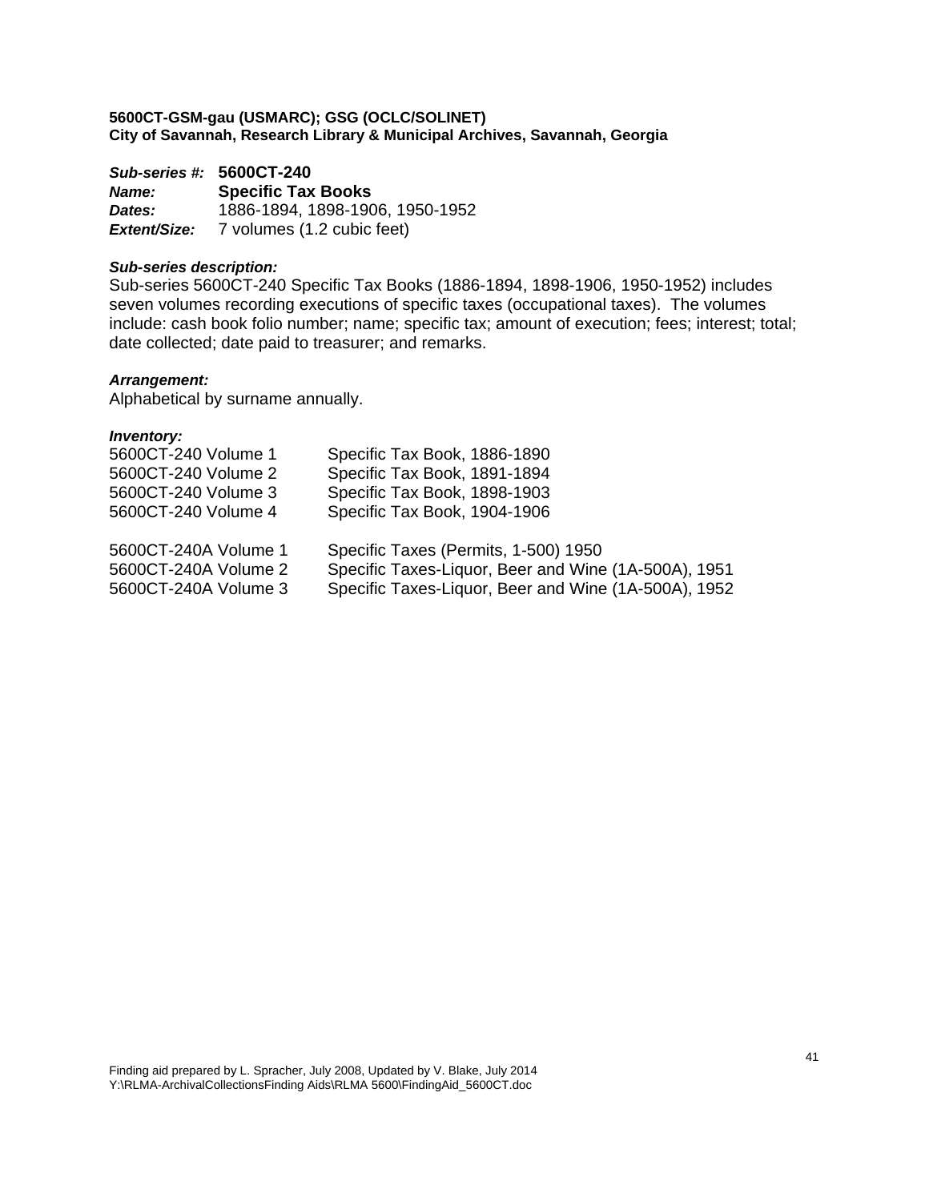**5600CT-GSM-gau (USMARC); GSG (OCLC/SOLINET)**
**City of Savannah, Research Library & Municipal Archives, Savannah, Georgia**

***Sub-series #:*** **5600CT-240**
***Name:*** **Specific Tax Books**
***Dates:*** 1886-1894, 1898-1906, 1950-1952
***Extent/Size:*** 7 volumes (1.2 cubic feet)

***Sub-series description:***
Sub-series 5600CT-240 Specific Tax Books (1886-1894, 1898-1906, 1950-1952) includes seven volumes recording executions of specific taxes (occupational taxes). The volumes include: cash book folio number; name; specific tax; amount of execution; fees; interest; total; date collected; date paid to treasurer; and remarks.

***Arrangement:***
Alphabetical by surname annually.

***Inventory:***

| | |
|---|---|
| 5600CT-240 Volume 1 | Specific Tax Book, 1886-1890 |
| 5600CT-240 Volume 2 | Specific Tax Book, 1891-1894 |
| 5600CT-240 Volume 3 | Specific Tax Book, 1898-1903 |
| 5600CT-240 Volume 4 | Specific Tax Book, 1904-1906 |
| | |
| 5600CT-240A Volume 1 | Specific Taxes (Permits, 1-500) 1950 |
| 5600CT-240A Volume 2 | Specific Taxes-Liquor, Beer and Wine (1A-500A), 1951 |
| 5600CT-240A Volume 3 | Specific Taxes-Liquor, Beer and Wine (1A-500A), 1952 |

Finding aid prepared by L. Spracher, July 2008, Updated by V. Blake, July 2014
Y:\RLMA-ArchivalCollectionsFinding Aids\RLMA 5600\FindingAid_5600CT.doc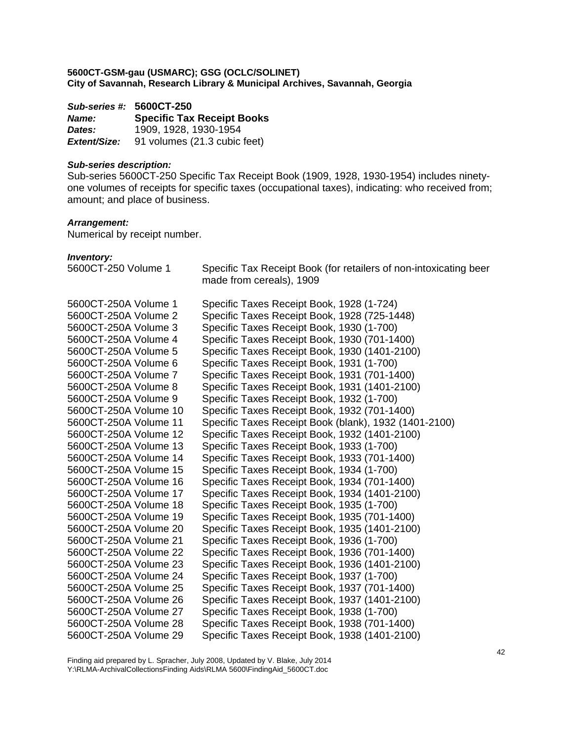**5600CT-GSM-gau (USMARC); GSG (OCLC/SOLINET)**
**City of Savannah, Research Library & Municipal Archives, Savannah, Georgia**

***Sub-series #:*** **5600CT-250**
***Name:*** **Specific Tax Receipt Books**
***Dates:*** 1909, 1928, 1930-1954
***Extent/Size:*** 91 volumes (21.3 cubic feet)

***Sub-series description:***
Sub-series 5600CT-250 Specific Tax Receipt Book (1909, 1928, 1930-1954) includes ninety-one volumes of receipts for specific taxes (occupational taxes), indicating: who received from; amount; and place of business.

***Arrangement:***
Numerical by receipt number.

***Inventory:***

| | |
|---|---|
| 5600CT-250 Volume 1 | Specific Tax Receipt Book (for retailers of non-intoxicating beer made from cereals), 1909 |
| 5600CT-250A Volume 1 | Specific Taxes Receipt Book, 1928 (1-724) |
| 5600CT-250A Volume 2 | Specific Taxes Receipt Book, 1928 (725-1448) |
| 5600CT-250A Volume 3 | Specific Taxes Receipt Book, 1930 (1-700) |
| 5600CT-250A Volume 4 | Specific Taxes Receipt Book, 1930 (701-1400) |
| 5600CT-250A Volume 5 | Specific Taxes Receipt Book, 1930 (1401-2100) |
| 5600CT-250A Volume 6 | Specific Taxes Receipt Book, 1931 (1-700) |
| 5600CT-250A Volume 7 | Specific Taxes Receipt Book, 1931 (701-1400) |
| 5600CT-250A Volume 8 | Specific Taxes Receipt Book, 1931 (1401-2100) |
| 5600CT-250A Volume 9 | Specific Taxes Receipt Book, 1932 (1-700) |
| 5600CT-250A Volume 10 | Specific Taxes Receipt Book, 1932 (701-1400) |
| 5600CT-250A Volume 11 | Specific Taxes Receipt Book (blank), 1932 (1401-2100) |
| 5600CT-250A Volume 12 | Specific Taxes Receipt Book, 1932 (1401-2100) |
| 5600CT-250A Volume 13 | Specific Taxes Receipt Book, 1933 (1-700) |
| 5600CT-250A Volume 14 | Specific Taxes Receipt Book, 1933 (701-1400) |
| 5600CT-250A Volume 15 | Specific Taxes Receipt Book, 1934 (1-700) |
| 5600CT-250A Volume 16 | Specific Taxes Receipt Book, 1934 (701-1400) |
| 5600CT-250A Volume 17 | Specific Taxes Receipt Book, 1934 (1401-2100) |
| 5600CT-250A Volume 18 | Specific Taxes Receipt Book, 1935 (1-700) |
| 5600CT-250A Volume 19 | Specific Taxes Receipt Book, 1935 (701-1400) |
| 5600CT-250A Volume 20 | Specific Taxes Receipt Book, 1935 (1401-2100) |
| 5600CT-250A Volume 21 | Specific Taxes Receipt Book, 1936 (1-700) |
| 5600CT-250A Volume 22 | Specific Taxes Receipt Book, 1936 (701-1400) |
| 5600CT-250A Volume 23 | Specific Taxes Receipt Book, 1936 (1401-2100) |
| 5600CT-250A Volume 24 | Specific Taxes Receipt Book, 1937 (1-700) |
| 5600CT-250A Volume 25 | Specific Taxes Receipt Book, 1937 (701-1400) |
| 5600CT-250A Volume 26 | Specific Taxes Receipt Book, 1937 (1401-2100) |
| 5600CT-250A Volume 27 | Specific Taxes Receipt Book, 1938 (1-700) |
| 5600CT-250A Volume 28 | Specific Taxes Receipt Book, 1938 (701-1400) |
| 5600CT-250A Volume 29 | Specific Taxes Receipt Book, 1938 (1401-2100) |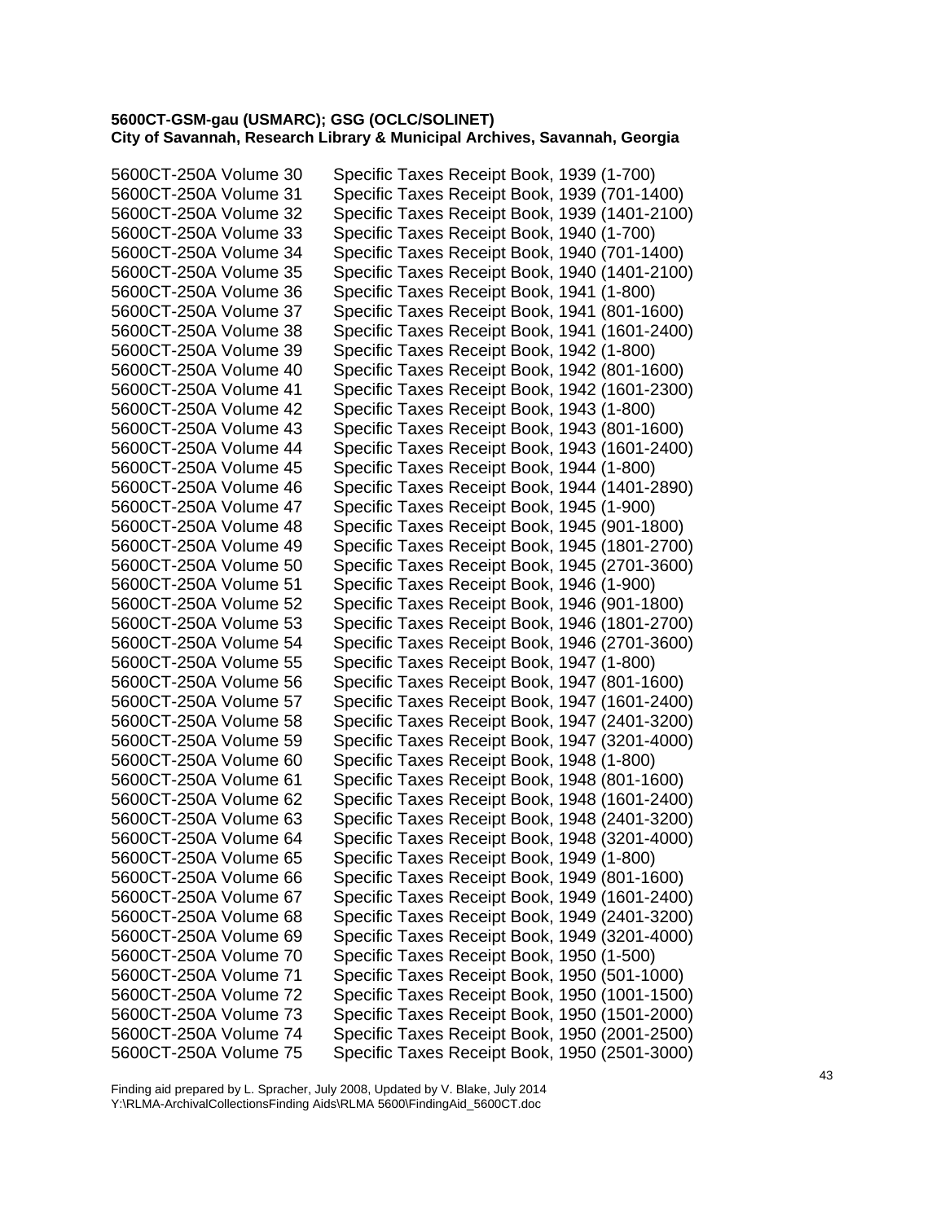**5600CT-GSM-gau (USMARC); GSG (OCLC/SOLINET)**
**City of Savannah, Research Library & Municipal Archives, Savannah, Georgia**

| | |
|---|---|
| 5600CT-250A Volume 30 | Specific Taxes Receipt Book, 1939 (1-700) |
| 5600CT-250A Volume 31 | Specific Taxes Receipt Book, 1939 (701-1400) |
| 5600CT-250A Volume 32 | Specific Taxes Receipt Book, 1939 (1401-2100) |
| 5600CT-250A Volume 33 | Specific Taxes Receipt Book, 1940 (1-700) |
| 5600CT-250A Volume 34 | Specific Taxes Receipt Book, 1940 (701-1400) |
| 5600CT-250A Volume 35 | Specific Taxes Receipt Book, 1940 (1401-2100) |
| 5600CT-250A Volume 36 | Specific Taxes Receipt Book, 1941 (1-800) |
| 5600CT-250A Volume 37 | Specific Taxes Receipt Book, 1941 (801-1600) |
| 5600CT-250A Volume 38 | Specific Taxes Receipt Book, 1941 (1601-2400) |
| 5600CT-250A Volume 39 | Specific Taxes Receipt Book, 1942 (1-800) |
| 5600CT-250A Volume 40 | Specific Taxes Receipt Book, 1942 (801-1600) |
| 5600CT-250A Volume 41 | Specific Taxes Receipt Book, 1942 (1601-2300) |
| 5600CT-250A Volume 42 | Specific Taxes Receipt Book, 1943 (1-800) |
| 5600CT-250A Volume 43 | Specific Taxes Receipt Book, 1943 (801-1600) |
| 5600CT-250A Volume 44 | Specific Taxes Receipt Book, 1943 (1601-2400) |
| 5600CT-250A Volume 45 | Specific Taxes Receipt Book, 1944 (1-800) |
| 5600CT-250A Volume 46 | Specific Taxes Receipt Book, 1944 (1401-2890) |
| 5600CT-250A Volume 47 | Specific Taxes Receipt Book, 1945 (1-900) |
| 5600CT-250A Volume 48 | Specific Taxes Receipt Book, 1945 (901-1800) |
| 5600CT-250A Volume 49 | Specific Taxes Receipt Book, 1945 (1801-2700) |
| 5600CT-250A Volume 50 | Specific Taxes Receipt Book, 1945 (2701-3600) |
| 5600CT-250A Volume 51 | Specific Taxes Receipt Book, 1946 (1-900) |
| 5600CT-250A Volume 52 | Specific Taxes Receipt Book, 1946 (901-1800) |
| 5600CT-250A Volume 53 | Specific Taxes Receipt Book, 1946 (1801-2700) |
| 5600CT-250A Volume 54 | Specific Taxes Receipt Book, 1946 (2701-3600) |
| 5600CT-250A Volume 55 | Specific Taxes Receipt Book, 1947 (1-800) |
| 5600CT-250A Volume 56 | Specific Taxes Receipt Book, 1947 (801-1600) |
| 5600CT-250A Volume 57 | Specific Taxes Receipt Book, 1947 (1601-2400) |
| 5600CT-250A Volume 58 | Specific Taxes Receipt Book, 1947 (2401-3200) |
| 5600CT-250A Volume 59 | Specific Taxes Receipt Book, 1947 (3201-4000) |
| 5600CT-250A Volume 60 | Specific Taxes Receipt Book, 1948 (1-800) |
| 5600CT-250A Volume 61 | Specific Taxes Receipt Book, 1948 (801-1600) |
| 5600CT-250A Volume 62 | Specific Taxes Receipt Book, 1948 (1601-2400) |
| 5600CT-250A Volume 63 | Specific Taxes Receipt Book, 1948 (2401-3200) |
| 5600CT-250A Volume 64 | Specific Taxes Receipt Book, 1948 (3201-4000) |
| 5600CT-250A Volume 65 | Specific Taxes Receipt Book, 1949 (1-800) |
| 5600CT-250A Volume 66 | Specific Taxes Receipt Book, 1949 (801-1600) |
| 5600CT-250A Volume 67 | Specific Taxes Receipt Book, 1949 (1601-2400) |
| 5600CT-250A Volume 68 | Specific Taxes Receipt Book, 1949 (2401-3200) |
| 5600CT-250A Volume 69 | Specific Taxes Receipt Book, 1949 (3201-4000) |
| 5600CT-250A Volume 70 | Specific Taxes Receipt Book, 1950 (1-500) |
| 5600CT-250A Volume 71 | Specific Taxes Receipt Book, 1950 (501-1000) |
| 5600CT-250A Volume 72 | Specific Taxes Receipt Book, 1950 (1001-1500) |
| 5600CT-250A Volume 73 | Specific Taxes Receipt Book, 1950 (1501-2000) |
| 5600CT-250A Volume 74 | Specific Taxes Receipt Book, 1950 (2001-2500) |
| 5600CT-250A Volume 75 | Specific Taxes Receipt Book, 1950 (2501-3000) |

Finding aid prepared by L. Spracher, July 2008, Updated by V. Blake, July 2014
Y:\RLMA-ArchivalCollectionsFinding Aids\RLMA 5600\FindingAid_5600CT.doc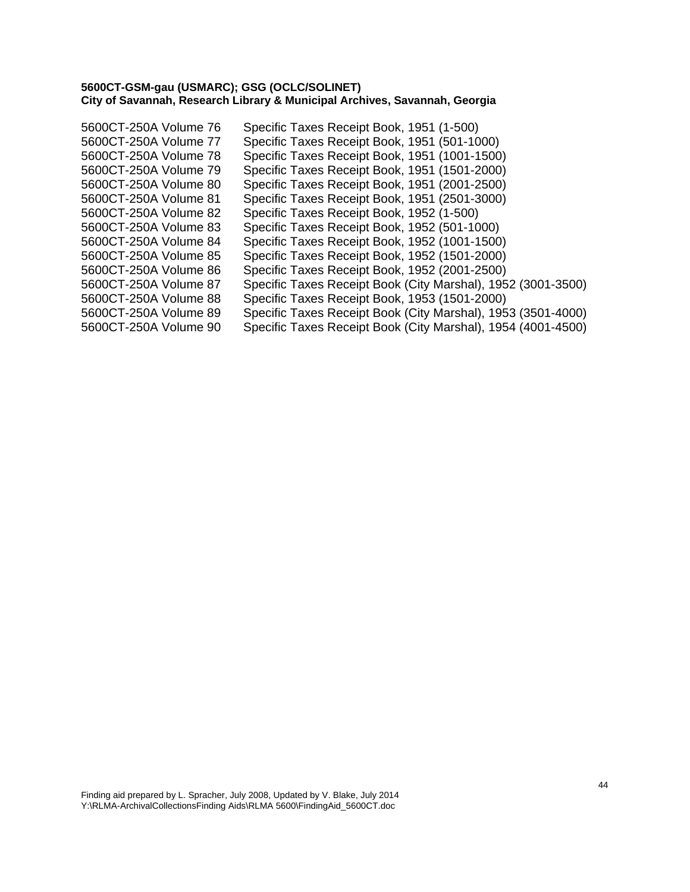**5600CT-GSM-gau (USMARC); GSG (OCLC/SOLINET)**
**City of Savannah, Research Library & Municipal Archives, Savannah, Georgia**

| | |
|---|---|
| 5600CT-250A Volume 76 | Specific Taxes Receipt Book, 1951 (1-500) |
| 5600CT-250A Volume 77 | Specific Taxes Receipt Book, 1951 (501-1000) |
| 5600CT-250A Volume 78 | Specific Taxes Receipt Book, 1951 (1001-1500) |
| 5600CT-250A Volume 79 | Specific Taxes Receipt Book, 1951 (1501-2000) |
| 5600CT-250A Volume 80 | Specific Taxes Receipt Book, 1951 (2001-2500) |
| 5600CT-250A Volume 81 | Specific Taxes Receipt Book, 1951 (2501-3000) |
| 5600CT-250A Volume 82 | Specific Taxes Receipt Book, 1952 (1-500) |
| 5600CT-250A Volume 83 | Specific Taxes Receipt Book, 1952 (501-1000) |
| 5600CT-250A Volume 84 | Specific Taxes Receipt Book, 1952 (1001-1500) |
| 5600CT-250A Volume 85 | Specific Taxes Receipt Book, 1952 (1501-2000) |
| 5600CT-250A Volume 86 | Specific Taxes Receipt Book, 1952 (2001-2500) |
| 5600CT-250A Volume 87 | Specific Taxes Receipt Book (City Marshal), 1952 (3001-3500) |
| 5600CT-250A Volume 88 | Specific Taxes Receipt Book, 1953 (1501-2000) |
| 5600CT-250A Volume 89 | Specific Taxes Receipt Book (City Marshal), 1953 (3501-4000) |
| 5600CT-250A Volume 90 | Specific Taxes Receipt Book (City Marshal), 1954 (4001-4500) |

Finding aid prepared by L. Spracher, July 2008, Updated by V. Blake, July 2014
Y:\RLMA-ArchivalCollectionsFinding Aids\RLMA 5600\FindingAid_5600CT.doc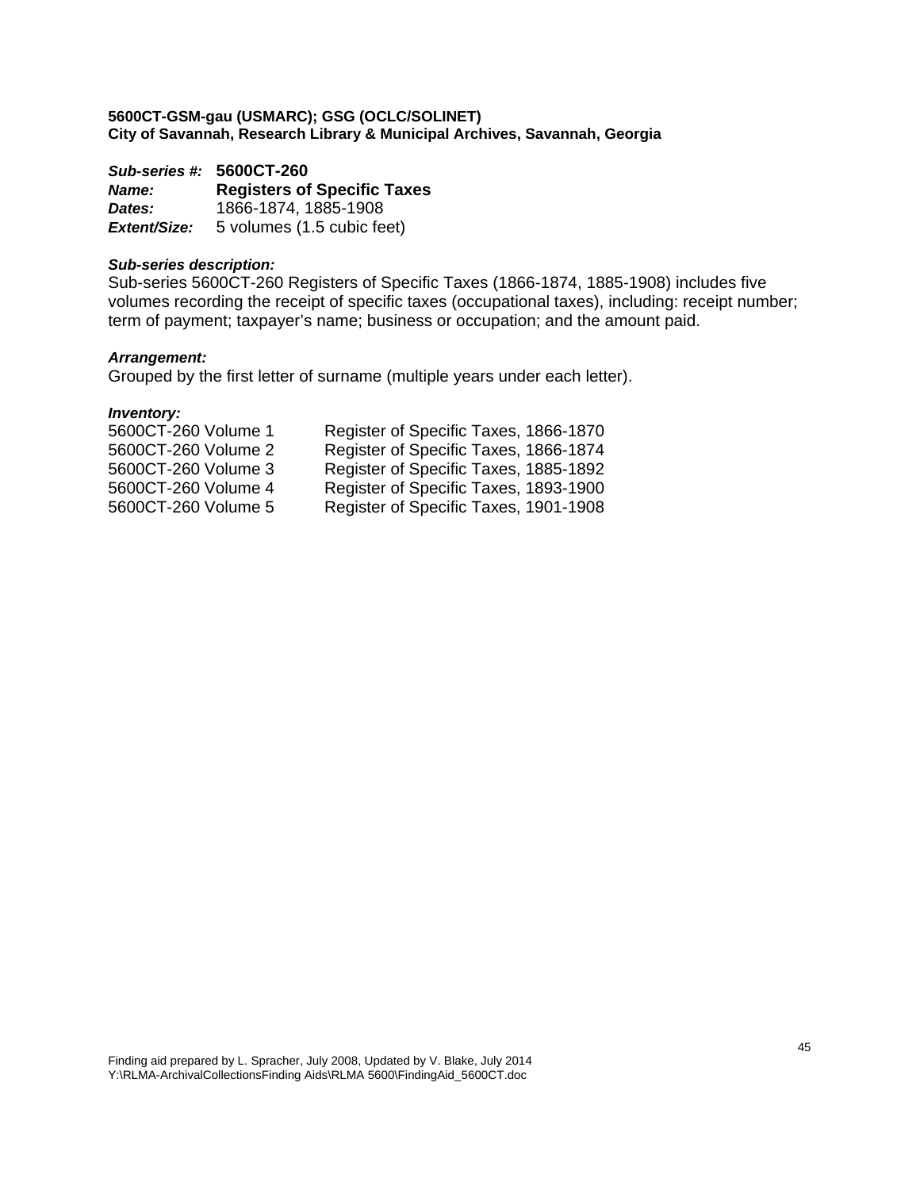**5600CT-GSM-gau (USMARC); GSG (OCLC/SOLINET)**
**City of Savannah, Research Library & Municipal Archives, Savannah, Georgia**

***Sub-series #:*** **5600CT-260**
***Name:*** **Registers of Specific Taxes**
***Dates:*** 1866-1874, 1885-1908
***Extent/Size:*** 5 volumes (1.5 cubic feet)

***Sub-series description:***
Sub-series 5600CT-260 Registers of Specific Taxes (1866-1874, 1885-1908) includes five volumes recording the receipt of specific taxes (occupational taxes), including: receipt number; term of payment; taxpayer's name; business or occupation; and the amount paid.

***Arrangement:***
Grouped by the first letter of surname (multiple years under each letter).

***Inventory:***

| | |
|---|---|
| 5600CT-260 Volume 1 | Register of Specific Taxes, 1866-1870 |
| 5600CT-260 Volume 2 | Register of Specific Taxes, 1866-1874 |
| 5600CT-260 Volume 3 | Register of Specific Taxes, 1885-1892 |
| 5600CT-260 Volume 4 | Register of Specific Taxes, 1893-1900 |
| 5600CT-260 Volume 5 | Register of Specific Taxes, 1901-1908 |

Finding aid prepared by L. Spracher, July 2008, Updated by V. Blake, July 2014
Y:\RLMA-ArchivalCollectionsFinding Aids\RLMA 5600\FindingAid_5600CT.doc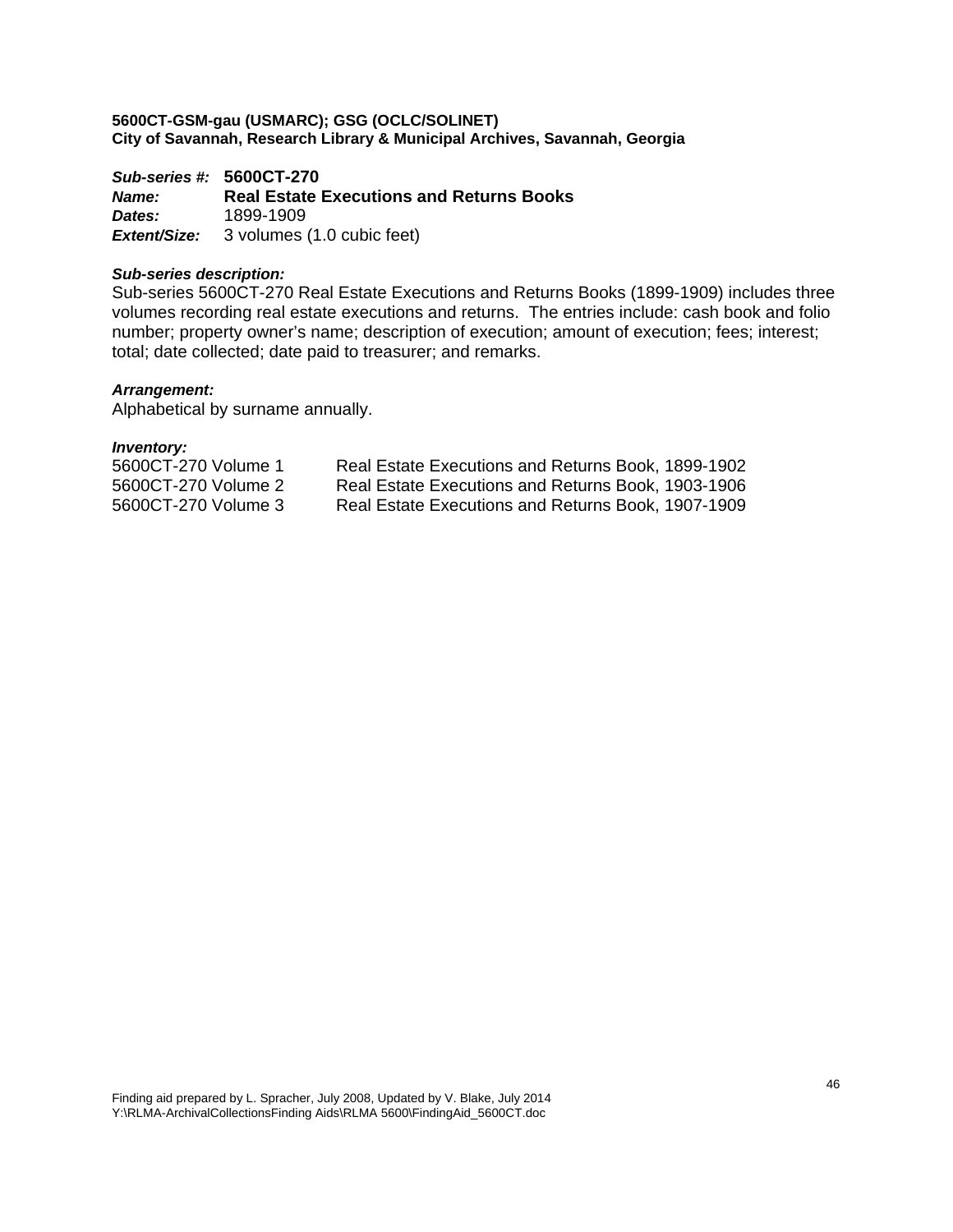**5600CT-GSM-gau (USMARC); GSG (OCLC/SOLINET)**
**City of Savannah, Research Library & Municipal Archives, Savannah, Georgia**

***Sub-series #:*** **5600CT-270**
***Name:*** **Real Estate Executions and Returns Books**
***Dates:*** 1899-1909
***Extent/Size:*** 3 volumes (1.0 cubic feet)

***Sub-series description:***
Sub-series 5600CT-270 Real Estate Executions and Returns Books (1899-1909) includes three volumes recording real estate executions and returns. The entries include: cash book and folio number; property owner's name; description of execution; amount of execution; fees; interest; total; date collected; date paid to treasurer; and remarks.

***Arrangement:***
Alphabetical by surname annually.

***Inventory:***

| | |
|---|---|
| 5600CT-270 Volume 1 | Real Estate Executions and Returns Book, 1899-1902 |
| 5600CT-270 Volume 2 | Real Estate Executions and Returns Book, 1903-1906 |
| 5600CT-270 Volume 3 | Real Estate Executions and Returns Book, 1907-1909 |

Finding aid prepared by L. Spracher, July 2008, Updated by V. Blake, July 2014
Y:\RLMA-ArchivalCollectionsFinding Aids\RLMA 5600\FindingAid_5600CT.doc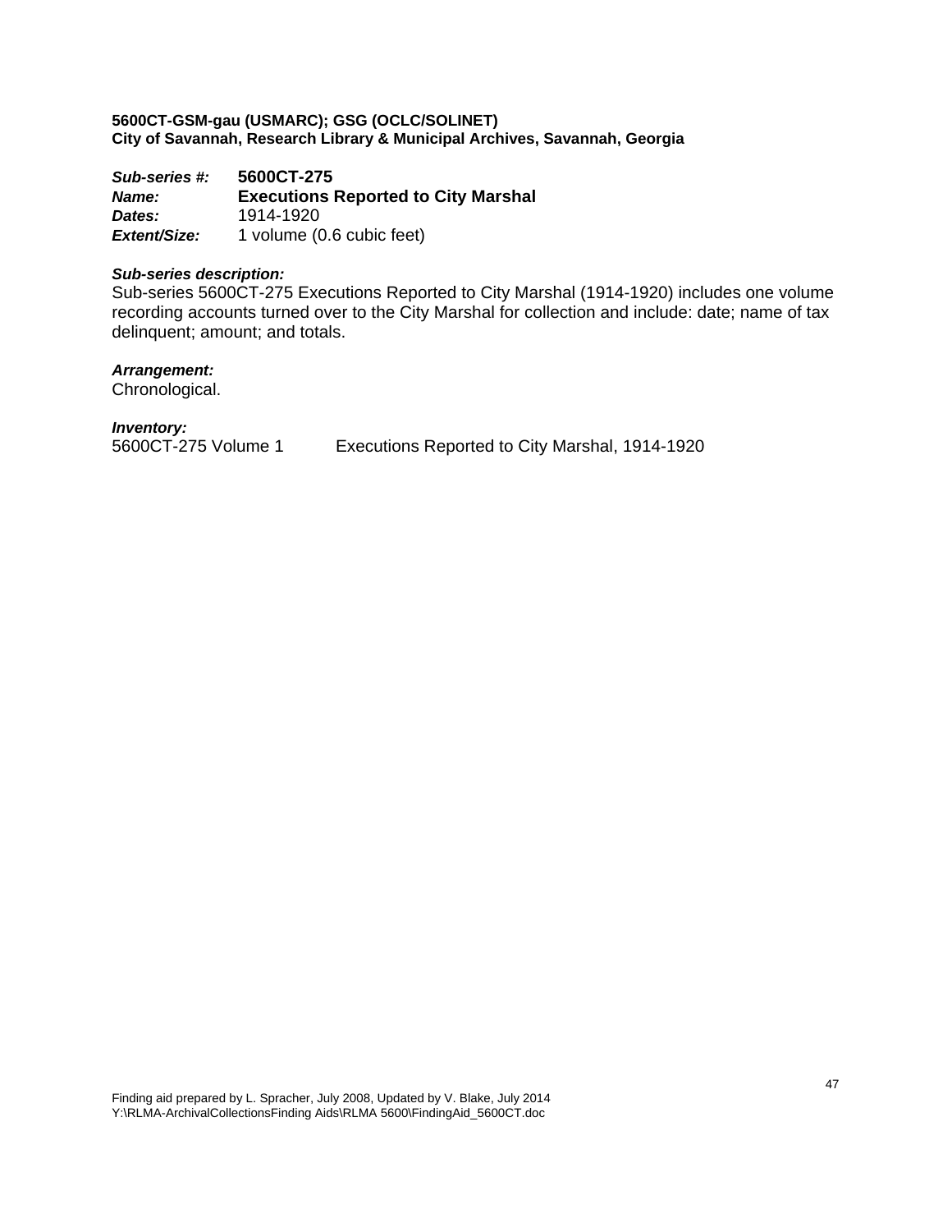**5600CT-GSM-gau (USMARC); GSG (OCLC/SOLINET)**
**City of Savannah, Research Library & Municipal Archives, Savannah, Georgia**

***Sub-series #:*** **5600CT-275**
***Name:*** **Executions Reported to City Marshal**
***Dates:*** 1914-1920
***Extent/Size:*** 1 volume (0.6 cubic feet)

***Sub-series description:***
Sub-series 5600CT-275 Executions Reported to City Marshal (1914-1920) includes one volume recording accounts turned over to the City Marshal for collection and include: date; name of tax delinquent; amount; and totals.

***Arrangement:***
Chronological.

***Inventory:***

| | |
|---|---|
| 5600CT-275 Volume 1 | Executions Reported to City Marshal, 1914-1920 |

Finding aid prepared by L. Spracher, July 2008, Updated by V. Blake, July 2014
Y:\RLMA-ArchivalCollectionsFinding Aids\RLMA 5600\FindingAid_5600CT.doc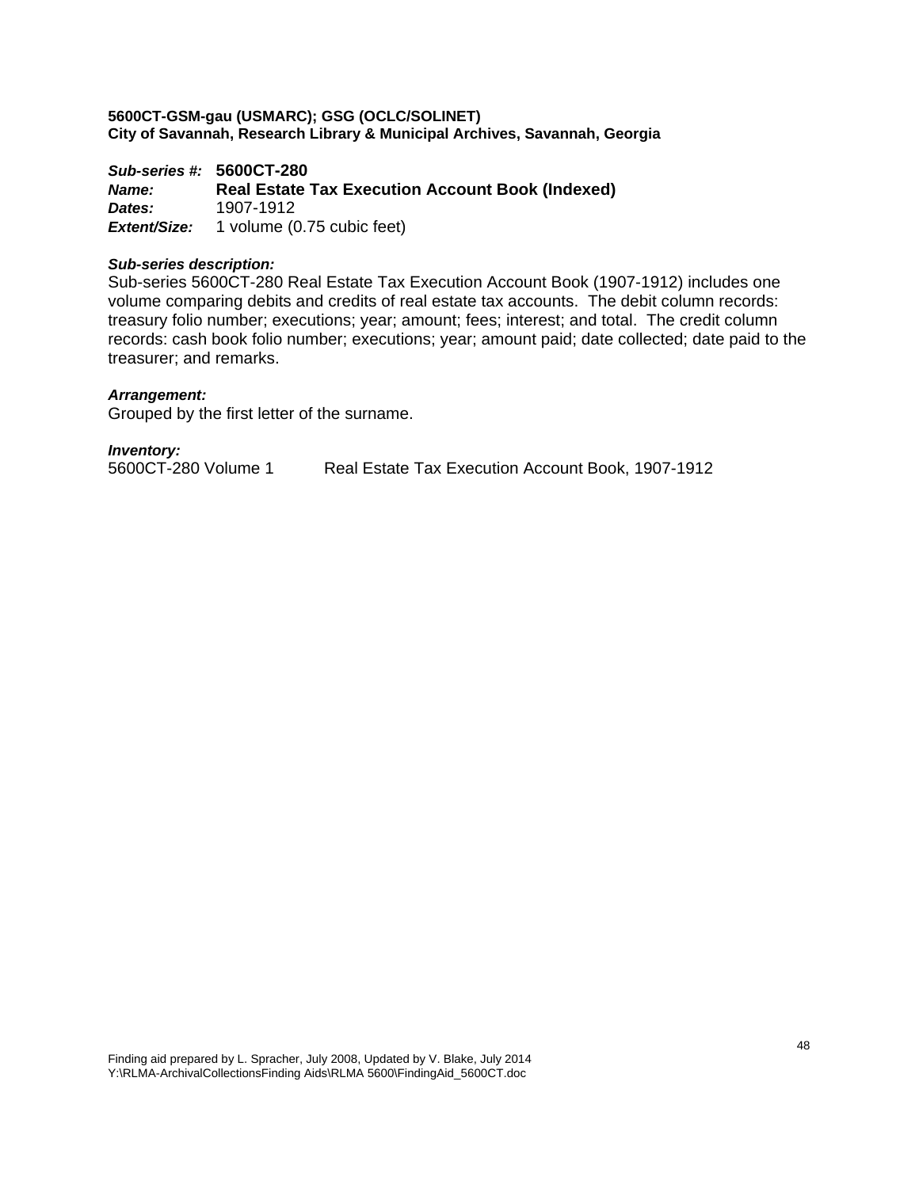**5600CT-GSM-gau (USMARC); GSG (OCLC/SOLINET)**
**City of Savannah, Research Library & Municipal Archives, Savannah, Georgia**

***Sub-series #:*** **5600CT-280**
***Name:*** **Real Estate Tax Execution Account Book (Indexed)**
***Dates:*** 1907-1912
***Extent/Size:*** 1 volume (0.75 cubic feet)

***Sub-series description:***
Sub-series 5600CT-280 Real Estate Tax Execution Account Book (1907-1912) includes one volume comparing debits and credits of real estate tax accounts. The debit column records: treasury folio number; executions; year; amount; fees; interest; and total. The credit column records: cash book folio number; executions; year; amount paid; date collected; date paid to the treasurer; and remarks.

***Arrangement:***
Grouped by the first letter of the surname.

***Inventory:***
5600CT-280 Volume 1 Real Estate Tax Execution Account Book, 1907-1912

Finding aid prepared by L. Spracher, July 2008, Updated by V. Blake, July 2014
Y:\RLMA-ArchivalCollectionsFinding Aids\RLMA 5600\FindingAid_5600CT.doc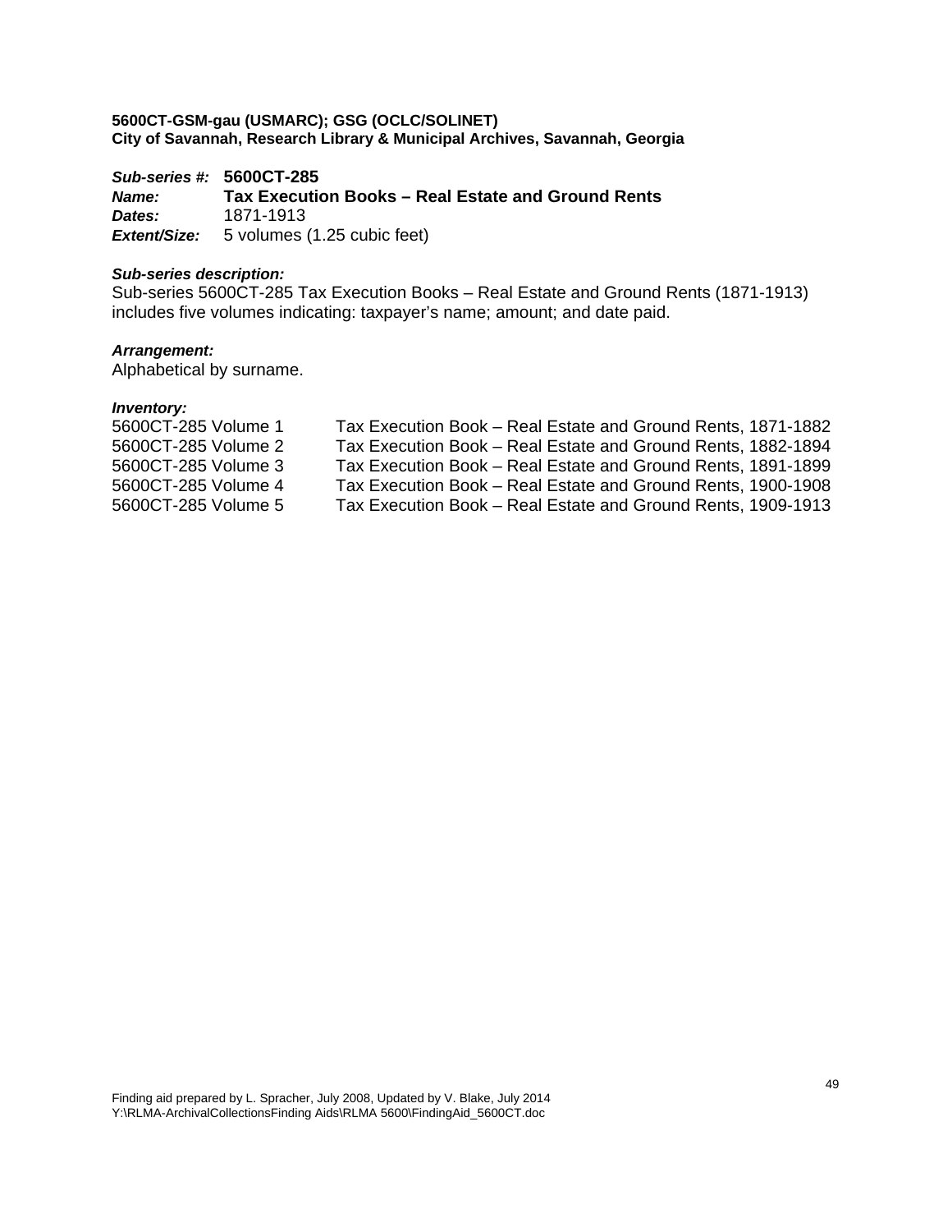**5600CT-GSM-gau (USMARC); GSG (OCLC/SOLINET)**
**City of Savannah, Research Library & Municipal Archives, Savannah, Georgia**

***Sub-series #:*** **5600CT-285**
***Name:*** **Tax Execution Books – Real Estate and Ground Rents**
***Dates:*** 1871-1913
***Extent/Size:*** 5 volumes (1.25 cubic feet)

***Sub-series description:***
Sub-series 5600CT-285 Tax Execution Books – Real Estate and Ground Rents (1871-1913) includes five volumes indicating: taxpayer's name; amount; and date paid.

***Arrangement:***
Alphabetical by surname.

***Inventory:***

| | |
|---|---|
| 5600CT-285 Volume 1 | Tax Execution Book – Real Estate and Ground Rents, 1871-1882 |
| 5600CT-285 Volume 2 | Tax Execution Book – Real Estate and Ground Rents, 1882-1894 |
| 5600CT-285 Volume 3 | Tax Execution Book – Real Estate and Ground Rents, 1891-1899 |
| 5600CT-285 Volume 4 | Tax Execution Book – Real Estate and Ground Rents, 1900-1908 |
| 5600CT-285 Volume 5 | Tax Execution Book – Real Estate and Ground Rents, 1909-1913 |

Finding aid prepared by L. Spracher, July 2008, Updated by V. Blake, July 2014
Y:\RLMA-ArchivalCollectionsFinding Aids\RLMA 5600\FindingAid_5600CT.doc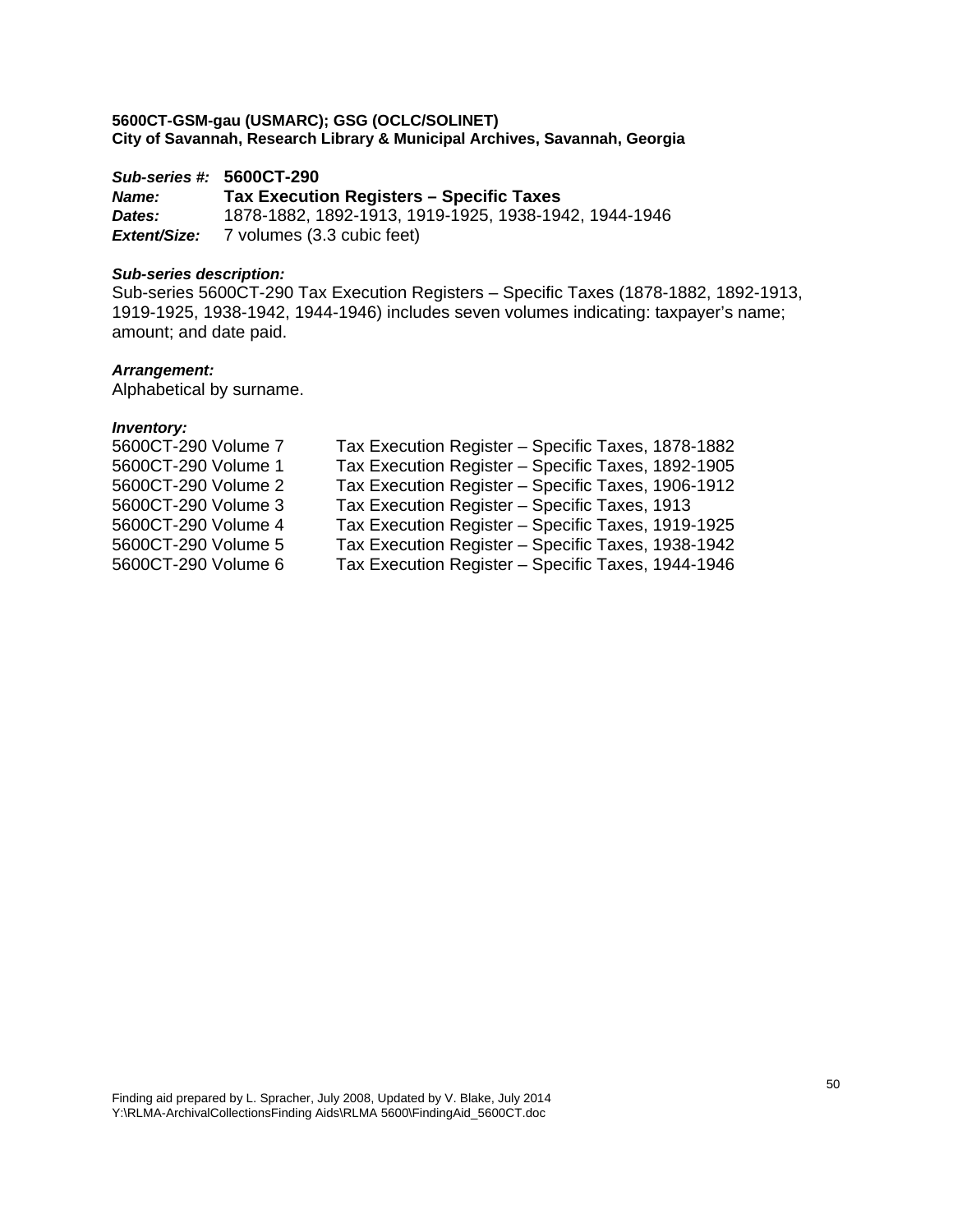**5600CT-GSM-gau (USMARC); GSG (OCLC/SOLINET)**
**City of Savannah, Research Library & Municipal Archives, Savannah, Georgia**

***Sub-series #:*** **5600CT-290**
***Name:*** **Tax Execution Registers – Specific Taxes**
***Dates:*** 1878-1882, 1892-1913, 1919-1925, 1938-1942, 1944-1946
***Extent/Size:*** 7 volumes (3.3 cubic feet)

***Sub-series description:***
Sub-series 5600CT-290 Tax Execution Registers – Specific Taxes (1878-1882, 1892-1913, 1919-1925, 1938-1942, 1944-1946) includes seven volumes indicating: taxpayer's name; amount; and date paid.

***Arrangement:***
Alphabetical by surname.

***Inventory:***

| | |
|---|---|
| 5600CT-290 Volume 7 | Tax Execution Register – Specific Taxes, 1878-1882 |
| 5600CT-290 Volume 1 | Tax Execution Register – Specific Taxes, 1892-1905 |
| 5600CT-290 Volume 2 | Tax Execution Register – Specific Taxes, 1906-1912 |
| 5600CT-290 Volume 3 | Tax Execution Register – Specific Taxes, 1913 |
| 5600CT-290 Volume 4 | Tax Execution Register – Specific Taxes, 1919-1925 |
| 5600CT-290 Volume 5 | Tax Execution Register – Specific Taxes, 1938-1942 |
| 5600CT-290 Volume 6 | Tax Execution Register – Specific Taxes, 1944-1946 |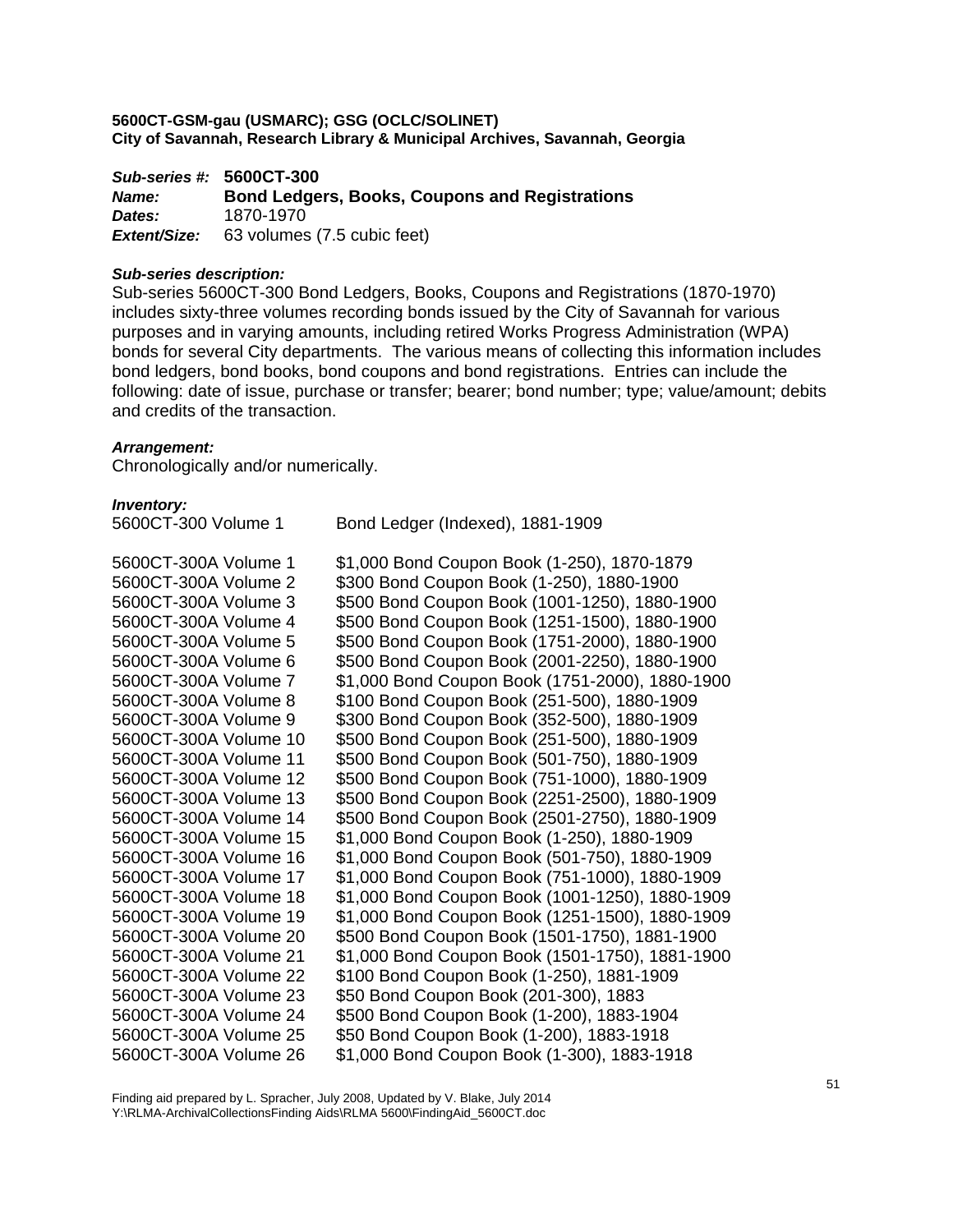**5600CT-GSM-gau (USMARC); GSG (OCLC/SOLINET)**
**City of Savannah, Research Library & Municipal Archives, Savannah, Georgia**

***Sub-series #:*** **5600CT-300**
***Name:*** **Bond Ledgers, Books, Coupons and Registrations**
***Dates:*** 1870-1970
***Extent/Size:*** 63 volumes (7.5 cubic feet)

***Sub-series description:***
Sub-series 5600CT-300 Bond Ledgers, Books, Coupons and Registrations (1870-1970) includes sixty-three volumes recording bonds issued by the City of Savannah for various purposes and in varying amounts, including retired Works Progress Administration (WPA) bonds for several City departments. The various means of collecting this information includes bond ledgers, bond books, bond coupons and bond registrations. Entries can include the following: date of issue, purchase or transfer; bearer; bond number; type; value/amount; debits and credits of the transaction.

***Arrangement:***
Chronologically and/or numerically.

***Inventory:***

| | |
|---|---|
| 5600CT-300 Volume 1 | Bond Ledger (Indexed), 1881-1909 |
| | |
| 5600CT-300A Volume 1 | $1,000 Bond Coupon Book (1-250), 1870-1879 |
| 5600CT-300A Volume 2 | $300 Bond Coupon Book (1-250), 1880-1900 |
| 5600CT-300A Volume 3 | $500 Bond Coupon Book (1001-1250), 1880-1900 |
| 5600CT-300A Volume 4 | $500 Bond Coupon Book (1251-1500), 1880-1900 |
| 5600CT-300A Volume 5 | $500 Bond Coupon Book (1751-2000), 1880-1900 |
| 5600CT-300A Volume 6 | $500 Bond Coupon Book (2001-2250), 1880-1900 |
| 5600CT-300A Volume 7 | $1,000 Bond Coupon Book (1751-2000), 1880-1900 |
| 5600CT-300A Volume 8 | $100 Bond Coupon Book (251-500), 1880-1909 |
| 5600CT-300A Volume 9 | $300 Bond Coupon Book (352-500), 1880-1909 |
| 5600CT-300A Volume 10 | $500 Bond Coupon Book (251-500), 1880-1909 |
| 5600CT-300A Volume 11 | $500 Bond Coupon Book (501-750), 1880-1909 |
| 5600CT-300A Volume 12 | $500 Bond Coupon Book (751-1000), 1880-1909 |
| 5600CT-300A Volume 13 | $500 Bond Coupon Book (2251-2500), 1880-1909 |
| 5600CT-300A Volume 14 | $500 Bond Coupon Book (2501-2750), 1880-1909 |
| 5600CT-300A Volume 15 | $1,000 Bond Coupon Book (1-250), 1880-1909 |
| 5600CT-300A Volume 16 | $1,000 Bond Coupon Book (501-750), 1880-1909 |
| 5600CT-300A Volume 17 | $1,000 Bond Coupon Book (751-1000), 1880-1909 |
| 5600CT-300A Volume 18 | $1,000 Bond Coupon Book (1001-1250), 1880-1909 |
| 5600CT-300A Volume 19 | $1,000 Bond Coupon Book (1251-1500), 1880-1909 |
| 5600CT-300A Volume 20 | $500 Bond Coupon Book (1501-1750), 1881-1900 |
| 5600CT-300A Volume 21 | $1,000 Bond Coupon Book (1501-1750), 1881-1900 |
| 5600CT-300A Volume 22 | $100 Bond Coupon Book (1-250), 1881-1909 |
| 5600CT-300A Volume 23 | $50 Bond Coupon Book (201-300), 1883 |
| 5600CT-300A Volume 24 | $500 Bond Coupon Book (1-200), 1883-1904 |
| 5600CT-300A Volume 25 | $50 Bond Coupon Book (1-200), 1883-1918 |
| 5600CT-300A Volume 26 | $1,000 Bond Coupon Book (1-300), 1883-1918 |

Finding aid prepared by L. Spracher, July 2008, Updated by V. Blake, July 2014
Y:\RLMA-ArchivalCollectionsFinding Aids\RLMA 5600\FindingAid_5600CT.doc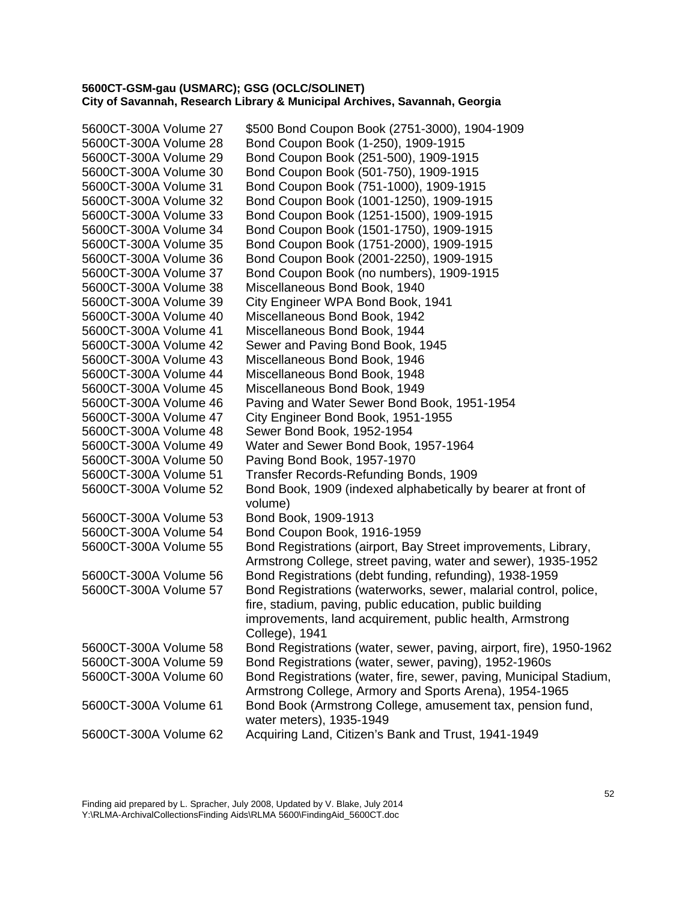**5600CT-GSM-gau (USMARC); GSG (OCLC/SOLINET)**
**City of Savannah, Research Library & Municipal Archives, Savannah, Georgia**

| | |
|---|---|
| 5600CT-300A Volume 27 | $500 Bond Coupon Book (2751-3000), 1904-1909 |
| 5600CT-300A Volume 28 | Bond Coupon Book (1-250), 1909-1915 |
| 5600CT-300A Volume 29 | Bond Coupon Book (251-500), 1909-1915 |
| 5600CT-300A Volume 30 | Bond Coupon Book (501-750), 1909-1915 |
| 5600CT-300A Volume 31 | Bond Coupon Book (751-1000), 1909-1915 |
| 5600CT-300A Volume 32 | Bond Coupon Book (1001-1250), 1909-1915 |
| 5600CT-300A Volume 33 | Bond Coupon Book (1251-1500), 1909-1915 |
| 5600CT-300A Volume 34 | Bond Coupon Book (1501-1750), 1909-1915 |
| 5600CT-300A Volume 35 | Bond Coupon Book (1751-2000), 1909-1915 |
| 5600CT-300A Volume 36 | Bond Coupon Book (2001-2250), 1909-1915 |
| 5600CT-300A Volume 37 | Bond Coupon Book (no numbers), 1909-1915 |
| 5600CT-300A Volume 38 | Miscellaneous Bond Book, 1940 |
| 5600CT-300A Volume 39 | City Engineer WPA Bond Book, 1941 |
| 5600CT-300A Volume 40 | Miscellaneous Bond Book, 1942 |
| 5600CT-300A Volume 41 | Miscellaneous Bond Book, 1944 |
| 5600CT-300A Volume 42 | Sewer and Paving Bond Book, 1945 |
| 5600CT-300A Volume 43 | Miscellaneous Bond Book, 1946 |
| 5600CT-300A Volume 44 | Miscellaneous Bond Book, 1948 |
| 5600CT-300A Volume 45 | Miscellaneous Bond Book, 1949 |
| 5600CT-300A Volume 46 | Paving and Water Sewer Bond Book, 1951-1954 |
| 5600CT-300A Volume 47 | City Engineer Bond Book, 1951-1955 |
| 5600CT-300A Volume 48 | Sewer Bond Book, 1952-1954 |
| 5600CT-300A Volume 49 | Water and Sewer Bond Book, 1957-1964 |
| 5600CT-300A Volume 50 | Paving Bond Book, 1957-1970 |
| 5600CT-300A Volume 51 | Transfer Records-Refunding Bonds, 1909 |
| 5600CT-300A Volume 52 | Bond Book, 1909 (indexed alphabetically by bearer at front of volume) |
| 5600CT-300A Volume 53 | Bond Book, 1909-1913 |
| 5600CT-300A Volume 54 | Bond Coupon Book, 1916-1959 |
| 5600CT-300A Volume 55 | Bond Registrations (airport, Bay Street improvements, Library, Armstrong College, street paving, water and sewer), 1935-1952 |
| 5600CT-300A Volume 56 | Bond Registrations (debt funding, refunding), 1938-1959 |
| 5600CT-300A Volume 57 | Bond Registrations (waterworks, sewer, malarial control, police, fire, stadium, paving, public education, public building improvements, land acquirement, public health, Armstrong College), 1941 |
| 5600CT-300A Volume 58 | Bond Registrations (water, sewer, paving, airport, fire), 1950-1962 |
| 5600CT-300A Volume 59 | Bond Registrations (water, sewer, paving), 1952-1960s |
| 5600CT-300A Volume 60 | Bond Registrations (water, fire, sewer, paving, Municipal Stadium, Armstrong College, Armory and Sports Arena), 1954-1965 |
| 5600CT-300A Volume 61 | Bond Book (Armstrong College, amusement tax, pension fund, water meters), 1935-1949 |
| 5600CT-300A Volume 62 | Acquiring Land, Citizen's Bank and Trust, 1941-1949 |

Finding aid prepared by L. Spracher, July 2008, Updated by V. Blake, July 2014
Y:\RLMA-ArchivalCollectionsFinding Aids\RLMA 5600\FindingAid_5600CT.doc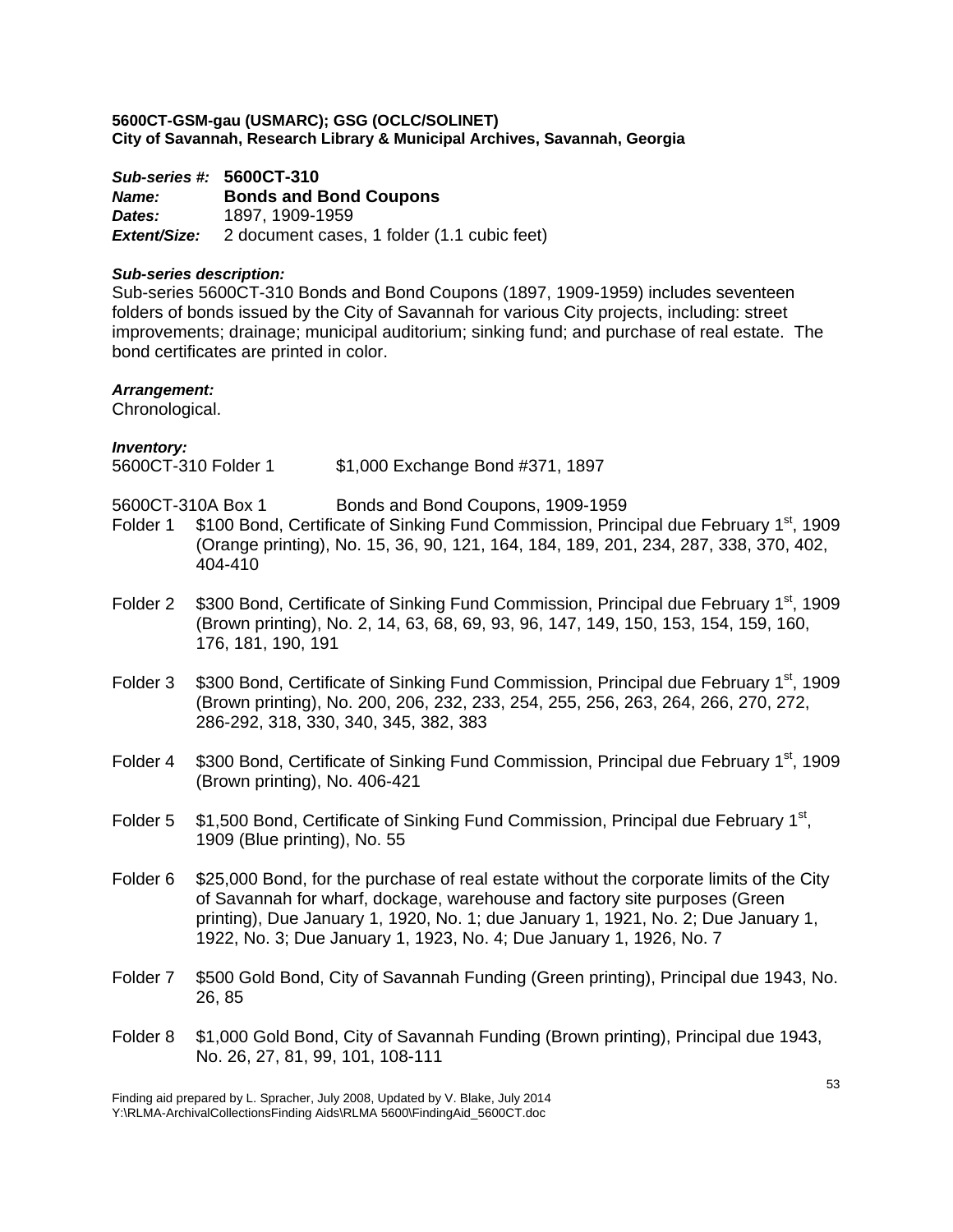**5600CT-GSM-gau (USMARC); GSG (OCLC/SOLINET)**
**City of Savannah, Research Library & Municipal Archives, Savannah, Georgia**

***Sub-series #:*** **5600CT-310**
***Name:*** **Bonds and Bond Coupons**
***Dates:*** 1897, 1909-1959
***Extent/Size:*** 2 document cases, 1 folder (1.1 cubic feet)

***Sub-series description:***
Sub-series 5600CT-310 Bonds and Bond Coupons (1897, 1909-1959) includes seventeen folders of bonds issued by the City of Savannah for various City projects, including: street improvements; drainage; municipal auditorium; sinking fund; and purchase of real estate. The bond certificates are printed in color.

***Arrangement:***
Chronological.

***Inventory:***
5600CT-310 Folder 1 $1,000 Exchange Bond #371, 1897

5600CT-310A Box 1 Bonds and Bond Coupons, 1909-1959

Folder 1 $100 Bond, Certificate of Sinking Fund Commission, Principal due February 1st, 1909 (Orange printing), No. 15, 36, 90, 121, 164, 184, 189, 201, 234, 287, 338, 370, 402, 404-410

Folder 2 $300 Bond, Certificate of Sinking Fund Commission, Principal due February 1st, 1909 (Brown printing), No. 2, 14, 63, 68, 69, 93, 96, 147, 149, 150, 153, 154, 159, 160, 176, 181, 190, 191

Folder 3 $300 Bond, Certificate of Sinking Fund Commission, Principal due February 1st, 1909 (Brown printing), No. 200, 206, 232, 233, 254, 255, 256, 263, 264, 266, 270, 272, 286-292, 318, 330, 340, 345, 382, 383

Folder 4 $300 Bond, Certificate of Sinking Fund Commission, Principal due February 1st, 1909 (Brown printing), No. 406-421

Folder 5 $1,500 Bond, Certificate of Sinking Fund Commission, Principal due February 1st, 1909 (Blue printing), No. 55

Folder 6 $25,000 Bond, for the purchase of real estate without the corporate limits of the City of Savannah for wharf, dockage, warehouse and factory site purposes (Green printing), Due January 1, 1920, No. 1; due January 1, 1921, No. 2; Due January 1, 1922, No. 3; Due January 1, 1923, No. 4; Due January 1, 1926, No. 7

Folder 7 $500 Gold Bond, City of Savannah Funding (Green printing), Principal due 1943, No. 26, 85

Folder 8 $1,000 Gold Bond, City of Savannah Funding (Brown printing), Principal due 1943, No. 26, 27, 81, 99, 101, 108-111

Finding aid prepared by L. Spracher, July 2008, Updated by V. Blake, July 2014
Y:\RLMA-ArchivalCollectionsFinding Aids\RLMA 5600\FindingAid_5600CT.doc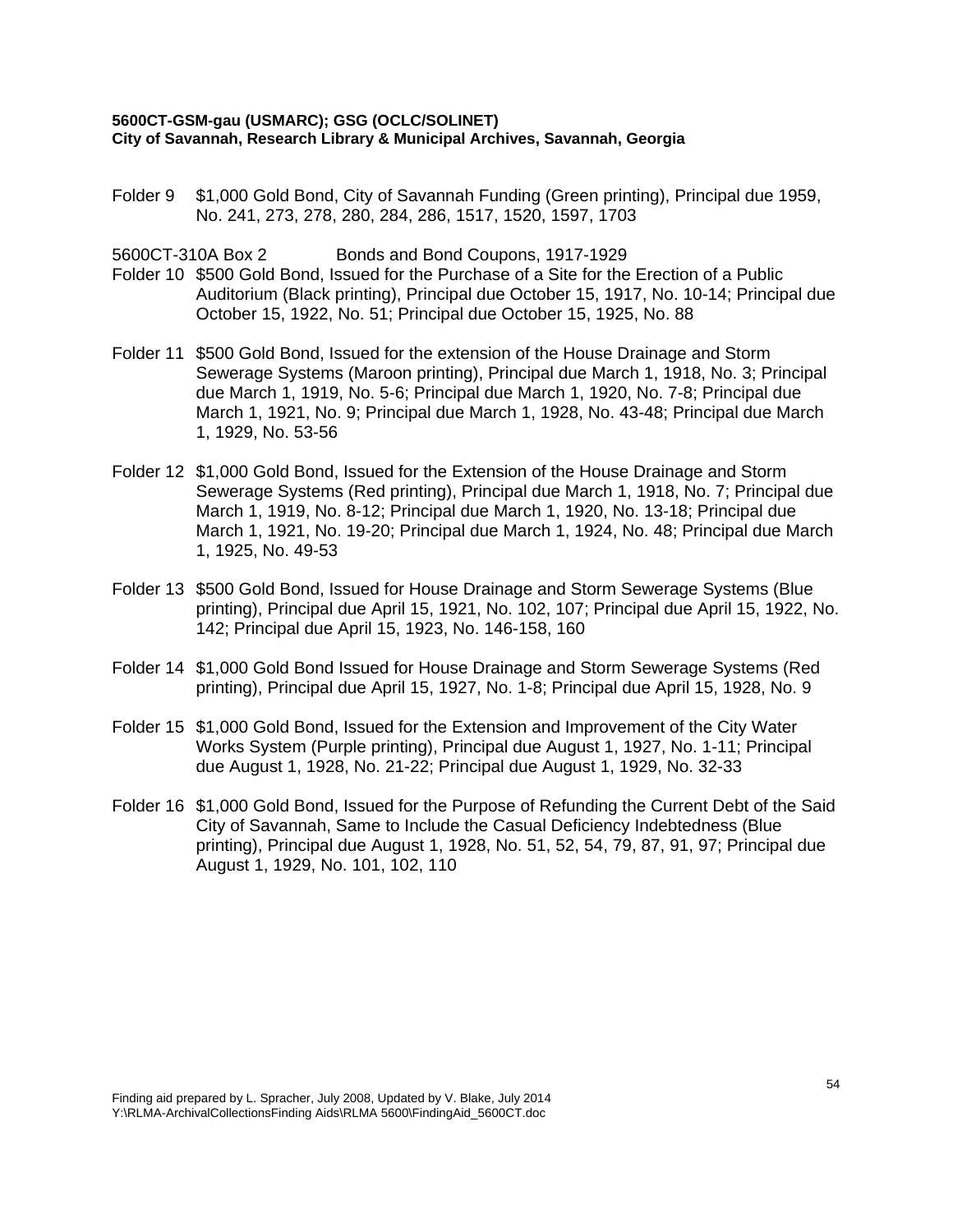Folder 9 $1,000 Gold Bond, City of Savannah Funding (Green printing), Principal due 1959, No. 241, 273, 278, 280, 284, 286, 1517, 1520, 1597, 1703

5600CT-310A Box 2 Bonds and Bond Coupons, 1917-1929

Folder 10 $500 Gold Bond, Issued for the Purchase of a Site for the Erection of a Public Auditorium (Black printing), Principal due October 15, 1917, No. 10-14; Principal due October 15, 1922, No. 51; Principal due October 15, 1925, No. 88

Folder 11 $500 Gold Bond, Issued for the extension of the House Drainage and Storm Sewerage Systems (Maroon printing), Principal due March 1, 1918, No. 3; Principal due March 1, 1919, No. 5-6; Principal due March 1, 1920, No. 7-8; Principal due March 1, 1921, No. 9; Principal due March 1, 1928, No. 43-48; Principal due March 1, 1929, No. 53-56

Folder 12 $1,000 Gold Bond, Issued for the Extension of the House Drainage and Storm Sewerage Systems (Red printing), Principal due March 1, 1918, No. 7; Principal due March 1, 1919, No. 8-12; Principal due March 1, 1920, No. 13-18; Principal due March 1, 1921, No. 19-20; Principal due March 1, 1924, No. 48; Principal due March 1, 1925, No. 49-53

Folder 13 $500 Gold Bond, Issued for House Drainage and Storm Sewerage Systems (Blue printing), Principal due April 15, 1921, No. 102, 107; Principal due April 15, 1922, No. 142; Principal due April 15, 1923, No. 146-158, 160

Folder 14 $1,000 Gold Bond Issued for House Drainage and Storm Sewerage Systems (Red printing), Principal due April 15, 1927, No. 1-8; Principal due April 15, 1928, No. 9

Folder 15 $1,000 Gold Bond, Issued for the Extension and Improvement of the City Water Works System (Purple printing), Principal due August 1, 1927, No. 1-11; Principal due August 1, 1928, No. 21-22; Principal due August 1, 1929, No. 32-33

Folder 16 $1,000 Gold Bond, Issued for the Purpose of Refunding the Current Debt of the Said City of Savannah, Same to Include the Casual Deficiency Indebtedness (Blue printing), Principal due August 1, 1928, No. 51, 52, 54, 79, 87, 91, 97; Principal due August 1, 1929, No. 101, 102, 110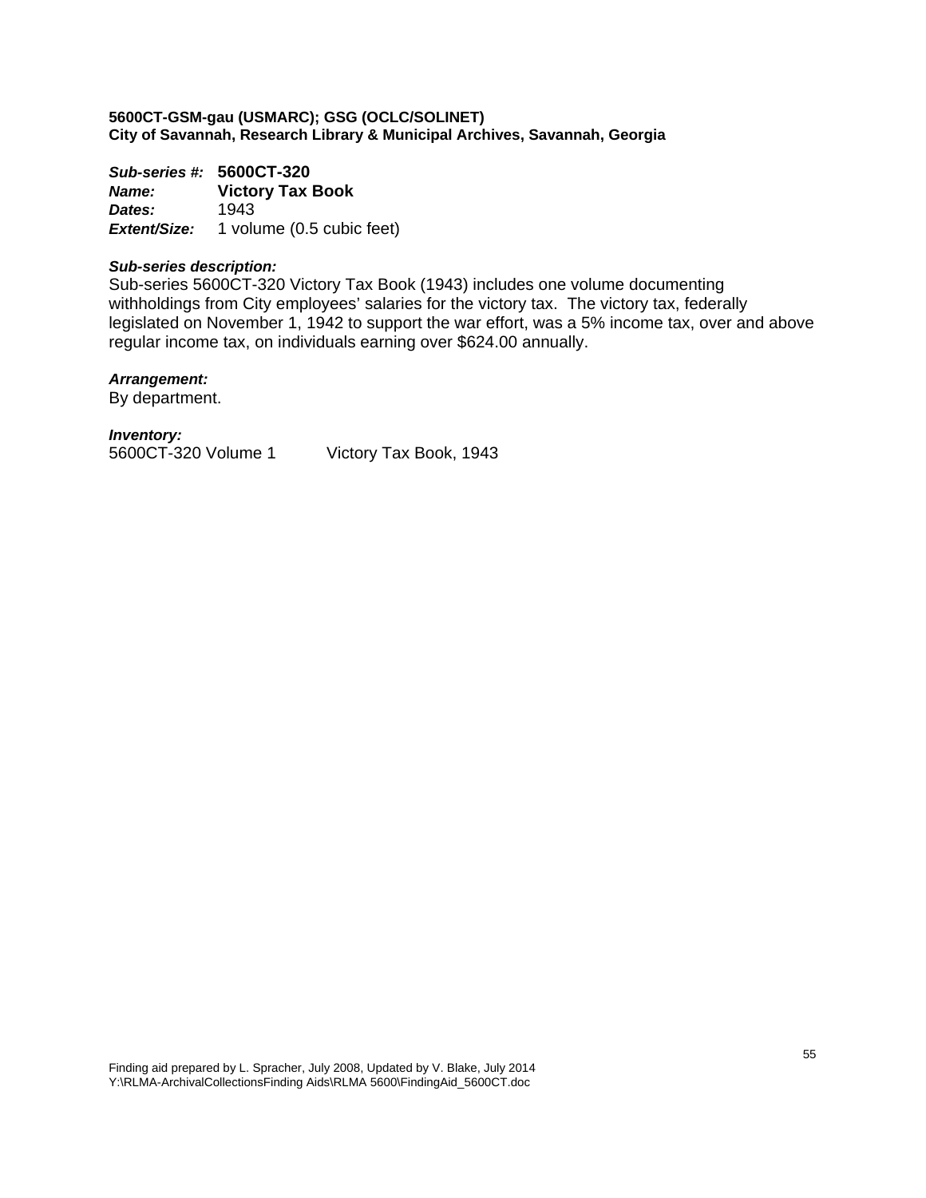**5600CT-GSM-gau (USMARC); GSG (OCLC/SOLINET)**
**City of Savannah, Research Library & Municipal Archives, Savannah, Georgia**

***Sub-series #:*** **5600CT-320**
***Name:*** **Victory Tax Book**
***Dates:*** 1943
***Extent/Size:*** 1 volume (0.5 cubic feet)

***Sub-series description:***
Sub-series 5600CT-320 Victory Tax Book (1943) includes one volume documenting withholdings from City employees' salaries for the victory tax. The victory tax, federally legislated on November 1, 1942 to support the war effort, was a 5% income tax, over and above regular income tax, on individuals earning over $624.00 annually.

***Arrangement:***
By department.

***Inventory:***
5600CT-320 Volume 1 Victory Tax Book, 1943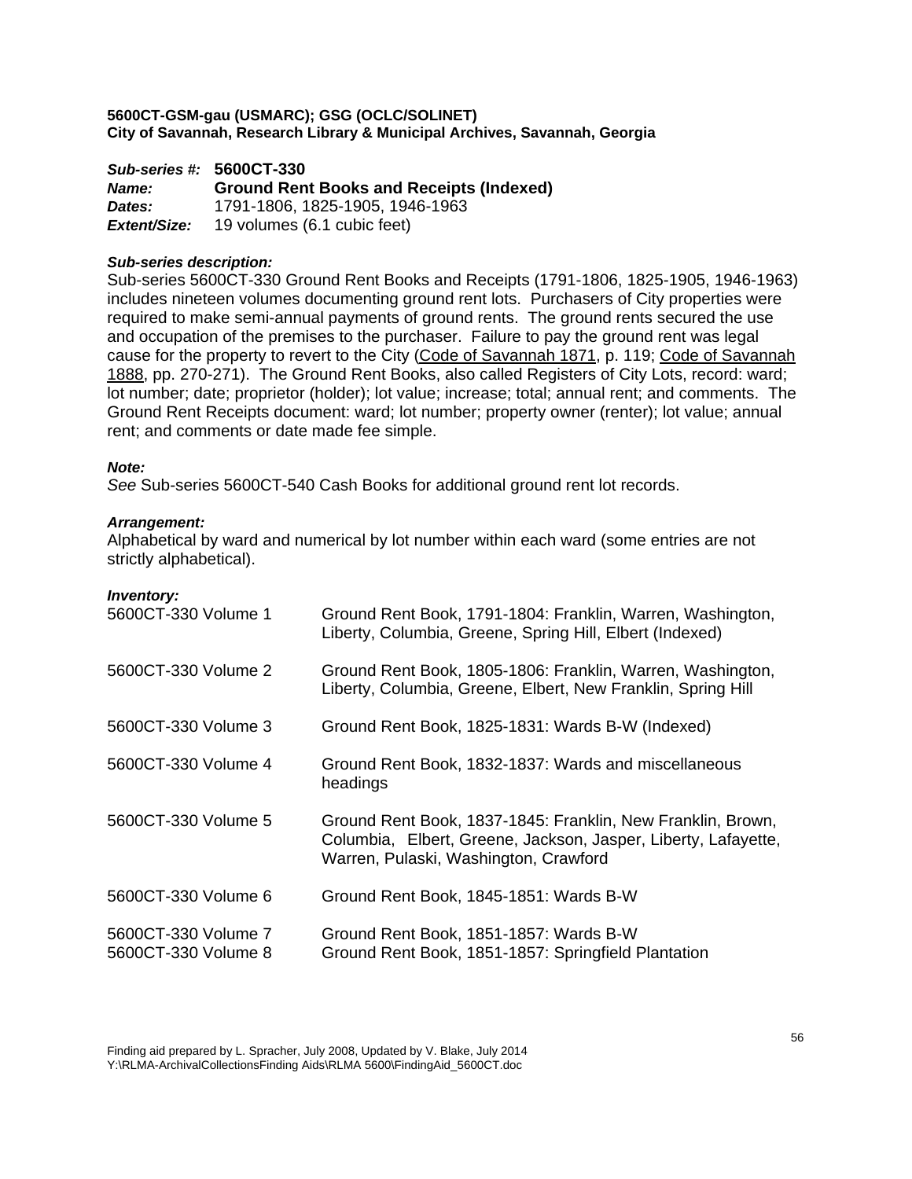**5600CT-GSM-gau (USMARC); GSG (OCLC/SOLINET)**
**City of Savannah, Research Library & Municipal Archives, Savannah, Georgia**

***Sub-series #:*** **5600CT-330**
***Name:*** **Ground Rent Books and Receipts (Indexed)**
***Dates:*** 1791-1806, 1825-1905, 1946-1963
***Extent/Size:*** 19 volumes (6.1 cubic feet)

***Sub-series description:***
Sub-series 5600CT-330 Ground Rent Books and Receipts (1791-1806, 1825-1905, 1946-1963) includes nineteen volumes documenting ground rent lots. Purchasers of City properties were required to make semi-annual payments of ground rents. The ground rents secured the use and occupation of the premises to the purchaser. Failure to pay the ground rent was legal cause for the property to revert to the City (Code of Savannah 1871, p. 119; Code of Savannah 1888, pp. 270-271). The Ground Rent Books, also called Registers of City Lots, record: ward; lot number; date; proprietor (holder); lot value; increase; total; annual rent; and comments. The Ground Rent Receipts document: ward; lot number; property owner (renter); lot value; annual rent; and comments or date made fee simple.

***Note:***
*See* Sub-series 5600CT-540 Cash Books for additional ground rent lot records.

***Arrangement:***
Alphabetical by ward and numerical by lot number within each ward (some entries are not strictly alphabetical).

***Inventory:***

| | |
|---|---|
| 5600CT-330 Volume 1 | Ground Rent Book, 1791-1804: Franklin, Warren, Washington, Liberty, Columbia, Greene, Spring Hill, Elbert (Indexed) |
| 5600CT-330 Volume 2 | Ground Rent Book, 1805-1806: Franklin, Warren, Washington, Liberty, Columbia, Greene, Elbert, New Franklin, Spring Hill |
| 5600CT-330 Volume 3 | Ground Rent Book, 1825-1831: Wards B-W (Indexed) |
| 5600CT-330 Volume 4 | Ground Rent Book, 1832-1837: Wards and miscellaneous headings |
| 5600CT-330 Volume 5 | Ground Rent Book, 1837-1845: Franklin, New Franklin, Brown, Columbia, Elbert, Greene, Jackson, Jasper, Liberty, Lafayette, Warren, Pulaski, Washington, Crawford |
| 5600CT-330 Volume 6 | Ground Rent Book, 1845-1851: Wards B-W |
| 5600CT-330 Volume 7 | Ground Rent Book, 1851-1857: Wards B-W |
| 5600CT-330 Volume 8 | Ground Rent Book, 1851-1857: Springfield Plantation |

Finding aid prepared by L. Spracher, July 2008, Updated by V. Blake, July 2014
Y:\RLMA-ArchivalCollectionsFinding Aids\RLMA 5600\FindingAid_5600CT.doc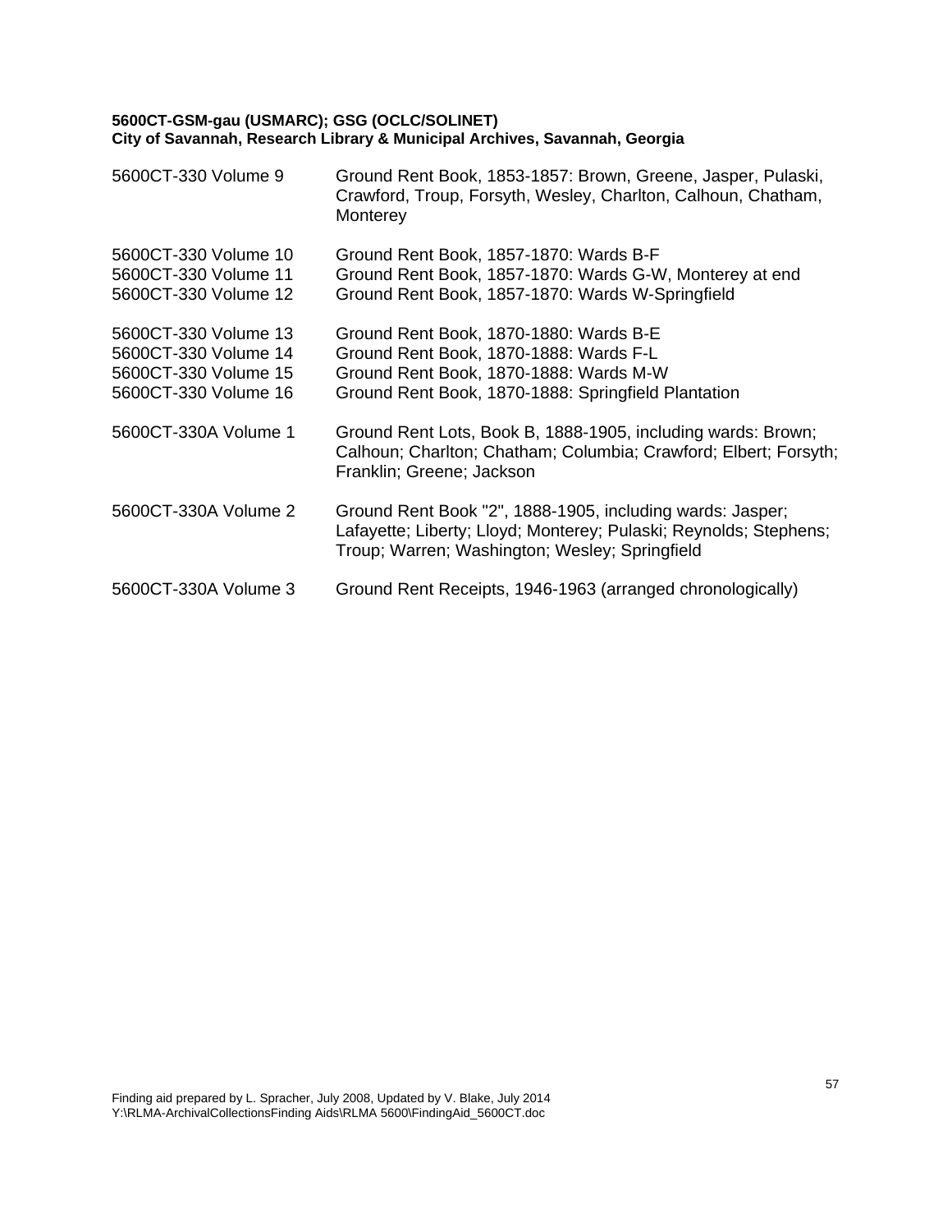**5600CT-GSM-gau (USMARC); GSG (OCLC/SOLINET)**
**City of Savannah, Research Library & Municipal Archives, Savannah, Georgia**

| | |
|---|---|
| 5600CT-330 Volume 9 | Ground Rent Book, 1853-1857: Brown, Greene, Jasper, Pulaski, Crawford, Troup, Forsyth, Wesley, Charlton, Calhoun, Chatham, Monterey |
| 5600CT-330 Volume 10 | Ground Rent Book, 1857-1870: Wards B-F |
| 5600CT-330 Volume 11 | Ground Rent Book, 1857-1870: Wards G-W, Monterey at end |
| 5600CT-330 Volume 12 | Ground Rent Book, 1857-1870: Wards W-Springfield |
| 5600CT-330 Volume 13 | Ground Rent Book, 1870-1880: Wards B-E |
| 5600CT-330 Volume 14 | Ground Rent Book, 1870-1888: Wards F-L |
| 5600CT-330 Volume 15 | Ground Rent Book, 1870-1888: Wards M-W |
| 5600CT-330 Volume 16 | Ground Rent Book, 1870-1888: Springfield Plantation |
| 5600CT-330A Volume 1 | Ground Rent Lots, Book B, 1888-1905, including wards: Brown; Calhoun; Charlton; Chatham; Columbia; Crawford; Elbert; Forsyth; Franklin; Greene; Jackson |
| 5600CT-330A Volume 2 | Ground Rent Book "2", 1888-1905, including wards: Jasper; Lafayette; Liberty; Lloyd; Monterey; Pulaski; Reynolds; Stephens; Troup; Warren; Washington; Wesley; Springfield |
| 5600CT-330A Volume 3 | Ground Rent Receipts, 1946-1963 (arranged chronologically) |

Finding aid prepared by L. Spracher, July 2008, Updated by V. Blake, July 2014
Y:\RLMA-ArchivalCollectionsFinding Aids\RLMA 5600\FindingAid_5600CT.doc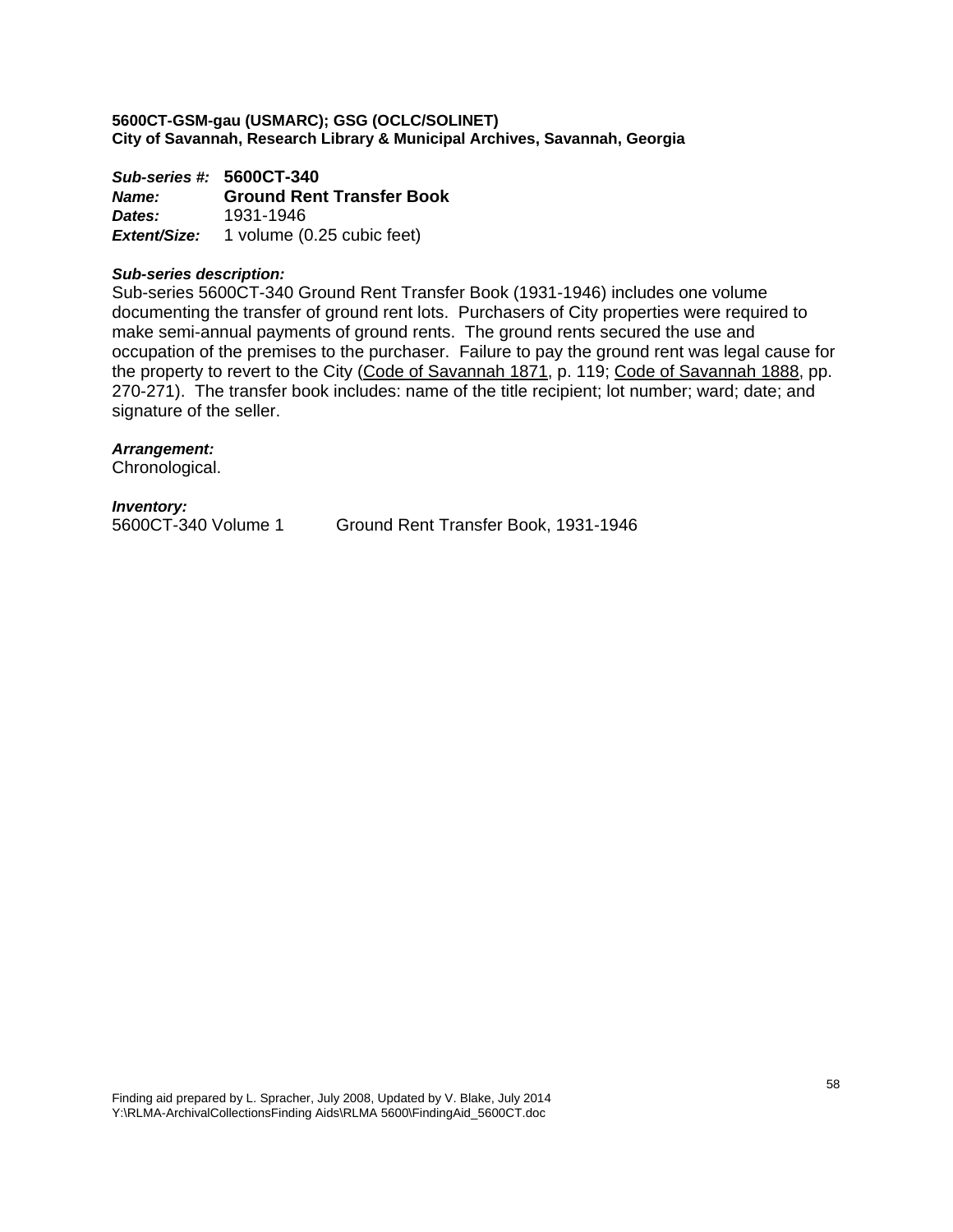**5600CT-GSM-gau (USMARC); GSG (OCLC/SOLINET)**
**City of Savannah, Research Library & Municipal Archives, Savannah, Georgia**

***Sub-series #:*** **5600CT-340**
***Name:*** **Ground Rent Transfer Book**
***Dates:*** 1931-1946
***Extent/Size:*** 1 volume (0.25 cubic feet)

***Sub-series description:***
Sub-series 5600CT-340 Ground Rent Transfer Book (1931-1946) includes one volume documenting the transfer of ground rent lots. Purchasers of City properties were required to make semi-annual payments of ground rents. The ground rents secured the use and occupation of the premises to the purchaser. Failure to pay the ground rent was legal cause for the property to revert to the City (Code of Savannah 1871, p. 119; Code of Savannah 1888, pp. 270-271). The transfer book includes: name of the title recipient; lot number; ward; date; and signature of the seller.

***Arrangement:***
Chronological.

***Inventory:***
5600CT-340 Volume 1 Ground Rent Transfer Book, 1931-1946

Finding aid prepared by L. Spracher, July 2008, Updated by V. Blake, July 2014
Y:\RLMA-ArchivalCollectionsFinding Aids\RLMA 5600\FindingAid_5600CT.doc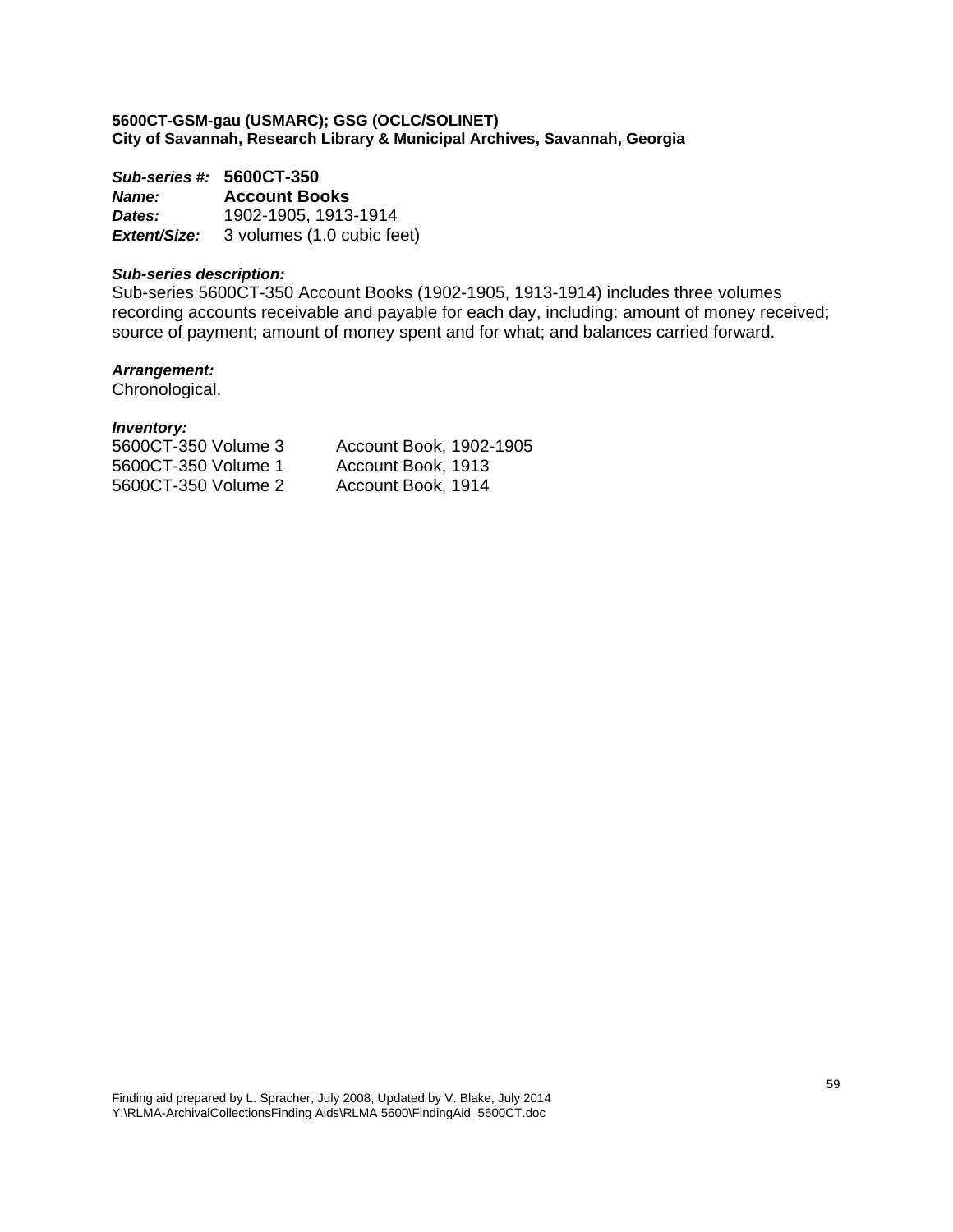**5600CT-GSM-gau (USMARC); GSG (OCLC/SOLINET)**
**City of Savannah, Research Library & Municipal Archives, Savannah, Georgia**

***Sub-series #:*** **5600CT-350**
***Name:*** **Account Books**
***Dates:*** 1902-1905, 1913-1914
***Extent/Size:*** 3 volumes (1.0 cubic feet)

***Sub-series description:***
Sub-series 5600CT-350 Account Books (1902-1905, 1913-1914) includes three volumes recording accounts receivable and payable for each day, including: amount of money received; source of payment; amount of money spent and for what; and balances carried forward.

***Arrangement:***
Chronological.

***Inventory:***

| | |
|---|---|
| 5600CT-350 Volume 3 | Account Book, 1902-1905 |
| 5600CT-350 Volume 1 | Account Book, 1913 |
| 5600CT-350 Volume 2 | Account Book, 1914 |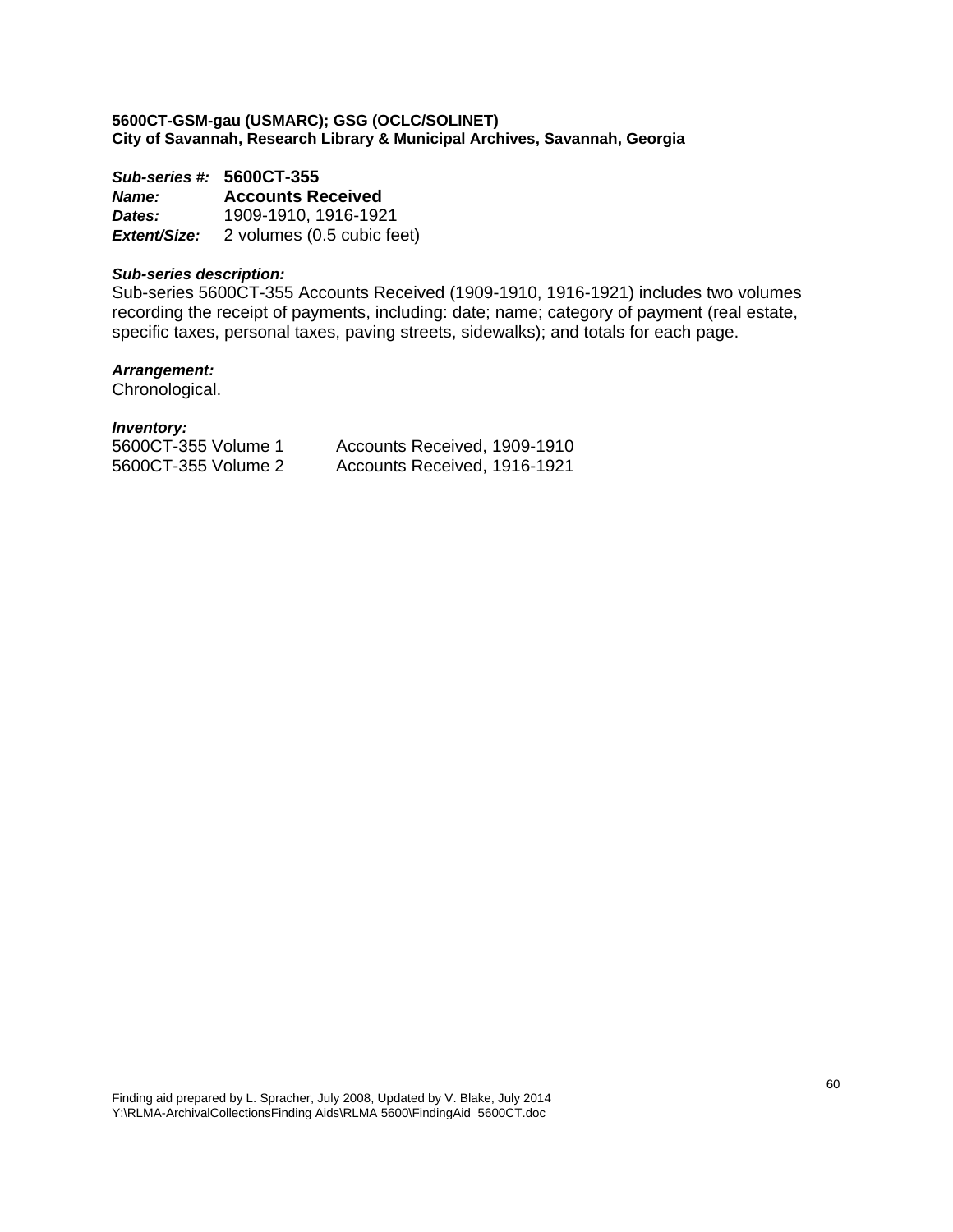**5600CT-GSM-gau (USMARC); GSG (OCLC/SOLINET)**
**City of Savannah, Research Library & Municipal Archives, Savannah, Georgia**

***Sub-series #:*** **5600CT-355**
***Name:*** **Accounts Received**
***Dates:*** 1909-1910, 1916-1921
***Extent/Size:*** 2 volumes (0.5 cubic feet)

***Sub-series description:***
Sub-series 5600CT-355 Accounts Received (1909-1910, 1916-1921) includes two volumes recording the receipt of payments, including: date; name; category of payment (real estate, specific taxes, personal taxes, paving streets, sidewalks); and totals for each page.

***Arrangement:***
Chronological.

***Inventory:***

| | |
|---|---|
| 5600CT-355 Volume 1 | Accounts Received, 1909-1910 |
| 5600CT-355 Volume 2 | Accounts Received, 1916-1921 |

Finding aid prepared by L. Spracher, July 2008, Updated by V. Blake, July 2014
Y:\RLMA-ArchivalCollectionsFinding Aids\RLMA 5600\FindingAid_5600CT.doc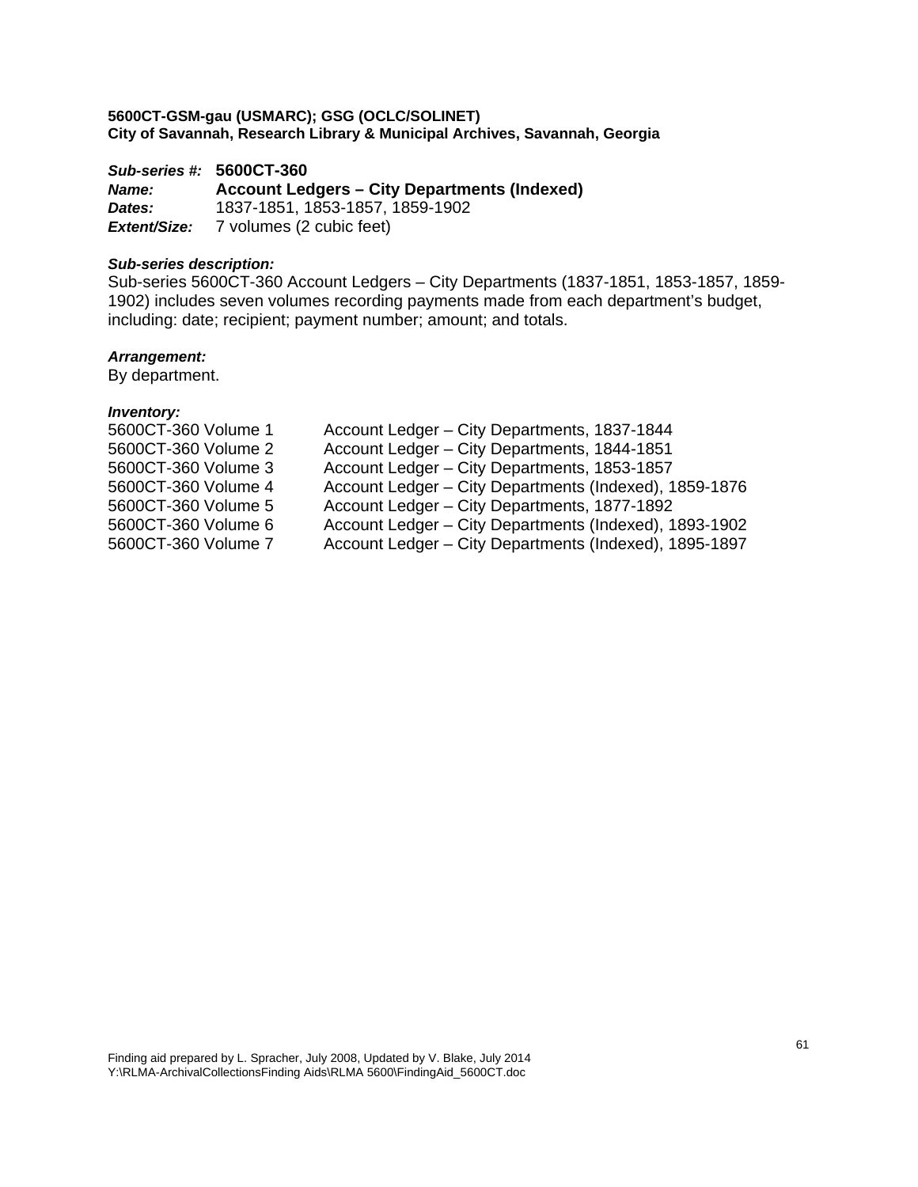**5600CT-GSM-gau (USMARC); GSG (OCLC/SOLINET)**
**City of Savannah, Research Library & Municipal Archives, Savannah, Georgia**

***Sub-series #:*** **5600CT-360**
***Name:*** **Account Ledgers – City Departments (Indexed)**
***Dates:*** 1837-1851, 1853-1857, 1859-1902
***Extent/Size:*** 7 volumes (2 cubic feet)

***Sub-series description:***
Sub-series 5600CT-360 Account Ledgers – City Departments (1837-1851, 1853-1857, 1859-1902) includes seven volumes recording payments made from each department's budget, including: date; recipient; payment number; amount; and totals.

***Arrangement:***
By department.

***Inventory:***

| | |
|---|---|
| 5600CT-360 Volume 1 | Account Ledger – City Departments, 1837-1844 |
| 5600CT-360 Volume 2 | Account Ledger – City Departments, 1844-1851 |
| 5600CT-360 Volume 3 | Account Ledger – City Departments, 1853-1857 |
| 5600CT-360 Volume 4 | Account Ledger – City Departments (Indexed), 1859-1876 |
| 5600CT-360 Volume 5 | Account Ledger – City Departments, 1877-1892 |
| 5600CT-360 Volume 6 | Account Ledger – City Departments (Indexed), 1893-1902 |
| 5600CT-360 Volume 7 | Account Ledger – City Departments (Indexed), 1895-1897 |

Finding aid prepared by L. Spracher, July 2008, Updated by V. Blake, July 2014
Y:\RLMA-ArchivalCollectionsFinding Aids\RLMA 5600\FindingAid_5600CT.doc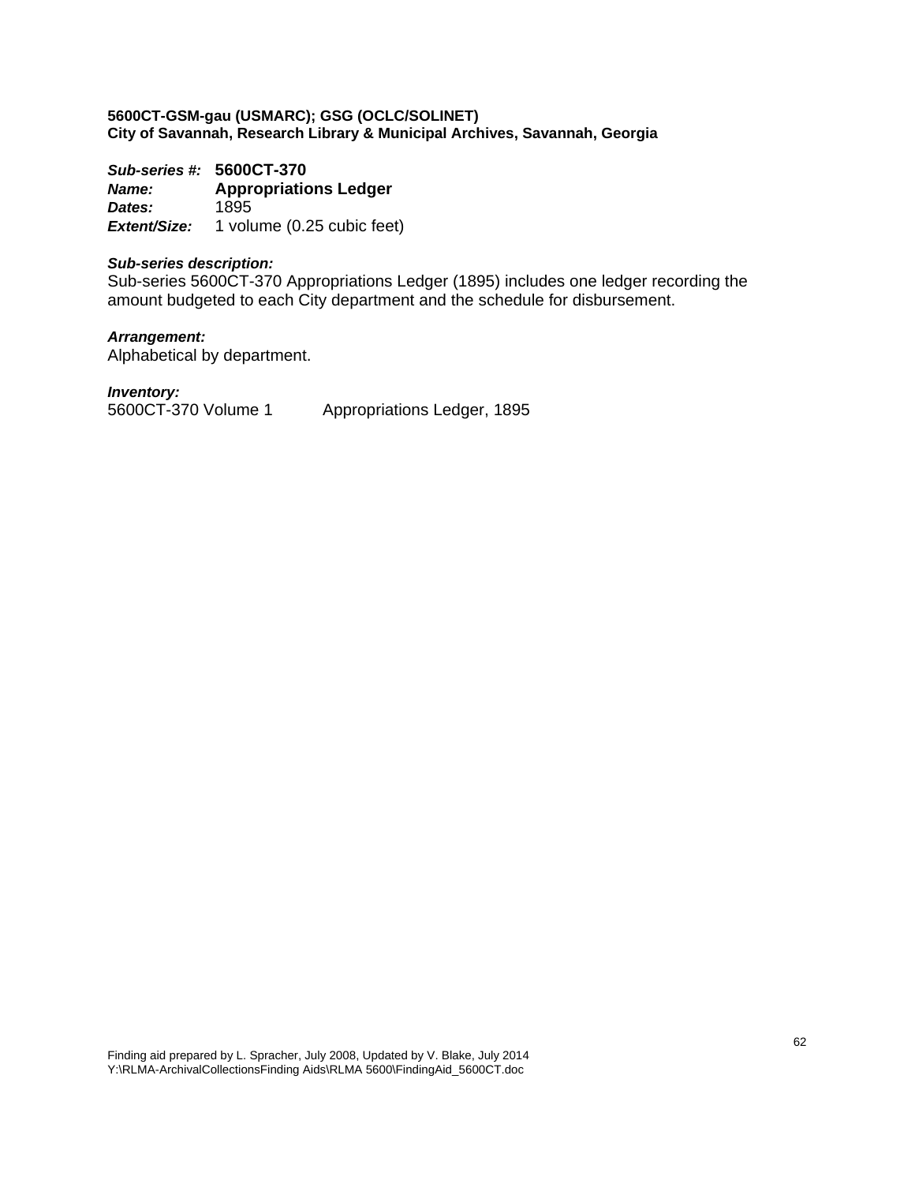**5600CT-GSM-gau (USMARC); GSG (OCLC/SOLINET)**
**City of Savannah, Research Library & Municipal Archives, Savannah, Georgia**

***Sub-series #:*** **5600CT-370**
***Name:*** **Appropriations Ledger**
***Dates:*** 1895
***Extent/Size:*** 1 volume (0.25 cubic feet)

***Sub-series description:***
Sub-series 5600CT-370 Appropriations Ledger (1895) includes one ledger recording the amount budgeted to each City department and the schedule for disbursement.

***Arrangement:***
Alphabetical by department.

***Inventory:***

| | |
|---|---|
| 5600CT-370 Volume 1 | Appropriations Ledger, 1895 |

Finding aid prepared by L. Spracher, July 2008, Updated by V. Blake, July 2014
Y:\RLMA-ArchivalCollectionsFinding Aids\RLMA 5600\FindingAid_5600CT.doc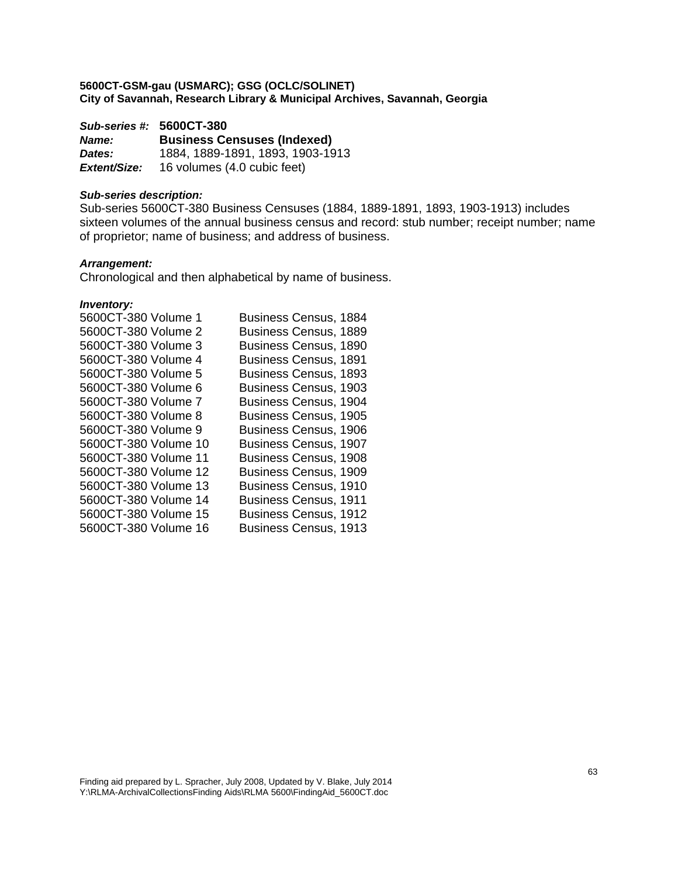**5600CT-GSM-gau (USMARC); GSG (OCLC/SOLINET)**
**City of Savannah, Research Library & Municipal Archives, Savannah, Georgia**

***Sub-series #:*** **5600CT-380**
***Name:*** **Business Censuses (Indexed)**
***Dates:*** 1884, 1889-1891, 1893, 1903-1913
***Extent/Size:*** 16 volumes (4.0 cubic feet)

***Sub-series description:***
Sub-series 5600CT-380 Business Censuses (1884, 1889-1891, 1893, 1903-1913) includes sixteen volumes of the annual business census and record: stub number; receipt number; name of proprietor; name of business; and address of business.

***Arrangement:***
Chronological and then alphabetical by name of business.

***Inventory:***

| | |
|---|---|
| 5600CT-380 Volume 1 | Business Census, 1884 |
| 5600CT-380 Volume 2 | Business Census, 1889 |
| 5600CT-380 Volume 3 | Business Census, 1890 |
| 5600CT-380 Volume 4 | Business Census, 1891 |
| 5600CT-380 Volume 5 | Business Census, 1893 |
| 5600CT-380 Volume 6 | Business Census, 1903 |
| 5600CT-380 Volume 7 | Business Census, 1904 |
| 5600CT-380 Volume 8 | Business Census, 1905 |
| 5600CT-380 Volume 9 | Business Census, 1906 |
| 5600CT-380 Volume 10 | Business Census, 1907 |
| 5600CT-380 Volume 11 | Business Census, 1908 |
| 5600CT-380 Volume 12 | Business Census, 1909 |
| 5600CT-380 Volume 13 | Business Census, 1910 |
| 5600CT-380 Volume 14 | Business Census, 1911 |
| 5600CT-380 Volume 15 | Business Census, 1912 |
| 5600CT-380 Volume 16 | Business Census, 1913 |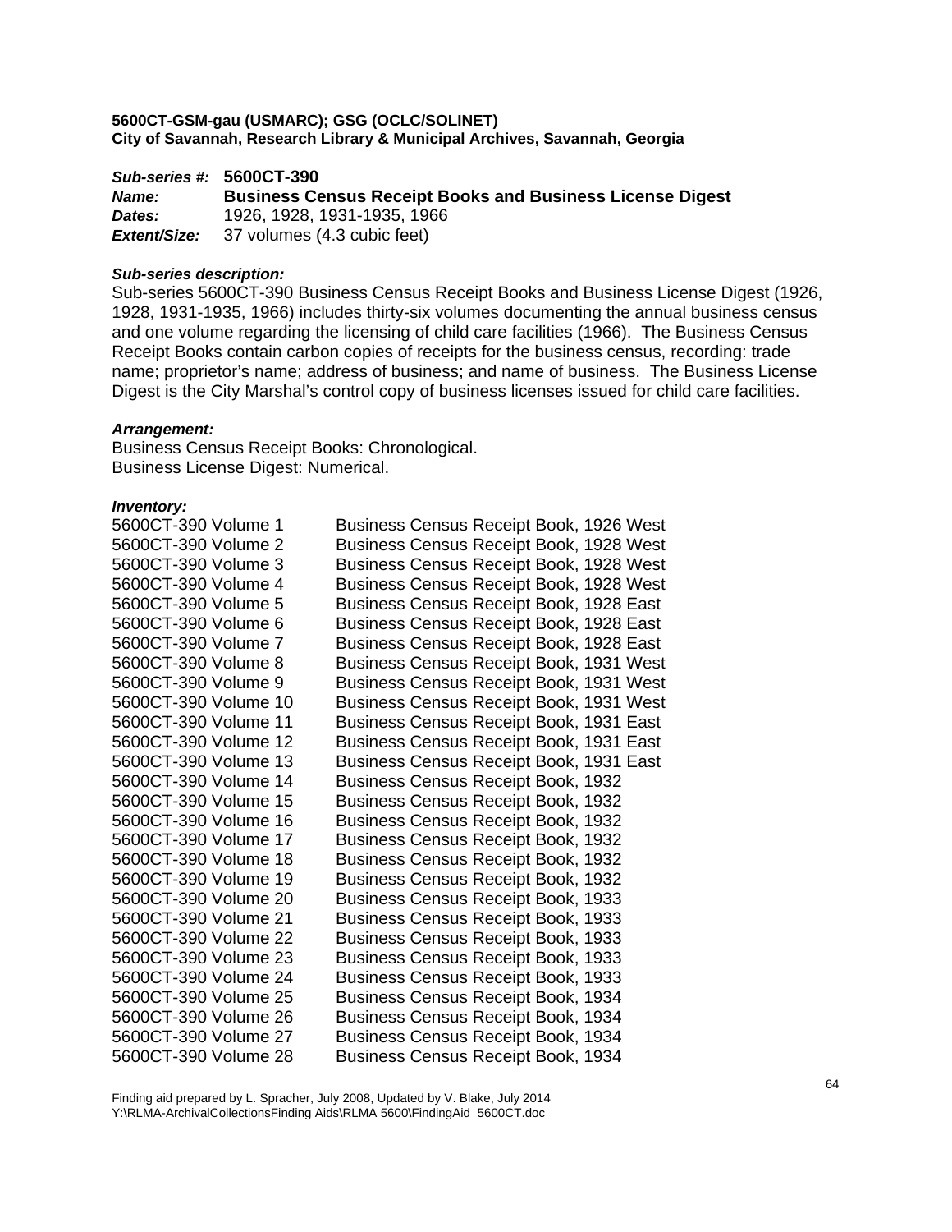**5600CT-GSM-gau (USMARC); GSG (OCLC/SOLINET)**
**City of Savannah, Research Library & Municipal Archives, Savannah, Georgia**

***Sub-series #:*** **5600CT-390**
***Name:*** **Business Census Receipt Books and Business License Digest**
***Dates:*** 1926, 1928, 1931-1935, 1966
***Extent/Size:*** 37 volumes (4.3 cubic feet)

***Sub-series description:***
Sub-series 5600CT-390 Business Census Receipt Books and Business License Digest (1926, 1928, 1931-1935, 1966) includes thirty-six volumes documenting the annual business census and one volume regarding the licensing of child care facilities (1966). The Business Census Receipt Books contain carbon copies of receipts for the business census, recording: trade name; proprietor's name; address of business; and name of business. The Business License Digest is the City Marshal's control copy of business licenses issued for child care facilities.

***Arrangement:***
Business Census Receipt Books: Chronological.
Business License Digest: Numerical.

***Inventory:***

| | |
|---|---|
| 5600CT-390 Volume 1 | Business Census Receipt Book, 1926 West |
| 5600CT-390 Volume 2 | Business Census Receipt Book, 1928 West |
| 5600CT-390 Volume 3 | Business Census Receipt Book, 1928 West |
| 5600CT-390 Volume 4 | Business Census Receipt Book, 1928 West |
| 5600CT-390 Volume 5 | Business Census Receipt Book, 1928 East |
| 5600CT-390 Volume 6 | Business Census Receipt Book, 1928 East |
| 5600CT-390 Volume 7 | Business Census Receipt Book, 1928 East |
| 5600CT-390 Volume 8 | Business Census Receipt Book, 1931 West |
| 5600CT-390 Volume 9 | Business Census Receipt Book, 1931 West |
| 5600CT-390 Volume 10 | Business Census Receipt Book, 1931 West |
| 5600CT-390 Volume 11 | Business Census Receipt Book, 1931 East |
| 5600CT-390 Volume 12 | Business Census Receipt Book, 1931 East |
| 5600CT-390 Volume 13 | Business Census Receipt Book, 1931 East |
| 5600CT-390 Volume 14 | Business Census Receipt Book, 1932 |
| 5600CT-390 Volume 15 | Business Census Receipt Book, 1932 |
| 5600CT-390 Volume 16 | Business Census Receipt Book, 1932 |
| 5600CT-390 Volume 17 | Business Census Receipt Book, 1932 |
| 5600CT-390 Volume 18 | Business Census Receipt Book, 1932 |
| 5600CT-390 Volume 19 | Business Census Receipt Book, 1932 |
| 5600CT-390 Volume 20 | Business Census Receipt Book, 1933 |
| 5600CT-390 Volume 21 | Business Census Receipt Book, 1933 |
| 5600CT-390 Volume 22 | Business Census Receipt Book, 1933 |
| 5600CT-390 Volume 23 | Business Census Receipt Book, 1933 |
| 5600CT-390 Volume 24 | Business Census Receipt Book, 1933 |
| 5600CT-390 Volume 25 | Business Census Receipt Book, 1934 |
| 5600CT-390 Volume 26 | Business Census Receipt Book, 1934 |
| 5600CT-390 Volume 27 | Business Census Receipt Book, 1934 |
| 5600CT-390 Volume 28 | Business Census Receipt Book, 1934 |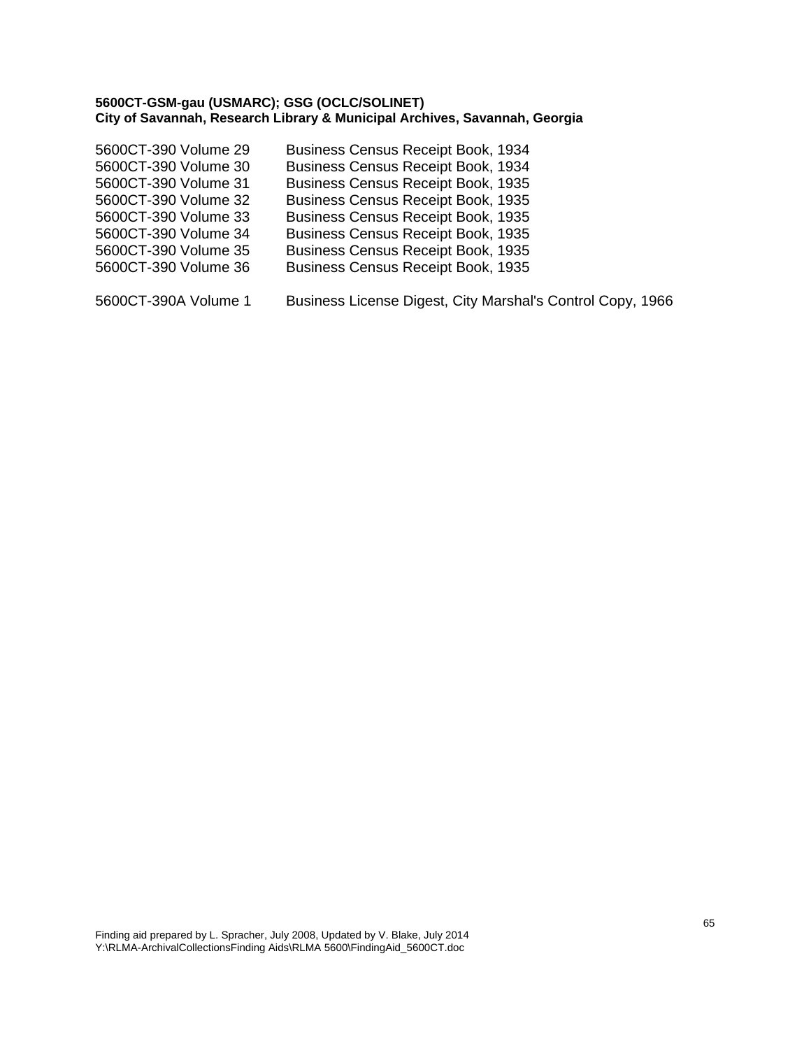**5600CT-GSM-gau (USMARC); GSG (OCLC/SOLINET)**
**City of Savannah, Research Library & Municipal Archives, Savannah, Georgia**

| | |
|---|---|
| 5600CT-390 Volume 29 | Business Census Receipt Book, 1934 |
| 5600CT-390 Volume 30 | Business Census Receipt Book, 1934 |
| 5600CT-390 Volume 31 | Business Census Receipt Book, 1935 |
| 5600CT-390 Volume 32 | Business Census Receipt Book, 1935 |
| 5600CT-390 Volume 33 | Business Census Receipt Book, 1935 |
| 5600CT-390 Volume 34 | Business Census Receipt Book, 1935 |
| 5600CT-390 Volume 35 | Business Census Receipt Book, 1935 |
| 5600CT-390 Volume 36 | Business Census Receipt Book, 1935 |
| 5600CT-390A Volume 1 | Business License Digest, City Marshal's Control Copy, 1966 |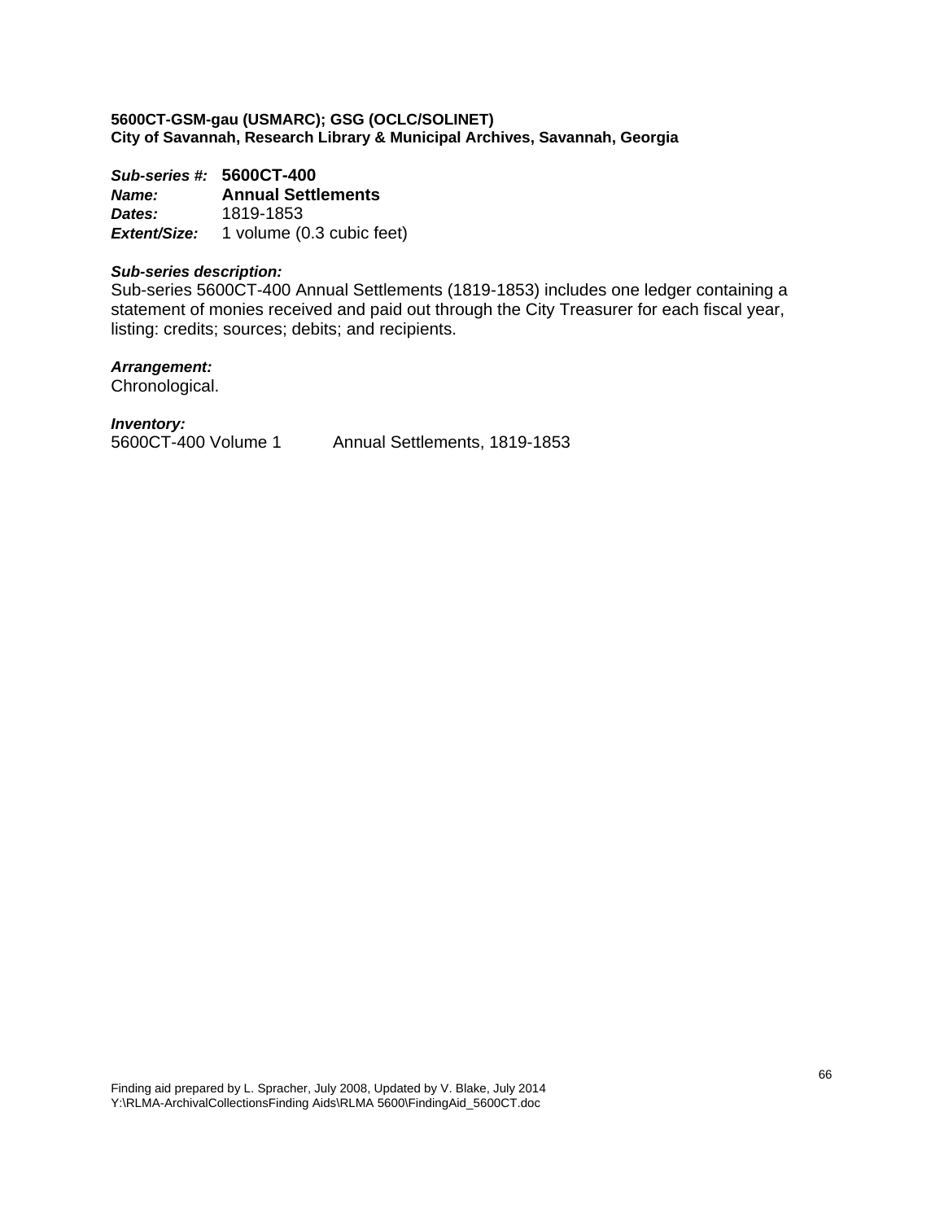**5600CT-GSM-gau (USMARC); GSG (OCLC/SOLINET)**
**City of Savannah, Research Library & Municipal Archives, Savannah, Georgia**

***Sub-series #:*** **5600CT-400**
***Name:*** **Annual Settlements**
***Dates:*** 1819-1853
***Extent/Size:*** 1 volume (0.3 cubic feet)

***Sub-series description:***
Sub-series 5600CT-400 Annual Settlements (1819-1853) includes one ledger containing a statement of monies received and paid out through the City Treasurer for each fiscal year, listing: credits; sources; debits; and recipients.

***Arrangement:***
Chronological.

***Inventory:***

| | |
|---|---|
| 5600CT-400 Volume 1 | Annual Settlements, 1819-1853 |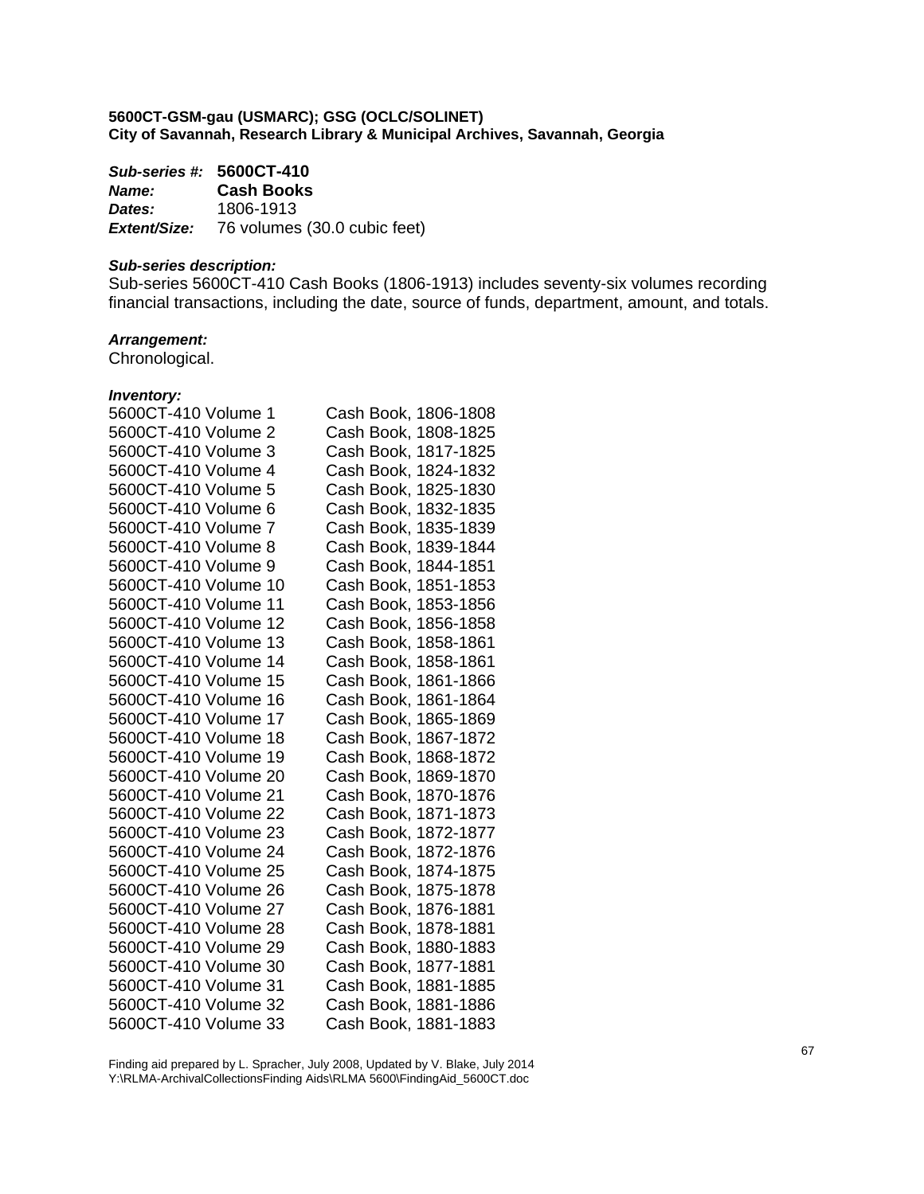**5600CT-GSM-gau (USMARC); GSG (OCLC/SOLINET)**
**City of Savannah, Research Library & Municipal Archives, Savannah, Georgia**

***Sub-series #:*** **5600CT-410**
***Name:*** **Cash Books**
***Dates:*** 1806-1913
***Extent/Size:*** 76 volumes (30.0 cubic feet)

***Sub-series description:***
Sub-series 5600CT-410 Cash Books (1806-1913) includes seventy-six volumes recording financial transactions, including the date, source of funds, department, amount, and totals.

***Arrangement:***
Chronological.

***Inventory:***

| | |
|---|---|
| 5600CT-410 Volume 1 | Cash Book, 1806-1808 |
| 5600CT-410 Volume 2 | Cash Book, 1808-1825 |
| 5600CT-410 Volume 3 | Cash Book, 1817-1825 |
| 5600CT-410 Volume 4 | Cash Book, 1824-1832 |
| 5600CT-410 Volume 5 | Cash Book, 1825-1830 |
| 5600CT-410 Volume 6 | Cash Book, 1832-1835 |
| 5600CT-410 Volume 7 | Cash Book, 1835-1839 |
| 5600CT-410 Volume 8 | Cash Book, 1839-1844 |
| 5600CT-410 Volume 9 | Cash Book, 1844-1851 |
| 5600CT-410 Volume 10 | Cash Book, 1851-1853 |
| 5600CT-410 Volume 11 | Cash Book, 1853-1856 |
| 5600CT-410 Volume 12 | Cash Book, 1856-1858 |
| 5600CT-410 Volume 13 | Cash Book, 1858-1861 |
| 5600CT-410 Volume 14 | Cash Book, 1858-1861 |
| 5600CT-410 Volume 15 | Cash Book, 1861-1866 |
| 5600CT-410 Volume 16 | Cash Book, 1861-1864 |
| 5600CT-410 Volume 17 | Cash Book, 1865-1869 |
| 5600CT-410 Volume 18 | Cash Book, 1867-1872 |
| 5600CT-410 Volume 19 | Cash Book, 1868-1872 |
| 5600CT-410 Volume 20 | Cash Book, 1869-1870 |
| 5600CT-410 Volume 21 | Cash Book, 1870-1876 |
| 5600CT-410 Volume 22 | Cash Book, 1871-1873 |
| 5600CT-410 Volume 23 | Cash Book, 1872-1877 |
| 5600CT-410 Volume 24 | Cash Book, 1872-1876 |
| 5600CT-410 Volume 25 | Cash Book, 1874-1875 |
| 5600CT-410 Volume 26 | Cash Book, 1875-1878 |
| 5600CT-410 Volume 27 | Cash Book, 1876-1881 |
| 5600CT-410 Volume 28 | Cash Book, 1878-1881 |
| 5600CT-410 Volume 29 | Cash Book, 1880-1883 |
| 5600CT-410 Volume 30 | Cash Book, 1877-1881 |
| 5600CT-410 Volume 31 | Cash Book, 1881-1885 |
| 5600CT-410 Volume 32 | Cash Book, 1881-1886 |
| 5600CT-410 Volume 33 | Cash Book, 1881-1883 |

Finding aid prepared by L. Spracher, July 2008, Updated by V. Blake, July 2014
Y:\RLMA-ArchivalCollectionsFinding Aids\RLMA 5600\FindingAid_5600CT.doc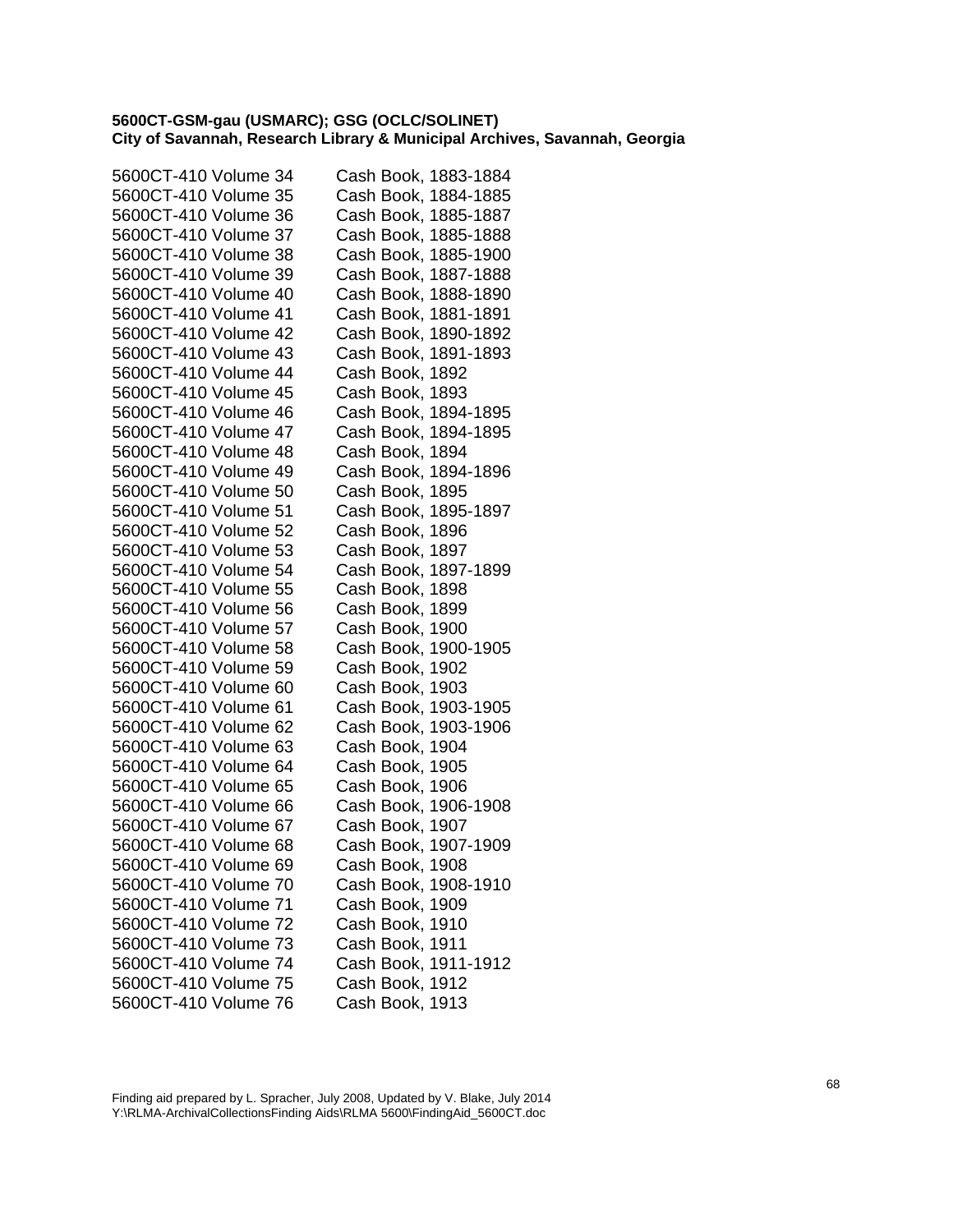**5600CT-GSM-gau (USMARC); GSG (OCLC/SOLINET)**
**City of Savannah, Research Library & Municipal Archives, Savannah, Georgia**

| | |
|---|---|
| 5600CT-410 Volume 34 | Cash Book, 1883-1884 |
| 5600CT-410 Volume 35 | Cash Book, 1884-1885 |
| 5600CT-410 Volume 36 | Cash Book, 1885-1887 |
| 5600CT-410 Volume 37 | Cash Book, 1885-1888 |
| 5600CT-410 Volume 38 | Cash Book, 1885-1900 |
| 5600CT-410 Volume 39 | Cash Book, 1887-1888 |
| 5600CT-410 Volume 40 | Cash Book, 1888-1890 |
| 5600CT-410 Volume 41 | Cash Book, 1881-1891 |
| 5600CT-410 Volume 42 | Cash Book, 1890-1892 |
| 5600CT-410 Volume 43 | Cash Book, 1891-1893 |
| 5600CT-410 Volume 44 | Cash Book, 1892 |
| 5600CT-410 Volume 45 | Cash Book, 1893 |
| 5600CT-410 Volume 46 | Cash Book, 1894-1895 |
| 5600CT-410 Volume 47 | Cash Book, 1894-1895 |
| 5600CT-410 Volume 48 | Cash Book, 1894 |
| 5600CT-410 Volume 49 | Cash Book, 1894-1896 |
| 5600CT-410 Volume 50 | Cash Book, 1895 |
| 5600CT-410 Volume 51 | Cash Book, 1895-1897 |
| 5600CT-410 Volume 52 | Cash Book, 1896 |
| 5600CT-410 Volume 53 | Cash Book, 1897 |
| 5600CT-410 Volume 54 | Cash Book, 1897-1899 |
| 5600CT-410 Volume 55 | Cash Book, 1898 |
| 5600CT-410 Volume 56 | Cash Book, 1899 |
| 5600CT-410 Volume 57 | Cash Book, 1900 |
| 5600CT-410 Volume 58 | Cash Book, 1900-1905 |
| 5600CT-410 Volume 59 | Cash Book, 1902 |
| 5600CT-410 Volume 60 | Cash Book, 1903 |
| 5600CT-410 Volume 61 | Cash Book, 1903-1905 |
| 5600CT-410 Volume 62 | Cash Book, 1903-1906 |
| 5600CT-410 Volume 63 | Cash Book, 1904 |
| 5600CT-410 Volume 64 | Cash Book, 1905 |
| 5600CT-410 Volume 65 | Cash Book, 1906 |
| 5600CT-410 Volume 66 | Cash Book, 1906-1908 |
| 5600CT-410 Volume 67 | Cash Book, 1907 |
| 5600CT-410 Volume 68 | Cash Book, 1907-1909 |
| 5600CT-410 Volume 69 | Cash Book, 1908 |
| 5600CT-410 Volume 70 | Cash Book, 1908-1910 |
| 5600CT-410 Volume 71 | Cash Book, 1909 |
| 5600CT-410 Volume 72 | Cash Book, 1910 |
| 5600CT-410 Volume 73 | Cash Book, 1911 |
| 5600CT-410 Volume 74 | Cash Book, 1911-1912 |
| 5600CT-410 Volume 75 | Cash Book, 1912 |
| 5600CT-410 Volume 76 | Cash Book, 1913 |

Finding aid prepared by L. Spracher, July 2008, Updated by V. Blake, July 2014
Y:\RLMA-ArchivalCollectionsFinding Aids\RLMA 5600\FindingAid_5600CT.doc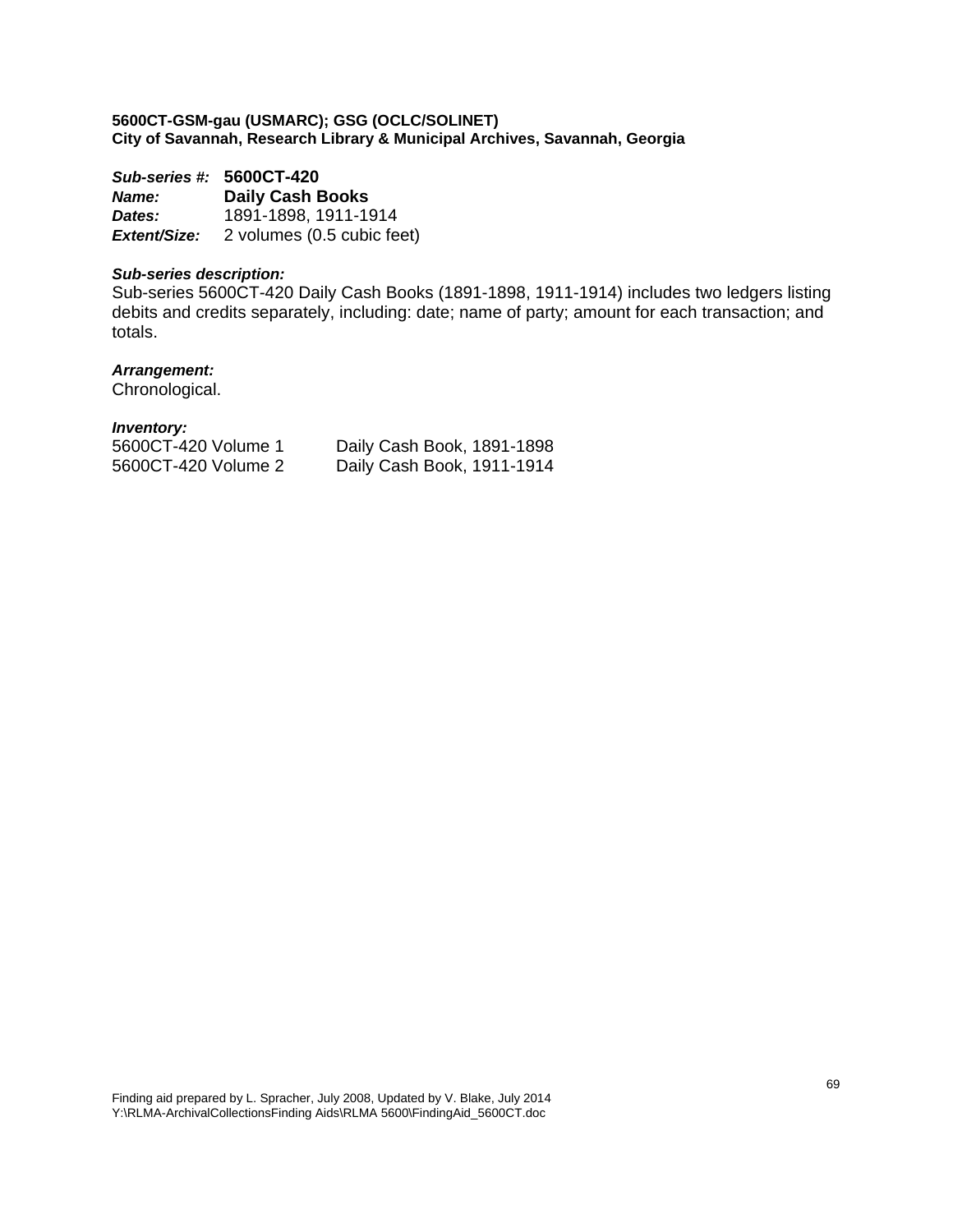**5600CT-GSM-gau (USMARC); GSG (OCLC/SOLINET)**
**City of Savannah, Research Library & Municipal Archives, Savannah, Georgia**

***Sub-series #:*** **5600CT-420**
***Name:*** **Daily Cash Books**
***Dates:*** 1891-1898, 1911-1914
***Extent/Size:*** 2 volumes (0.5 cubic feet)

***Sub-series description:***
Sub-series 5600CT-420 Daily Cash Books (1891-1898, 1911-1914) includes two ledgers listing debits and credits separately, including: date; name of party; amount for each transaction; and totals.

***Arrangement:***
Chronological.

***Inventory:***

| | |
|---|---|
| 5600CT-420 Volume 1 | Daily Cash Book, 1891-1898 |
| 5600CT-420 Volume 2 | Daily Cash Book, 1911-1914 |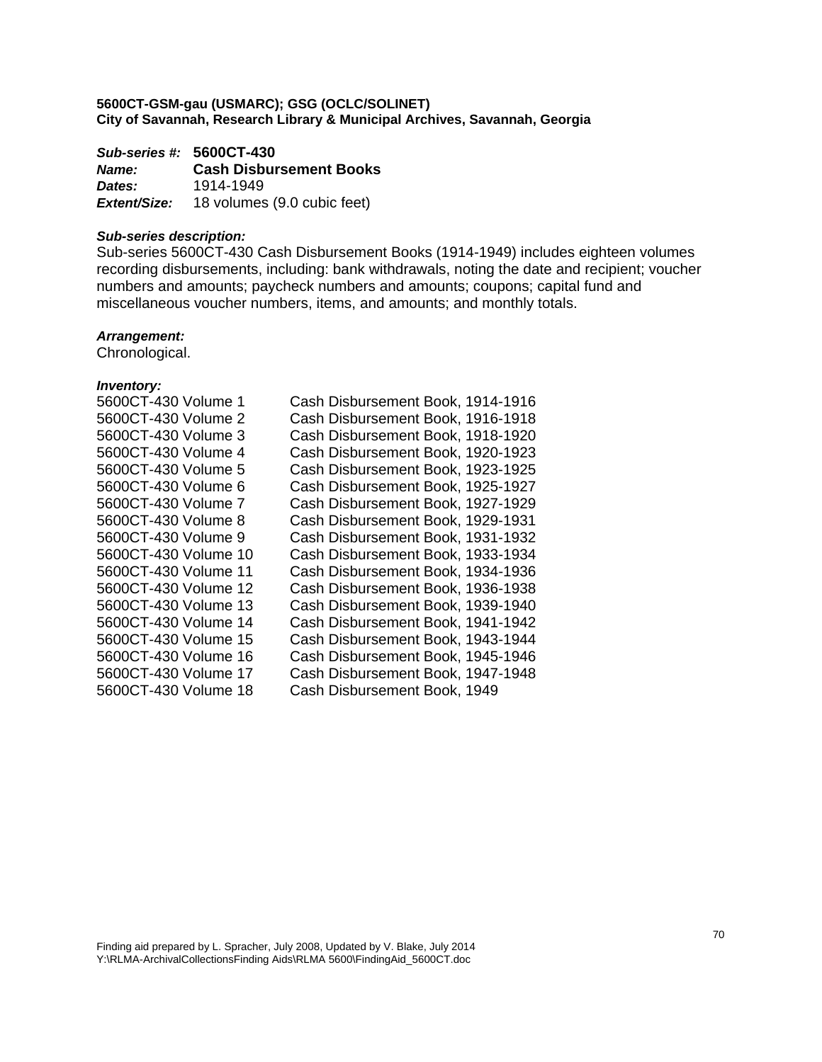**5600CT-GSM-gau (USMARC); GSG (OCLC/SOLINET)**
**City of Savannah, Research Library & Municipal Archives, Savannah, Georgia**

***Sub-series #:*** **5600CT-430**
***Name:*** **Cash Disbursement Books**
***Dates:*** 1914-1949
***Extent/Size:*** 18 volumes (9.0 cubic feet)

***Sub-series description:***
Sub-series 5600CT-430 Cash Disbursement Books (1914-1949) includes eighteen volumes recording disbursements, including: bank withdrawals, noting the date and recipient; voucher numbers and amounts; paycheck numbers and amounts; coupons; capital fund and miscellaneous voucher numbers, items, and amounts; and monthly totals.

***Arrangement:***
Chronological.

***Inventory:***

| | |
|---|---|
| 5600CT-430 Volume 1 | Cash Disbursement Book, 1914-1916 |
| 5600CT-430 Volume 2 | Cash Disbursement Book, 1916-1918 |
| 5600CT-430 Volume 3 | Cash Disbursement Book, 1918-1920 |
| 5600CT-430 Volume 4 | Cash Disbursement Book, 1920-1923 |
| 5600CT-430 Volume 5 | Cash Disbursement Book, 1923-1925 |
| 5600CT-430 Volume 6 | Cash Disbursement Book, 1925-1927 |
| 5600CT-430 Volume 7 | Cash Disbursement Book, 1927-1929 |
| 5600CT-430 Volume 8 | Cash Disbursement Book, 1929-1931 |
| 5600CT-430 Volume 9 | Cash Disbursement Book, 1931-1932 |
| 5600CT-430 Volume 10 | Cash Disbursement Book, 1933-1934 |
| 5600CT-430 Volume 11 | Cash Disbursement Book, 1934-1936 |
| 5600CT-430 Volume 12 | Cash Disbursement Book, 1936-1938 |
| 5600CT-430 Volume 13 | Cash Disbursement Book, 1939-1940 |
| 5600CT-430 Volume 14 | Cash Disbursement Book, 1941-1942 |
| 5600CT-430 Volume 15 | Cash Disbursement Book, 1943-1944 |
| 5600CT-430 Volume 16 | Cash Disbursement Book, 1945-1946 |
| 5600CT-430 Volume 17 | Cash Disbursement Book, 1947-1948 |
| 5600CT-430 Volume 18 | Cash Disbursement Book, 1949 |

Finding aid prepared by L. Spracher, July 2008, Updated by V. Blake, July 2014
Y:\RLMA-ArchivalCollectionsFinding Aids\RLMA 5600\FindingAid_5600CT.doc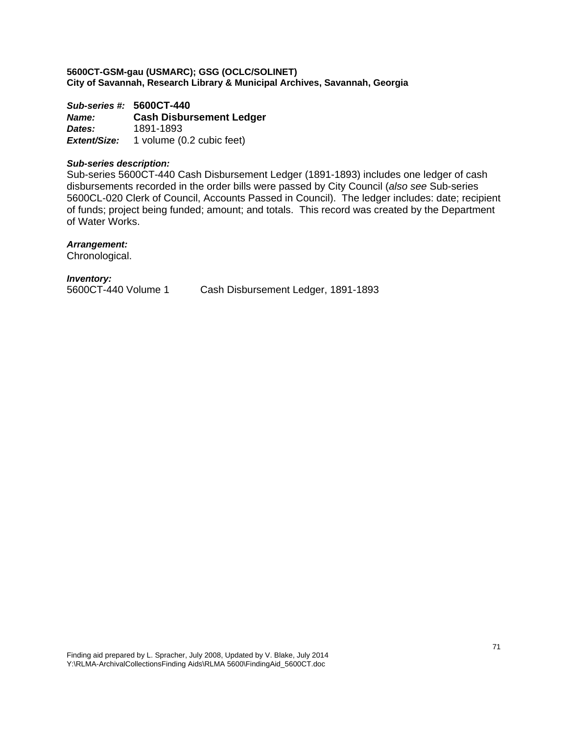**5600CT-GSM-gau (USMARC); GSG (OCLC/SOLINET)**
**City of Savannah, Research Library & Municipal Archives, Savannah, Georgia**

***Sub-series #:*** **5600CT-440**
***Name:*** **Cash Disbursement Ledger**
***Dates:*** 1891-1893
***Extent/Size:*** 1 volume (0.2 cubic feet)

***Sub-series description:***
Sub-series 5600CT-440 Cash Disbursement Ledger (1891-1893) includes one ledger of cash disbursements recorded in the order bills were passed by City Council (*also see* Sub-series 5600CL-020 Clerk of Council, Accounts Passed in Council). The ledger includes: date; recipient of funds; project being funded; amount; and totals. This record was created by the Department of Water Works.

***Arrangement:***
Chronological.

***Inventory:***
5600CT-440 Volume 1 Cash Disbursement Ledger, 1891-1893

Finding aid prepared by L. Spracher, July 2008, Updated by V. Blake, July 2014
Y:\RLMA-ArchivalCollectionsFinding Aids\RLMA 5600\FindingAid_5600CT.doc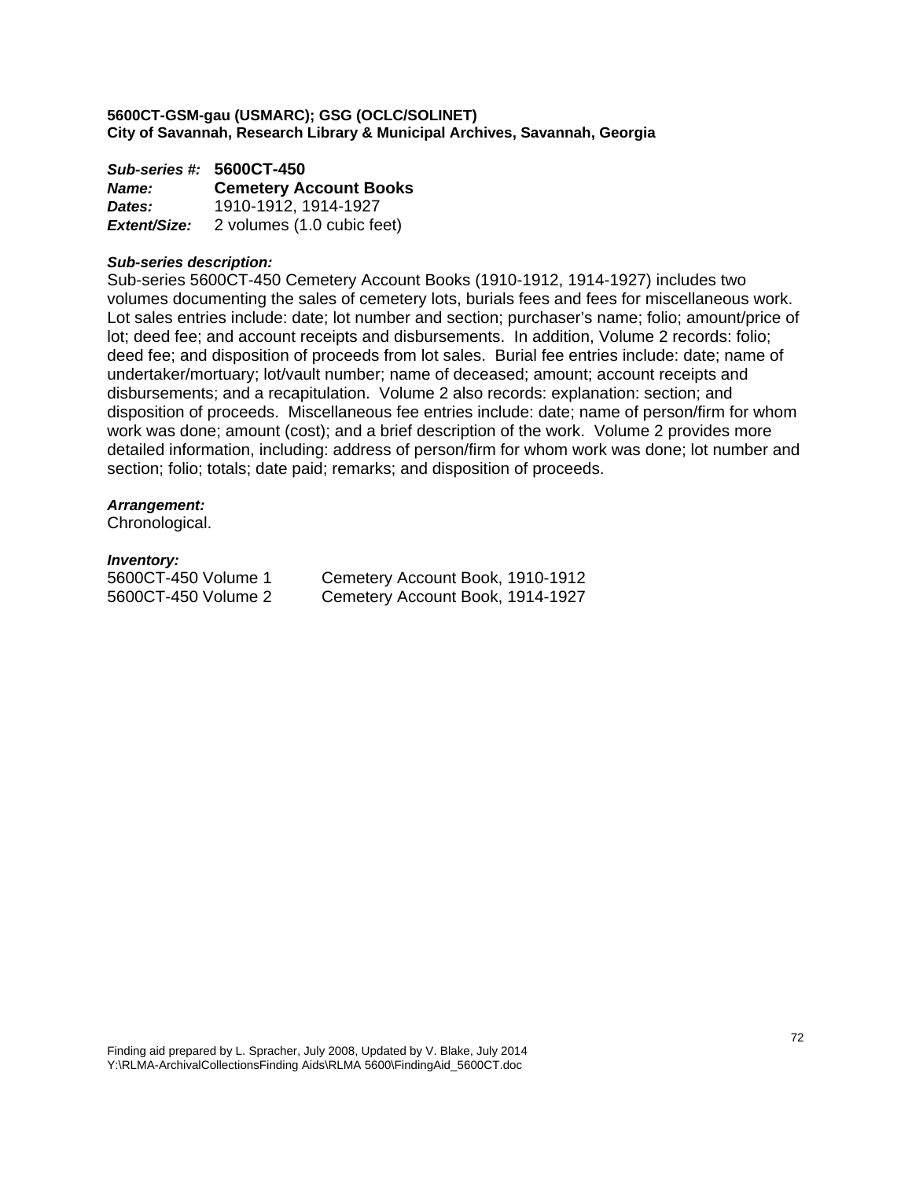**5600CT-GSM-gau (USMARC); GSG (OCLC/SOLINET)**
**City of Savannah, Research Library & Municipal Archives, Savannah, Georgia**

***Sub-series #:*** **5600CT-450**
***Name:*** **Cemetery Account Books**
***Dates:*** 1910-1912, 1914-1927
***Extent/Size:*** 2 volumes (1.0 cubic feet)

***Sub-series description:***
Sub-series 5600CT-450 Cemetery Account Books (1910-1912, 1914-1927) includes two volumes documenting the sales of cemetery lots, burials fees and fees for miscellaneous work. Lot sales entries include: date; lot number and section; purchaser's name; folio; amount/price of lot; deed fee; and account receipts and disbursements. In addition, Volume 2 records: folio; deed fee; and disposition of proceeds from lot sales. Burial fee entries include: date; name of undertaker/mortuary; lot/vault number; name of deceased; amount; account receipts and disbursements; and a recapitulation. Volume 2 also records: explanation: section; and disposition of proceeds. Miscellaneous fee entries include: date; name of person/firm for whom work was done; amount (cost); and a brief description of the work. Volume 2 provides more detailed information, including: address of person/firm for whom work was done; lot number and section; folio; totals; date paid; remarks; and disposition of proceeds.

***Arrangement:***
Chronological.

***Inventory:***

| | |
|---|---|
| 5600CT-450 Volume 1 | Cemetery Account Book, 1910-1912 |
| 5600CT-450 Volume 2 | Cemetery Account Book, 1914-1927 |

Finding aid prepared by L. Spracher, July 2008, Updated by V. Blake, July 2014
Y:\RLMA-ArchivalCollectionsFinding Aids\RLMA 5600\FindingAid_5600CT.doc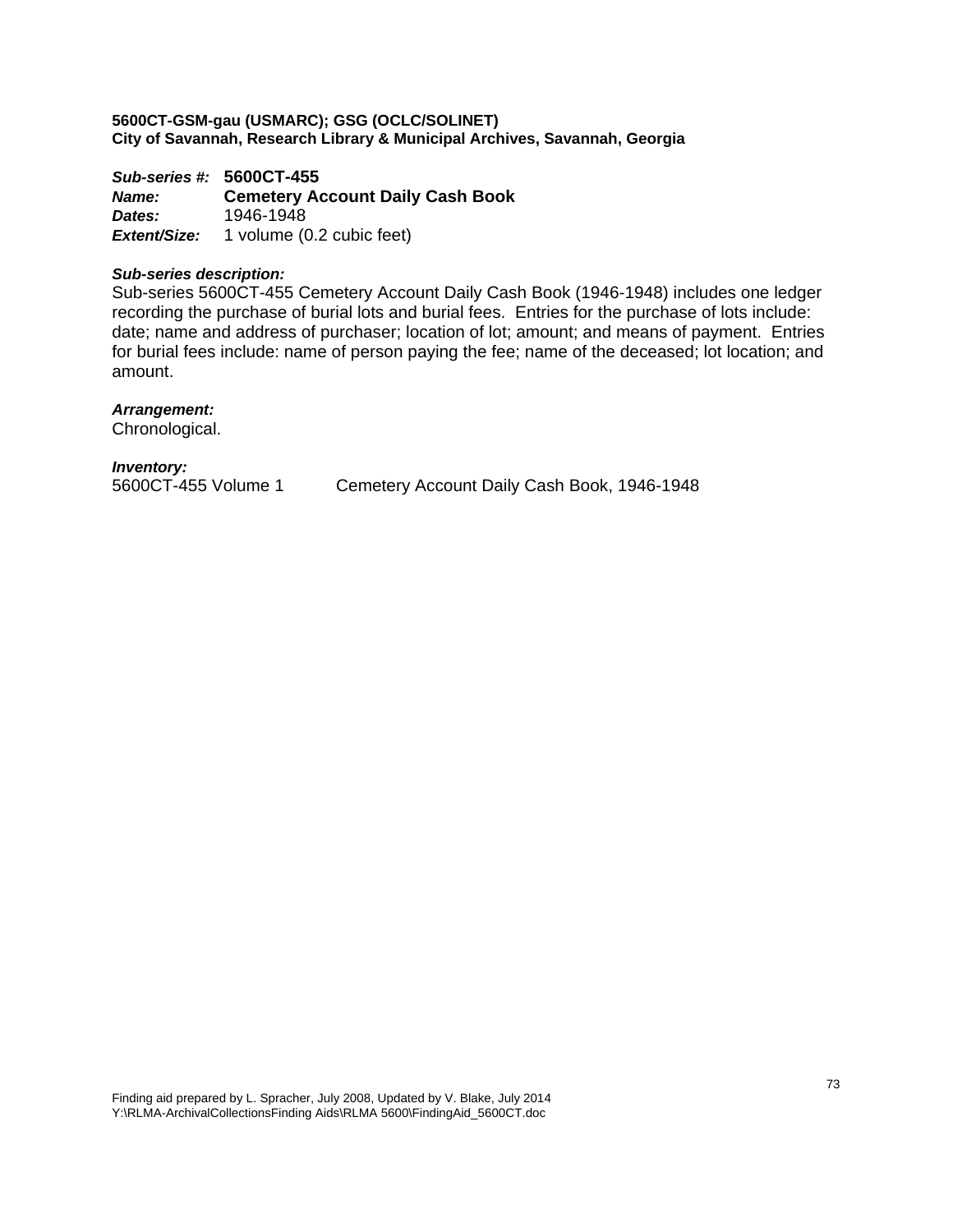**5600CT-GSM-gau (USMARC); GSG (OCLC/SOLINET)**
**City of Savannah, Research Library & Municipal Archives, Savannah, Georgia**

***Sub-series #:*** **5600CT-455**
***Name:*** **Cemetery Account Daily Cash Book**
***Dates:*** 1946-1948
***Extent/Size:*** 1 volume (0.2 cubic feet)

***Sub-series description:***
Sub-series 5600CT-455 Cemetery Account Daily Cash Book (1946-1948) includes one ledger recording the purchase of burial lots and burial fees. Entries for the purchase of lots include: date; name and address of purchaser; location of lot; amount; and means of payment. Entries for burial fees include: name of person paying the fee; name of the deceased; lot location; and amount.

***Arrangement:***
Chronological.

***Inventory:***
5600CT-455 Volume 1 Cemetery Account Daily Cash Book, 1946-1948

Finding aid prepared by L. Spracher, July 2008, Updated by V. Blake, July 2014
Y:\RLMA-ArchivalCollectionsFinding Aids\RLMA 5600\FindingAid_5600CT.doc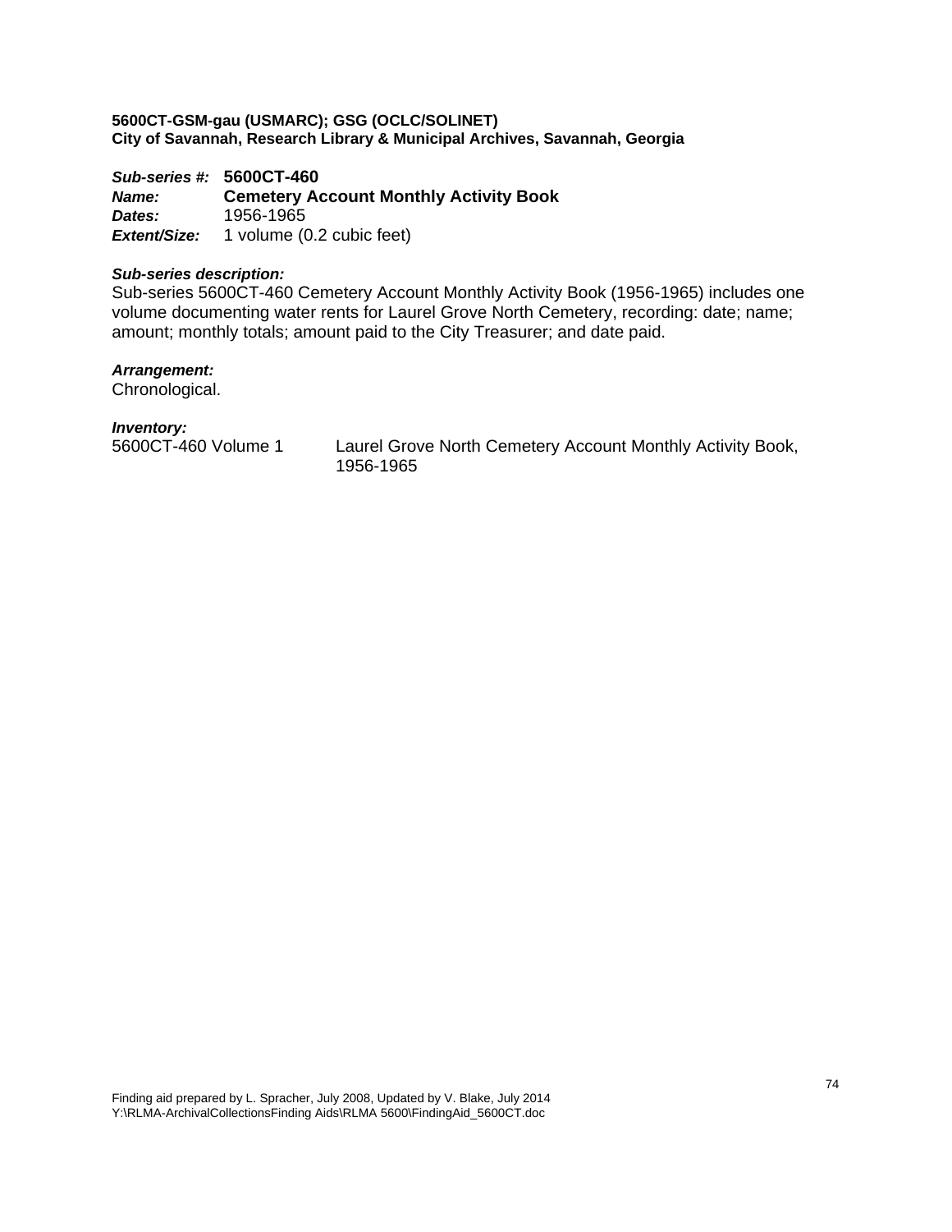**5600CT-GSM-gau (USMARC); GSG (OCLC/SOLINET)**
**City of Savannah, Research Library & Municipal Archives, Savannah, Georgia**

***Sub-series #:*** **5600CT-460**
***Name:*** **Cemetery Account Monthly Activity Book**
***Dates:*** 1956-1965
***Extent/Size:*** 1 volume (0.2 cubic feet)

***Sub-series description:***
Sub-series 5600CT-460 Cemetery Account Monthly Activity Book (1956-1965) includes one volume documenting water rents for Laurel Grove North Cemetery, recording: date; name; amount; monthly totals; amount paid to the City Treasurer; and date paid.

***Arrangement:***
Chronological.

***Inventory:***

| | |
|---|---|
| 5600CT-460 Volume 1 | Laurel Grove North Cemetery Account Monthly Activity Book, 1956-1965 |

Finding aid prepared by L. Spracher, July 2008, Updated by V. Blake, July 2014
Y:\RLMA-ArchivalCollectionsFinding Aids\RLMA 5600\FindingAid_5600CT.doc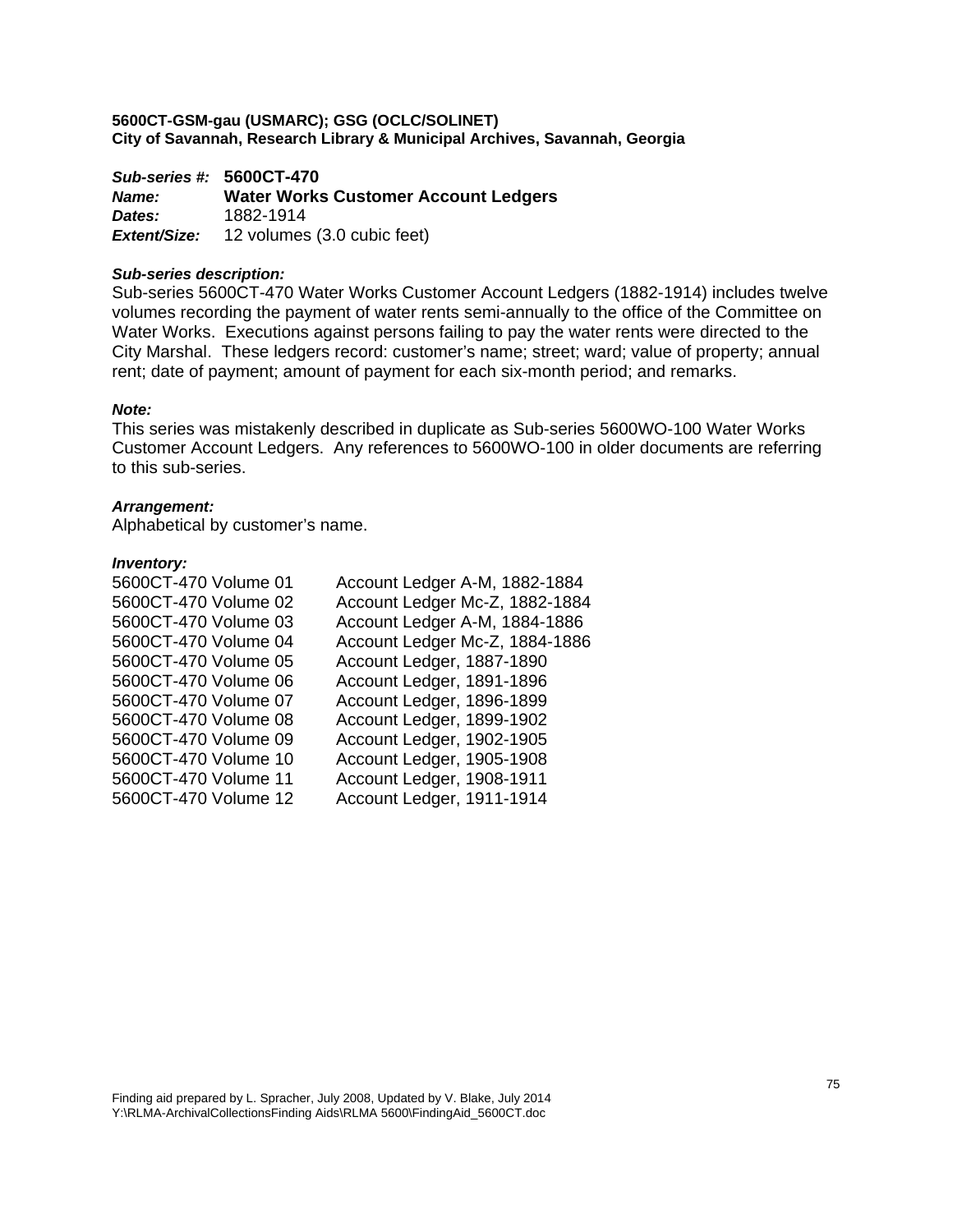**5600CT-GSM-gau (USMARC); GSG (OCLC/SOLINET)**
**City of Savannah, Research Library & Municipal Archives, Savannah, Georgia**

***Sub-series #:*** **5600CT-470**
***Name:*** **Water Works Customer Account Ledgers**
***Dates:*** 1882-1914
***Extent/Size:*** 12 volumes (3.0 cubic feet)

***Sub-series description:***
Sub-series 5600CT-470 Water Works Customer Account Ledgers (1882-1914) includes twelve volumes recording the payment of water rents semi-annually to the office of the Committee on Water Works. Executions against persons failing to pay the water rents were directed to the City Marshal. These ledgers record: customer's name; street; ward; value of property; annual rent; date of payment; amount of payment for each six-month period; and remarks.

***Note:***
This series was mistakenly described in duplicate as Sub-series 5600WO-100 Water Works Customer Account Ledgers. Any references to 5600WO-100 in older documents are referring to this sub-series.

***Arrangement:***
Alphabetical by customer's name.

***Inventory:***

| | |
|---|---|
| 5600CT-470 Volume 01 | Account Ledger A-M, 1882-1884 |
| 5600CT-470 Volume 02 | Account Ledger Mc-Z, 1882-1884 |
| 5600CT-470 Volume 03 | Account Ledger A-M, 1884-1886 |
| 5600CT-470 Volume 04 | Account Ledger Mc-Z, 1884-1886 |
| 5600CT-470 Volume 05 | Account Ledger, 1887-1890 |
| 5600CT-470 Volume 06 | Account Ledger, 1891-1896 |
| 5600CT-470 Volume 07 | Account Ledger, 1896-1899 |
| 5600CT-470 Volume 08 | Account Ledger, 1899-1902 |
| 5600CT-470 Volume 09 | Account Ledger, 1902-1905 |
| 5600CT-470 Volume 10 | Account Ledger, 1905-1908 |
| 5600CT-470 Volume 11 | Account Ledger, 1908-1911 |
| 5600CT-470 Volume 12 | Account Ledger, 1911-1914 |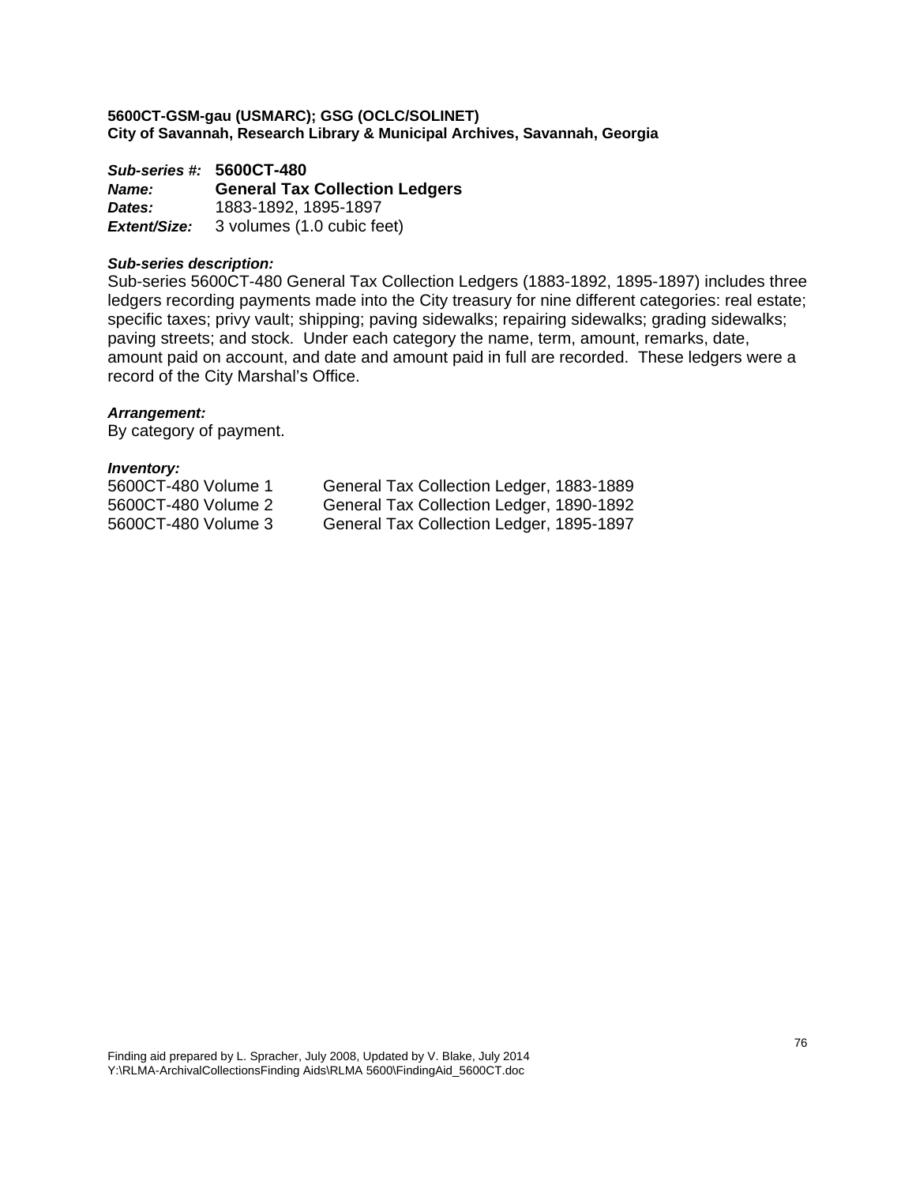**5600CT-GSM-gau (USMARC); GSG (OCLC/SOLINET)**
**City of Savannah, Research Library & Municipal Archives, Savannah, Georgia**

***Sub-series #:*** **5600CT-480**
***Name:*** **General Tax Collection Ledgers**
***Dates:*** 1883-1892, 1895-1897
***Extent/Size:*** 3 volumes (1.0 cubic feet)

***Sub-series description:***
Sub-series 5600CT-480 General Tax Collection Ledgers (1883-1892, 1895-1897) includes three ledgers recording payments made into the City treasury for nine different categories: real estate; specific taxes; privy vault; shipping; paving sidewalks; repairing sidewalks; grading sidewalks; paving streets; and stock. Under each category the name, term, amount, remarks, date, amount paid on account, and date and amount paid in full are recorded. These ledgers were a record of the City Marshal's Office.

***Arrangement:***
By category of payment.

***Inventory:***

| | |
|---|---|
| 5600CT-480 Volume 1 | General Tax Collection Ledger, 1883-1889 |
| 5600CT-480 Volume 2 | General Tax Collection Ledger, 1890-1892 |
| 5600CT-480 Volume 3 | General Tax Collection Ledger, 1895-1897 |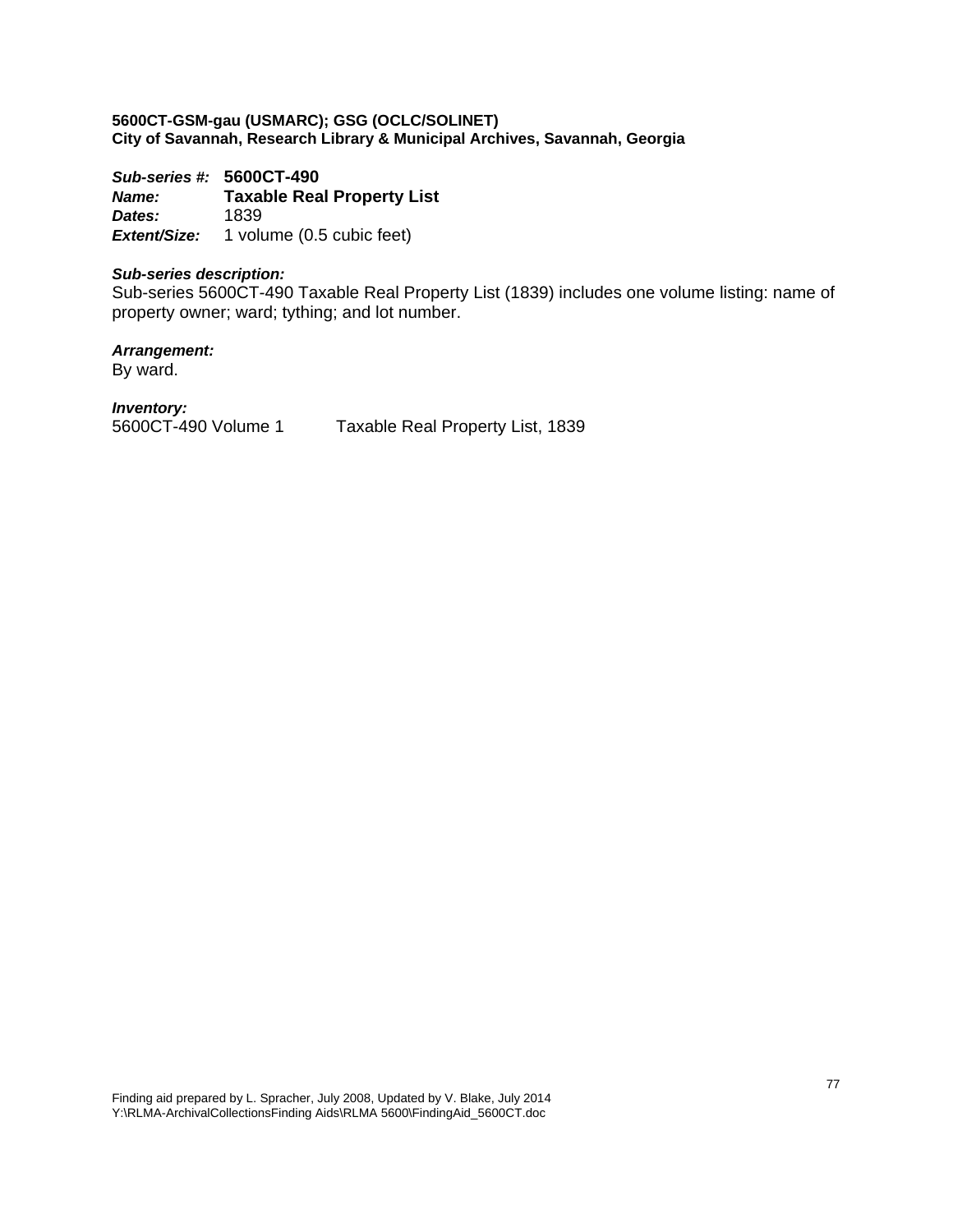**5600CT-GSM-gau (USMARC); GSG (OCLC/SOLINET)**
**City of Savannah, Research Library & Municipal Archives, Savannah, Georgia**

***Sub-series #:*** **5600CT-490**
***Name:*** **Taxable Real Property List**
***Dates:*** 1839
***Extent/Size:*** 1 volume (0.5 cubic feet)

***Sub-series description:***
Sub-series 5600CT-490 Taxable Real Property List (1839) includes one volume listing: name of property owner; ward; tything; and lot number.

***Arrangement:***
By ward.

***Inventory:***

| | |
|---|---|
| 5600CT-490 Volume 1 | Taxable Real Property List, 1839 |

Finding aid prepared by L. Spracher, July 2008, Updated by V. Blake, July 2014
Y:\RLMA-ArchivalCollectionsFinding Aids\RLMA 5600\FindingAid_5600CT.doc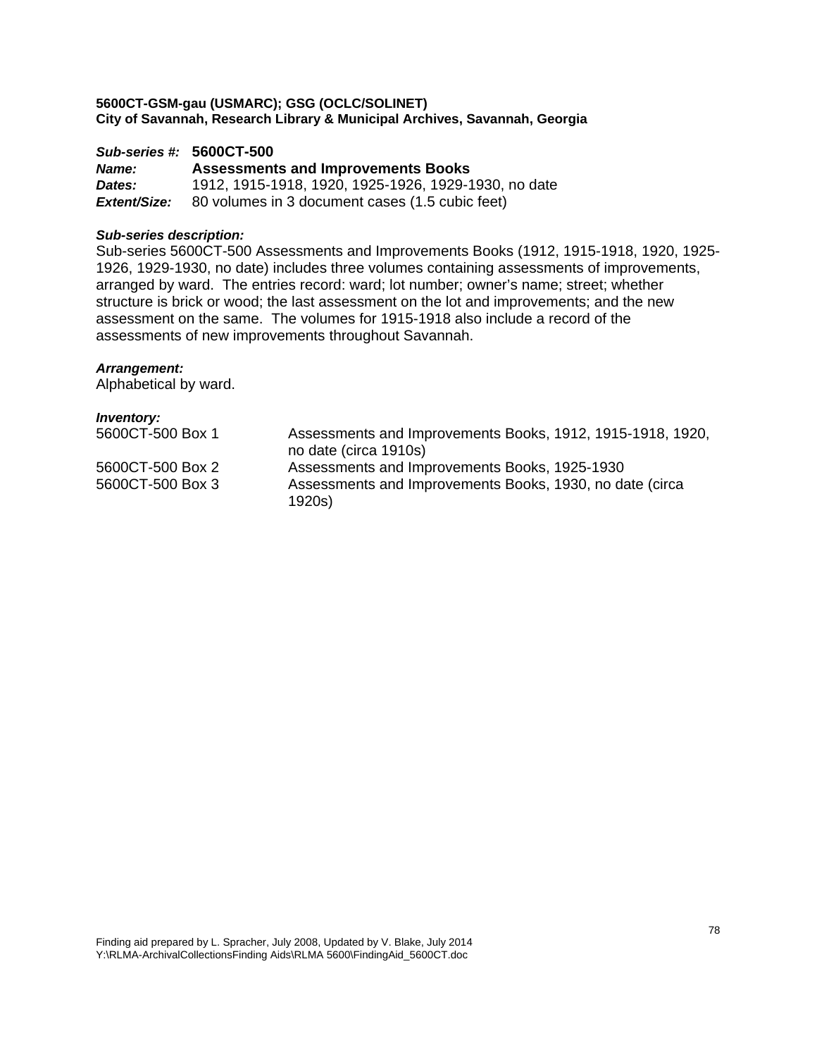**5600CT-GSM-gau (USMARC); GSG (OCLC/SOLINET)**
**City of Savannah, Research Library & Municipal Archives, Savannah, Georgia**

***Sub-series #:*** **5600CT-500**
***Name:*** **Assessments and Improvements Books**
***Dates:*** 1912, 1915-1918, 1920, 1925-1926, 1929-1930, no date
***Extent/Size:*** 80 volumes in 3 document cases (1.5 cubic feet)

***Sub-series description:***
Sub-series 5600CT-500 Assessments and Improvements Books (1912, 1915-1918, 1920, 1925-1926, 1929-1930, no date) includes three volumes containing assessments of improvements, arranged by ward. The entries record: ward; lot number; owner's name; street; whether structure is brick or wood; the last assessment on the lot and improvements; and the new assessment on the same. The volumes for 1915-1918 also include a record of the assessments of new improvements throughout Savannah.

***Arrangement:***
Alphabetical by ward.

***Inventory:***

| | |
|---|---|
| 5600CT-500 Box 1 | Assessments and Improvements Books, 1912, 1915-1918, 1920, no date (circa 1910s) |
| 5600CT-500 Box 2 | Assessments and Improvements Books, 1925-1930 |
| 5600CT-500 Box 3 | Assessments and Improvements Books, 1930, no date (circa 1920s) |

Finding aid prepared by L. Spracher, July 2008, Updated by V. Blake, July 2014
Y:\RLMA-ArchivalCollectionsFinding Aids\RLMA 5600\FindingAid_5600CT.doc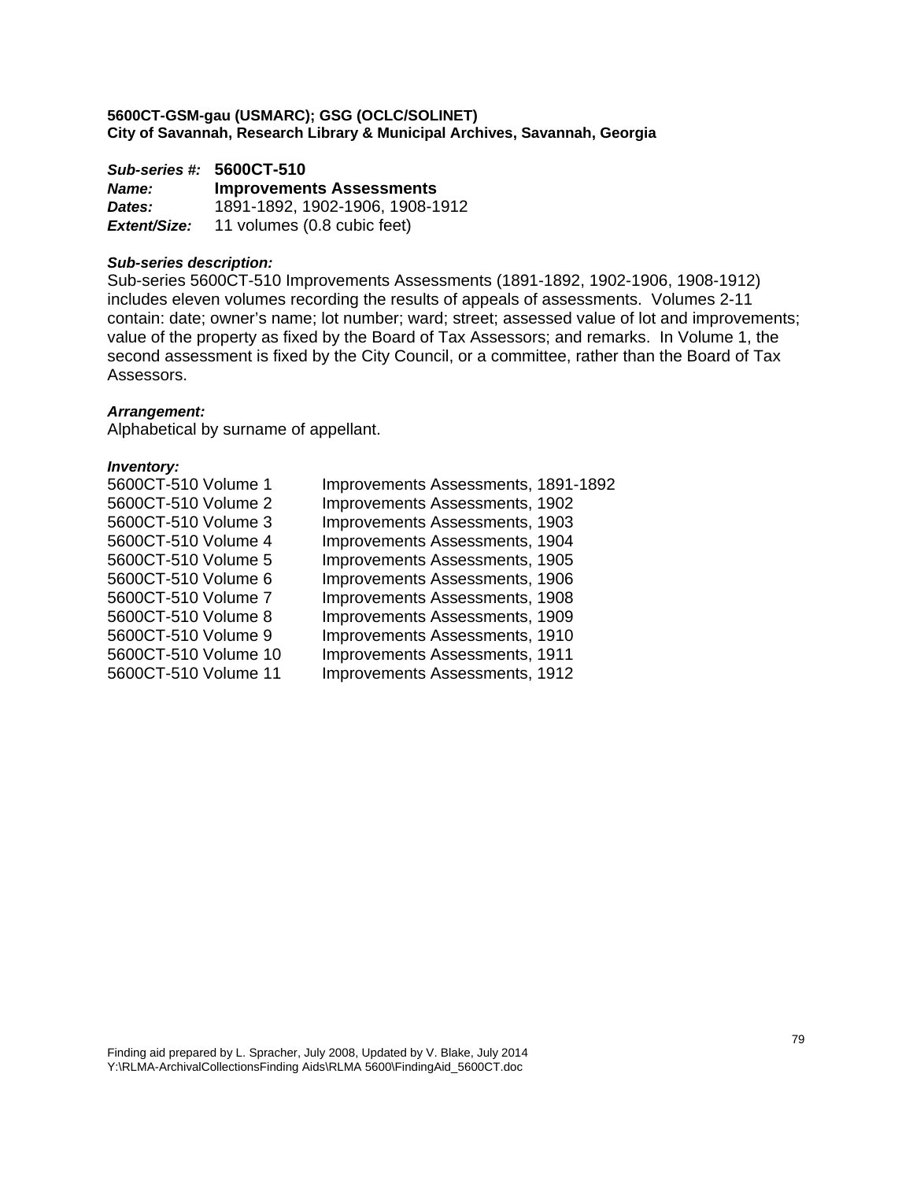**5600CT-GSM-gau (USMARC); GSG (OCLC/SOLINET)**
**City of Savannah, Research Library & Municipal Archives, Savannah, Georgia**

***Sub-series #:*** **5600CT-510**
***Name:*** **Improvements Assessments**
***Dates:*** 1891-1892, 1902-1906, 1908-1912
***Extent/Size:*** 11 volumes (0.8 cubic feet)

***Sub-series description:***
Sub-series 5600CT-510 Improvements Assessments (1891-1892, 1902-1906, 1908-1912) includes eleven volumes recording the results of appeals of assessments. Volumes 2-11 contain: date; owner's name; lot number; ward; street; assessed value of lot and improvements; value of the property as fixed by the Board of Tax Assessors; and remarks. In Volume 1, the second assessment is fixed by the City Council, or a committee, rather than the Board of Tax Assessors.

***Arrangement:***
Alphabetical by surname of appellant.

***Inventory:***

| | |
|---|---|
| 5600CT-510 Volume 1 | Improvements Assessments, 1891-1892 |
| 5600CT-510 Volume 2 | Improvements Assessments, 1902 |
| 5600CT-510 Volume 3 | Improvements Assessments, 1903 |
| 5600CT-510 Volume 4 | Improvements Assessments, 1904 |
| 5600CT-510 Volume 5 | Improvements Assessments, 1905 |
| 5600CT-510 Volume 6 | Improvements Assessments, 1906 |
| 5600CT-510 Volume 7 | Improvements Assessments, 1908 |
| 5600CT-510 Volume 8 | Improvements Assessments, 1909 |
| 5600CT-510 Volume 9 | Improvements Assessments, 1910 |
| 5600CT-510 Volume 10 | Improvements Assessments, 1911 |
| 5600CT-510 Volume 11 | Improvements Assessments, 1912 |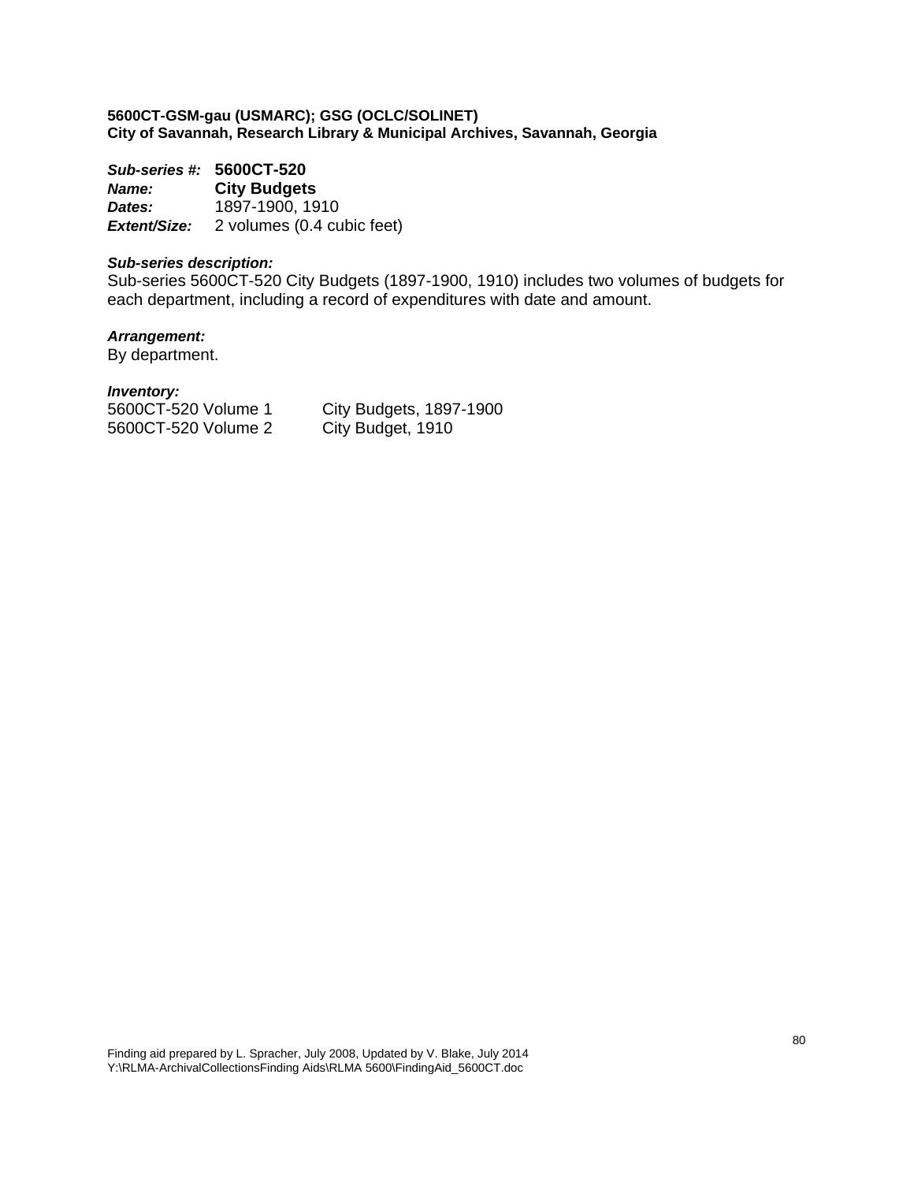**5600CT-GSM-gau (USMARC); GSG (OCLC/SOLINET)**
**City of Savannah, Research Library & Municipal Archives, Savannah, Georgia**

***Sub-series #:*** **5600CT-520**
***Name:*** **City Budgets**
***Dates:*** 1897-1900, 1910
***Extent/Size:*** 2 volumes (0.4 cubic feet)

***Sub-series description:***
Sub-series 5600CT-520 City Budgets (1897-1900, 1910) includes two volumes of budgets for each department, including a record of expenditures with date and amount.

***Arrangement:***
By department.

***Inventory:***

| | |
|---|---|
| 5600CT-520 Volume 1 | City Budgets, 1897-1900 |
| 5600CT-520 Volume 2 | City Budget, 1910 |

Finding aid prepared by L. Spracher, July 2008, Updated by V. Blake, July 2014
Y:\RLMA-ArchivalCollectionsFinding Aids\RLMA 5600\FindingAid_5600CT.doc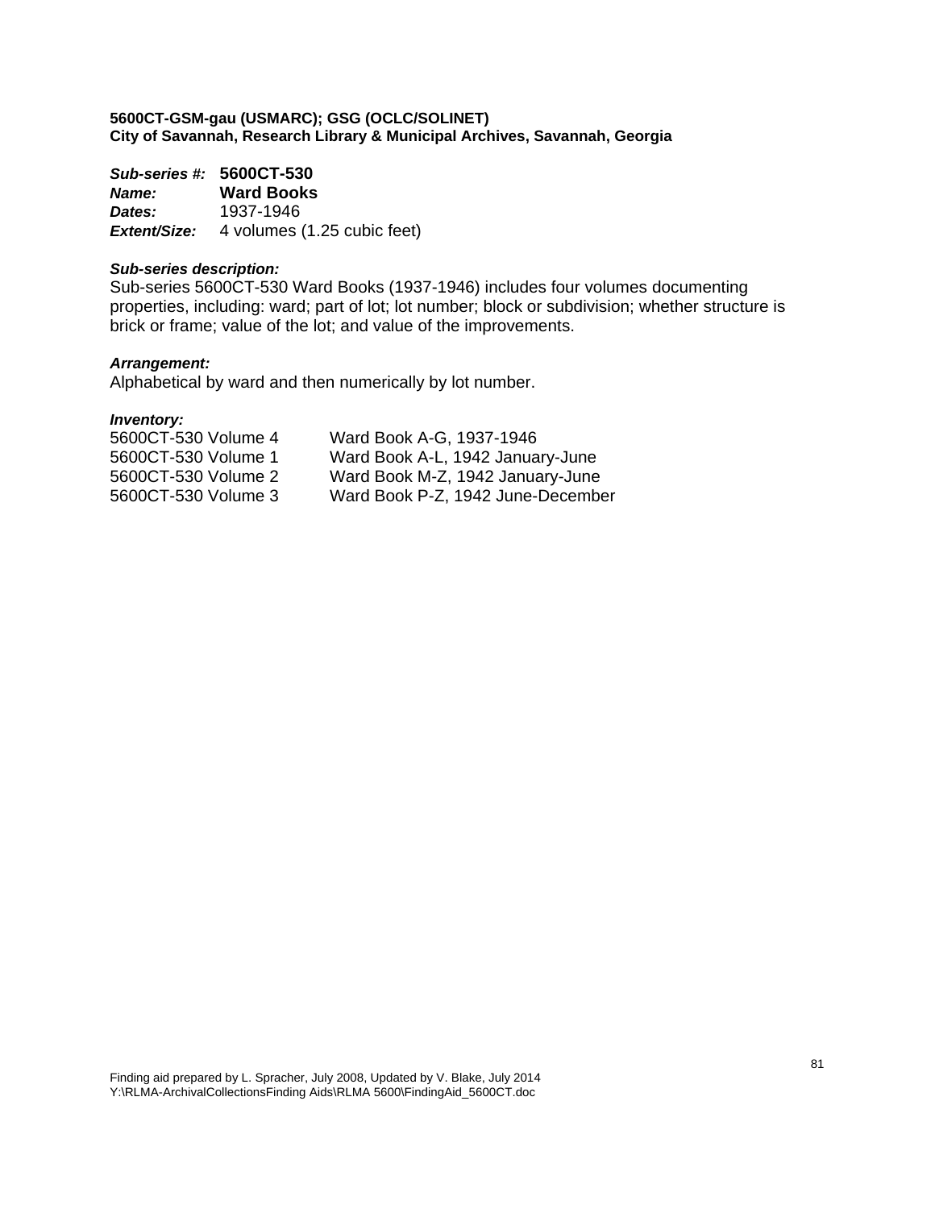**5600CT-GSM-gau (USMARC); GSG (OCLC/SOLINET)**
**City of Savannah, Research Library & Municipal Archives, Savannah, Georgia**

***Sub-series #:*** **5600CT-530**
***Name:*** **Ward Books**
***Dates:*** 1937-1946
***Extent/Size:*** 4 volumes (1.25 cubic feet)

***Sub-series description:***
Sub-series 5600CT-530 Ward Books (1937-1946) includes four volumes documenting properties, including: ward; part of lot; lot number; block or subdivision; whether structure is brick or frame; value of the lot; and value of the improvements.

***Arrangement:***
Alphabetical by ward and then numerically by lot number.

***Inventory:***

| | |
|---|---|
| 5600CT-530 Volume 4 | Ward Book A-G, 1937-1946 |
| 5600CT-530 Volume 1 | Ward Book A-L, 1942 January-June |
| 5600CT-530 Volume 2 | Ward Book M-Z, 1942 January-June |
| 5600CT-530 Volume 3 | Ward Book P-Z, 1942 June-December |

Finding aid prepared by L. Spracher, July 2008, Updated by V. Blake, July 2014
Y:\RLMA-ArchivalCollectionsFinding Aids\RLMA 5600\FindingAid_5600CT.doc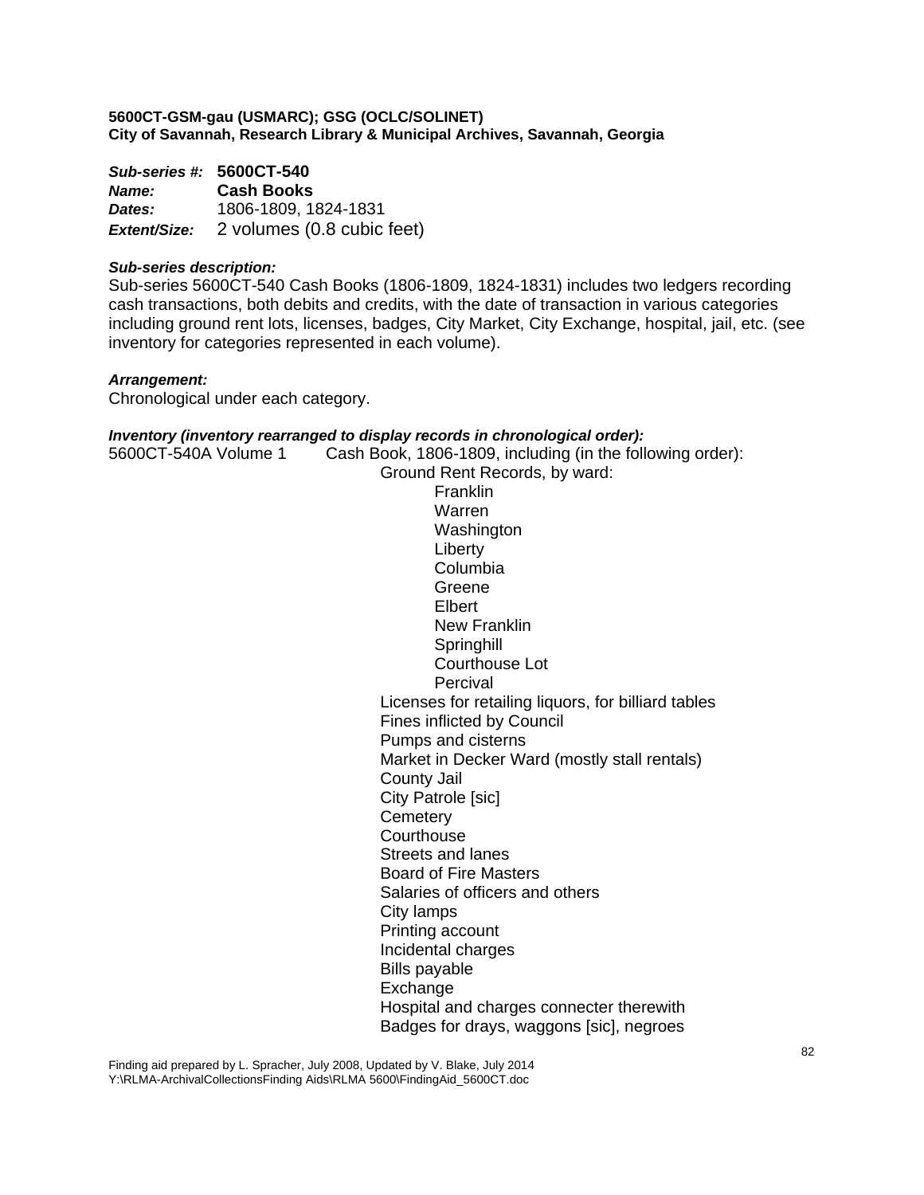**5600CT-GSM-gau (USMARC); GSG (OCLC/SOLINET)**
**City of Savannah, Research Library & Municipal Archives, Savannah, Georgia**

***Sub-series #:*** **5600CT-540**
***Name:*** **Cash Books**
***Dates:*** 1806-1809, 1824-1831
***Extent/Size:*** 2 volumes (0.8 cubic feet)

***Sub-series description:***
Sub-series 5600CT-540 Cash Books (1806-1809, 1824-1831) includes two ledgers recording cash transactions, both debits and credits, with the date of transaction in various categories including ground rent lots, licenses, badges, City Market, City Exchange, hospital, jail, etc. (see inventory for categories represented in each volume).

***Arrangement:***
Chronological under each category.

***Inventory (inventory rearranged to display records in chronological order):***

5600CT-540A Volume 1 — Cash Book, 1806-1809, including (in the following order):

- Ground Rent Records, by ward:
  - Franklin
  - Warren
  - Washington
  - Liberty
  - Columbia
  - Greene
  - Elbert
  - New Franklin
  - Springhill
  - Courthouse Lot
  - Percival
- Licenses for retailing liquors, for billiard tables
- Fines inflicted by Council
- Pumps and cisterns
- Market in Decker Ward (mostly stall rentals)
- County Jail
- City Patrole [sic]
- Cemetery
- Courthouse
- Streets and lanes
- Board of Fire Masters
- Salaries of officers and others
- City lamps
- Printing account
- Incidental charges
- Bills payable
- Exchange
- Hospital and charges connecter therewith
- Badges for drays, waggons [sic], negroes

Finding aid prepared by L. Spracher, July 2008, Updated by V. Blake, July 2014
Y:\RLMA-ArchivalCollectionsFinding Aids\RLMA 5600\FindingAid_5600CT.doc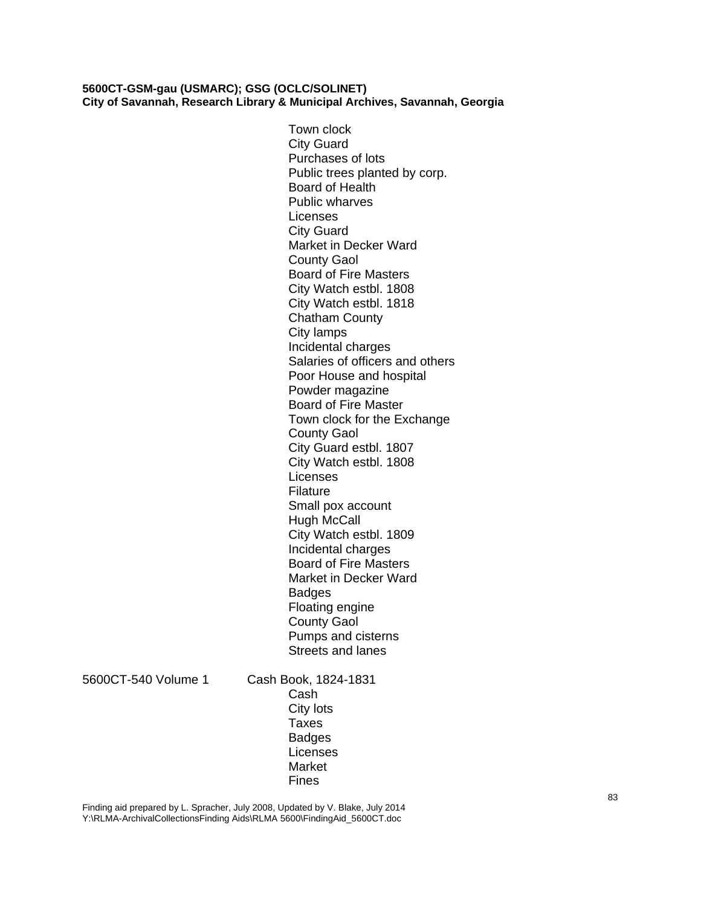Town clock
City Guard
Purchases of lots
Public trees planted by corp.
Board of Health
Public wharves
Licenses
City Guard
Market in Decker Ward
County Gaol
Board of Fire Masters
City Watch estbl. 1808
City Watch estbl. 1818
Chatham County
City lamps
Incidental charges
Salaries of officers and others
Poor House and hospital
Powder magazine
Board of Fire Master
Town clock for the Exchange
County Gaol
City Guard estbl. 1807
City Watch estbl. 1808
Licenses
Filature
Small pox account
Hugh McCall
City Watch estbl. 1809
Incidental charges
Board of Fire Masters
Market in Decker Ward
Badges
Floating engine
County Gaol
Pumps and cisterns
Streets and lanes

5600CT-540 Volume 1 Cash Book, 1824-1831

Cash
City lots
Taxes
Badges
Licenses
Market
Fines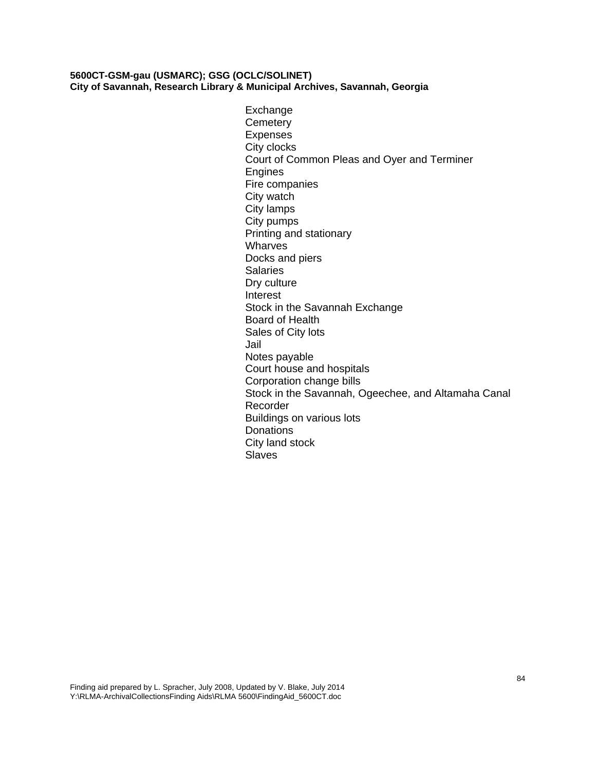**5600CT-GSM-gau (USMARC); GSG (OCLC/SOLINET)**
**City of Savannah, Research Library & Municipal Archives, Savannah, Georgia**

Exchange
Cemetery
Expenses
City clocks
Court of Common Pleas and Oyer and Terminer
Engines
Fire companies
City watch
City lamps
City pumps
Printing and stationary
Wharves
Docks and piers
Salaries
Dry culture
Interest
Stock in the Savannah Exchange
Board of Health
Sales of City lots
Jail
Notes payable
Court house and hospitals
Corporation change bills
Stock in the Savannah, Ogeechee, and Altamaha Canal
Recorder
Buildings on various lots
Donations
City land stock
Slaves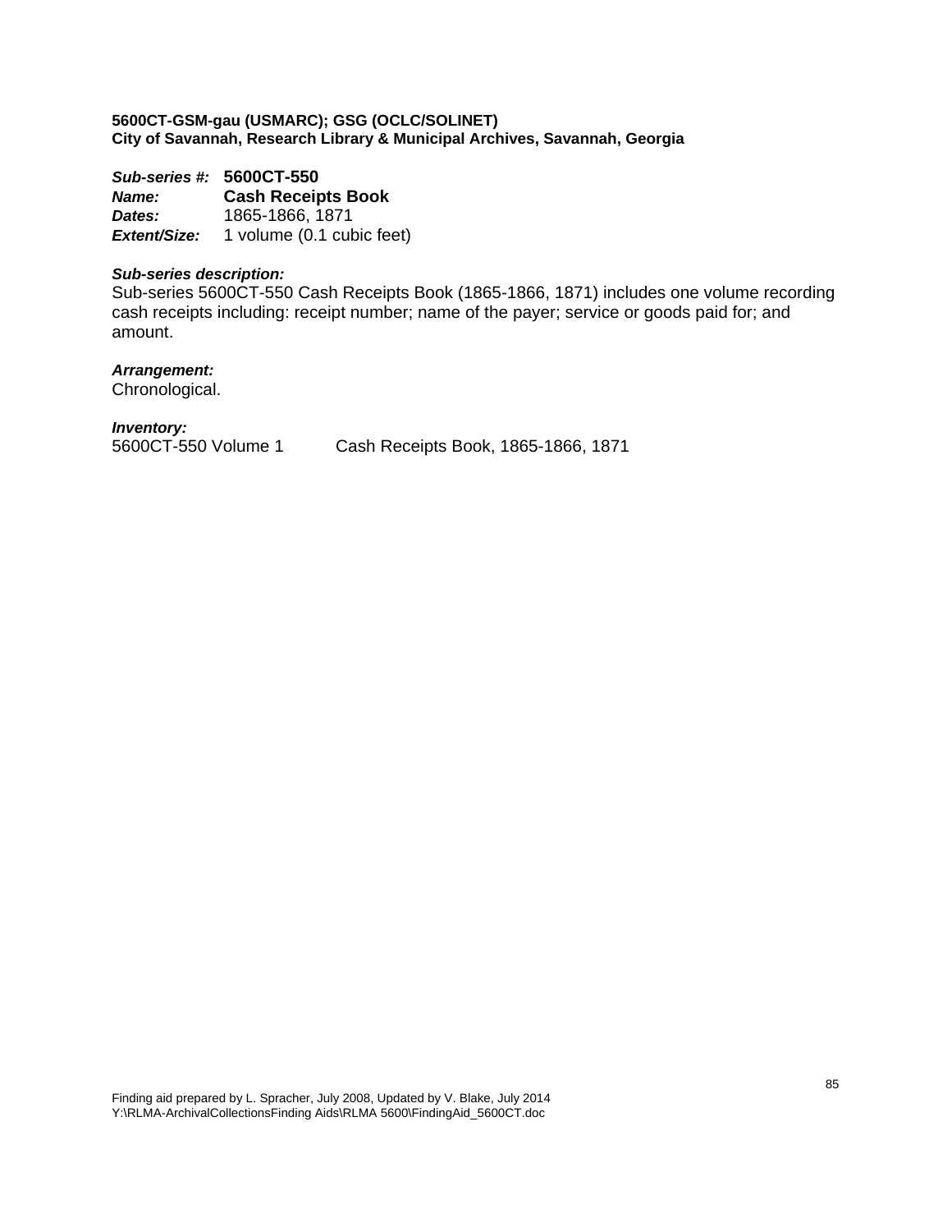**5600CT-GSM-gau (USMARC); GSG (OCLC/SOLINET)**
**City of Savannah, Research Library & Municipal Archives, Savannah, Georgia**

***Sub-series #:*** **5600CT-550**
***Name:*** **Cash Receipts Book**
***Dates:*** 1865-1866, 1871
***Extent/Size:*** 1 volume (0.1 cubic feet)

***Sub-series description:***
Sub-series 5600CT-550 Cash Receipts Book (1865-1866, 1871) includes one volume recording cash receipts including: receipt number; name of the payer; service or goods paid for; and amount.

***Arrangement:***
Chronological.

***Inventory:***
5600CT-550 Volume 1 Cash Receipts Book, 1865-1866, 1871

Finding aid prepared by L. Spracher, July 2008, Updated by V. Blake, July 2014
Y:\RLMA-ArchivalCollectionsFinding Aids\RLMA 5600\FindingAid_5600CT.doc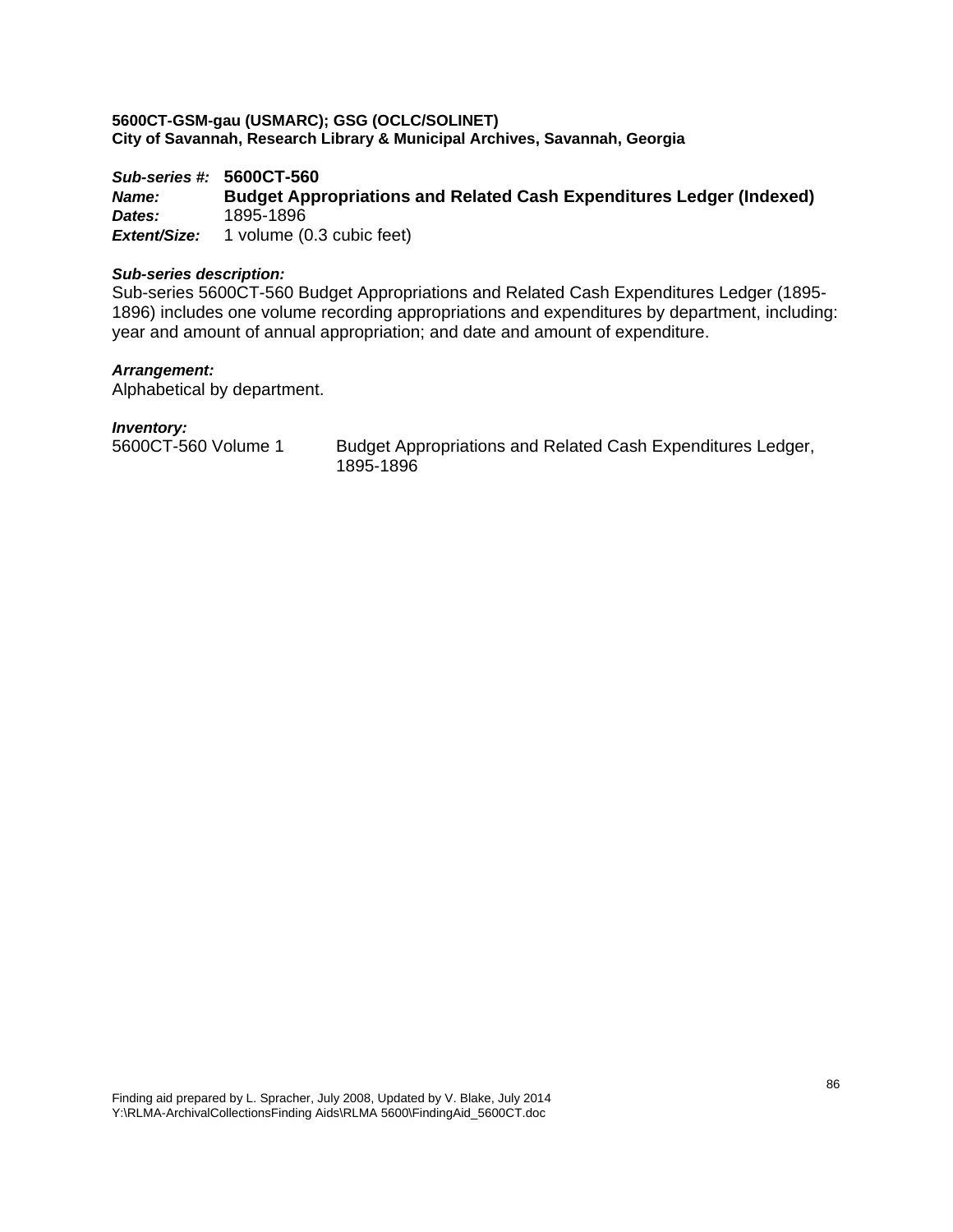**5600CT-GSM-gau (USMARC); GSG (OCLC/SOLINET)**
**City of Savannah, Research Library & Municipal Archives, Savannah, Georgia**

***Sub-series #:*** **5600CT-560**
***Name:*** **Budget Appropriations and Related Cash Expenditures Ledger (Indexed)**
***Dates:*** 1895-1896
***Extent/Size:*** 1 volume (0.3 cubic feet)

***Sub-series description:***
Sub-series 5600CT-560 Budget Appropriations and Related Cash Expenditures Ledger (1895-1896) includes one volume recording appropriations and expenditures by department, including: year and amount of annual appropriation; and date and amount of expenditure.

***Arrangement:***
Alphabetical by department.

***Inventory:***

| | |
|---|---|
| 5600CT-560 Volume 1 | Budget Appropriations and Related Cash Expenditures Ledger, 1895-1896 |

Finding aid prepared by L. Spracher, July 2008, Updated by V. Blake, July 2014
Y:\RLMA-ArchivalCollectionsFinding Aids\RLMA 5600\FindingAid_5600CT.doc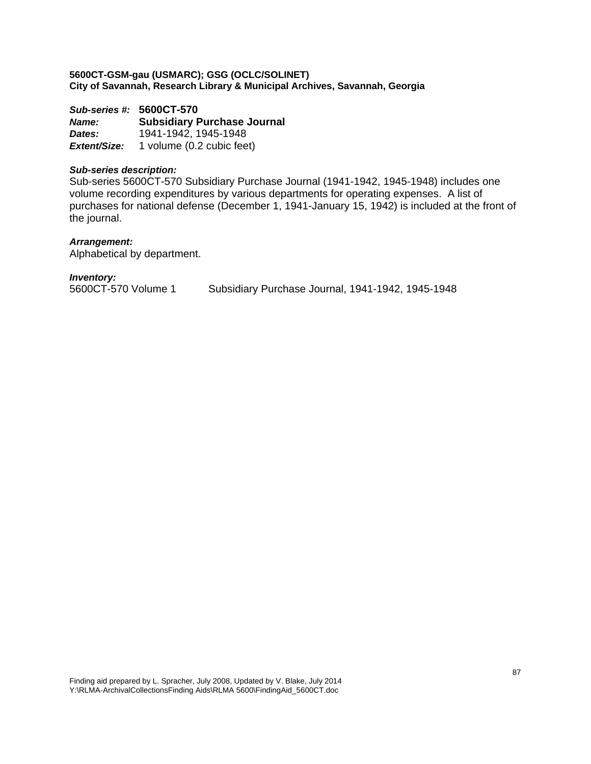**5600CT-GSM-gau (USMARC); GSG (OCLC/SOLINET)**
**City of Savannah, Research Library & Municipal Archives, Savannah, Georgia**

***Sub-series #:*** **5600CT-570**
***Name:*** **Subsidiary Purchase Journal**
***Dates:*** 1941-1942, 1945-1948
***Extent/Size:*** 1 volume (0.2 cubic feet)

***Sub-series description:***
Sub-series 5600CT-570 Subsidiary Purchase Journal (1941-1942, 1945-1948) includes one volume recording expenditures by various departments for operating expenses. A list of purchases for national defense (December 1, 1941-January 15, 1942) is included at the front of the journal.

***Arrangement:***
Alphabetical by department.

***Inventory:***
5600CT-570 Volume 1 Subsidiary Purchase Journal, 1941-1942, 1945-1948

Finding aid prepared by L. Spracher, July 2008, Updated by V. Blake, July 2014
Y:\RLMA-ArchivalCollectionsFinding Aids\RLMA 5600\FindingAid_5600CT.doc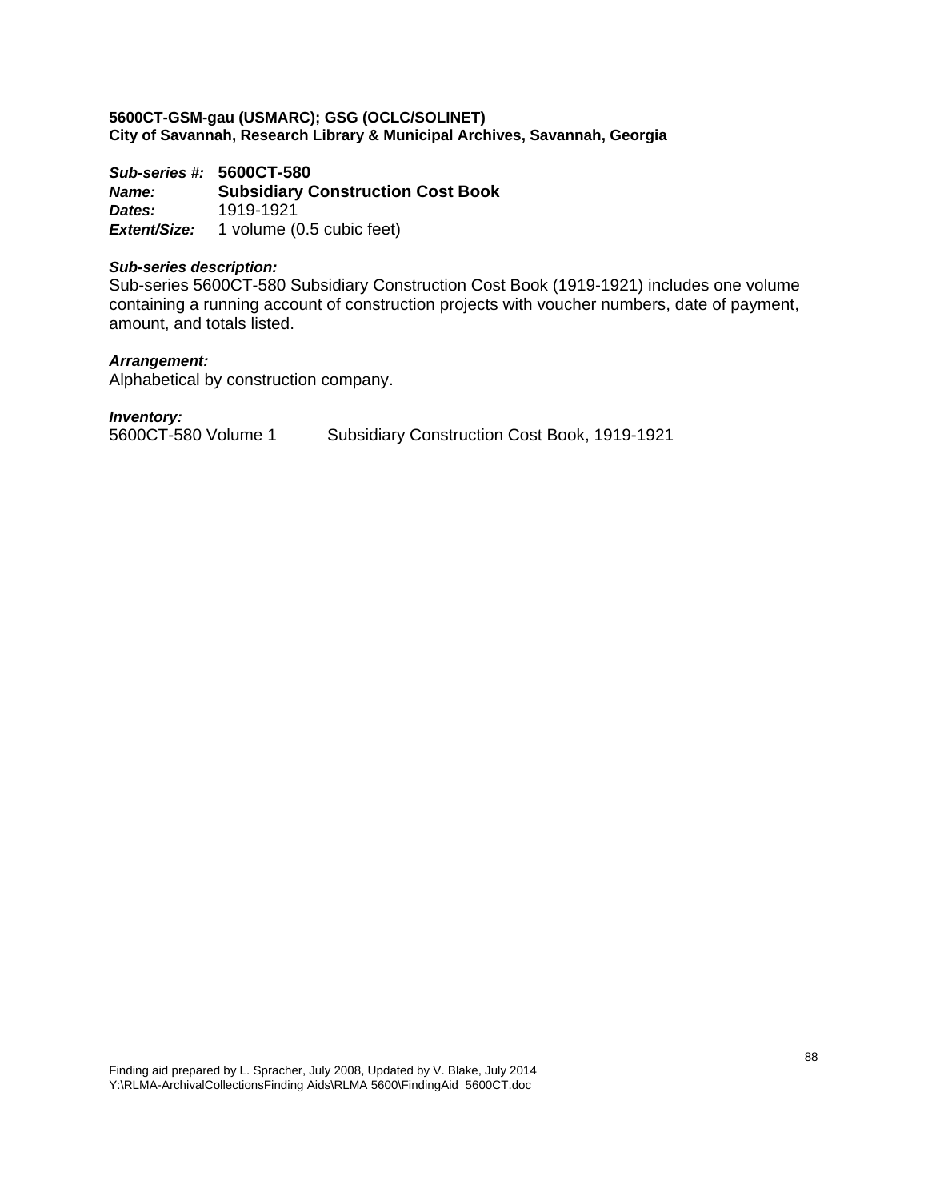**5600CT-GSM-gau (USMARC); GSG (OCLC/SOLINET)**
**City of Savannah, Research Library & Municipal Archives, Savannah, Georgia**

***Sub-series #:*** **5600CT-580**
***Name:*** **Subsidiary Construction Cost Book**
***Dates:*** 1919-1921
***Extent/Size:*** 1 volume (0.5 cubic feet)

***Sub-series description:***
Sub-series 5600CT-580 Subsidiary Construction Cost Book (1919-1921) includes one volume containing a running account of construction projects with voucher numbers, date of payment, amount, and totals listed.

***Arrangement:***
Alphabetical by construction company.

***Inventory:***
5600CT-580 Volume 1 Subsidiary Construction Cost Book, 1919-1921

Finding aid prepared by L. Spracher, July 2008, Updated by V. Blake, July 2014
Y:\RLMA-ArchivalCollectionsFinding Aids\RLMA 5600\FindingAid_5600CT.doc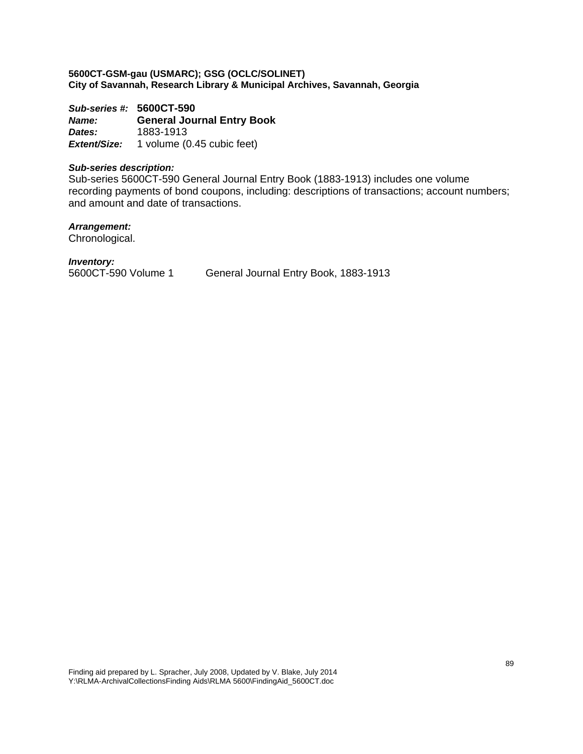**5600CT-GSM-gau (USMARC); GSG (OCLC/SOLINET)**
**City of Savannah, Research Library & Municipal Archives, Savannah, Georgia**

***Sub-series #:*** **5600CT-590**
***Name:*** **General Journal Entry Book**
***Dates:*** 1883-1913
***Extent/Size:*** 1 volume (0.45 cubic feet)

***Sub-series description:***
Sub-series 5600CT-590 General Journal Entry Book (1883-1913) includes one volume recording payments of bond coupons, including: descriptions of transactions; account numbers; and amount and date of transactions.

***Arrangement:***
Chronological.

***Inventory:***
5600CT-590 Volume 1 General Journal Entry Book, 1883-1913

Finding aid prepared by L. Spracher, July 2008, Updated by V. Blake, July 2014
Y:\RLMA-ArchivalCollectionsFinding Aids\RLMA 5600\FindingAid_5600CT.doc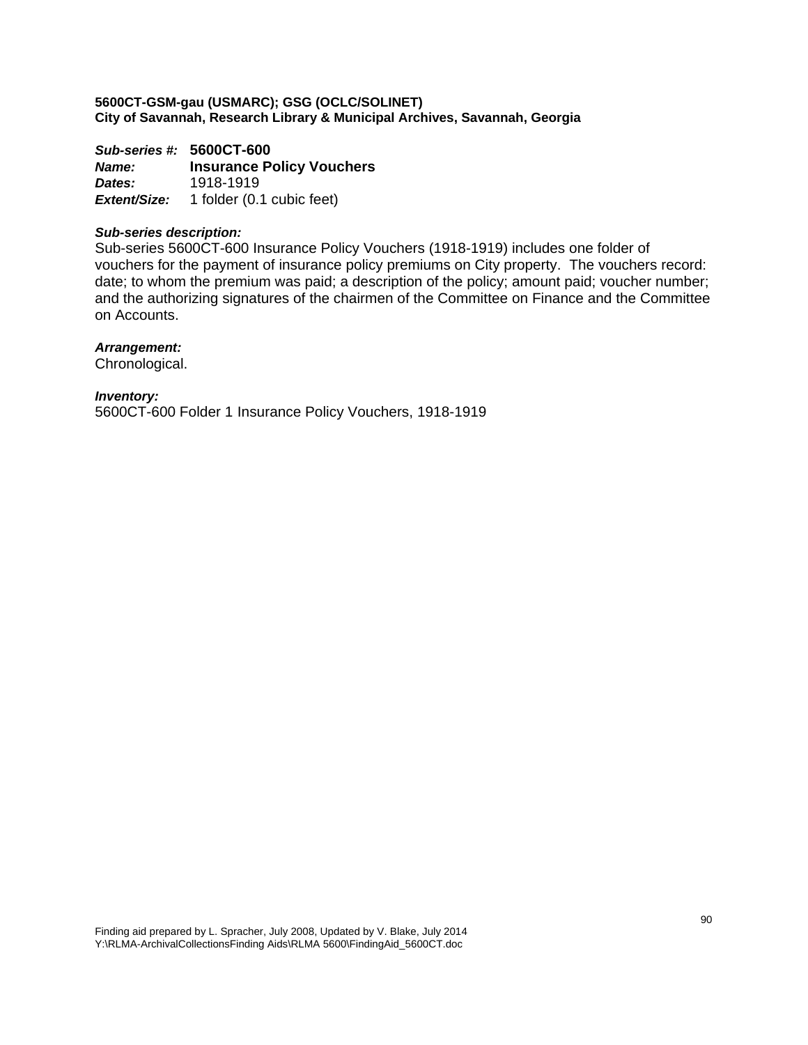**5600CT-GSM-gau (USMARC); GSG (OCLC/SOLINET)**
**City of Savannah, Research Library & Municipal Archives, Savannah, Georgia**

***Sub-series #:*** **5600CT-600**
***Name:*** **Insurance Policy Vouchers**
***Dates:*** 1918-1919
***Extent/Size:*** 1 folder (0.1 cubic feet)

***Sub-series description:***
Sub-series 5600CT-600 Insurance Policy Vouchers (1918-1919) includes one folder of vouchers for the payment of insurance policy premiums on City property. The vouchers record: date; to whom the premium was paid; a description of the policy; amount paid; voucher number; and the authorizing signatures of the chairmen of the Committee on Finance and the Committee on Accounts.

***Arrangement:***
Chronological.

***Inventory:***
5600CT-600 Folder 1 Insurance Policy Vouchers, 1918-1919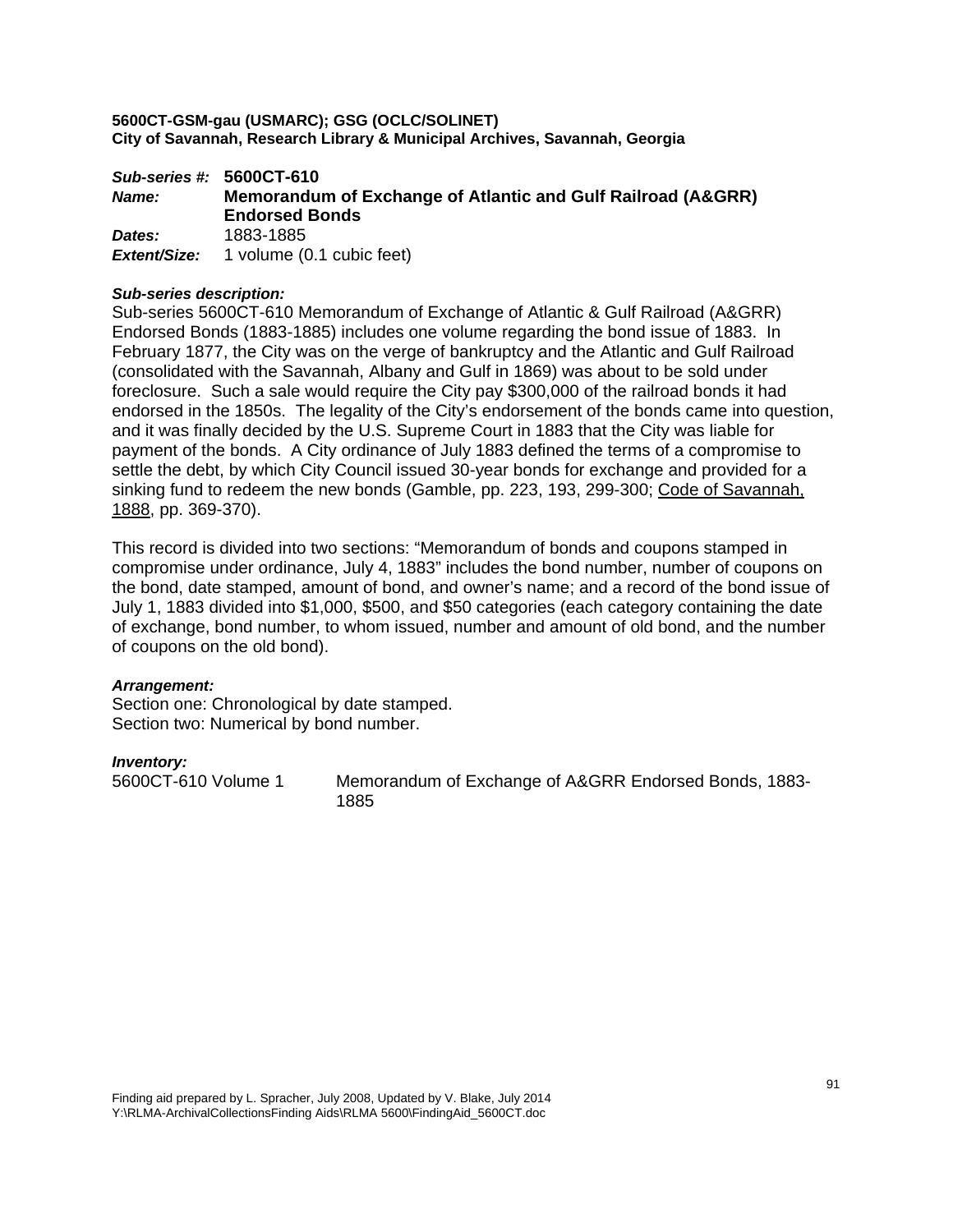**5600CT-GSM-gau (USMARC); GSG (OCLC/SOLINET)**
**City of Savannah, Research Library & Municipal Archives, Savannah, Georgia**

***Sub-series #:*** **5600CT-610**
***Name:*** **Memorandum of Exchange of Atlantic and Gulf Railroad (A&GRR) Endorsed Bonds**
***Dates:*** 1883-1885
***Extent/Size:*** 1 volume (0.1 cubic feet)

***Sub-series description:***
Sub-series 5600CT-610 Memorandum of Exchange of Atlantic & Gulf Railroad (A&GRR) Endorsed Bonds (1883-1885) includes one volume regarding the bond issue of 1883. In February 1877, the City was on the verge of bankruptcy and the Atlantic and Gulf Railroad (consolidated with the Savannah, Albany and Gulf in 1869) was about to be sold under foreclosure. Such a sale would require the City pay $300,000 of the railroad bonds it had endorsed in the 1850s. The legality of the City's endorsement of the bonds came into question, and it was finally decided by the U.S. Supreme Court in 1883 that the City was liable for payment of the bonds. A City ordinance of July 1883 defined the terms of a compromise to settle the debt, by which City Council issued 30-year bonds for exchange and provided for a sinking fund to redeem the new bonds (Gamble, pp. 223, 193, 299-300; Code of Savannah, 1888, pp. 369-370).

This record is divided into two sections: "Memorandum of bonds and coupons stamped in compromise under ordinance, July 4, 1883" includes the bond number, number of coupons on the bond, date stamped, amount of bond, and owner's name; and a record of the bond issue of July 1, 1883 divided into $1,000, $500, and $50 categories (each category containing the date of exchange, bond number, to whom issued, number and amount of old bond, and the number of coupons on the old bond).

***Arrangement:***
Section one: Chronological by date stamped.
Section two: Numerical by bond number.

***Inventory:***

| | |
|---|---|
| 5600CT-610 Volume 1 | Memorandum of Exchange of A&GRR Endorsed Bonds, 1883-1885 |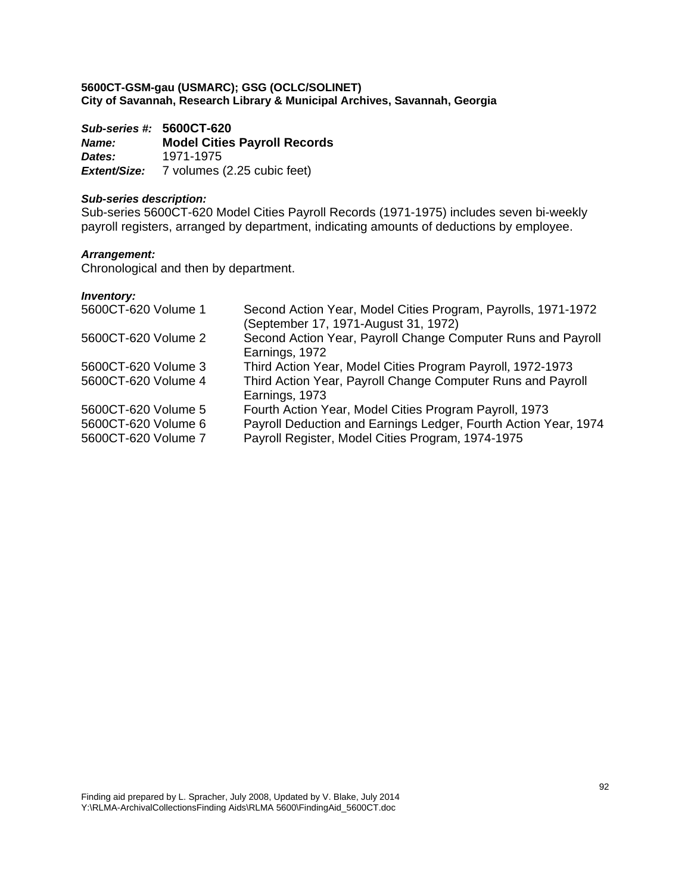**5600CT-GSM-gau (USMARC); GSG (OCLC/SOLINET)**
**City of Savannah, Research Library & Municipal Archives, Savannah, Georgia**

***Sub-series #:*** **5600CT-620**
***Name:*** **Model Cities Payroll Records**
***Dates:*** 1971-1975
***Extent/Size:*** 7 volumes (2.25 cubic feet)

***Sub-series description:***
Sub-series 5600CT-620 Model Cities Payroll Records (1971-1975) includes seven bi-weekly payroll registers, arranged by department, indicating amounts of deductions by employee.

***Arrangement:***
Chronological and then by department.

***Inventory:***

| | |
|---|---|
| 5600CT-620 Volume 1 | Second Action Year, Model Cities Program, Payrolls, 1971-1972 (September 17, 1971-August 31, 1972) |
| 5600CT-620 Volume 2 | Second Action Year, Payroll Change Computer Runs and Payroll Earnings, 1972 |
| 5600CT-620 Volume 3 | Third Action Year, Model Cities Program Payroll, 1972-1973 |
| 5600CT-620 Volume 4 | Third Action Year, Payroll Change Computer Runs and Payroll Earnings, 1973 |
| 5600CT-620 Volume 5 | Fourth Action Year, Model Cities Program Payroll, 1973 |
| 5600CT-620 Volume 6 | Payroll Deduction and Earnings Ledger, Fourth Action Year, 1974 |
| 5600CT-620 Volume 7 | Payroll Register, Model Cities Program, 1974-1975 |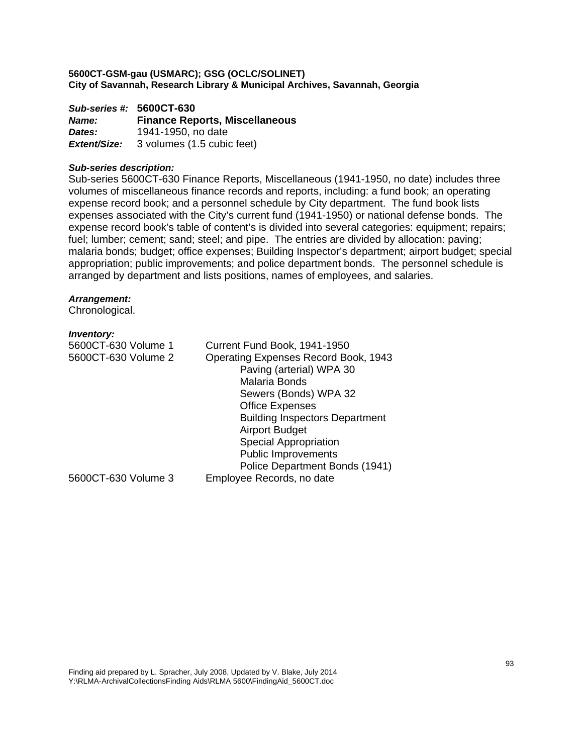**5600CT-GSM-gau (USMARC); GSG (OCLC/SOLINET)**
**City of Savannah, Research Library & Municipal Archives, Savannah, Georgia**

***Sub-series #:*** **5600CT-630**
***Name:*** **Finance Reports, Miscellaneous**
***Dates:*** 1941-1950, no date
***Extent/Size:*** 3 volumes (1.5 cubic feet)

***Sub-series description:***
Sub-series 5600CT-630 Finance Reports, Miscellaneous (1941-1950, no date) includes three volumes of miscellaneous finance records and reports, including: a fund book; an operating expense record book; and a personnel schedule by City department. The fund book lists expenses associated with the City's current fund (1941-1950) or national defense bonds. The expense record book's table of content's is divided into several categories: equipment; repairs; fuel; lumber; cement; sand; steel; and pipe. The entries are divided by allocation: paving; malaria bonds; budget; office expenses; Building Inspector's department; airport budget; special appropriation; public improvements; and police department bonds. The personnel schedule is arranged by department and lists positions, names of employees, and salaries.

***Arrangement:***
Chronological.

***Inventory:***

| | |
|---|---|
| 5600CT-630 Volume 1 | Current Fund Book, 1941-1950 |
| 5600CT-630 Volume 2 | Operating Expenses Record Book, 1943 |
| | Paving (arterial) WPA 30 |
| | Malaria Bonds |
| | Sewers (Bonds) WPA 32 |
| | Office Expenses |
| | Building Inspectors Department |
| | Airport Budget |
| | Special Appropriation |
| | Public Improvements |
| | Police Department Bonds (1941) |
| 5600CT-630 Volume 3 | Employee Records, no date |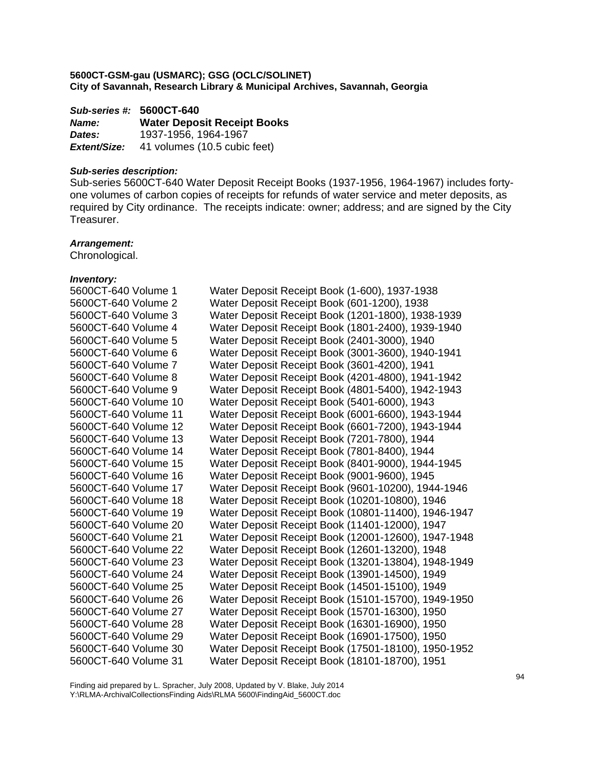**5600CT-GSM-gau (USMARC); GSG (OCLC/SOLINET)**
**City of Savannah, Research Library & Municipal Archives, Savannah, Georgia**

***Sub-series #:*** **5600CT-640**
***Name:*** **Water Deposit Receipt Books**
***Dates:*** 1937-1956, 1964-1967
***Extent/Size:*** 41 volumes (10.5 cubic feet)

***Sub-series description:***
Sub-series 5600CT-640 Water Deposit Receipt Books (1937-1956, 1964-1967) includes forty-one volumes of carbon copies of receipts for refunds of water service and meter deposits, as required by City ordinance. The receipts indicate: owner; address; and are signed by the City Treasurer.

***Arrangement:***
Chronological.

***Inventory:***

| | |
|---|---|
| 5600CT-640 Volume 1 | Water Deposit Receipt Book (1-600), 1937-1938 |
| 5600CT-640 Volume 2 | Water Deposit Receipt Book (601-1200), 1938 |
| 5600CT-640 Volume 3 | Water Deposit Receipt Book (1201-1800), 1938-1939 |
| 5600CT-640 Volume 4 | Water Deposit Receipt Book (1801-2400), 1939-1940 |
| 5600CT-640 Volume 5 | Water Deposit Receipt Book (2401-3000), 1940 |
| 5600CT-640 Volume 6 | Water Deposit Receipt Book (3001-3600), 1940-1941 |
| 5600CT-640 Volume 7 | Water Deposit Receipt Book (3601-4200), 1941 |
| 5600CT-640 Volume 8 | Water Deposit Receipt Book (4201-4800), 1941-1942 |
| 5600CT-640 Volume 9 | Water Deposit Receipt Book (4801-5400), 1942-1943 |
| 5600CT-640 Volume 10 | Water Deposit Receipt Book (5401-6000), 1943 |
| 5600CT-640 Volume 11 | Water Deposit Receipt Book (6001-6600), 1943-1944 |
| 5600CT-640 Volume 12 | Water Deposit Receipt Book (6601-7200), 1943-1944 |
| 5600CT-640 Volume 13 | Water Deposit Receipt Book (7201-7800), 1944 |
| 5600CT-640 Volume 14 | Water Deposit Receipt Book (7801-8400), 1944 |
| 5600CT-640 Volume 15 | Water Deposit Receipt Book (8401-9000), 1944-1945 |
| 5600CT-640 Volume 16 | Water Deposit Receipt Book (9001-9600), 1945 |
| 5600CT-640 Volume 17 | Water Deposit Receipt Book (9601-10200), 1944-1946 |
| 5600CT-640 Volume 18 | Water Deposit Receipt Book (10201-10800), 1946 |
| 5600CT-640 Volume 19 | Water Deposit Receipt Book (10801-11400), 1946-1947 |
| 5600CT-640 Volume 20 | Water Deposit Receipt Book (11401-12000), 1947 |
| 5600CT-640 Volume 21 | Water Deposit Receipt Book (12001-12600), 1947-1948 |
| 5600CT-640 Volume 22 | Water Deposit Receipt Book (12601-13200), 1948 |
| 5600CT-640 Volume 23 | Water Deposit Receipt Book (13201-13804), 1948-1949 |
| 5600CT-640 Volume 24 | Water Deposit Receipt Book (13901-14500), 1949 |
| 5600CT-640 Volume 25 | Water Deposit Receipt Book (14501-15100), 1949 |
| 5600CT-640 Volume 26 | Water Deposit Receipt Book (15101-15700), 1949-1950 |
| 5600CT-640 Volume 27 | Water Deposit Receipt Book (15701-16300), 1950 |
| 5600CT-640 Volume 28 | Water Deposit Receipt Book (16301-16900), 1950 |
| 5600CT-640 Volume 29 | Water Deposit Receipt Book (16901-17500), 1950 |
| 5600CT-640 Volume 30 | Water Deposit Receipt Book (17501-18100), 1950-1952 |
| 5600CT-640 Volume 31 | Water Deposit Receipt Book (18101-18700), 1951 |

Finding aid prepared by L. Spracher, July 2008, Updated by V. Blake, July 2014
Y:\RLMA-ArchivalCollectionsFinding Aids\RLMA 5600\FindingAid_5600CT.doc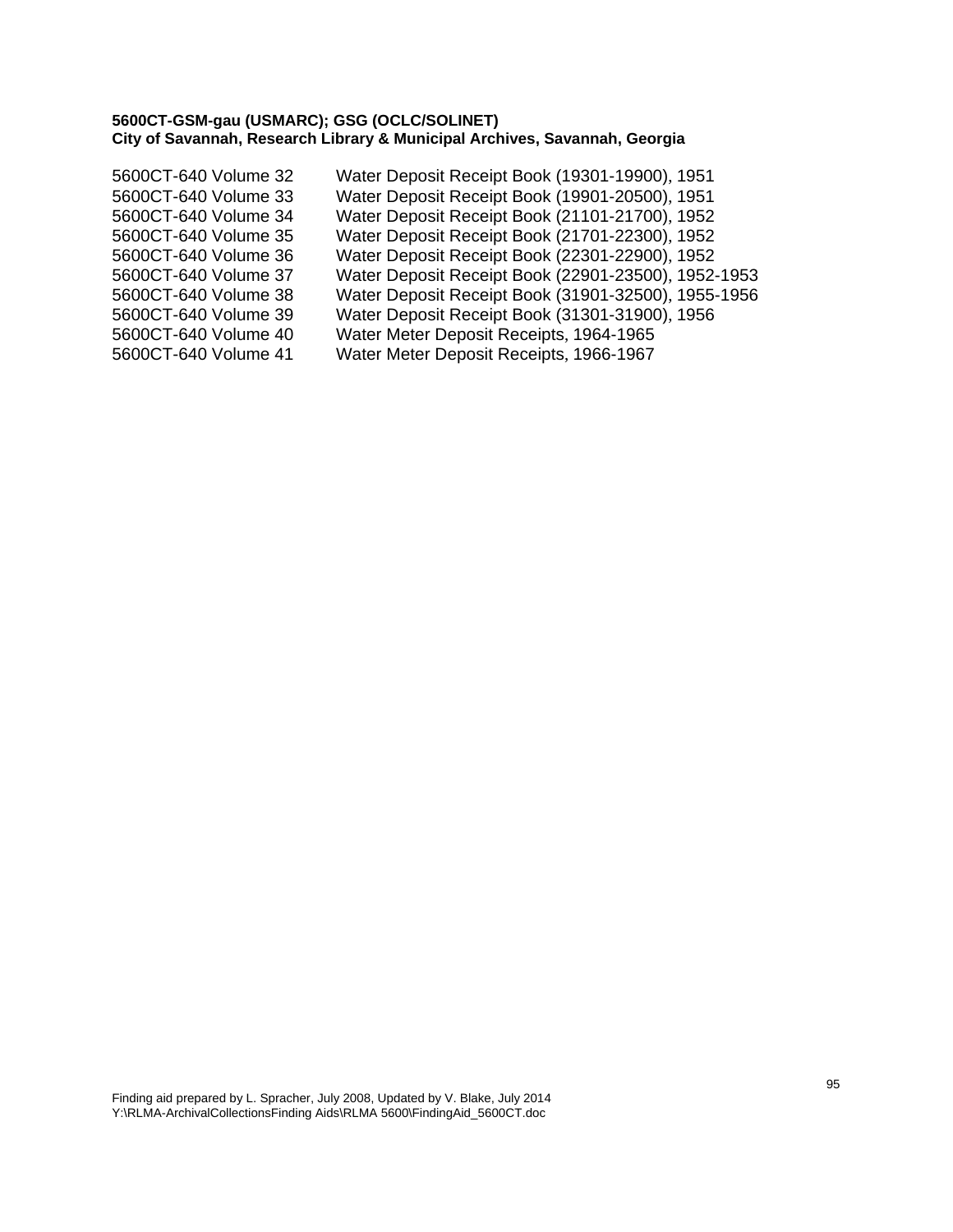**5600CT-GSM-gau (USMARC); GSG (OCLC/SOLINET)**
**City of Savannah, Research Library & Municipal Archives, Savannah, Georgia**

| | |
|---|---|
| 5600CT-640 Volume 32 | Water Deposit Receipt Book (19301-19900), 1951 |
| 5600CT-640 Volume 33 | Water Deposit Receipt Book (19901-20500), 1951 |
| 5600CT-640 Volume 34 | Water Deposit Receipt Book (21101-21700), 1952 |
| 5600CT-640 Volume 35 | Water Deposit Receipt Book (21701-22300), 1952 |
| 5600CT-640 Volume 36 | Water Deposit Receipt Book (22301-22900), 1952 |
| 5600CT-640 Volume 37 | Water Deposit Receipt Book (22901-23500), 1952-1953 |
| 5600CT-640 Volume 38 | Water Deposit Receipt Book (31901-32500), 1955-1956 |
| 5600CT-640 Volume 39 | Water Deposit Receipt Book (31301-31900), 1956 |
| 5600CT-640 Volume 40 | Water Meter Deposit Receipts, 1964-1965 |
| 5600CT-640 Volume 41 | Water Meter Deposit Receipts, 1966-1967 |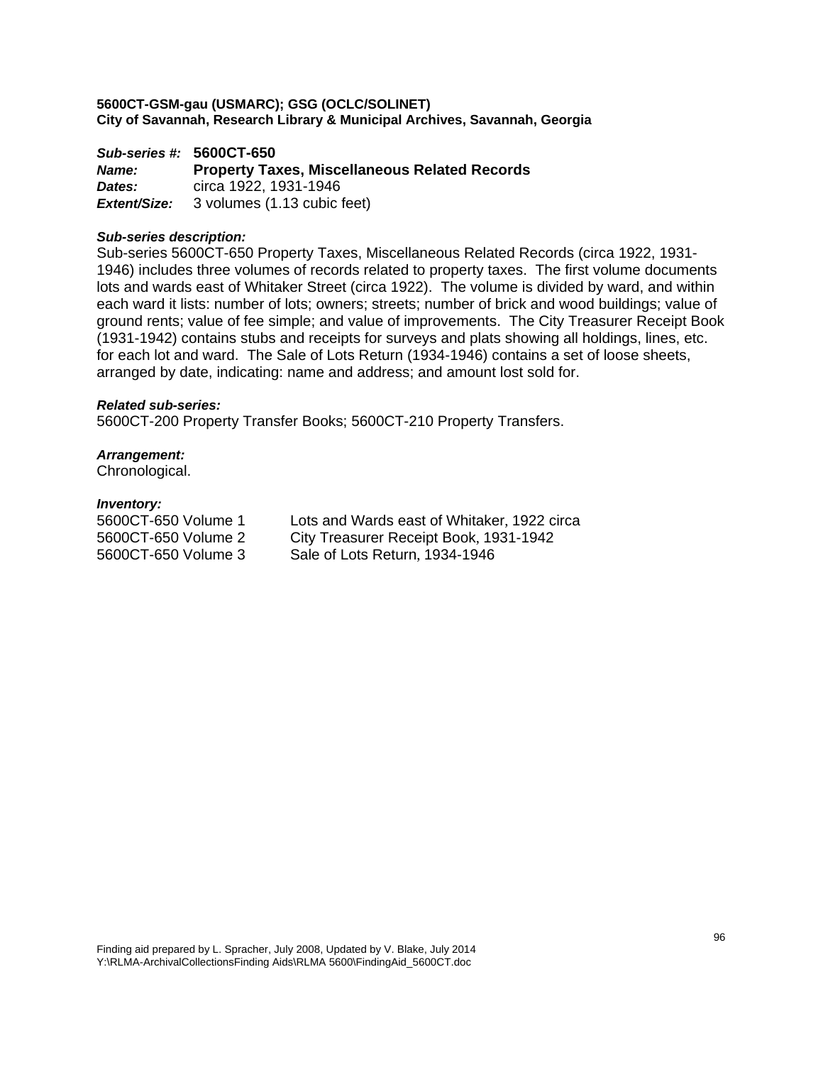**5600CT-GSM-gau (USMARC); GSG (OCLC/SOLINET)**
**City of Savannah, Research Library & Municipal Archives, Savannah, Georgia**

***Sub-series #:*** **5600CT-650**
***Name:*** **Property Taxes, Miscellaneous Related Records**
***Dates:*** circa 1922, 1931-1946
***Extent/Size:*** 3 volumes (1.13 cubic feet)

***Sub-series description:***
Sub-series 5600CT-650 Property Taxes, Miscellaneous Related Records (circa 1922, 1931-1946) includes three volumes of records related to property taxes. The first volume documents lots and wards east of Whitaker Street (circa 1922). The volume is divided by ward, and within each ward it lists: number of lots; owners; streets; number of brick and wood buildings; value of ground rents; value of fee simple; and value of improvements. The City Treasurer Receipt Book (1931-1942) contains stubs and receipts for surveys and plats showing all holdings, lines, etc. for each lot and ward. The Sale of Lots Return (1934-1946) contains a set of loose sheets, arranged by date, indicating: name and address; and amount lost sold for.

***Related sub-series:***
5600CT-200 Property Transfer Books; 5600CT-210 Property Transfers.

***Arrangement:***
Chronological.

***Inventory:***

| | |
|---|---|
| 5600CT-650 Volume 1 | Lots and Wards east of Whitaker, 1922 circa |
| 5600CT-650 Volume 2 | City Treasurer Receipt Book, 1931-1942 |
| 5600CT-650 Volume 3 | Sale of Lots Return, 1934-1946 |

Finding aid prepared by L. Spracher, July 2008, Updated by V. Blake, July 2014
Y:\RLMA-ArchivalCollectionsFinding Aids\RLMA 5600\FindingAid_5600CT.doc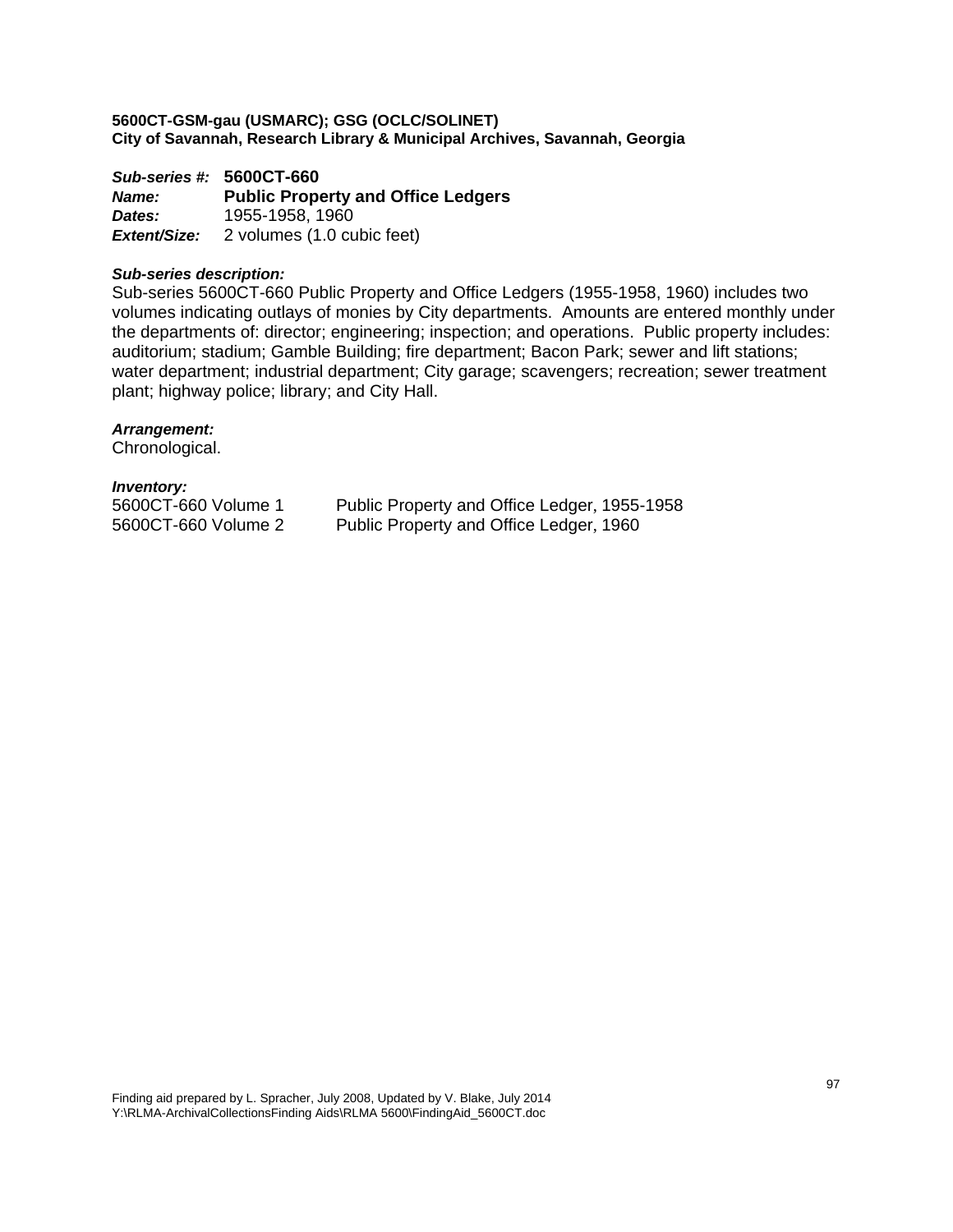**5600CT-GSM-gau (USMARC); GSG (OCLC/SOLINET)**
**City of Savannah, Research Library & Municipal Archives, Savannah, Georgia**

***Sub-series #:*** **5600CT-660**
***Name:*** **Public Property and Office Ledgers**
***Dates:*** 1955-1958, 1960
***Extent/Size:*** 2 volumes (1.0 cubic feet)

***Sub-series description:***
Sub-series 5600CT-660 Public Property and Office Ledgers (1955-1958, 1960) includes two volumes indicating outlays of monies by City departments. Amounts are entered monthly under the departments of: director; engineering; inspection; and operations. Public property includes: auditorium; stadium; Gamble Building; fire department; Bacon Park; sewer and lift stations; water department; industrial department; City garage; scavengers; recreation; sewer treatment plant; highway police; library; and City Hall.

***Arrangement:***
Chronological.

***Inventory:***

| | |
|---|---|
| 5600CT-660 Volume 1 | Public Property and Office Ledger, 1955-1958 |
| 5600CT-660 Volume 2 | Public Property and Office Ledger, 1960 |

Finding aid prepared by L. Spracher, July 2008, Updated by V. Blake, July 2014
Y:\RLMA-ArchivalCollectionsFinding Aids\RLMA 5600\FindingAid_5600CT.doc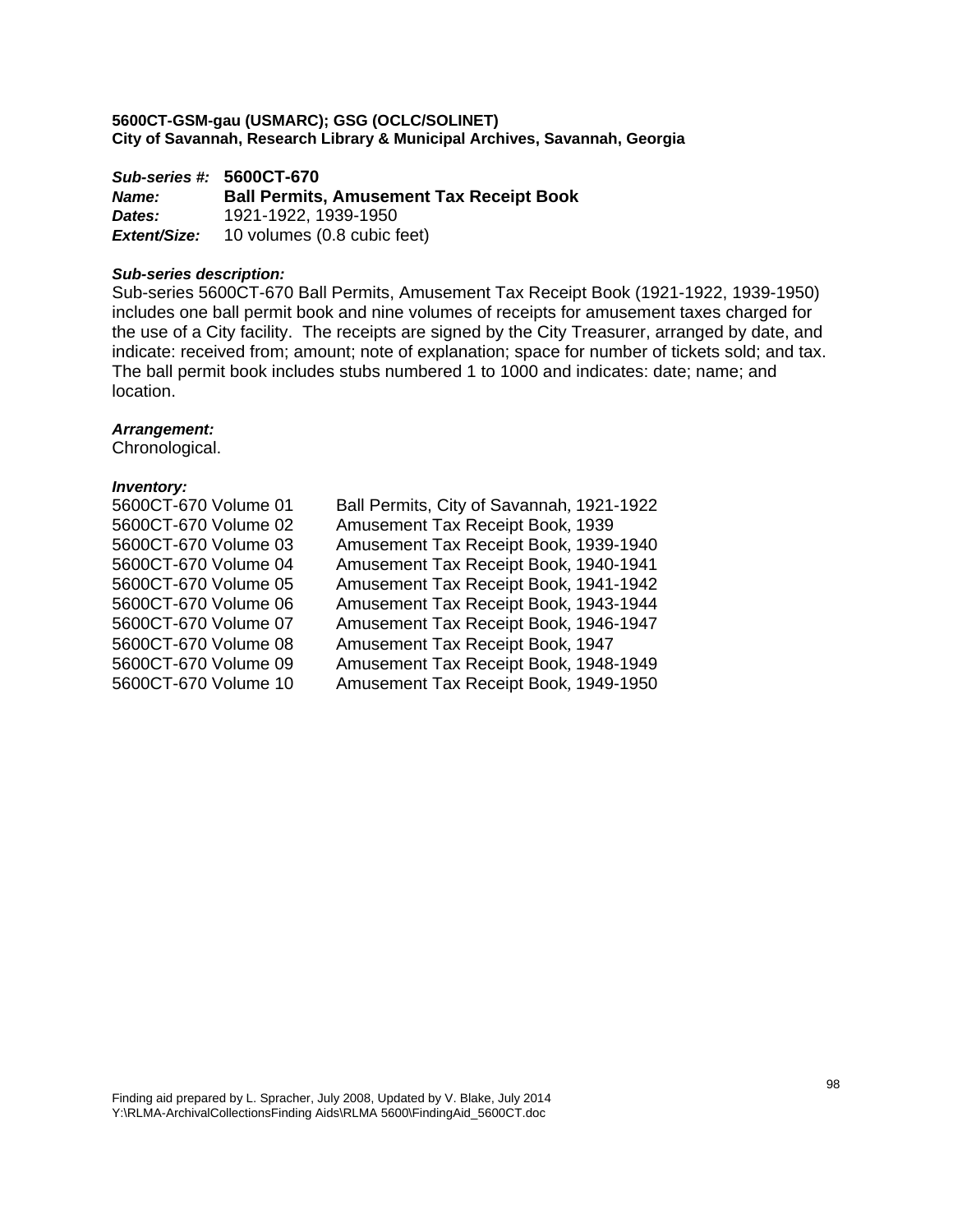**5600CT-GSM-gau (USMARC); GSG (OCLC/SOLINET)**
**City of Savannah, Research Library & Municipal Archives, Savannah, Georgia**

***Sub-series #:*** **5600CT-670**
***Name:*** **Ball Permits, Amusement Tax Receipt Book**
***Dates:*** 1921-1922, 1939-1950
***Extent/Size:*** 10 volumes (0.8 cubic feet)

***Sub-series description:***
Sub-series 5600CT-670 Ball Permits, Amusement Tax Receipt Book (1921-1922, 1939-1950) includes one ball permit book and nine volumes of receipts for amusement taxes charged for the use of a City facility. The receipts are signed by the City Treasurer, arranged by date, and indicate: received from; amount; note of explanation; space for number of tickets sold; and tax. The ball permit book includes stubs numbered 1 to 1000 and indicates: date; name; and location.

***Arrangement:***
Chronological.

***Inventory:***

| | |
|---|---|
| 5600CT-670 Volume 01 | Ball Permits, City of Savannah, 1921-1922 |
| 5600CT-670 Volume 02 | Amusement Tax Receipt Book, 1939 |
| 5600CT-670 Volume 03 | Amusement Tax Receipt Book, 1939-1940 |
| 5600CT-670 Volume 04 | Amusement Tax Receipt Book, 1940-1941 |
| 5600CT-670 Volume 05 | Amusement Tax Receipt Book, 1941-1942 |
| 5600CT-670 Volume 06 | Amusement Tax Receipt Book, 1943-1944 |
| 5600CT-670 Volume 07 | Amusement Tax Receipt Book, 1946-1947 |
| 5600CT-670 Volume 08 | Amusement Tax Receipt Book, 1947 |
| 5600CT-670 Volume 09 | Amusement Tax Receipt Book, 1948-1949 |
| 5600CT-670 Volume 10 | Amusement Tax Receipt Book, 1949-1950 |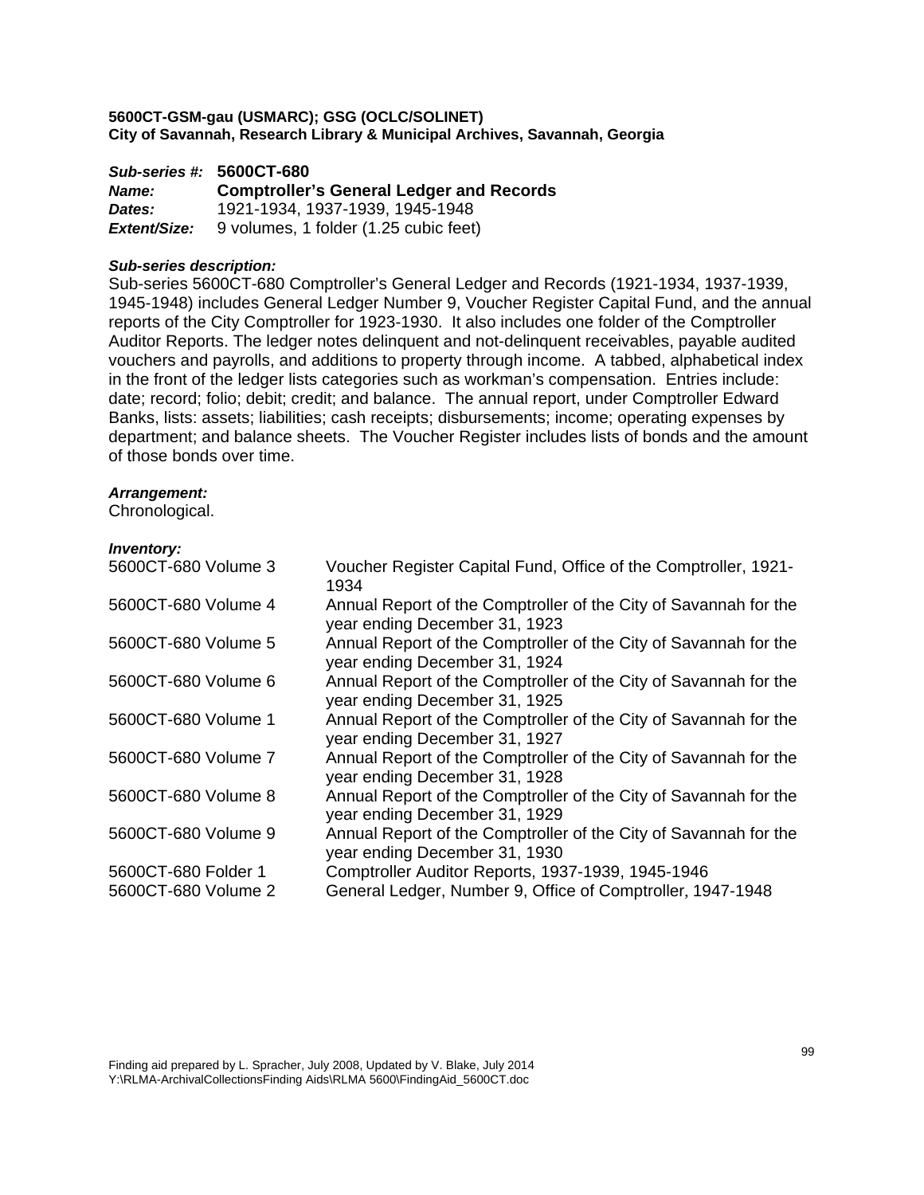**5600CT-GSM-gau (USMARC); GSG (OCLC/SOLINET)**
**City of Savannah, Research Library & Municipal Archives, Savannah, Georgia**

***Sub-series #:*** **5600CT-680**
***Name:*** **Comptroller's General Ledger and Records**
***Dates:*** 1921-1934, 1937-1939, 1945-1948
***Extent/Size:*** 9 volumes, 1 folder (1.25 cubic feet)

***Sub-series description:***
Sub-series 5600CT-680 Comptroller's General Ledger and Records (1921-1934, 1937-1939, 1945-1948) includes General Ledger Number 9, Voucher Register Capital Fund, and the annual reports of the City Comptroller for 1923-1930. It also includes one folder of the Comptroller Auditor Reports. The ledger notes delinquent and not-delinquent receivables, payable audited vouchers and payrolls, and additions to property through income. A tabbed, alphabetical index in the front of the ledger lists categories such as workman's compensation. Entries include: date; record; folio; debit; credit; and balance. The annual report, under Comptroller Edward Banks, lists: assets; liabilities; cash receipts; disbursements; income; operating expenses by department; and balance sheets. The Voucher Register includes lists of bonds and the amount of those bonds over time.

***Arrangement:***
Chronological.

***Inventory:***

| | |
|---|---|
| 5600CT-680 Volume 3 | Voucher Register Capital Fund, Office of the Comptroller, 1921-1934 |
| 5600CT-680 Volume 4 | Annual Report of the Comptroller of the City of Savannah for the year ending December 31, 1923 |
| 5600CT-680 Volume 5 | Annual Report of the Comptroller of the City of Savannah for the year ending December 31, 1924 |
| 5600CT-680 Volume 6 | Annual Report of the Comptroller of the City of Savannah for the year ending December 31, 1925 |
| 5600CT-680 Volume 1 | Annual Report of the Comptroller of the City of Savannah for the year ending December 31, 1927 |
| 5600CT-680 Volume 7 | Annual Report of the Comptroller of the City of Savannah for the year ending December 31, 1928 |
| 5600CT-680 Volume 8 | Annual Report of the Comptroller of the City of Savannah for the year ending December 31, 1929 |
| 5600CT-680 Volume 9 | Annual Report of the Comptroller of the City of Savannah for the year ending December 31, 1930 |
| 5600CT-680 Folder 1 | Comptroller Auditor Reports, 1937-1939, 1945-1946 |
| 5600CT-680 Volume 2 | General Ledger, Number 9, Office of Comptroller, 1947-1948 |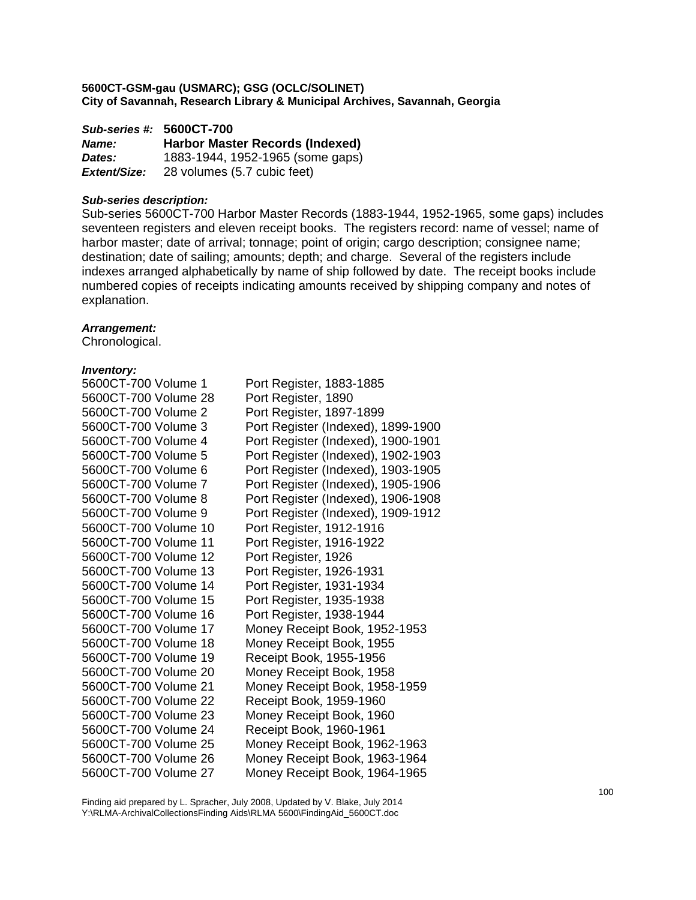**5600CT-GSM-gau (USMARC); GSG (OCLC/SOLINET)**
**City of Savannah, Research Library & Municipal Archives, Savannah, Georgia**

***Sub-series #:*** **5600CT-700**
***Name:*** **Harbor Master Records (Indexed)**
***Dates:*** 1883-1944, 1952-1965 (some gaps)
***Extent/Size:*** 28 volumes (5.7 cubic feet)

***Sub-series description:***
Sub-series 5600CT-700 Harbor Master Records (1883-1944, 1952-1965, some gaps) includes seventeen registers and eleven receipt books. The registers record: name of vessel; name of harbor master; date of arrival; tonnage; point of origin; cargo description; consignee name; destination; date of sailing; amounts; depth; and charge. Several of the registers include indexes arranged alphabetically by name of ship followed by date. The receipt books include numbered copies of receipts indicating amounts received by shipping company and notes of explanation.

***Arrangement:***
Chronological.

***Inventory:***

| | |
|---|---|
| 5600CT-700 Volume 1 | Port Register, 1883-1885 |
| 5600CT-700 Volume 28 | Port Register, 1890 |
| 5600CT-700 Volume 2 | Port Register, 1897-1899 |
| 5600CT-700 Volume 3 | Port Register (Indexed), 1899-1900 |
| 5600CT-700 Volume 4 | Port Register (Indexed), 1900-1901 |
| 5600CT-700 Volume 5 | Port Register (Indexed), 1902-1903 |
| 5600CT-700 Volume 6 | Port Register (Indexed), 1903-1905 |
| 5600CT-700 Volume 7 | Port Register (Indexed), 1905-1906 |
| 5600CT-700 Volume 8 | Port Register (Indexed), 1906-1908 |
| 5600CT-700 Volume 9 | Port Register (Indexed), 1909-1912 |
| 5600CT-700 Volume 10 | Port Register, 1912-1916 |
| 5600CT-700 Volume 11 | Port Register, 1916-1922 |
| 5600CT-700 Volume 12 | Port Register, 1926 |
| 5600CT-700 Volume 13 | Port Register, 1926-1931 |
| 5600CT-700 Volume 14 | Port Register, 1931-1934 |
| 5600CT-700 Volume 15 | Port Register, 1935-1938 |
| 5600CT-700 Volume 16 | Port Register, 1938-1944 |
| 5600CT-700 Volume 17 | Money Receipt Book, 1952-1953 |
| 5600CT-700 Volume 18 | Money Receipt Book, 1955 |
| 5600CT-700 Volume 19 | Receipt Book, 1955-1956 |
| 5600CT-700 Volume 20 | Money Receipt Book, 1958 |
| 5600CT-700 Volume 21 | Money Receipt Book, 1958-1959 |
| 5600CT-700 Volume 22 | Receipt Book, 1959-1960 |
| 5600CT-700 Volume 23 | Money Receipt Book, 1960 |
| 5600CT-700 Volume 24 | Receipt Book, 1960-1961 |
| 5600CT-700 Volume 25 | Money Receipt Book, 1962-1963 |
| 5600CT-700 Volume 26 | Money Receipt Book, 1963-1964 |
| 5600CT-700 Volume 27 | Money Receipt Book, 1964-1965 |

Finding aid prepared by L. Spracher, July 2008, Updated by V. Blake, July 2014
Y:\RLMA-ArchivalCollectionsFinding Aids\RLMA 5600\FindingAid_5600CT.doc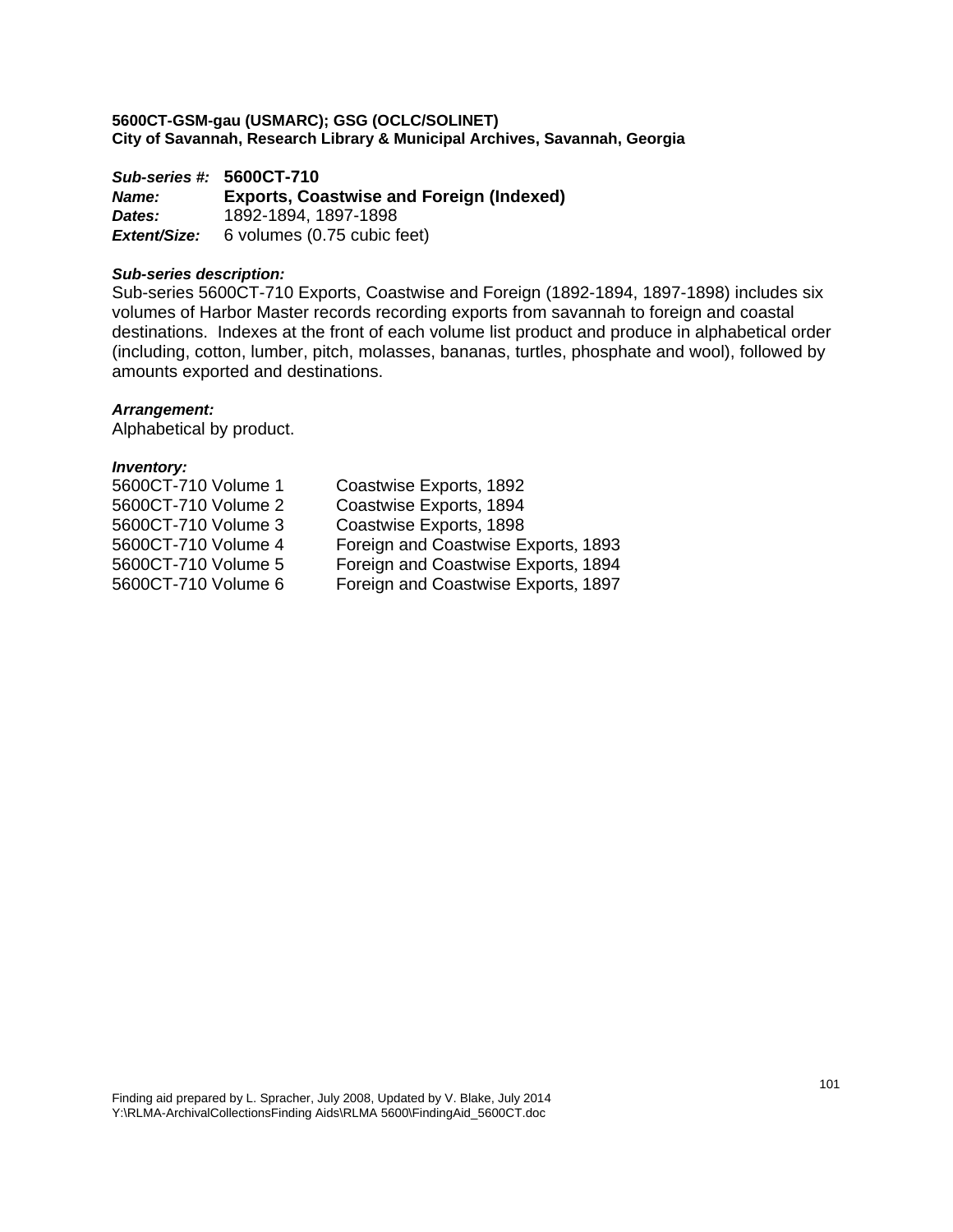**5600CT-GSM-gau (USMARC); GSG (OCLC/SOLINET)**
**City of Savannah, Research Library & Municipal Archives, Savannah, Georgia**

***Sub-series #:*** **5600CT-710**
***Name:*** **Exports, Coastwise and Foreign (Indexed)**
***Dates:*** 1892-1894, 1897-1898
***Extent/Size:*** 6 volumes (0.75 cubic feet)

***Sub-series description:***
Sub-series 5600CT-710 Exports, Coastwise and Foreign (1892-1894, 1897-1898) includes six volumes of Harbor Master records recording exports from savannah to foreign and coastal destinations. Indexes at the front of each volume list product and produce in alphabetical order (including, cotton, lumber, pitch, molasses, bananas, turtles, phosphate and wool), followed by amounts exported and destinations.

***Arrangement:***
Alphabetical by product.

***Inventory:***

| | |
|---|---|
| 5600CT-710 Volume 1 | Coastwise Exports, 1892 |
| 5600CT-710 Volume 2 | Coastwise Exports, 1894 |
| 5600CT-710 Volume 3 | Coastwise Exports, 1898 |
| 5600CT-710 Volume 4 | Foreign and Coastwise Exports, 1893 |
| 5600CT-710 Volume 5 | Foreign and Coastwise Exports, 1894 |
| 5600CT-710 Volume 6 | Foreign and Coastwise Exports, 1897 |

Finding aid prepared by L. Spracher, July 2008, Updated by V. Blake, July 2014
Y:\RLMA-ArchivalCollectionsFinding Aids\RLMA 5600\FindingAid_5600CT.doc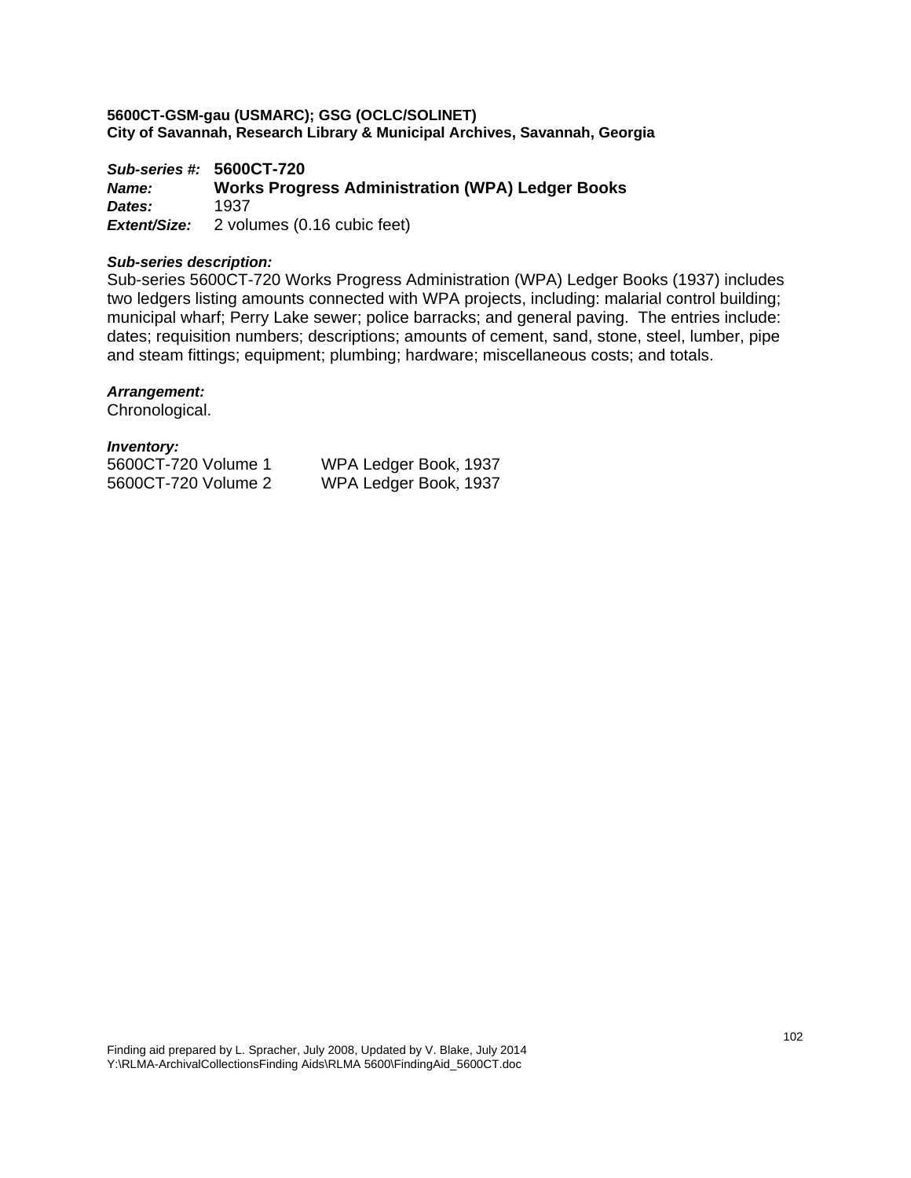**5600CT-GSM-gau (USMARC); GSG (OCLC/SOLINET)**
**City of Savannah, Research Library & Municipal Archives, Savannah, Georgia**

***Sub-series #:*** **5600CT-720**
***Name:*** **Works Progress Administration (WPA) Ledger Books**
***Dates:*** 1937
***Extent/Size:*** 2 volumes (0.16 cubic feet)

***Sub-series description:***
Sub-series 5600CT-720 Works Progress Administration (WPA) Ledger Books (1937) includes two ledgers listing amounts connected with WPA projects, including: malarial control building; municipal wharf; Perry Lake sewer; police barracks; and general paving. The entries include: dates; requisition numbers; descriptions; amounts of cement, sand, stone, steel, lumber, pipe and steam fittings; equipment; plumbing; hardware; miscellaneous costs; and totals.

***Arrangement:***
Chronological.

***Inventory:***

| | |
|---|---|
| 5600CT-720 Volume 1 | WPA Ledger Book, 1937 |
| 5600CT-720 Volume 2 | WPA Ledger Book, 1937 |

Finding aid prepared by L. Spracher, July 2008, Updated by V. Blake, July 2014
Y:\RLMA-ArchivalCollectionsFinding Aids\RLMA 5600\FindingAid_5600CT.doc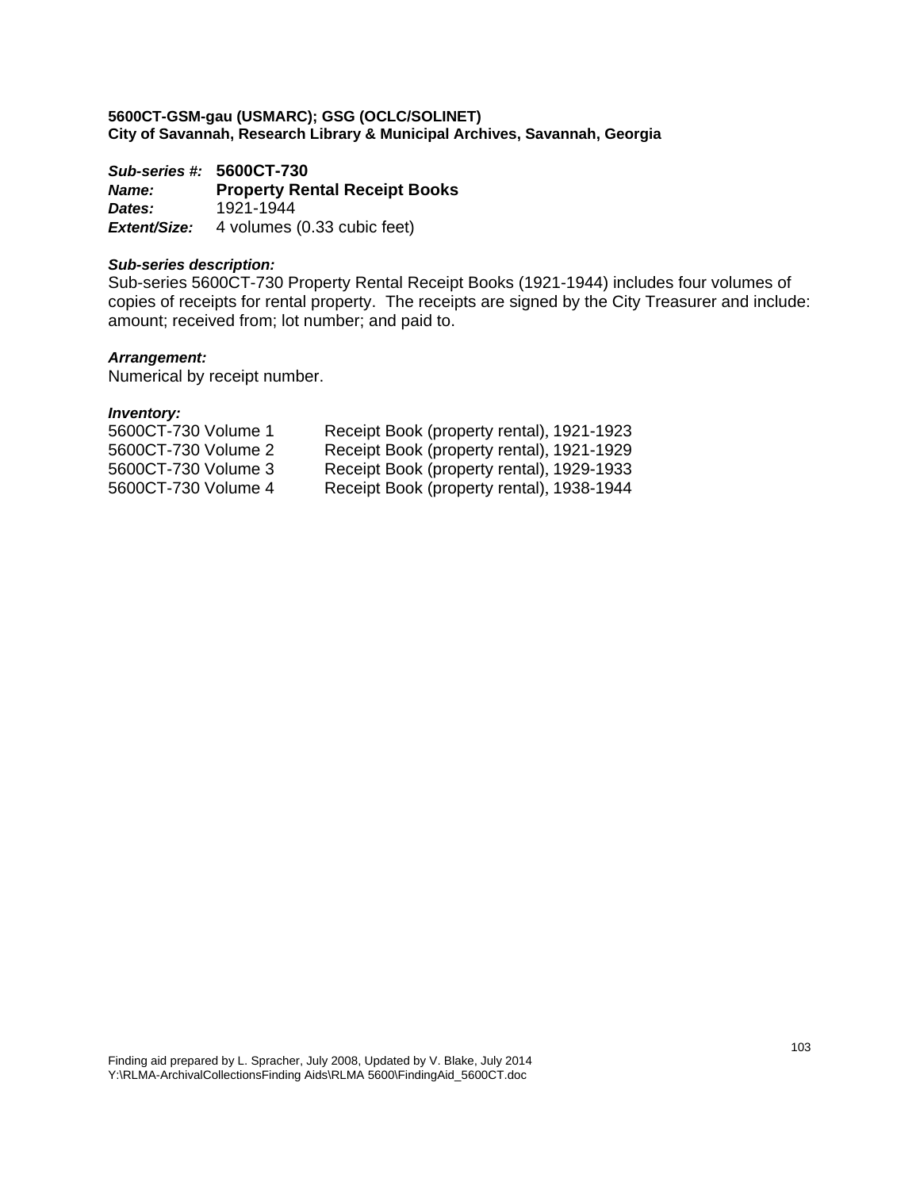**5600CT-GSM-gau (USMARC); GSG (OCLC/SOLINET)**
**City of Savannah, Research Library & Municipal Archives, Savannah, Georgia**

***Sub-series #:*** **5600CT-730**
***Name:*** **Property Rental Receipt Books**
***Dates:*** 1921-1944
***Extent/Size:*** 4 volumes (0.33 cubic feet)

***Sub-series description:***
Sub-series 5600CT-730 Property Rental Receipt Books (1921-1944) includes four volumes of copies of receipts for rental property. The receipts are signed by the City Treasurer and include: amount; received from; lot number; and paid to.

***Arrangement:***
Numerical by receipt number.

***Inventory:***

| | |
|---|---|
| 5600CT-730 Volume 1 | Receipt Book (property rental), 1921-1923 |
| 5600CT-730 Volume 2 | Receipt Book (property rental), 1921-1929 |
| 5600CT-730 Volume 3 | Receipt Book (property rental), 1929-1933 |
| 5600CT-730 Volume 4 | Receipt Book (property rental), 1938-1944 |

Finding aid prepared by L. Spracher, July 2008, Updated by V. Blake, July 2014
Y:\RLMA-ArchivalCollectionsFinding Aids\RLMA 5600\FindingAid_5600CT.doc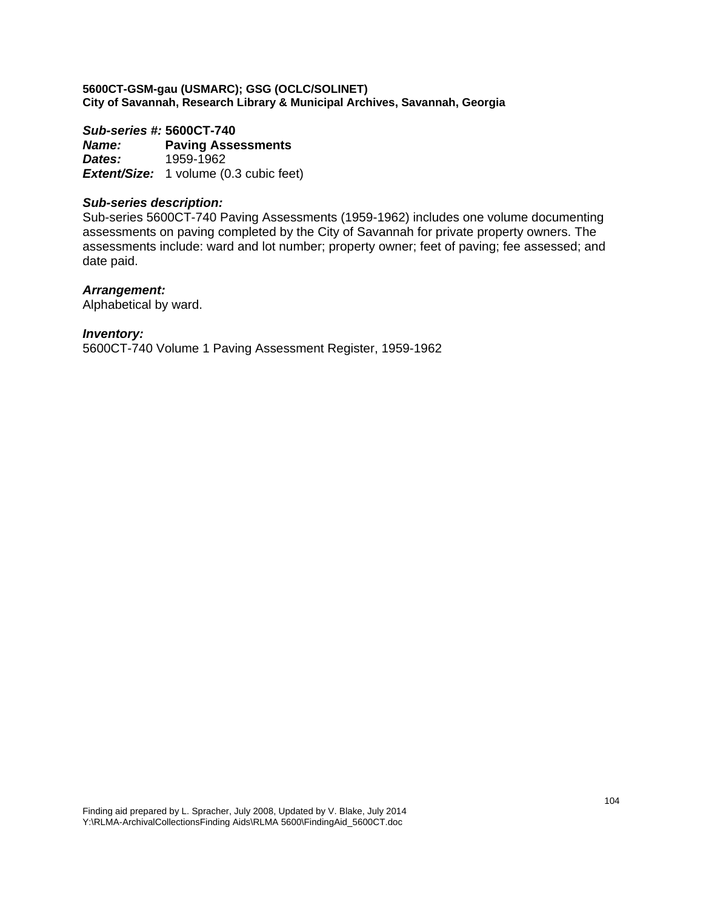**5600CT-GSM-gau (USMARC); GSG (OCLC/SOLINET)**
**City of Savannah, Research Library & Municipal Archives, Savannah, Georgia**

***Sub-series #:*** **5600CT-740**
***Name:*** **Paving Assessments**
***Dates:*** 1959-1962
***Extent/Size:*** 1 volume (0.3 cubic feet)

***Sub-series description:***
Sub-series 5600CT-740 Paving Assessments (1959-1962) includes one volume documenting assessments on paving completed by the City of Savannah for private property owners. The assessments include: ward and lot number; property owner; feet of paving; fee assessed; and date paid.

***Arrangement:***
Alphabetical by ward.

***Inventory:***
5600CT-740 Volume 1 Paving Assessment Register, 1959-1962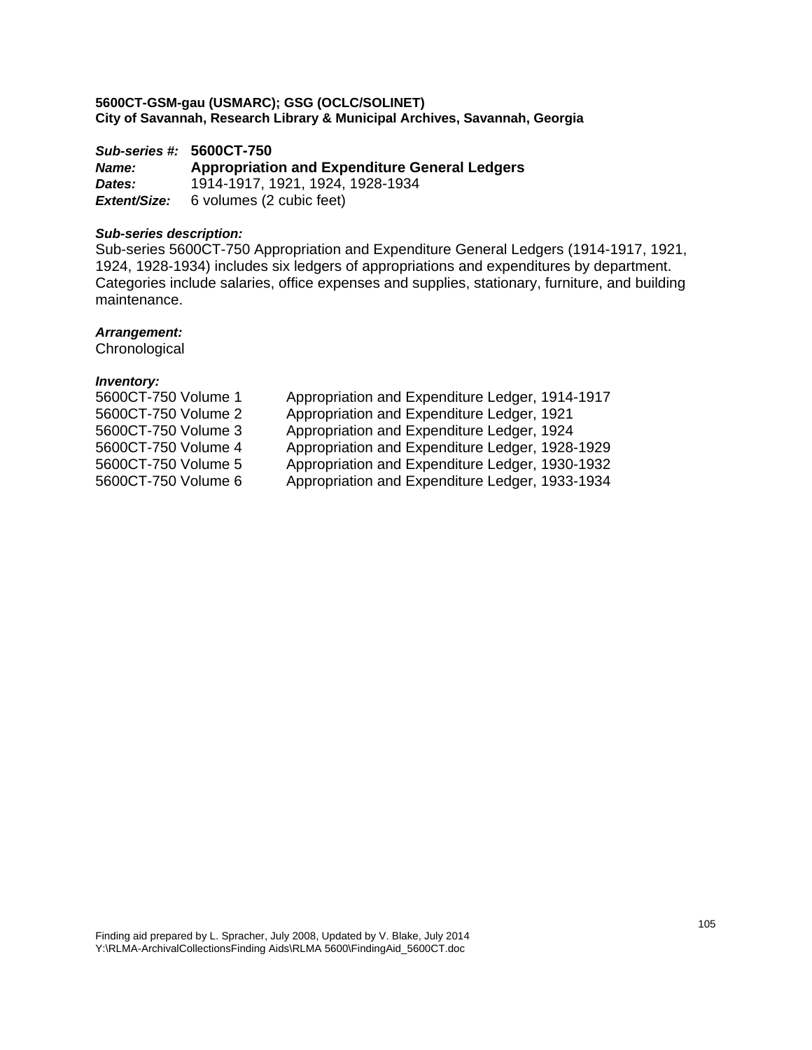**5600CT-GSM-gau (USMARC); GSG (OCLC/SOLINET)**
**City of Savannah, Research Library & Municipal Archives, Savannah, Georgia**

***Sub-series #:*** **5600CT-750**
***Name:*** **Appropriation and Expenditure General Ledgers**
***Dates:*** 1914-1917, 1921, 1924, 1928-1934
***Extent/Size:*** 6 volumes (2 cubic feet)

***Sub-series description:***
Sub-series 5600CT-750 Appropriation and Expenditure General Ledgers (1914-1917, 1921, 1924, 1928-1934) includes six ledgers of appropriations and expenditures by department. Categories include salaries, office expenses and supplies, stationary, furniture, and building maintenance.

***Arrangement:***
Chronological

***Inventory:***

| | |
|---|---|
| 5600CT-750 Volume 1 | Appropriation and Expenditure Ledger, 1914-1917 |
| 5600CT-750 Volume 2 | Appropriation and Expenditure Ledger, 1921 |
| 5600CT-750 Volume 3 | Appropriation and Expenditure Ledger, 1924 |
| 5600CT-750 Volume 4 | Appropriation and Expenditure Ledger, 1928-1929 |
| 5600CT-750 Volume 5 | Appropriation and Expenditure Ledger, 1930-1932 |
| 5600CT-750 Volume 6 | Appropriation and Expenditure Ledger, 1933-1934 |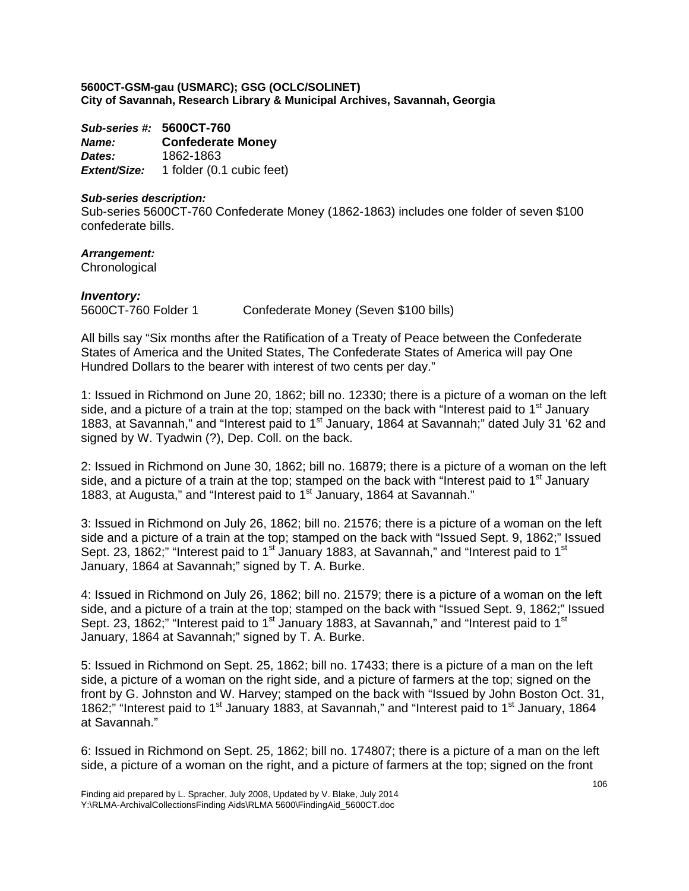**5600CT-GSM-gau (USMARC); GSG (OCLC/SOLINET)**
**City of Savannah, Research Library & Municipal Archives, Savannah, Georgia**

***Sub-series #:*** **5600CT-760**
***Name:*** **Confederate Money**
***Dates:*** 1862-1863
***Extent/Size:*** 1 folder (0.1 cubic feet)

***Sub-series description:***
Sub-series 5600CT-760 Confederate Money (1862-1863) includes one folder of seven $100 confederate bills.

***Arrangement:***
Chronological

***Inventory:***
5600CT-760 Folder 1 Confederate Money (Seven $100 bills)

All bills say "Six months after the Ratification of a Treaty of Peace between the Confederate States of America and the United States, The Confederate States of America will pay One Hundred Dollars to the bearer with interest of two cents per day."

1: Issued in Richmond on June 20, 1862; bill no. 12330; there is a picture of a woman on the left side, and a picture of a train at the top; stamped on the back with "Interest paid to 1st January 1883, at Savannah," and "Interest paid to 1st January, 1864 at Savannah;" dated July 31 '62 and signed by W. Tyadwin (?), Dep. Coll. on the back.

2: Issued in Richmond on June 30, 1862; bill no. 16879; there is a picture of a woman on the left side, and a picture of a train at the top; stamped on the back with "Interest paid to 1st January 1883, at Augusta," and "Interest paid to 1st January, 1864 at Savannah."

3: Issued in Richmond on July 26, 1862; bill no. 21576; there is a picture of a woman on the left side and a picture of a train at the top; stamped on the back with "Issued Sept. 9, 1862;" Issued Sept. 23, 1862;" "Interest paid to 1st January 1883, at Savannah," and "Interest paid to 1st January, 1864 at Savannah;" signed by T. A. Burke.

4: Issued in Richmond on July 26, 1862; bill no. 21579; there is a picture of a woman on the left side, and a picture of a train at the top; stamped on the back with "Issued Sept. 9, 1862;" Issued Sept. 23, 1862;" "Interest paid to 1st January 1883, at Savannah," and "Interest paid to 1st January, 1864 at Savannah;" signed by T. A. Burke.

5: Issued in Richmond on Sept. 25, 1862; bill no. 17433; there is a picture of a man on the left side, a picture of a woman on the right side, and a picture of farmers at the top; signed on the front by G. Johnston and W. Harvey; stamped on the back with "Issued by John Boston Oct. 31, 1862;" "Interest paid to 1st January 1883, at Savannah," and "Interest paid to 1st January, 1864 at Savannah."

6: Issued in Richmond on Sept. 25, 1862; bill no. 174807; there is a picture of a man on the left side, a picture of a woman on the right, and a picture of farmers at the top; signed on the front

Finding aid prepared by L. Spracher, July 2008, Updated by V. Blake, July 2014
Y:\RLMA-ArchivalCollectionsFinding Aids\RLMA 5600\FindingAid_5600CT.doc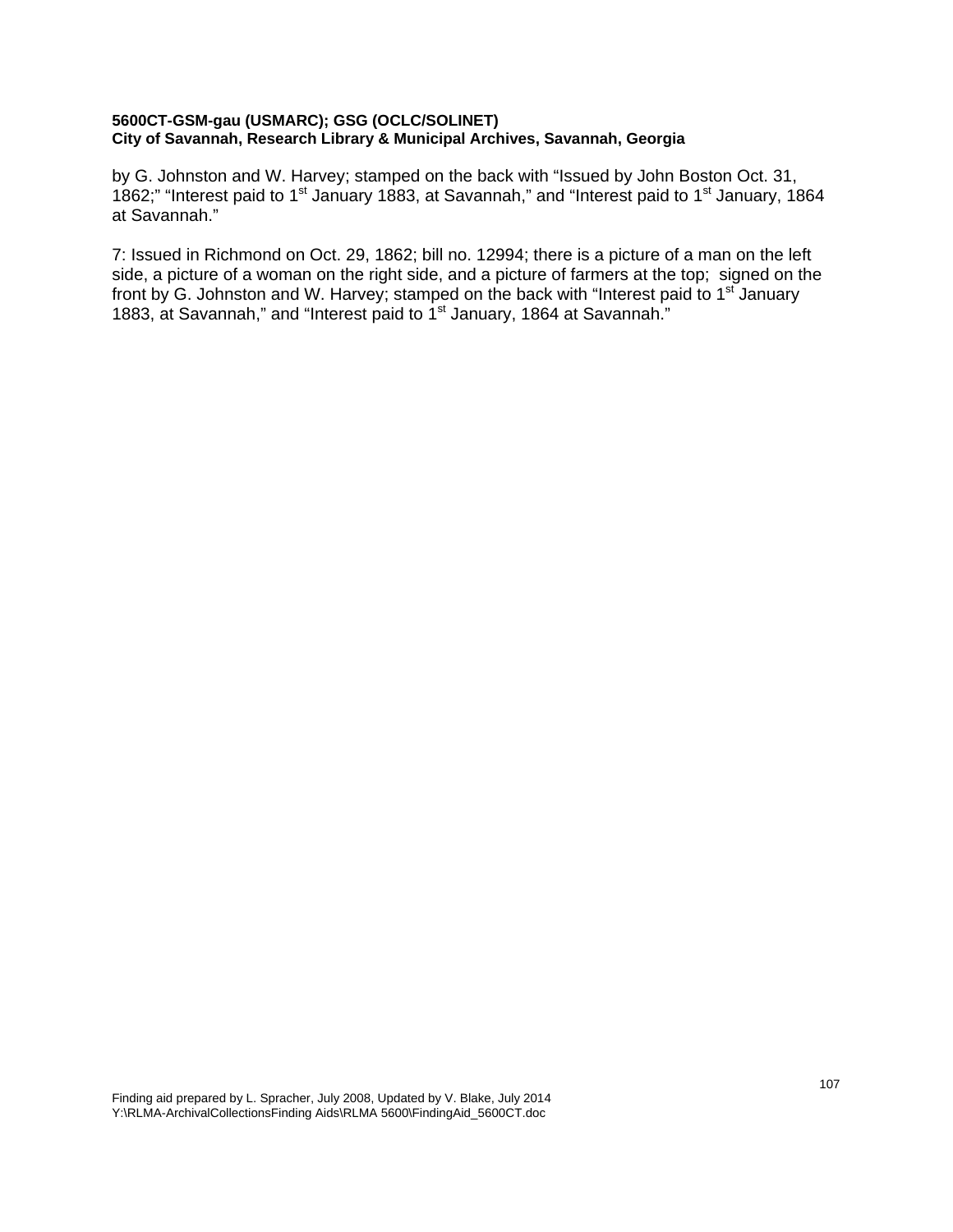by G. Johnston and W. Harvey; stamped on the back with “Issued by John Boston Oct. 31, 1862;” “Interest paid to 1st January 1883, at Savannah,” and “Interest paid to 1st January, 1864 at Savannah.”

7: Issued in Richmond on Oct. 29, 1862; bill no. 12994; there is a picture of a man on the left side, a picture of a woman on the right side, and a picture of farmers at the top; signed on the front by G. Johnston and W. Harvey; stamped on the back with “Interest paid to 1st January 1883, at Savannah,” and “Interest paid to 1st January, 1864 at Savannah.”